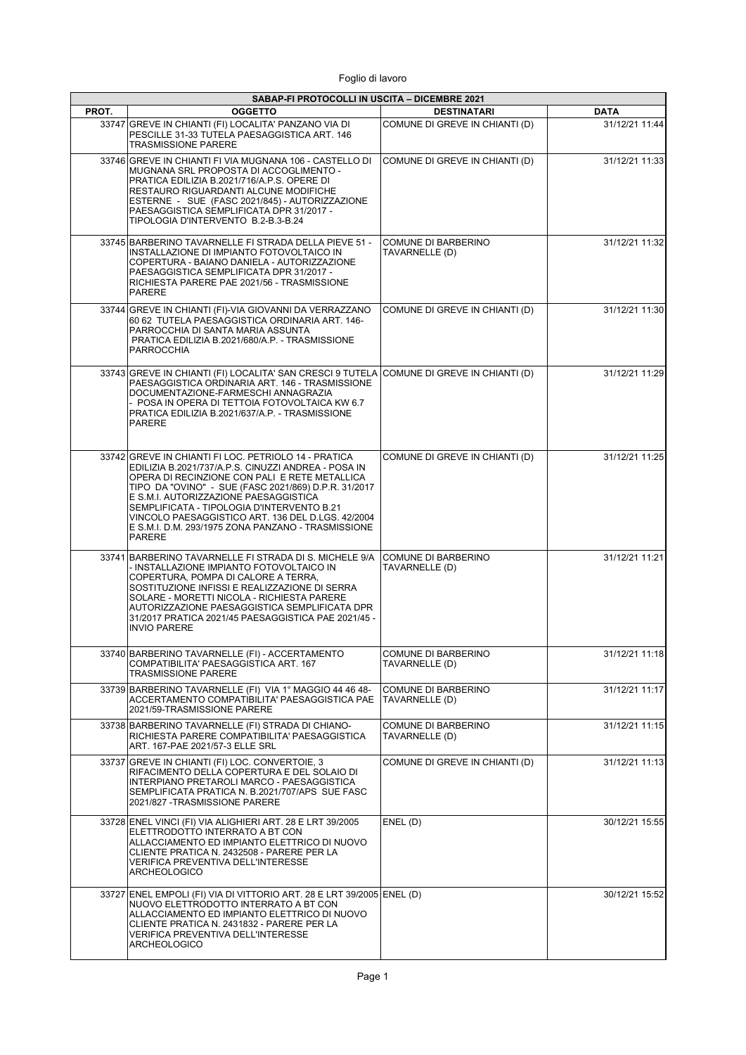Foglio di lavoro

| SABAP-FI PROTOCOLLI IN USCITA – DICEMBRE 2021 | | | |
|---|---|---|---|
| **PROT.** | **OGGETTO** | **DESTINATARI** | **DATA** |
| 33747 | GREVE IN CHIANTI (FI) LOCALITA' PANZANO VIA DI PESCILLE 31-33 TUTELA PAESAGGISTICA ART. 146 TRASMISSIONE PARERE | COMUNE DI GREVE IN CHIANTI (D) | 31/12/21 11:44 |
| 33746 | GREVE IN CHIANTI FI VIA MUGNANA 106 - CASTELLO DI MUGNANA SRL PROPOSTA DI ACCOGLIMENTO - PRATICA EDILIZIA B.2021/716/A.P.S. OPERE DI RESTAURO RIGUARDANTI ALCUNE MODIFICHE ESTERNE - SUE (FASC 2021/845) - AUTORIZZAZIONE PAESAGGISTICA SEMPLIFICATA DPR 31/2017 - TIPOLOGIA D'INTERVENTO B.2-B.3-B.24 | COMUNE DI GREVE IN CHIANTI (D) | 31/12/21 11:33 |
| 33745 | BARBERINO TAVARNELLE FI STRADA DELLA PIEVE 51 - INSTALLAZIONE DI IMPIANTO FOTOVOLTAICO IN COPERTURA - BAIANO DANIELA - AUTORIZZAZIONE PAESAGGISTICA SEMPLIFICATA DPR 31/2017 - RICHIESTA PARERE PAE 2021/56 - TRASMISSIONE PARERE | COMUNE DI BARBERINO TAVARNELLE (D) | 31/12/21 11:32 |
| 33744 | GREVE IN CHIANTI (FI)-VIA GIOVANNI DA VERRAZZANO 60 62 TUTELA PAESAGGISTICA ORDINARIA ART. 146-PARROCCHIA DI SANTA MARIA ASSUNTA PRATICA EDILIZIA B.2021/680/A.P. - TRASMISSIONE PARROCCHIA | COMUNE DI GREVE IN CHIANTI (D) | 31/12/21 11:30 |
| 33743 | GREVE IN CHIANTI (FI) LOCALITA' SAN CRESCI 9 TUTELA PAESAGGISTICA ORDINARIA ART. 146 - TRASMISSIONE DOCUMENTAZIONE-FARMESCHI ANNAGRAZIA - POSA IN OPERA DI TETTOIA FOTOVOLTAICA KW 6.7 PRATICA EDILIZIA B.2021/637/A.P. - TRASMISSIONE PARERE | COMUNE DI GREVE IN CHIANTI (D) | 31/12/21 11:29 |
| 33742 | GREVE IN CHIANTI FI LOC. PETRIOLO 14 - PRATICA EDILIZIA B.2021/737/A.P.S. CINUZZI ANDREA - POSA IN OPERA DI RECINZIONE CON PALI E RETE METALLICA TIPO DA "OVINO" - SUE (FASC 2021/869) D.P.R. 31/2017 E S.M.I. AUTORIZZAZIONE PAESAGGISTICA SEMPLIFICATA - TIPOLOGIA D'INTERVENTO B.21 VINCOLO PAESAGGISTICO ART. 136 DEL D.LGS. 42/2004 E S.M.I. D.M. 293/1975 ZONA PANZANO - TRASMISSIONE PARERE | COMUNE DI GREVE IN CHIANTI (D) | 31/12/21 11:25 |
| 33741 | BARBERINO TAVARNELLE FI STRADA DI S. MICHELE 9/A - INSTALLAZIONE IMPIANTO FOTOVOLTAICO IN COPERTURA, POMPA DI CALORE A TERRA, SOSTITUZIONE INFISSI E REALIZZAZIONE DI SERRA SOLARE - MORETTI NICOLA - RICHIESTA PARERE AUTORIZZAZIONE PAESAGGISTICA SEMPLIFICATA DPR 31/2017 PRATICA 2021/45 PAESAGGISTICA PAE 2021/45 - INVIO PARERE | COMUNE DI BARBERINO TAVARNELLE (D) | 31/12/21 11:21 |
| 33740 | BARBERINO TAVARNELLE (FI) - ACCERTAMENTO COMPATIBILITA' PAESAGGISTICA ART. 167 TRASMISSIONE PARERE | COMUNE DI BARBERINO TAVARNELLE (D) | 31/12/21 11:18 |
| 33739 | BARBERINO TAVARNELLE (FI) VIA 1° MAGGIO 44 46 48- ACCERTAMENTO COMPATIBILITA' PAESAGGISTICA PAE 2021/59-TRASMISSIONE PARERE | COMUNE DI BARBERINO TAVARNELLE (D) | 31/12/21 11:17 |
| 33738 | BARBERINO TAVARNELLE (FI) STRADA DI CHIANO- RICHIESTA PARERE COMPATIBILITA' PAESAGGISTICA ART. 167-PAE 2021/57-3 ELLE SRL | COMUNE DI BARBERINO TAVARNELLE (D) | 31/12/21 11:15 |
| 33737 | GREVE IN CHIANTI (FI) LOC. CONVERTOIE, 3 RIFACIMENTO DELLA COPERTURA E DEL SOLAIO DI INTERPIANO PRETAROLI MARCO - PAESAGGISTICA SEMPLIFICATA PRATICA N. B.2021/707/APS SUE FASC 2021/827 -TRASMISSIONE PARERE | COMUNE DI GREVE IN CHIANTI (D) | 31/12/21 11:13 |
| 33728 | ENEL VINCI (FI) VIA ALIGHIERI ART. 28 E LRT 39/2005 ELETTRODOTTO INTERRATO A BT CON ALLACCIAMENTO ED IMPIANTO ELETTRICO DI NUOVO CLIENTE PRATICA N. 2432508 - PARERE PER LA VERIFICA PREVENTIVA DELL'INTERESSE ARCHEOLOGICO | ENEL (D) | 30/12/21 15:55 |
| 33727 | ENEL EMPOLI (FI) VIA DI VITTORIO ART. 28 E LRT 39/2005 NUOVO ELETTRODOTTO INTERRATO A BT CON ALLACCIAMENTO ED IMPIANTO ELETTRICO DI NUOVO CLIENTE PRATICA N. 2431832 - PARERE PER LA VERIFICA PREVENTIVA DELL'INTERESSE ARCHEOLOGICO | ENEL (D) | 30/12/21 15:52 |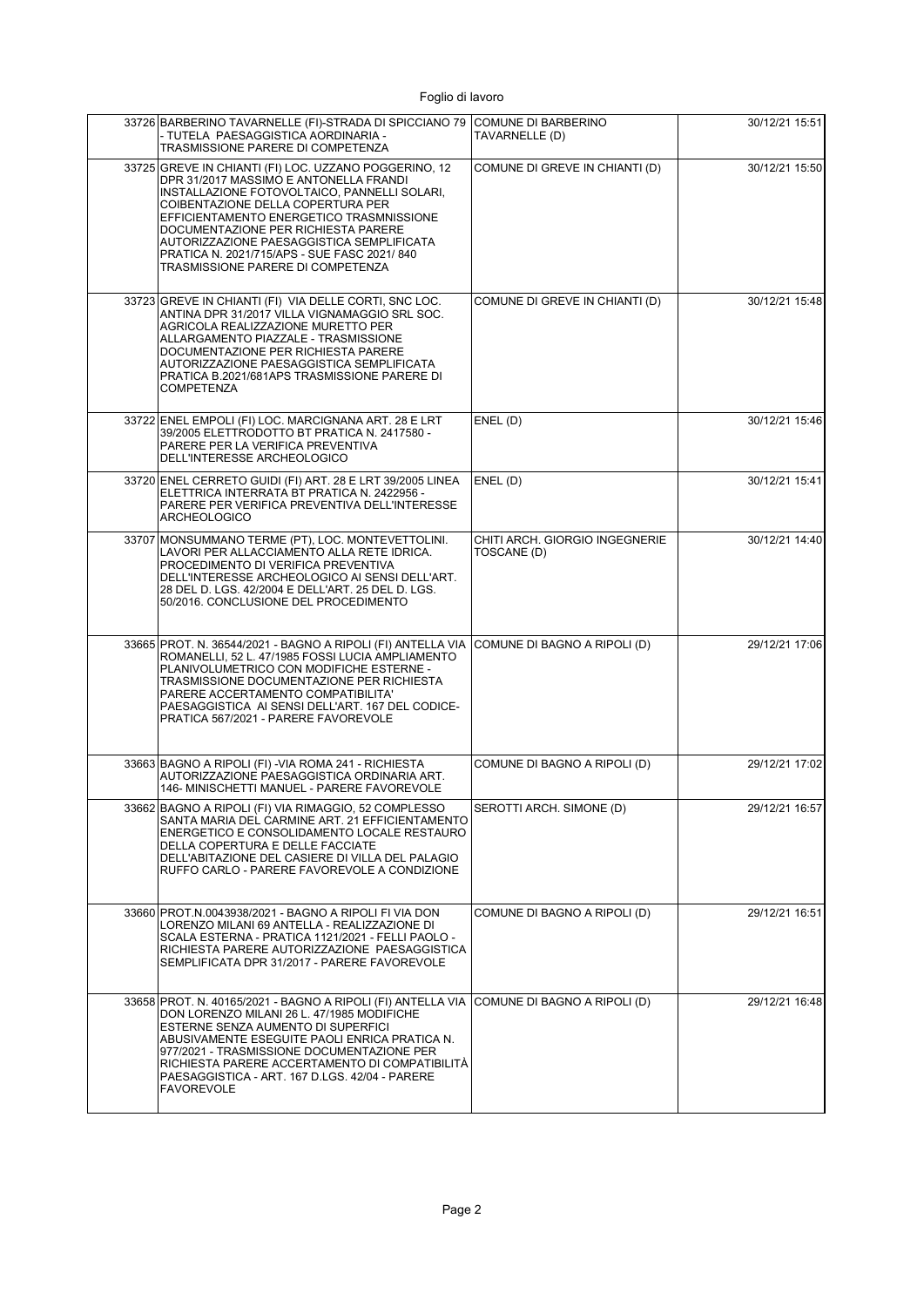| | | | |
|---|---|---|---|
| 33726 | BARBERINO TAVARNELLE (FI)-STRADA DI SPICCIANO 79 - TUTELA PAESAGGISTICA AORDINARIA - TRASMISSIONE PARERE DI COMPETENZA | COMUNE DI BARBERINO TAVARNELLE (D) | 30/12/21 15:51 |
| 33725 | GREVE IN CHIANTI (FI) LOC. UZZANO POGGERINO, 12 DPR 31/2017 MASSIMO E ANTONELLA FRANDI INSTALLAZIONE FOTOVOLTAICO, PANNELLI SOLARI, COIBENTAZIONE DELLA COPERTURA PER EFFICIENTAMENTO ENERGETICO TRASMNISSIONE DOCUMENTAZIONE PER RICHIESTA PARERE AUTORIZZAZIONE PAESAGGISTICA SEMPLIFICATA PRATICA N. 2021/715/APS - SUE FASC 2021/ 840 TRASMISSIONE PARERE DI COMPETENZA | COMUNE DI GREVE IN CHIANTI (D) | 30/12/21 15:50 |
| 33723 | GREVE IN CHIANTI (FI) VIA DELLE CORTI, SNC LOC. ANTINA DPR 31/2017 VILLA VIGNAMAGGIO SRL SOC. AGRICOLA REALIZZAZIONE MURETTO PER ALLARGAMENTO PIAZZALE - TRASMISSIONE DOCUMENTAZIONE PER RICHIESTA PARERE AUTORIZZAZIONE PAESAGGISTICA SEMPLIFICATA PRATICA B.2021/681APS TRASMISSIONE PARERE DI COMPETENZA | COMUNE DI GREVE IN CHIANTI (D) | 30/12/21 15:48 |
| 33722 | ENEL EMPOLI (FI) LOC. MARCIGNANA ART. 28 E LRT 39/2005 ELETTRODOTTO BT PRATICA N. 2417580 - PARERE PER LA VERIFICA PREVENTIVA DELL'INTERESSE ARCHEOLOGICO | ENEL (D) | 30/12/21 15:46 |
| 33720 | ENEL CERRETO GUIDI (FI) ART. 28 E LRT 39/2005 LINEA ELETTRICA INTERRATA BT PRATICA N. 2422956 - PARERE PER VERIFICA PREVENTIVA DELL'INTERESSE ARCHEOLOGICO | ENEL (D) | 30/12/21 15:41 |
| 33707 | MONSUMMANO TERME (PT), LOC. MONTEVETTOLINI. LAVORI PER ALLACCIAMENTO ALLA RETE IDRICA. PROCEDIMENTO DI VERIFICA PREVENTIVA DELL'INTERESSE ARCHEOLOGICO AI SENSI DELL'ART. 28 DEL D. LGS. 42/2004 E DELL'ART. 25 DEL D. LGS. 50/2016. CONCLUSIONE DEL PROCEDIMENTO | CHITI ARCH. GIORGIO INGEGNERIE TOSCANE (D) | 30/12/21 14:40 |
| 33665 | PROT. N. 36544/2021 - BAGNO A RIPOLI (FI) ANTELLA VIA ROMANELLI, 52 L. 47/1985 FOSSI LUCIA AMPLIAMENTO PLANIVOLUMETRICO CON MODIFICHE ESTERNE - TRASMISSIONE DOCUMENTAZIONE PER RICHIESTA PARERE ACCERTAMENTO COMPATIBILITA' PAESAGGISTICA AI SENSI DELL'ART. 167 DEL CODICE- PRATICA 567/2021 - PARERE FAVOREVOLE | COMUNE DI BAGNO A RIPOLI (D) | 29/12/21 17:06 |
| 33663 | BAGNO A RIPOLI (FI) -VIA ROMA 241 - RICHIESTA AUTORIZZAZIONE PAESAGGISTICA ORDINARIA ART. 146- MINISCHETTI MANUEL - PARERE FAVOREVOLE | COMUNE DI BAGNO A RIPOLI (D) | 29/12/21 17:02 |
| 33662 | BAGNO A RIPOLI (FI) VIA RIMAGGIO, 52 COMPLESSO SANTA MARIA DEL CARMINE ART. 21 EFFICIENTAMENTO ENERGETICO E CONSOLIDAMENTO LOCALE RESTAURO DELLA COPERTURA E DELLE FACCIATE DELL'ABITAZIONE DEL CASIERE DI VILLA DEL PALAGIO RUFFO CARLO - PARERE FAVOREVOLE A CONDIZIONE | SEROTTI ARCH. SIMONE (D) | 29/12/21 16:57 |
| 33660 | PROT.N.0043938/2021 - BAGNO A RIPOLI FI VIA DON LORENZO MILANI 69 ANTELLA - REALIZZAZIONE DI SCALA ESTERNA - PRATICA 1121/2021 - FELLI PAOLO - RICHIESTA PARERE AUTORIZZAZIONE PAESAGGISTICA SEMPLIFICATA DPR 31/2017 - PARERE FAVOREVOLE | COMUNE DI BAGNO A RIPOLI (D) | 29/12/21 16:51 |
| 33658 | PROT. N. 40165/2021 - BAGNO A RIPOLI (FI) ANTELLA VIA DON LORENZO MILANI 26 L. 47/1985 MODIFICHE ESTERNE SENZA AUMENTO DI SUPERFICI ABUSIVAMENTE ESEGUITE PAOLI ENRICA PRATICA N. 977/2021 - TRASMISSIONE DOCUMENTAZIONE PER RICHIESTA PARERE ACCERTAMENTO DI COMPATIBILITÀ PAESAGGISTICA - ART. 167 D.LGS. 42/04 - PARERE FAVOREVOLE | COMUNE DI BAGNO A RIPOLI (D) | 29/12/21 16:48 |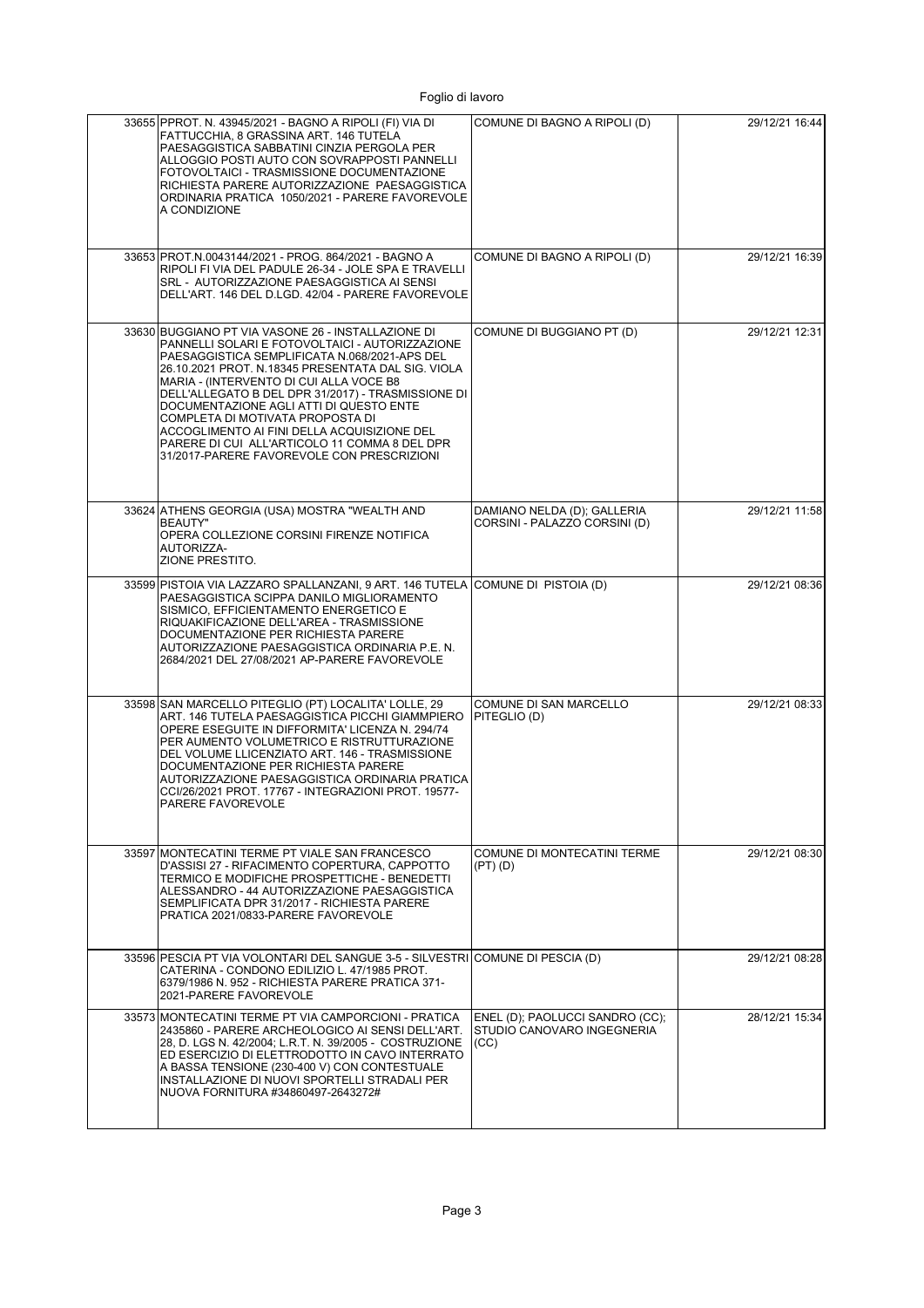| | | | |
|---|---|---|---|
| 33655 | PPROT. N. 43945/2021 - BAGNO A RIPOLI (FI) VIA DI FATTUCCHIA, 8 GRASSINA ART. 146 TUTELA PAESAGGISTICA SABBATINI CINZIA PERGOLA PER ALLOGGIO POSTI AUTO CON SOVRAPPOSTI PANNELLI FOTOVOLTAICI - TRASMISSIONE DOCUMENTAZIONE RICHIESTA PARERE AUTORIZZAZIONE PAESAGGISTICA ORDINARIA PRATICA 1050/2021 - PARERE FAVOREVOLE A CONDIZIONE | COMUNE DI BAGNO A RIPOLI (D) | 29/12/21 16:44 |
| 33653 | PROT.N.0043144/2021 - PROG. 864/2021 - BAGNO A RIPOLI FI VIA DEL PADULE 26-34 - JOLE SPA E TRAVELLI SRL - AUTORIZZAZIONE PAESAGGISTICA AI SENSI DELL'ART. 146 DEL D.LGD. 42/04 - PARERE FAVOREVOLE | COMUNE DI BAGNO A RIPOLI (D) | 29/12/21 16:39 |
| 33630 | BUGGIANO PT VIA VASONE 26 - INSTALLAZIONE DI PANNELLI SOLARI E FOTOVOLTAICI - AUTORIZZAZIONE PAESAGGISTICA SEMPLIFICATA N.068/2021-APS DEL 26.10.2021 PROT. N.18345 PRESENTATA DAL SIG. VIOLA MARIA - (INTERVENTO DI CUI ALLA VOCE B8 DELL'ALLEGATO B DEL DPR 31/2017) - TRASMISSIONE DI DOCUMENTAZIONE AGLI ATTI DI QUESTO ENTE COMPLETA DI MOTIVATA PROPOSTA DI ACCOGLIMENTO AI FINI DELLA ACQUISIZIONE DEL PARERE DI CUI ALL'ARTICOLO 11 COMMA 8 DEL DPR 31/2017-PARERE FAVOREVOLE CON PRESCRIZIONI | COMUNE DI BUGGIANO PT (D) | 29/12/21 12:31 |
| 33624 | ATHENS GEORGIA (USA) MOSTRA "WEALTH AND BEAUTY"<br>OPERA COLLEZIONE CORSINI FIRENZE NOTIFICA AUTORIZZA-<br>ZIONE PRESTITO. | DAMIANO NELDA (D); GALLERIA CORSINI - PALAZZO CORSINI (D) | 29/12/21 11:58 |
| 33599 | PISTOIA VIA LAZZARO SPALLANZANI, 9 ART. 146 TUTELA PAESAGGISTICA SCIPPA DANILO MIGLIORAMENTO SISMICO, EFFICIENTAMENTO ENERGETICO E RIQUAKIFICAZIONE DELL'AREA - TRASMISSIONE DOCUMENTAZIONE PER RICHIESTA PARERE AUTORIZZAZIONE PAESAGGISTICA ORDINARIA P.E. N. 2684/2021 DEL 27/08/2021 AP-PARERE FAVOREVOLE | COMUNE DI PISTOIA (D) | 29/12/21 08:36 |
| 33598 | SAN MARCELLO PITEGLIO (PT) LOCALITA' LOLLE, 29 ART. 146 TUTELA PAESAGGISTICA PICCHI GIAMMPIERO OPERE ESEGUITE IN DIFFORMITA' LICENZA N. 294/74 PER AUMENTO VOLUMETRICO E RISTRUTTURAZIONE DEL VOLUME LLICENZIATO ART. 146 - TRASMISSIONE DOCUMENTAZIONE PER RICHIESTA PARERE AUTORIZZAZIONE PAESAGGISTICA ORDINARIA PRATICA CCI/26/2021 PROT. 17767 - INTEGRAZIONI PROT. 19577-PARERE FAVOREVOLE | COMUNE DI SAN MARCELLO PITEGLIO (D) | 29/12/21 08:33 |
| 33597 | MONTECATINI TERME PT VIALE SAN FRANCESCO D'ASSISI 27 - RIFACIMENTO COPERTURA, CAPPOTTO TERMICO E MODIFICHE PROSPETTICHE - BENEDETTI ALESSANDRO - 44 AUTORIZZAZIONE PAESAGGISTICA SEMPLIFICATA DPR 31/2017 - RICHIESTA PARERE PRATICA 2021/0833-PARERE FAVOREVOLE | COMUNE DI MONTECATINI TERME (PT) (D) | 29/12/21 08:30 |
| 33596 | PESCIA PT VIA VOLONTARI DEL SANGUE 3-5 - SILVESTRI CATERINA - CONDONO EDILIZIO L. 47/1985 PROT. 6379/1986 N. 952 - RICHIESTA PARERE PRATICA 371-2021-PARERE FAVOREVOLE | COMUNE DI PESCIA (D) | 29/12/21 08:28 |
| 33573 | MONTECATINI TERME PT VIA CAMPORCIONI - PRATICA 2435860 - PARERE ARCHEOLOGICO AI SENSI DELL'ART. 28, D. LGS N. 42/2004; L.R.T. N. 39/2005 - COSTRUZIONE ED ESERCIZIO DI ELETTRODOTTO IN CAVO INTERRATO A BASSA TENSIONE (230-400 V) CON CONTESTUALE INSTALLAZIONE DI NUOVI SPORTELLI STRADALI PER NUOVA FORNITURA #34860497-2643272# | ENEL (D); PAOLUCCI SANDRO (CC); STUDIO CANOVARO INGEGNERIA (CC) | 28/12/21 15:34 |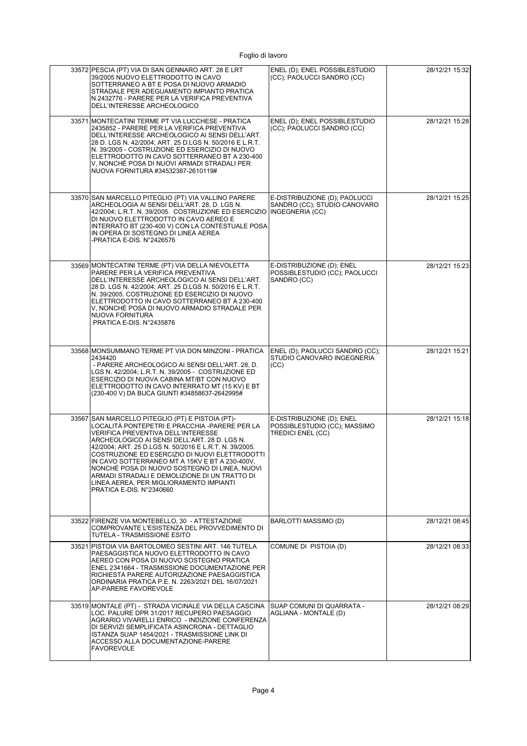| | | | |
|---|---|---|---|
| 33572 | PESCIA (PT) VIA DI SAN GENNARO ART. 28 E LRT 39/2005 NUOVO ELETTRODOTTO IN CAVO SOTTERRANEO A BT E POSA DI NUOVO ARMADIO STRADALE PER ADEGUAMENTO IMPIANTO PRATICA N.2432776 - PARERE PER LA VERIFICA PREVENTIVA DELL'INTERESSE ARCHEOLOGICO | ENEL (D); ENEL POSSIBLESTUDIO (CC); PAOLUCCI SANDRO (CC) | 28/12/21 15:32 |
| 33571 | MONTECATINI TERME PT VIA LUCCHESE - PRATICA 2435852 - PARERE PER LA VERIFICA PREVENTIVA DELL'INTERESSE ARCHEOLOGICO AI SENSI DELL'ART. 28 D. LGS N. 42/2004; ART. 25 D.LGS N. 50/2016 E L.R.T. N. 39/2005 - COSTRUZIONE ED ESERCIZIO DI NUOVO ELETTRODOTTO IN CAVO SOTTERRANEO BT A 230-400 V, NONCHÉ POSA DI NUOVI ARMADI STRADALI PER NUOVA FORNITURA #34532387-2610119# | ENEL (D); ENEL POSSIBLESTUDIO (CC); PAOLUCCI SANDRO (CC) | 28/12/21 15:28 |
| 33570 | SAN MARCELLO PITEGLIO (PT) VIA VALLINO PARERE ARCHEOLOGIA AI SENSI DELL'ART. 28, D. LGS N. 42/2004; L.R.T. N. 39/2005. COSTRUZIONE ED ESERCIZIO DI NUOVO ELETTRODOTTO IN CAVO AEREO E INTERRATO BT (230-400 V) CON LA CONTESTUALE POSA IN OPERA DI SOSTEGNO DI LINEA AEREA -PRATICA E-DIS. N°2426576 | E-DISTRIBUZIONE (D); PAOLUCCI SANDRO (CC); STUDIO CANOVARO INGEGNERIA (CC) | 28/12/21 15:25 |
| 33569 | MONTECATINI TERME (PT) VIA DELLA NIEVOLETTA PARERE PER LA VERIFICA PREVENTIVA DELL'INTERESSE ARCHEOLOGICO AI SENSI DELL'ART. 28 D. LGS N. 42/2004; ART. 25 D.LGS N. 50/2016 E L.R.T. N. 39/2005. COSTRUZIONE ED ESERCIZIO DI NUOVO ELETTRODOTTO IN CAVO SOTTERRANEO BT A 230-400 V, NONCHÉ POSA DI NUOVO ARMADIO STRADALE PER NUOVA FORNITURA PRATICA E-DIS. N°2435876 | E-DISTRIBUZIONE (D); ENEL POSSIBLESTUDIO (CC); PAOLUCCI SANDRO (CC) | 28/12/21 15:23 |
| 33568 | MONSUMMANO TERME PT VIA DON MINZONI - PRATICA 2434420 - PARERE ARCHEOLOGICO AI SENSI DELL'ART. 28, D. LGS N. 42/2004; L.R.T. N. 39/2005 - COSTRUZIONE ED ESERCIZIO DI NUOVA CABINA MT/BT CON NUOVO ELETTRODOTTO IN CAVO INTERRATO MT (15 KV) E BT (230-400 V) DA BUCA GIUNTI #34858637-2642995# | ENEL (D); PAOLUCCI SANDRO (CC); STUDIO CANOVARO INGEGNERIA (CC) | 28/12/21 15:21 |
| 33567 | SAN MARCELLO PITEGLIO (PT) E PISTOIA (PT)- LOCALITÀ PONTEPETRI E PRACCHIA -PARERE PER LA VERIFICA PREVENTIVA DELL'INTERESSE ARCHEOLOGICO AI SENSI DELL'ART. 28 D. LGS N. 42/2004; ART. 25 D.LGS N. 50/2016 E L.R.T. N. 39/2005. COSTRUZIONE ED ESERCIZIO DI NUOVI ELETTRODOTTI IN CAVO SOTTERRANEO MT A 15KV E BT A 230-400V, NONCHÉ POSA DI NUOVO SOSTEGNO DI LINEA, NUOVI ARMADI STRADALI E DEMOLIZIONE DI UN TRATTO DI LINEA AEREA, PER MIGLIORAMENTO IMPIANTI PRATICA E-DIS. N°2340660 | E-DISTRIBUZIONE (D); ENEL POSSIBLESTUDIO (CC); MASSIMO TREDICI ENEL (CC) | 28/12/21 15:18 |
| 33522 | FIRENZE VIA MONTEBELLO, 30 - ATTESTAZIONE COMPROVANTE L'ESISTENZA DEL PROVVEDIMENTO DI TUTELA - TRASMISSIONE ESITO | BARLOTTI MASSIMO (D) | 28/12/21 08:45 |
| 33521 | PISTOIA VIA BARTOLOMEO SESTINI ART. 146 TUTELA PAESAGGISTICA NUOVO ELETTRODOTTO IN CAVO AEREO CON POSA DI NUOVO SOSTEGNO PRATICA ENEL 2341664 - TRASMISSIONE DOCUMENTAZIONE PER RICHIESTA PARERE AUTORIZZAZIONE PAESAGGISTICA ORDINARIA PRATICA P.E. N. 2263/2021 DEL 16/07/2021 AP-PARERE FAVOREVOLE | COMUNE DI PISTOIA (D) | 28/12/21 08:33 |
| 33519 | MONTALE (PT) - STRADA VICINALE VIA DELLA CASCINA LOC. PALURE DPR 31/2017 RECUPERO PAESAGGIO AGRARIO VIVARELLI ENRICO - INDIZIONE CONFERENZA DI SERVIZI SEMPLIFICATA ASINCRONA - DETTAGLIO ISTANZA SUAP 1454/2021 - TRASMISSIONE LINK DI ACCESSO ALLA DOCUMENTAZIONE-PARERE FAVOREVOLE | SUAP COMUNI DI QUARRATA - AGLIANA - MONTALE (D) | 28/12/21 08:29 |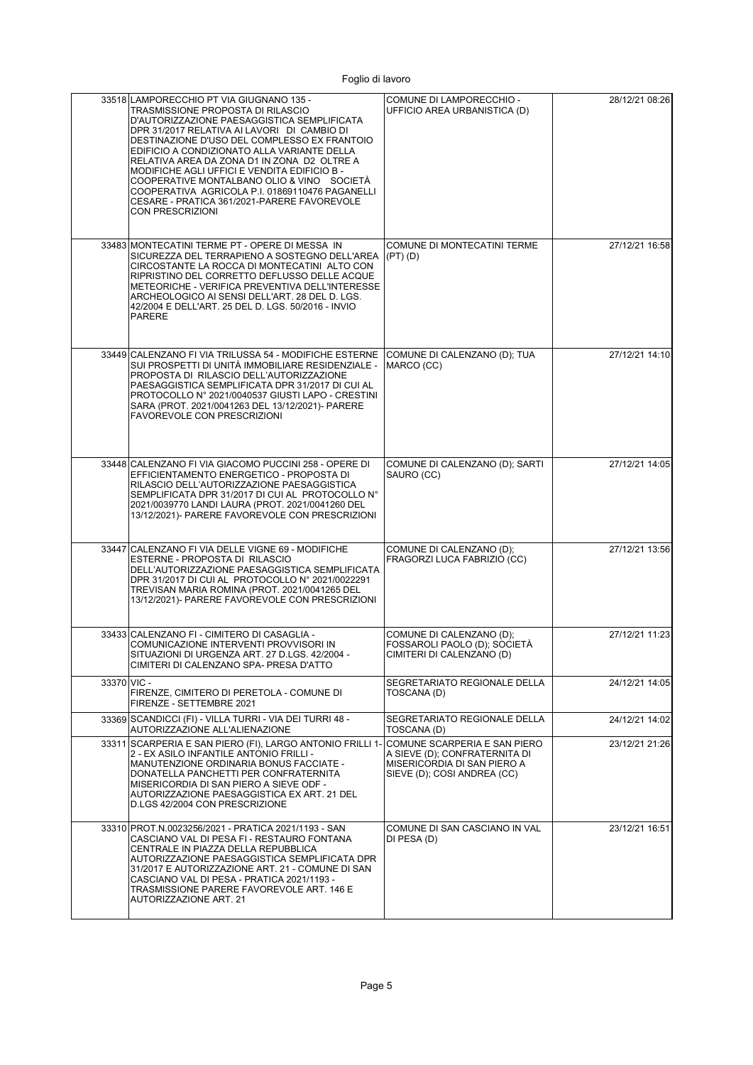| | | | |
|---|---|---|---|
| 33518 | LAMPORECCHIO PT VIA GIUGNANO 135 - TRASMISSIONE PROPOSTA DI RILASCIO D'AUTORIZZAZIONE PAESAGGISTICA SEMPLIFICATA DPR 31/2017 RELATIVA AI LAVORI DI CAMBIO DI DESTINAZIONE D'USO DEL COMPLESSO EX FRANTOIO EDIFICIO A CONDIZIONATO ALLA VARIANTE DELLA RELATIVA AREA DA ZONA D1 IN ZONA D2 OLTRE A MODIFICHE AGLI UFFICI E VENDITA EDIFICIO B - COOPERATIVE MONTALBANO OLIO & VINO SOCIETÀ COOPERATIVA AGRICOLA P.I. 01869110476 PAGANELLI CESARE - PRATICA 361/2021-PARERE FAVOREVOLE CON PRESCRIZIONI | COMUNE DI LAMPORECCHIO - UFFICIO AREA URBANISTICA (D) | 28/12/21 08:26 |
| 33483 | MONTECATINI TERME PT - OPERE DI MESSA IN SICUREZZA DEL TERRAPIENO A SOSTEGNO DELL'AREA CIRCOSTANTE LA ROCCA DI MONTECATINI ALTO CON RIPRISTINO DEL CORRETTO DEFLUSSO DELLE ACQUE METEORICHE - VERIFICA PREVENTIVA DELL'INTERESSE ARCHEOLOGICO AI SENSI DELL'ART. 28 DEL D. LGS. 42/2004 E DELL'ART. 25 DEL D. LGS. 50/2016 - INVIO PARERE | COMUNE DI MONTECATINI TERME (PT) (D) | 27/12/21 16:58 |
| 33449 | CALENZANO FI VIA TRILUSSA 54 - MODIFICHE ESTERNE SUI PROSPETTI DI UNITÀ IMMOBILIARE RESIDENZIALE - PROPOSTA DI RILASCIO DELL'AUTORIZZAZIONE PAESAGGISTICA SEMPLIFICATA DPR 31/2017 DI CUI AL PROTOCOLLO N° 2021/0040537 GIUSTI LAPO - CRESTINI SARA (PROT. 2021/0041263 DEL 13/12/2021)- PARERE FAVOREVOLE CON PRESCRIZIONI | COMUNE DI CALENZANO (D); TUA MARCO (CC) | 27/12/21 14:10 |
| 33448 | CALENZANO FI VIA GIACOMO PUCCINI 258 - OPERE DI EFFICIENTAMENTO ENERGETICO - PROPOSTA DI RILASCIO DELL'AUTORIZZAZIONE PAESAGGISTICA SEMPLIFICATA DPR 31/2017 DI CUI AL PROTOCOLLO N° 2021/0039770 LANDI LAURA (PROT. 2021/0041260 DEL 13/12/2021)- PARERE FAVOREVOLE CON PRESCRIZIONI | COMUNE DI CALENZANO (D); SARTI SAURO (CC) | 27/12/21 14:05 |
| 33447 | CALENZANO FI VIA DELLE VIGNE 69 - MODIFICHE ESTERNE - PROPOSTA DI RILASCIO DELL'AUTORIZZAZIONE PAESAGGISTICA SEMPLIFICATA DPR 31/2017 DI CUI AL PROTOCOLLO N° 2021/0022291 TREVISAN MARIA ROMINA (PROT. 2021/0041265 DEL 13/12/2021)- PARERE FAVOREVOLE CON PRESCRIZIONI | COMUNE DI CALENZANO (D); FRAGORZI LUCA FABRIZIO (CC) | 27/12/21 13:56 |
| 33433 | CALENZANO FI - CIMITERO DI CASAGLIA - COMUNICAZIONE INTERVENTI PROVVISORI IN SITUAZIONI DI URGENZA ART. 27 D.LGS. 42/2004 - CIMITERI DI CALENZANO SPA- PRESA D'ATTO | COMUNE DI CALENZANO (D); FOSSAROLI PAOLO (D); SOCIETÀ CIMITERI DI CALENZANO (D) | 27/12/21 11:23 |
| 33370 | VIC - FIRENZE, CIMITERO DI PERETOLA - COMUNE DI FIRENZE - SETTEMBRE 2021 | SEGRETARIATO REGIONALE DELLA TOSCANA (D) | 24/12/21 14:05 |
| 33369 | SCANDICCI (FI) - VILLA TURRI - VIA DEI TURRI 48 - AUTORIZZAZIONE ALL'ALIENAZIONE | SEGRETARIATO REGIONALE DELLA TOSCANA (D) | 24/12/21 14:02 |
| 33311 | SCARPERIA E SAN PIERO (FI), LARGO ANTONIO FRILLI 1-2 - EX ASILO INFANTILE ANTONIO FRILLI - MANUTENZIONE ORDINARIA BONUS FACCIATE - DONATELLA PANCHETTI PER CONFRATERNITA MISERICORDIA DI SAN PIERO A SIEVE ODF - AUTORIZZAZIONE PAESAGGISTICA EX ART. 21 DEL D.LGS 42/2004 CON PRESCRIZIONE | COMUNE SCARPERIA E SAN PIERO A SIEVE (D); CONFRATERNITA DI MISERICORDIA DI SAN PIERO A SIEVE (D); COSI ANDREA (CC) | 23/12/21 21:26 |
| 33310 | PROT.N.0023256/2021 - PRATICA 2021/1193 - SAN CASCIANO VAL DI PESA FI - RESTAURO FONTANA CENTRALE IN PIAZZA DELLA REPUBBLICA AUTORIZZAZIONE PAESAGGISTICA SEMPLIFICATA DPR 31/2017 E AUTORIZZAZIONE ART. 21 - COMUNE DI SAN CASCIANO VAL DI PESA - PRATICA 2021/1193 - TRASMISSIONE PARERE FAVOREVOLE ART. 146 E AUTORIZZAZIONE ART. 21 | COMUNE DI SAN CASCIANO IN VAL DI PESA (D) | 23/12/21 16:51 |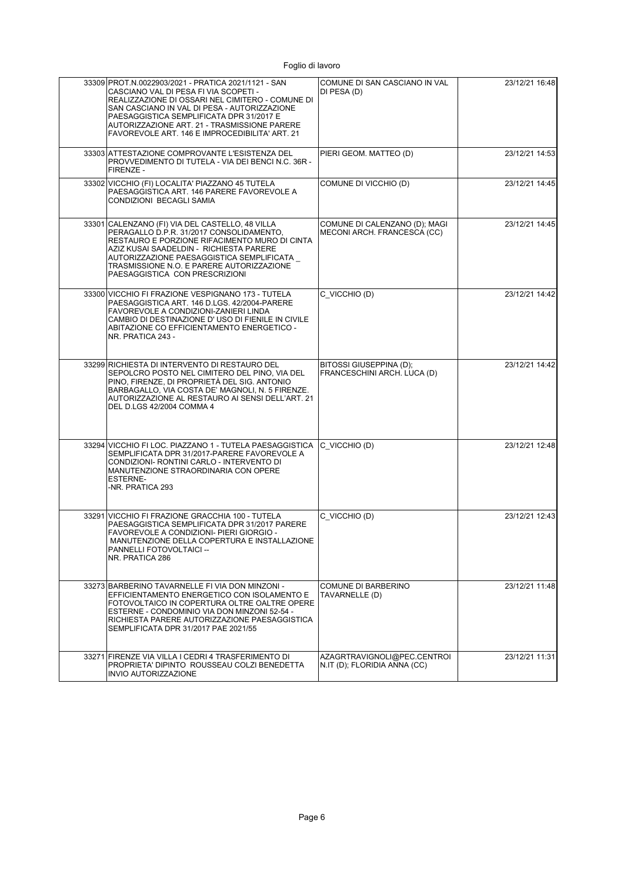| | | | |
|---|---|---|---|
| 33309 | PROT.N.0022903/2021 - PRATICA 2021/1121 - SAN CASCIANO VAL DI PESA FI VIA SCOPETI - REALIZZAZIONE DI OSSARI NEL CIMITERO - COMUNE DI SAN CASCIANO IN VAL DI PESA - AUTORIZZAZIONE PAESAGGISTICA SEMPLIFICATA DPR 31/2017 E AUTORIZZAZIONE ART. 21 - TRASMISSIONE PARERE FAVOREVOLE ART. 146 E IMPROCEDIBILITA' ART. 21 | COMUNE DI SAN CASCIANO IN VAL DI PESA (D) | 23/12/21 16:48 |
| 33303 | ATTESTAZIONE COMPROVANTE L'ESISTENZA DEL PROVVEDIMENTO DI TUTELA - VIA DEI BENCI N.C. 36R - FIRENZE - | PIERI GEOM. MATTEO (D) | 23/12/21 14:53 |
| 33302 | VICCHIO (FI) LOCALITA' PIAZZANO 45 TUTELA PAESAGGISTICA ART. 146 PARERE FAVOREVOLE A CONDIZIONI BECAGLI SAMIA | COMUNE DI VICCHIO (D) | 23/12/21 14:45 |
| 33301 | CALENZANO (FI) VIA DEL CASTELLO, 48 VILLA PERAGALLO D.P.R. 31/2017 CONSOLIDAMENTO, RESTAURO E PORZIONE RIFACIMENTO MURO DI CINTA AZIZ KUSAI SAADELDIN - RICHIESTA PARERE AUTORIZZAZIONE PAESAGGISTICA SEMPLIFICATA _ TRASMISSIONE N.O. E PARERE AUTORIZZAZIONE PAESAGGISTICA CON PRESCRIZIONI | COMUNE DI CALENZANO (D); MAGI MECONI ARCH. FRANCESCA (CC) | 23/12/21 14:45 |
| 33300 | VICCHIO FI FRAZIONE VESPIGNANO 173 - TUTELA PAESAGGISTICA ART. 146 D.LGS. 42/2004-PARERE FAVOREVOLE A CONDIZIONI-ZANIERI LINDA CAMBIO DI DESTINAZIONE D' USO DI FIENILE IN CIVILE ABITAZIONE CO EFFICIENTAMENTO ENERGETICO - NR. PRATICA 243 - | C_VICCHIO (D) | 23/12/21 14:42 |
| 33299 | RICHIESTA DI INTERVENTO DI RESTAURO DEL SEPOLCRO POSTO NEL CIMITERO DEL PINO, VIA DEL PINO, FIRENZE, DI PROPRIETÀ DEL SIG. ANTONIO BARBAGALLO, VIA COSTA DE' MAGNOLI, N. 5 FIRENZE. AUTORIZZAZIONE AL RESTAURO AI SENSI DELL'ART. 21 DEL D.LGS 42/2004 COMMA 4 | BITOSSI GIUSEPPINA (D); FRANCESCHINI ARCH. LUCA (D) | 23/12/21 14:42 |
| 33294 | VICCHIO FI LOC. PIAZZANO 1 - TUTELA PAESAGGISTICA SEMPLIFICATA DPR 31/2017-PARERE FAVOREVOLE A CONDIZIONI- RONTINI CARLO - INTERVENTO DI MANUTENZIONE STRAORDINARIA CON OPERE ESTERNE- -NR. PRATICA 293 | C_VICCHIO (D) | 23/12/21 12:48 |
| 33291 | VICCHIO FI FRAZIONE GRACCHIA 100 - TUTELA PAESAGGISTICA SEMPLIFICATA DPR 31/2017 PARERE FAVOREVOLE A CONDIZIONI- PIERI GIORGIO - MANUTENZIONE DELLA COPERTURA E INSTALLAZIONE PANNELLI FOTOVOLTAICI -- NR. PRATICA 286 | C_VICCHIO (D) | 23/12/21 12:43 |
| 33273 | BARBERINO TAVARNELLE FI VIA DON MINZONI - EFFICIENTAMENTO ENERGETICO CON ISOLAMENTO E FOTOVOLTAICO IN COPERTURA OLTRE OALTRE OPERE ESTERNE - CONDOMINIO VIA DON MINZONI 52-54 - RICHIESTA PARERE AUTORIZZAZIONE PAESAGGISTICA SEMPLIFICATA DPR 31/2017 PAE 2021/55 | COMUNE DI BARBERINO TAVARNELLE (D) | 23/12/21 11:48 |
| 33271 | FIRENZE VIA VILLA I CEDRI 4 TRASFERIMENTO DI PROPRIETA' DIPINTO ROUSSEAU COLZI BENEDETTA INVIO AUTORIZZAZIONE | AZAGRTRAVIGNOLI@PEC.CENTROI N.IT (D); FLORIDIA ANNA (CC) | 23/12/21 11:31 |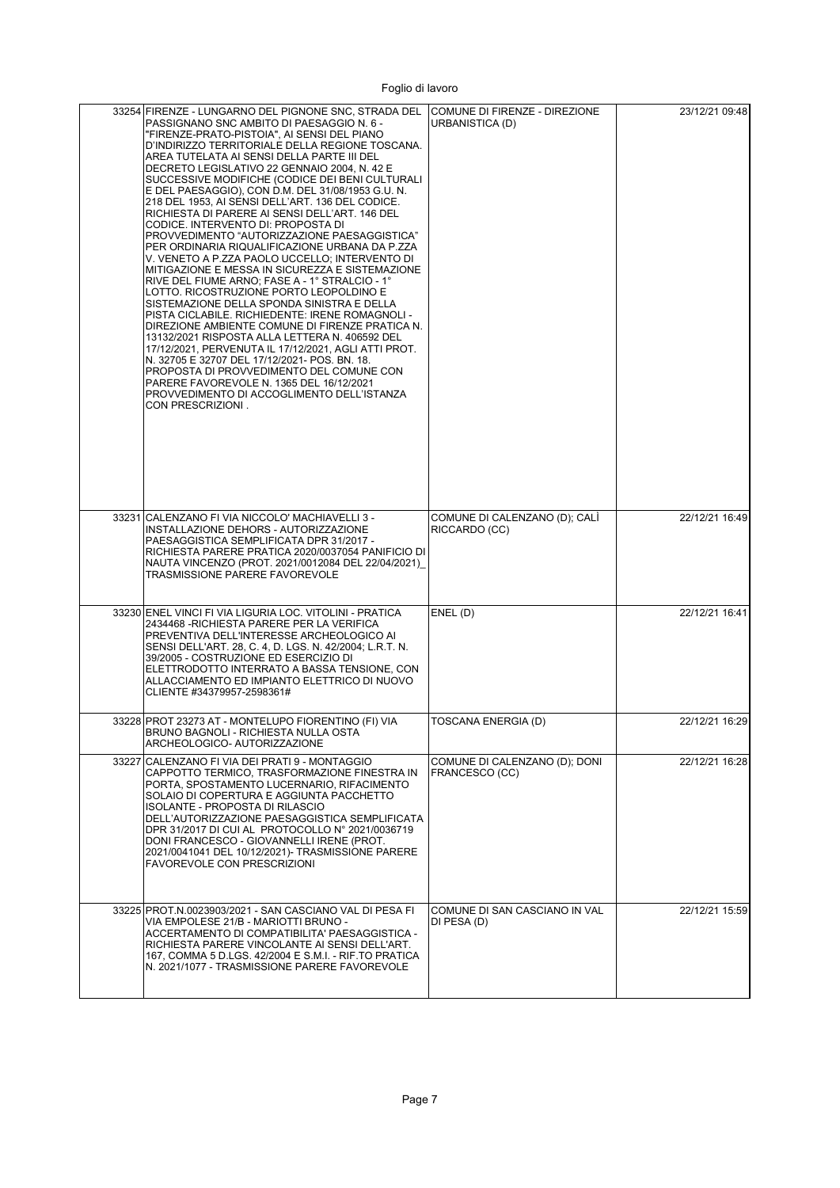Foglio di lavoro

| | | | |
|---|---|---|---|
| 33254 | FIRENZE - LUNGARNO DEL PIGNONE SNC, STRADA DEL PASSIGNANO SNC AMBITO DI PAESAGGIO N. 6 - "FIRENZE-PRATO-PISTOIA", AI SENSI DEL PIANO D'INDIRIZZO TERRITORIALE DELLA REGIONE TOSCANA. AREA TUTELATA AI SENSI DELLA PARTE III DEL DECRETO LEGISLATIVO 22 GENNAIO 2004, N. 42 E SUCCESSIVE MODIFICHE (CODICE DEI BENI CULTURALI E DEL PAESAGGIO), CON D.M. DEL 31/08/1953 G.U. N. 218 DEL 1953, AI SENSI DELL'ART. 136 DEL CODICE. RICHIESTA DI PARERE AI SENSI DELL'ART. 146 DEL CODICE. INTERVENTO DI: PROPOSTA DI PROVVEDIMENTO "AUTORIZZAZIONE PAESAGGISTICA" PER ORDINARIA RIQUALIFICAZIONE URBANA DA P.ZZA V. VENETO A P.ZZA PAOLO UCCELLO; INTERVENTO DI MITIGAZIONE E MESSA IN SICUREZZA E SISTEMAZIONE RIVE DEL FIUME ARNO; FASE A - 1° STRALCIO - 1° LOTTO. RICOSTRUZIONE PORTO LEOPOLDINO E SISTEMAZIONE DELLA SPONDA SINISTRA E DELLA PISTA CICLABILE. RICHIEDENTE: IRENE ROMAGNOLI - DIREZIONE AMBIENTE COMUNE DI FIRENZE PRATICA N. 13132/2021 RISPOSTA ALLA LETTERA N. 406592 DEL 17/12/2021, PERVENUTA IL 17/12/2021, AGLI ATTI PROT. N. 32705 E 32707 DEL 17/12/2021- POS. BN. 18. PROPOSTA DI PROVVEDIMENTO DEL COMUNE CON PARERE FAVOREVOLE N. 1365 DEL 16/12/2021 PROVVEDIMENTO DI ACCOGLIMENTO DELL'ISTANZA CON PRESCRIZIONI . | COMUNE DI FIRENZE - DIREZIONE URBANISTICA (D) | 23/12/21 09:48 |
| 33231 | CALENZANO FI VIA NICCOLO' MACHIAVELLI 3 - INSTALLAZIONE DEHORS - AUTORIZZAZIONE PAESAGGISTICA SEMPLIFICATA DPR 31/2017 - RICHIESTA PARERE PRATICA 2020/0037054 PANIFICIO DI NAUTA VINCENZO (PROT. 2021/0012084 DEL 22/04/2021)_ TRASMISSIONE PARERE FAVOREVOLE | COMUNE DI CALENZANO (D); CALÌ RICCARDO (CC) | 22/12/21 16:49 |
| 33230 | ENEL VINCI FI VIA LIGURIA LOC. VITOLINI - PRATICA 2434468 -RICHIESTA PARERE PER LA VERIFICA PREVENTIVA DELL'INTERESSE ARCHEOLOGICO AI SENSI DELL'ART. 28, C. 4, D. LGS. N. 42/2004; L.R.T. N. 39/2005 - COSTRUZIONE ED ESERCIZIO DI ELETTRODOTTO INTERRATO A BASSA TENSIONE, CON ALLACCIAMENTO ED IMPIANTO ELETTRICO DI NUOVO CLIENTE #34379957-2598361# | ENEL (D) | 22/12/21 16:41 |
| 33228 | PROT 23273 AT - MONTELUPO FIORENTINO (FI) VIA BRUNO BAGNOLI - RICHIESTA NULLA OSTA ARCHEOLOGICO- AUTORIZZAZIONE | TOSCANA ENERGIA (D) | 22/12/21 16:29 |
| 33227 | CALENZANO FI VIA DEI PRATI 9 - MONTAGGIO CAPPOTTO TERMICO, TRASFORMAZIONE FINESTRA IN PORTA, SPOSTAMENTO LUCERNARIO, RIFACIMENTO SOLAIO DI COPERTURA E AGGIUNTA PACCHETTO ISOLANTE - PROPOSTA DI RILASCIO DELL'AUTORIZZAZIONE PAESAGGISTICA SEMPLIFICATA DPR 31/2017 DI CUI AL PROTOCOLLO N° 2021/0036719 DONI FRANCESCO - GIOVANNELLI IRENE (PROT. 2021/0041041 DEL 10/12/2021)- TRASMISSIONE PARERE FAVOREVOLE CON PRESCRIZIONI | COMUNE DI CALENZANO (D); DONI FRANCESCO (CC) | 22/12/21 16:28 |
| 33225 | PROT.N.0023903/2021 - SAN CASCIANO VAL DI PESA FI VIA EMPOLESE 21/B - MARIOTTI BRUNO - ACCERTAMENTO DI COMPATIBILITA' PAESAGGISTICA - RICHIESTA PARERE VINCOLANTE AI SENSI DELL'ART. 167, COMMA 5 D.LGS. 42/2004 E S.M.I. - RIF.TO PRATICA N. 2021/1077 - TRASMISSIONE PARERE FAVOREVOLE | COMUNE DI SAN CASCIANO IN VAL DI PESA (D) | 22/12/21 15:59 |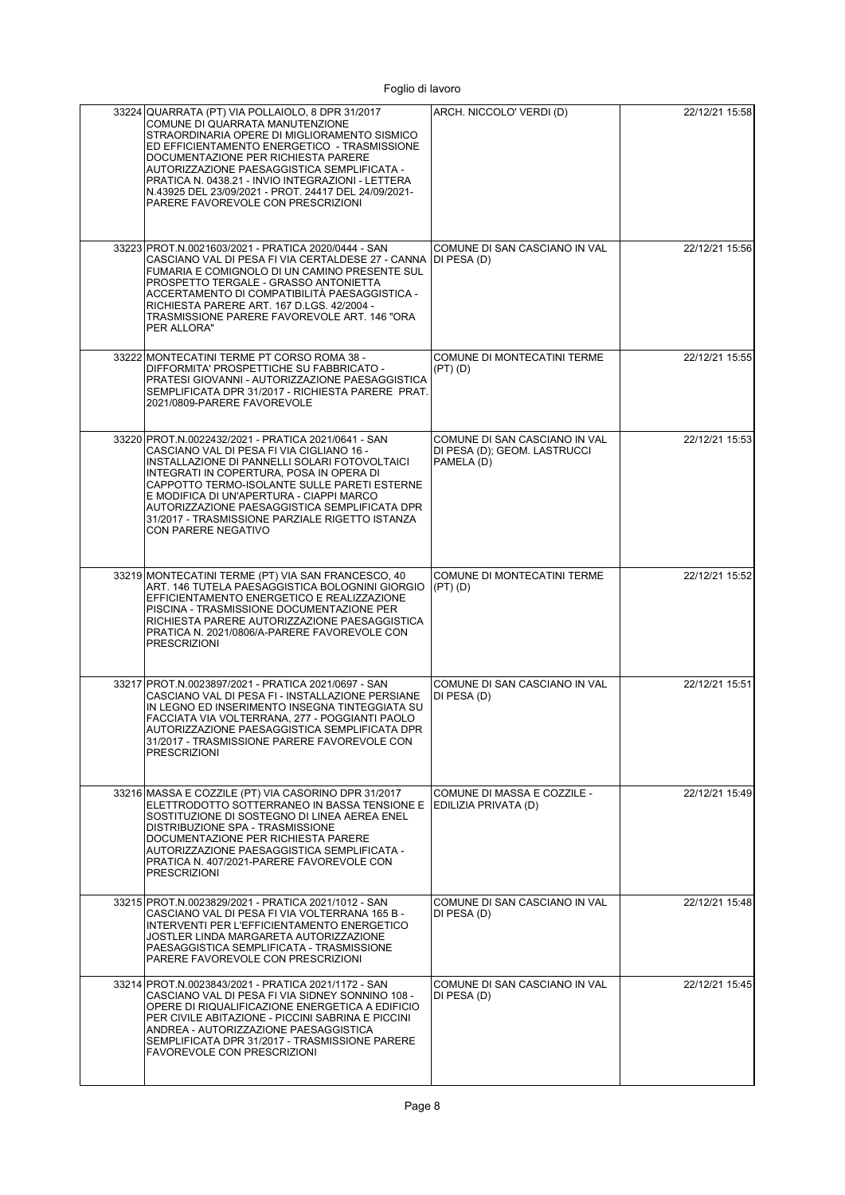| | | | |
|---|---|---|---|
| 33224 | QUARRATA (PT) VIA POLLAIOLO, 8 DPR 31/2017 COMUNE DI QUARRATA MANUTENZIONE STRAORDINARIA OPERE DI MIGLIORAMENTO SISMICO ED EFFICIENTAMENTO ENERGETICO - TRASMISSIONE DOCUMENTAZIONE PER RICHIESTA PARERE AUTORIZZAZIONE PAESAGGISTICA SEMPLIFICATA - PRATICA N. 0438.21 - INVIO INTEGRAZIONI - LETTERA N.43925 DEL 23/09/2021 - PROT. 24417 DEL 24/09/2021- PARERE FAVOREVOLE CON PRESCRIZIONI | ARCH. NICCOLO' VERDI (D) | 22/12/21 15:58 |
| 33223 | PROT.N.0021603/2021 - PRATICA 2020/0444 - SAN CASCIANO VAL DI PESA FI VIA CERTALDESE 27 - CANNA FUMARIA E COMIGNOLO DI UN CAMINO PRESENTE SUL PROSPETTO TERGALE - GRASSO ANTONIETTA ACCERTAMENTO DI COMPATIBILITÀ PAESAGGISTICA - RICHIESTA PARERE ART. 167 D.LGS. 42/2004 - TRASMISSIONE PARERE FAVOREVOLE ART. 146 "ORA PER ALLORA" | COMUNE DI SAN CASCIANO IN VAL DI PESA (D) | 22/12/21 15:56 |
| 33222 | MONTECATINI TERME PT CORSO ROMA 38 - DIFFORMITA' PROSPETTICHE SU FABBRICATO - PRATESI GIOVANNI - AUTORIZZAZIONE PAESAGGISTICA SEMPLIFICATA DPR 31/2017 - RICHIESTA PARERE PRAT. 2021/0809-PARERE FAVOREVOLE | COMUNE DI MONTECATINI TERME (PT) (D) | 22/12/21 15:55 |
| 33220 | PROT.N.0022432/2021 - PRATICA 2021/0641 - SAN CASCIANO VAL DI PESA FI VIA CIGLIANO 16 - INSTALLAZIONE DI PANNELLI SOLARI FOTOVOLTAICI INTEGRATI IN COPERTURA, POSA IN OPERA DI CAPPOTTO TERMO-ISOLANTE SULLE PARETI ESTERNE E MODIFICA DI UN'APERTURA - CIAPPI MARCO AUTORIZZAZIONE PAESAGGISTICA SEMPLIFICATA DPR 31/2017 - TRASMISSIONE PARZIALE RIGETTO ISTANZA CON PARERE NEGATIVO | COMUNE DI SAN CASCIANO IN VAL DI PESA (D); GEOM. LASTRUCCI PAMELA (D) | 22/12/21 15:53 |
| 33219 | MONTECATINI TERME (PT) VIA SAN FRANCESCO, 40 ART. 146 TUTELA PAESAGGISTICA BOLOGNINI GIORGIO EFFICIENTAMENTO ENERGETICO E REALIZZAZIONE PISCINA - TRASMISSIONE DOCUMENTAZIONE PER RICHIESTA PARERE AUTORIZZAZIONE PAESAGGISTICA PRATICA N. 2021/0806/A-PARERE FAVOREVOLE CON PRESCRIZIONI | COMUNE DI MONTECATINI TERME (PT) (D) | 22/12/21 15:52 |
| 33217 | PROT.N.0023897/2021 - PRATICA 2021/0697 - SAN CASCIANO VAL DI PESA FI - INSTALLAZIONE PERSIANE IN LEGNO ED INSERIMENTO INSEGNA TINTEGGIATA SU FACCIATA VIA VOLTERRANA, 277 - POGGIANTI PAOLO AUTORIZZAZIONE PAESAGGISTICA SEMPLIFICATA DPR 31/2017 - TRASMISSIONE PARERE FAVOREVOLE CON PRESCRIZIONI | COMUNE DI SAN CASCIANO IN VAL DI PESA (D) | 22/12/21 15:51 |
| 33216 | MASSA E COZZILE (PT) VIA CASORINO DPR 31/2017 ELETTRODOTTO SOTTERRANEO IN BASSA TENSIONE E SOSTITUZIONE DI SOSTEGNO DI LINEA AEREA ENEL DISTRIBUZIONE SPA - TRASMISSIONE DOCUMENTAZIONE PER RICHIESTA PARERE AUTORIZZAZIONE PAESAGGISTICA SEMPLIFICATA - PRATICA N. 407/2021-PARERE FAVOREVOLE CON PRESCRIZIONI | COMUNE DI MASSA E COZZILE - EDILIZIA PRIVATA (D) | 22/12/21 15:49 |
| 33215 | PROT.N.0023829/2021 - PRATICA 2021/1012 - SAN CASCIANO VAL DI PESA FI VIA VOLTERRANA 165 B - INTERVENTI PER L'EFFICIENTAMENTO ENERGETICO JOSTLER LINDA MARGARETA AUTORIZZAZIONE PAESAGGISTICA SEMPLIFICATA - TRASMISSIONE PARERE FAVOREVOLE CON PRESCRIZIONI | COMUNE DI SAN CASCIANO IN VAL DI PESA (D) | 22/12/21 15:48 |
| 33214 | PROT.N.0023843/2021 - PRATICA 2021/1172 - SAN CASCIANO VAL DI PESA FI VIA SIDNEY SONNINO 108 - OPERE DI RIQUALIFICAZIONE ENERGETICA A EDIFICIO PER CIVILE ABITAZIONE - PICCINI SABRINA E PICCINI ANDREA - AUTORIZZAZIONE PAESAGGISTICA SEMPLIFICATA DPR 31/2017 - TRASMISSIONE PARERE FAVOREVOLE CON PRESCRIZIONI | COMUNE DI SAN CASCIANO IN VAL DI PESA (D) | 22/12/21 15:45 |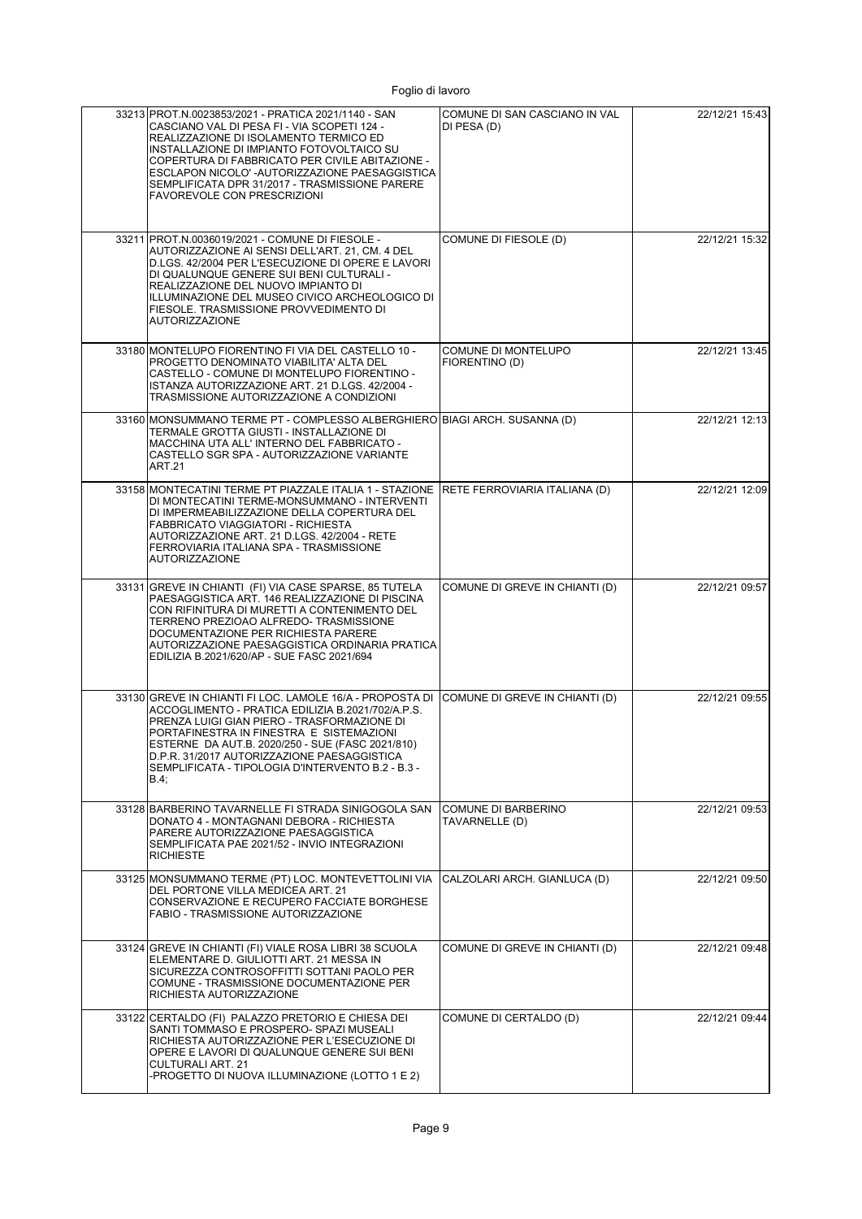| | | | |
|---|---|---|---|
| 33213 | PROT.N.0023853/2021 - PRATICA 2021/1140 - SAN CASCIANO VAL DI PESA FI - VIA SCOPETI 124 - REALIZZAZIONE DI ISOLAMENTO TERMICO ED INSTALLAZIONE DI IMPIANTO FOTOVOLTAICO SU COPERTURA DI FABBRICATO PER CIVILE ABITAZIONE - ESCLAPON NICOLO' -AUTORIZZAZIONE PAESAGGISTICA SEMPLIFICATA DPR 31/2017 - TRASMISSIONE PARERE FAVOREVOLE CON PRESCRIZIONI | COMUNE DI SAN CASCIANO IN VAL DI PESA (D) | 22/12/21 15:43 |
| 33211 | PROT.N.0036019/2021 - COMUNE DI FIESOLE - AUTORIZZAZIONE AI SENSI DELL'ART. 21, CM. 4 DEL D.LGS. 42/2004 PER L'ESECUZIONE DI OPERE E LAVORI DI QUALUNQUE GENERE SUI BENI CULTURALI - REALIZZAZIONE DEL NUOVO IMPIANTO DI ILLUMINAZIONE DEL MUSEO CIVICO ARCHEOLOGICO DI FIESOLE. TRASMISSIONE PROVVEDIMENTO DI AUTORIZZAZIONE | COMUNE DI FIESOLE (D) | 22/12/21 15:32 |
| 33180 | MONTELUPO FIORENTINO FI VIA DEL CASTELLO 10 - PROGETTO DENOMINATO VIABILITA' ALTA DEL CASTELLO - COMUNE DI MONTELUPO FIORENTINO - ISTANZA AUTORIZZAZIONE ART. 21 D.LGS. 42/2004 - TRASMISSIONE AUTORIZZAZIONE A CONDIZIONI | COMUNE DI MONTELUPO FIORENTINO (D) | 22/12/21 13:45 |
| 33160 | MONSUMMANO TERME PT - COMPLESSO ALBERGHIERO TERMALE GROTTA GIUSTI - INSTALLAZIONE DI MACCHINA UTA ALL' INTERNO DEL FABBRICATO - CASTELLO SGR SPA - AUTORIZZAZIONE VARIANTE ART.21 | BIAGI ARCH. SUSANNA (D) | 22/12/21 12:13 |
| 33158 | MONTECATINI TERME PT PIAZZALE ITALIA 1 - STAZIONE DI MONTECATINI TERME-MONSUMMANO - INTERVENTI DI IMPERMEABILIZZAZIONE DELLA COPERTURA DEL FABBRICATO VIAGGIATORI - RICHIESTA AUTORIZZAZIONE ART. 21 D.LGS. 42/2004 - RETE FERROVIARIA ITALIANA SPA - TRASMISSIONE AUTORIZZAZIONE | RETE FERROVIARIA ITALIANA (D) | 22/12/21 12:09 |
| 33131 | GREVE IN CHIANTI (FI) VIA CASE SPARSE, 85 TUTELA PAESAGGISTICA ART. 146 REALIZZAZIONE DI PISCINA CON RIFINITURA DI MURETTI A CONTENIMENTO DEL TERRENO PREZIOAO ALFREDO- TRASMISSIONE DOCUMENTAZIONE PER RICHIESTA PARERE AUTORIZZAZIONE PAESAGGISTICA ORDINARIA PRATICA EDILIZIA B.2021/620/AP - SUE FASC 2021/694 | COMUNE DI GREVE IN CHIANTI (D) | 22/12/21 09:57 |
| 33130 | GREVE IN CHIANTI FI LOC. LAMOLE 16/A - PROPOSTA DI ACCOGLIMENTO - PRATICA EDILIZIA B.2021/702/A.P.S. PRENZA LUIGI GIAN PIERO - TRASFORMAZIONE DI PORTAFINESTRA IN FINESTRA E SISTEMAZIONI ESTERNE DA AUT.B. 2020/250 - SUE (FASC 2021/810) D.P.R. 31/2017 AUTORIZZAZIONE PAESAGGISTICA SEMPLIFICATA - TIPOLOGIA D'INTERVENTO B.2 - B.3 - B.4; | COMUNE DI GREVE IN CHIANTI (D) | 22/12/21 09:55 |
| 33128 | BARBERINO TAVARNELLE FI STRADA SINIGOGOLA SAN DONATO 4 - MONTAGNANI DEBORA - RICHIESTA PARERE AUTORIZZAZIONE PAESAGGISTICA SEMPLIFICATA PAE 2021/52 - INVIO INTEGRAZIONI RICHIESTE | COMUNE DI BARBERINO TAVARNELLE (D) | 22/12/21 09:53 |
| 33125 | MONSUMMANO TERME (PT) LOC. MONTEVETTOLINI VIA DEL PORTONE VILLA MEDICEA ART. 21 CONSERVAZIONE E RECUPERO FACCIATE BORGHESE FABIO - TRASMISSIONE AUTORIZZAZIONE | CALZOLARI ARCH. GIANLUCA (D) | 22/12/21 09:50 |
| 33124 | GREVE IN CHIANTI (FI) VIALE ROSA LIBRI 38 SCUOLA ELEMENTARE D. GIULIOTTI ART. 21 MESSA IN SICUREZZA CONTROSOFFITTI SOTTANI PAOLO PER COMUNE - TRASMISSIONE DOCUMENTAZIONE PER RICHIESTA AUTORIZZAZIONE | COMUNE DI GREVE IN CHIANTI (D) | 22/12/21 09:48 |
| 33122 | CERTALDO (FI) PALAZZO PRETORIO E CHIESA DEI SANTI TOMMASO E PROSPERO- SPAZI MUSEALI RICHIESTA AUTORIZZAZIONE PER L'ESECUZIONE DI OPERE E LAVORI DI QUALUNQUE GENERE SUI BENI CULTURALI ART. 21 -PROGETTO DI NUOVA ILLUMINAZIONE (LOTTO 1 E 2) | COMUNE DI CERTALDO (D) | 22/12/21 09:44 |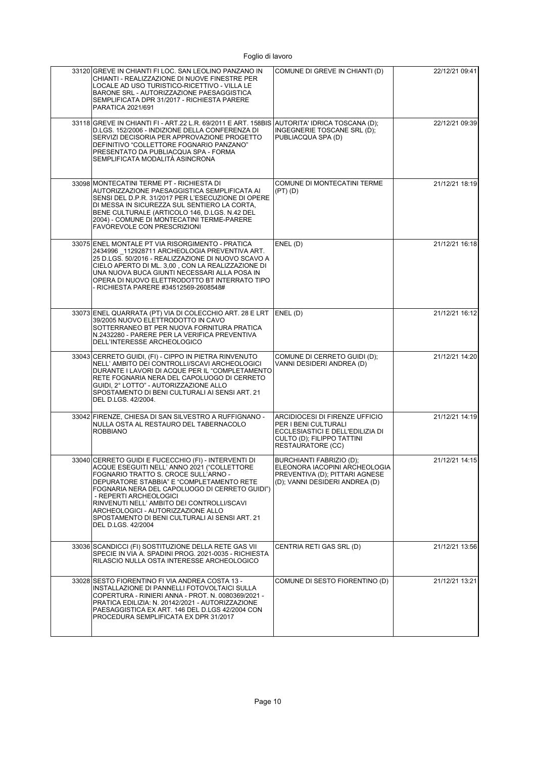| | | | |
|---|---|---|---|
| 33120 | GREVE IN CHIANTI FI LOC. SAN LEOLINO PANZANO IN CHIANTI - REALIZZAZIONE DI NUOVE FINESTRE PER LOCALE AD USO TURISTICO-RICETTIVO - VILLA LE BARONE SRL - AUTORIZZAZIONE PAESAGGISTICA SEMPLIFICATA DPR 31/2017 - RICHIESTA PARERE PARATICA 2021/691 | COMUNE DI GREVE IN CHIANTI (D) | 22/12/21 09:41 |
| 33118 | GREVE IN CHIANTI FI - ART.22 L.R. 69/2011 E ART. 158BIS D.LGS. 152/2006 - INDIZIONE DELLA CONFERENZA DI SERVIZI DECISORIA PER APPROVAZIONE PROGETTO DEFINITIVO "COLLETTORE FOGNARIO PANZANO" PRESENTATO DA PUBLIACQUA SPA - FORMA SEMPLIFICATA MODALITÀ ASINCRONA | AUTORITA' IDRICA TOSCANA (D); INGEGNERIE TOSCANE SRL (D); PUBLIACQUA SPA (D) | 22/12/21 09:39 |
| 33098 | MONTECATINI TERME PT - RICHIESTA DI AUTORIZZAZIONE PAESAGGISTICA SEMPLIFICATA AI SENSI DEL D.P.R. 31/2017 PER L'ESECUZIONE DI OPERE DI MESSA IN SICUREZZA SUL SENTIERO LA CORTA, BENE CULTURALE (ARTICOLO 146, D.LGS. N.42 DEL 2004) - COMUNE DI MONTECATINI TERME-PARERE FAVOREVOLE CON PRESCRIZIONI | COMUNE DI MONTECATINI TERME (PT) (D) | 21/12/21 18:19 |
| 33075 | ENEL MONTALE PT VIA RISORGIMENTO - PRATICA 2434996 _112928711 ARCHEOLOGIA PREVENTIVA ART. 25 D.LGS. 50/2016 - REALIZZAZIONE DI NUOVO SCAVO A CIELO APERTO DI ML. 3,00 , CON LA REALIZZAZIONE DI UNA NUOVA BUCA GIUNTI NECESSARI ALLA POSA IN OPERA DI NUOVO ELETTRODOTTO BT INTERRATO TIPO - RICHIESTA PARERE #34512569-2608548# | ENEL (D) | 21/12/21 16:18 |
| 33073 | ENEL QUARRATA (PT) VIA DI COLECCHIO ART. 28 E LRT 39/2005 NUOVO ELETTRODOTTO IN CAVO SOTTERRANEO BT PER NUOVA FORNITURA PRATICA N.2432280 - PARERE PER LA VERIFICA PREVENTIVA DELL'INTERESSE ARCHEOLOGICO | ENEL (D) | 21/12/21 16:12 |
| 33043 | CERRETO GUIDI, (FI) - CIPPO IN PIETRA RINVENUTO NELL' AMBITO DEI CONTROLLI/SCAVI ARCHEOLOGICI DURANTE I LAVORI DI ACQUE PER IL "COMPLETAMENTO RETE FOGNARIA NERA DEL CAPOLUOGO DI CERRETO GUIDI, 2° LOTTO" - AUTORIZZAZIONE ALLO SPOSTAMENTO DI BENI CULTURALI AI SENSI ART. 21 DEL D.LGS. 42/2004. | COMUNE DI CERRETO GUIDI (D); VANNI DESIDERI ANDREA (D) | 21/12/21 14:20 |
| 33042 | FIRENZE, CHIESA DI SAN SILVESTRO A RUFFIGNANO - NULLA OSTA AL RESTAURO DEL TABERNACOLO ROBBIANO | ARCIDIOCESI DI FIRENZE UFFICIO PER I BENI CULTURALI ECCLESIASTICI E DELL'EDILIZIA DI CULTO (D); FILIPPO TATTINI RESTAURATORE (CC) | 21/12/21 14:19 |
| 33040 | CERRETO GUIDI E FUCECCHIO (FI) - INTERVENTI DI ACQUE ESEGUITI NELL' ANNO 2021 ("COLLETTORE FOGNARIO TRATTO S. CROCE SULL'ARNO - DEPURATORE STABBIA" E "COMPLETAMENTO RETE FOGNARIA NERA DEL CAPOLUOGO DI CERRETO GUIDI") - REPERTI ARCHEOLOGICI RINVENUTI NELL' AMBITO DEI CONTROLLI/SCAVI ARCHEOLOGICI - AUTORIZZAZIONE ALLO SPOSTAMENTO DI BENI CULTURALI AI SENSI ART. 21 DEL D.LGS. 42/2004 | BURCHIANTI FABRIZIO (D); ELEONORA IACOPINI ARCHEOLOGIA PREVENTIVA (D); PITTARI AGNESE (D); VANNI DESIDERI ANDREA (D) | 21/12/21 14:15 |
| 33036 | SCANDICCI (FI) SOSTITUZIONE DELLA RETE GAS VII SPECIE IN VIA A. SPADINI PROG. 2021-0035 - RICHIESTA RILASCIO NULLA OSTA INTERESSE ARCHEOLOGICO | CENTRIA RETI GAS SRL (D) | 21/12/21 13:56 |
| 33028 | SESTO FIORENTINO FI VIA ANDREA COSTA 13 - INSTALLAZIONE DI PANNELLI FOTOVOLTAICI SULLA COPERTURA - RINIERI ANNA - PROT. N. 0080369/2021 - PRATICA EDILIZIA: N. 20142/2021 - AUTORIZZAZIONE PAESAGGISTICA EX ART. 146 DEL D.LGS 42/2004 CON PROCEDURA SEMPLIFICATA EX DPR 31/2017 | COMUNE DI SESTO FIORENTINO (D) | 21/12/21 13:21 |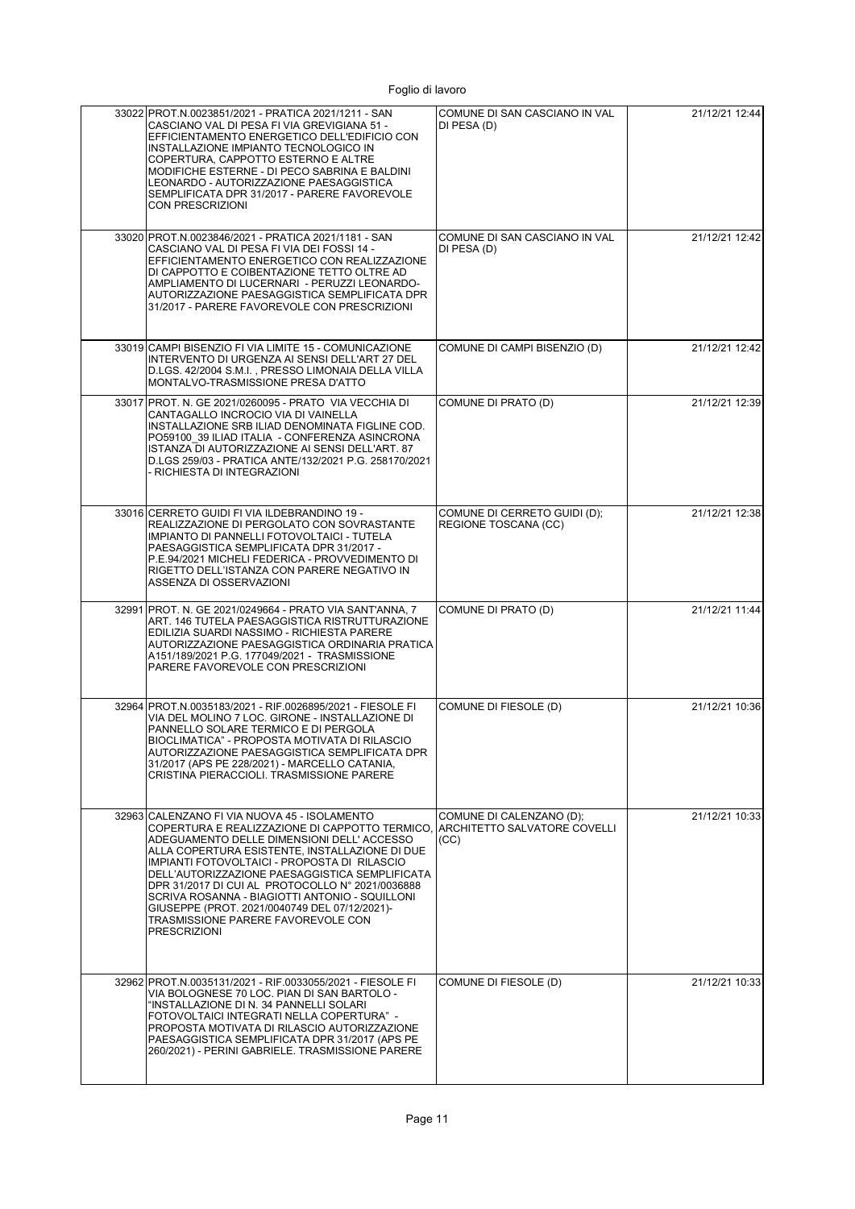| | | | |
|---|---|---|---|
| 33022 | PROT.N.0023851/2021 - PRATICA 2021/1211 - SAN CASCIANO VAL DI PESA FI VIA GREVIGIANA 51 - EFFICIENTAMENTO ENERGETICO DELL'EDIFICIO CON INSTALLAZIONE IMPIANTO TECNOLOGICO IN COPERTURA, CAPPOTTO ESTERNO E ALTRE MODIFICHE ESTERNE - DI PECO SABRINA E BALDINI LEONARDO - AUTORIZZAZIONE PAESAGGISTICA SEMPLIFICATA DPR 31/2017 - PARERE FAVOREVOLE CON PRESCRIZIONI | COMUNE DI SAN CASCIANO IN VAL DI PESA (D) | 21/12/21 12:44 |
| 33020 | PROT.N.0023846/2021 - PRATICA 2021/1181 - SAN CASCIANO VAL DI PESA FI VIA DEI FOSSI 14 - EFFICIENTAMENTO ENERGETICO CON REALIZZAZIONE DI CAPPOTTO E COIBENTAZIONE TETTO OLTRE AD AMPLIAMENTO DI LUCERNARI - PERUZZI LEONARDO- AUTORIZZAZIONE PAESAGGISTICA SEMPLIFICATA DPR 31/2017 - PARERE FAVOREVOLE CON PRESCRIZIONI | COMUNE DI SAN CASCIANO IN VAL DI PESA (D) | 21/12/21 12:42 |
| 33019 | CAMPI BISENZIO FI VIA LIMITE 15 - COMUNICAZIONE INTERVENTO DI URGENZA AI SENSI DELL'ART 27 DEL D.LGS. 42/2004 S.M.I. , PRESSO LIMONAIA DELLA VILLA MONTALVO-TRASMISSIONE PRESA D'ATTO | COMUNE DI CAMPI BISENZIO (D) | 21/12/21 12:42 |
| 33017 | PROT. N. GE 2021/0260095 - PRATO VIA VECCHIA DI CANTAGALLO INCROCIO VIA DI VAINELLA INSTALLAZIONE SRB ILIAD DENOMINATA FIGLINE COD. PO59100_39 ILIAD ITALIA - CONFERENZA ASINCRONA ISTANZA DI AUTORIZZAZIONE AI SENSI DELL'ART. 87 D.LGS 259/03 - PRATICA ANTE/132/2021 P.G. 258170/2021 - RICHIESTA DI INTEGRAZIONI | COMUNE DI PRATO (D) | 21/12/21 12:39 |
| 33016 | CERRETO GUIDI FI VIA ILDEBRANDINO 19 - REALIZZAZIONE DI PERGOLATO CON SOVRASTANTE IMPIANTO DI PANNELLI FOTOVOLTAICI - TUTELA PAESAGGISTICA SEMPLIFICATA DPR 31/2017 - P.E.94/2021 MICHELI FEDERICA - PROVVEDIMENTO DI RIGETTO DELL'ISTANZA CON PARERE NEGATIVO IN ASSENZA DI OSSERVAZIONI | COMUNE DI CERRETO GUIDI (D); REGIONE TOSCANA (CC) | 21/12/21 12:38 |
| 32991 | PROT. N. GE 2021/0249664 - PRATO VIA SANT'ANNA, 7 ART. 146 TUTELA PAESAGGISTICA RISTRUTTURAZIONE EDILIZIA SUARDI NASSIMO - RICHIESTA PARERE AUTORIZZAZIONE PAESAGGISTICA ORDINARIA PRATICA A151/189/2021 P.G. 177049/2021 - TRASMISSIONE PARERE FAVOREVOLE CON PRESCRIZIONI | COMUNE DI PRATO (D) | 21/12/21 11:44 |
| 32964 | PROT.N.0035183/2021 - RIF.0026895/2021 - FIESOLE FI VIA DEL MOLINO 7 LOC. GIRONE - INSTALLAZIONE DI PANNELLO SOLARE TERMICO E DI PERGOLA BIOCLIMATICA" - PROPOSTA MOTIVATA DI RILASCIO AUTORIZZAZIONE PAESAGGISTICA SEMPLIFICATA DPR 31/2017 (APS PE 228/2021) - MARCELLO CATANIA, CRISTINA PIERACCIOLI. TRASMISSIONE PARERE | COMUNE DI FIESOLE (D) | 21/12/21 10:36 |
| 32963 | CALENZANO FI VIA NUOVA 45 - ISOLAMENTO COPERTURA E REALIZZAZIONE DI CAPPOTTO TERMICO, ADEGUAMENTO DELLE DIMENSIONI DELL' ACCESSO ALLA COPERTURA ESISTENTE, INSTALLAZIONE DI DUE IMPIANTI FOTOVOLTAICI - PROPOSTA DI RILASCIO DELL'AUTORIZZAZIONE PAESAGGISTICA SEMPLIFICATA DPR 31/2017 DI CUI AL PROTOCOLLO N° 2021/0036888 SCRIVA ROSANNA - BIAGIOTTI ANTONIO - SQUILLONI GIUSEPPE (PROT. 2021/0040749 DEL 07/12/2021)- TRASMISSIONE PARERE FAVOREVOLE CON PRESCRIZIONI | COMUNE DI CALENZANO (D); ARCHITETTO SALVATORE COVELLI (CC) | 21/12/21 10:33 |
| 32962 | PROT.N.0035131/2021 - RIF.0033055/2021 - FIESOLE FI VIA BOLOGNESE 70 LOC. PIAN DI SAN BARTOLO - "INSTALLAZIONE DI N. 34 PANNELLI SOLARI FOTOVOLTAICI INTEGRATI NELLA COPERTURA" - PROPOSTA MOTIVATA DI RILASCIO AUTORIZZAZIONE PAESAGGISTICA SEMPLIFICATA DPR 31/2017 (APS PE 260/2021) - PERINI GABRIELE. TRASMISSIONE PARERE | COMUNE DI FIESOLE (D) | 21/12/21 10:33 |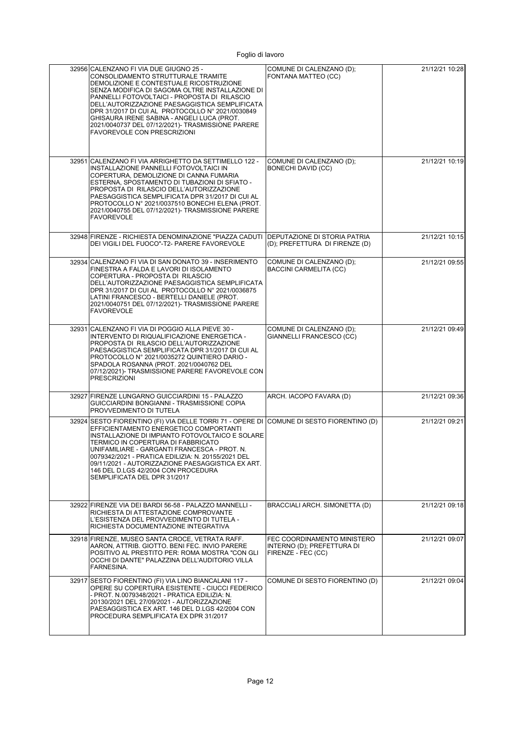| | | | |
|---|---|---|---|
| 32956 | CALENZANO FI VIA DUE GIUGNO 25 - CONSOLIDAMENTO STRUTTURALE TRAMITE DEMOLIZIONE E CONTESTUALE RICOSTRUZIONE SENZA MODIFICA DI SAGOMA OLTRE INSTALLAZIONE DI PANNELLI FOTOVOLTAICI - PROPOSTA DI RILASCIO DELL'AUTORIZZAZIONE PAESAGGISTICA SEMPLIFICATA DPR 31/2017 DI CUI AL PROTOCOLLO N° 2021/0030849 GHISAURA IRENE SABINA - ANGELI LUCA (PROT. 2021/0040737 DEL 07/12/2021)- TRASMISSIONE PARERE FAVOREVOLE CON PRESCRIZIONI | COMUNE DI CALENZANO (D); FONTANA MATTEO (CC) | 21/12/21 10:28 |
| 32951 | CALENZANO FI VIA ARRIGHETTO DA SETTIMELLO 122 - INSTALLAZIONE PANNELLI FOTOVOLTAICI IN COPERTURA, DEMOLIZIONE DI CANNA FUMARIA ESTERNA, SPOSTAMENTO DI TUBAZIONI DI SFIATO - PROPOSTA DI RILASCIO DELL'AUTORIZZAZIONE PAESAGGISTICA SEMPLIFICATA DPR 31/2017 DI CUI AL PROTOCOLLO N° 2021/0037510 BONECHI ELENA (PROT. 2021/0040755 DEL 07/12/2021)- TRASMISSIONE PARERE FAVOREVOLE | COMUNE DI CALENZANO (D); BONECHI DAVID (CC) | 21/12/21 10:19 |
| 32948 | FIRENZE - RICHIESTA DENOMINAZIONE "PIAZZA CADUTI DEI VIGILI DEL FUOCO"-T2- PARERE FAVOREVOLE | DEPUTAZIONE DI STORIA PATRIA (D); PREFETTURA DI FIRENZE (D) | 21/12/21 10:15 |
| 32934 | CALENZANO FI VIA DI SAN DONATO 39 - INSERIMENTO FINESTRA A FALDA E LAVORI DI ISOLAMENTO COPERTURA - PROPOSTA DI RILASCIO DELL'AUTORIZZAZIONE PAESAGGISTICA SEMPLIFICATA DPR 31/2017 DI CUI AL PROTOCOLLO N° 2021/0036875 LATINI FRANCESCO - BERTELLI DANIELE (PROT. 2021/0040751 DEL 07/12/2021)- TRASMISSIONE PARERE FAVOREVOLE | COMUNE DI CALENZANO (D); BACCINI CARMELITA (CC) | 21/12/21 09:55 |
| 32931 | CALENZANO FI VIA DI POGGIO ALLA PIEVE 30 - INTERVENTO DI RIQUALIFICAZIONE ENERGETICA - PROPOSTA DI RILASCIO DELL'AUTORIZZAZIONE PAESAGGISTICA SEMPLIFICATA DPR 31/2017 DI CUI AL PROTOCOLLO N° 2021/0035272 QUINTIERO DARIO - SPADOLA ROSANNA (PROT. 2021/0040762 DEL 07/12/2021)- TRASMISSIONE PARERE FAVOREVOLE CON PRESCRIZIONI | COMUNE DI CALENZANO (D); GIANNELLI FRANCESCO (CC) | 21/12/21 09:49 |
| 32927 | FIRENZE LUNGARNO GUICCIARDINI 15 - PALAZZO GUICCIARDINI BONGIANNI - TRASMISSIONE COPIA PROVVEDIMENTO DI TUTELA | ARCH. IACOPO FAVARA (D) | 21/12/21 09:36 |
| 32924 | SESTO FIORENTINO (FI) VIA DELLE TORRI 71 - OPERE DI EFFICIENTAMENTO ENERGETICO COMPORTANTI INSTALLAZIONE DI IMPIANTO FOTOVOLTAICO E SOLARE TERMICO IN COPERTURA DI FABBRICATO UNIFAMILIARE - GARGANTI FRANCESCA - PROT. N. 0079342/2021 - PRATICA EDILIZIA: N. 20155/2021 DEL 09/11/2021 - AUTORIZZAZIONE PAESAGGISTICA EX ART. 146 DEL D.LGS 42/2004 CON PROCEDURA SEMPLIFICATA DEL DPR 31/2017 | COMUNE DI SESTO FIORENTINO (D) | 21/12/21 09:21 |
| 32922 | FIRENZE VIA DEI BARDI 56-58 - PALAZZO MANNELLI - RICHIESTA DI ATTESTAZIONE COMPROVANTE L'ESISTENZA DEL PROVVEDIMENTO DI TUTELA - RICHIESTA DOCUMENTAZIONE INTEGRATIVA | BRACCIALI ARCH. SIMONETTA (D) | 21/12/21 09:18 |
| 32918 | FIRENZE, MUSEO SANTA CROCE, VETRATA RAFF. AARON, ATTRIB. GIOTTO. BENI FEC. INVIO PARERE POSITIVO AL PRESTITO PER: ROMA MOSTRA "CON GLI OCCHI DI DANTE" PALAZZINA DELL'AUDITORIO VILLA FARNESINA. | FEC COORDINAMENTO MINISTERO INTERNO (D); PREFETTURA DI FIRENZE - FEC (CC) | 21/12/21 09:07 |
| 32917 | SESTO FIORENTINO (FI) VIA LINO BIANCALANI 117 - OPERE SU COPERTURA ESISTENTE - CIUCCI FEDERICO - PROT. N.0079348/2021 - PRATICA EDILIZIA: N. 20130/2021 DEL 27/09/2021 - AUTORIZZAZIONE PAESAGGISTICA EX ART. 146 DEL D.LGS 42/2004 CON PROCEDURA SEMPLIFICATA EX DPR 31/2017 | COMUNE DI SESTO FIORENTINO (D) | 21/12/21 09:04 |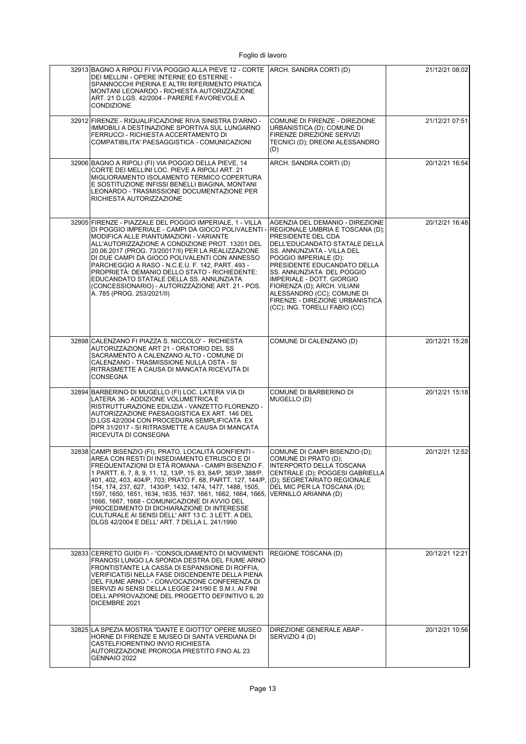| | | | |
|---|---|---|---|
| 32913 | BAGNO A RIPOLI FI VIA POGGIO ALLA PIEVE 12 - CORTE DEI MELLINI - OPERE INTERNE ED ESTERNE - SPANNOCCHI PIERINA E ALTRI RIFERIMENTO PRATICA MONTANI LEONARDO - RICHIESTA AUTORIZZAZIONE ART. 21 D.LGS. 42/2004 - PARERE FAVOREVOLE A CONDIZIONE | ARCH. SANDRA CORTI (D) | 21/12/21 08:02 |
| 32912 | FIRENZE - RIQUALIFICAZIONE RIVA SINISTRA D'ARNO - IMMOBILI A DESTINAZIONE SPORTIVA SUL LUNGARNO FERRUCCI - RICHIESTA ACCERTAMENTO DI COMPATIBILITA' PAESAGGISTICA - COMUNICAZIONI | COMUNE DI FIRENZE - DIREZIONE URBANISTICA (D); COMUNE DI FIRENZE DIREZIONE SERVIZI TECNICI (D); DREONI ALESSANDRO (D) | 21/12/21 07:51 |
| 32906 | BAGNO A RIPOLI (FI) VIA POGGIO DELLA PIEVE, 14 CORTE DEI MELLINI LOC. PIEVE A RIPOLI ART. 21 MIGLIORAMENTO ISOLAMENTO TERMICO COPERTURA E SOSTITUZIONE INFISSI BENELLI BIAGINA, MONTANI LEONARDO - TRASMISSIONE DOCUMENTAZIONE PER RICHIESTA AUTORIZZAZIONE | ARCH. SANDRA CORTI (D) | 20/12/21 16:54 |
| 32905 | FIRENZE - PIAZZALE DEL POGGIO IMPERIALE, 1 - VILLA DI POGGIO IMPERIALE - CAMPI DA GIOCO POLIVALENTI - MODIFICA ALLE PIANTUMAZIONI - VARIANTE ALL'AUTORIZZAZIONE A CONDIZIONE PROT. 13201 DEL 20.06.2017 (PROG. 73/20017/II) PER LA REALIZZAZIONE DI DUE CAMPI DA GIOCO POLIVALENTI CON ANNESSO PARCHEGGIO A RASO - N.C.E.U. F. 142, PART. 493 - PROPRIETÀ: DEMANIO DELLO STATO - RICHIEDENTE: EDUCANDATO STATALE DELLA SS. ANNUNZIATA (CONCESSIONARIO) - AUTORIZZAZIONE ART. 21 - POS. A. 785 (PROG. 253/2021/II) | AGENZIA DEL DEMANIO - DIREZIONE REGIONALE UMBRIA E TOSCANA (D); PRESIDENTE DEL CDA DELL'EDUCANDATO STATALE DELLA SS. ANNUNZIATA - VILLA DEL POGGIO IMPERIALE (D); PRESIDENTE EDUCANDATO DELLA SS. ANNUNZIATA DEL POGGIO IMPERIALE - DOTT. GIORGIO FIORENZA (D); ARCH. VILIANI ALESSANDRO (CC); COMUNE DI FIRENZE - DIREZIONE URBANISTICA (CC); ING. TORELLI FABIO (CC) | 20/12/21 16:48 |
| 32898 | CALENZANO FI PIAZZA S. NICCOLO' - RICHIESTA AUTORIZZAZIONE ART 21 - ORATORIO DEL SS SACRAMENTO A CALENZANO ALTO - COMUNE DI CALENZANO - TRASMISSIONE NULLA OSTA - SI RITRASMETTE A CAUSA DI MANCATA RICEVUTA DI CONSEGNA | COMUNE DI CALENZANO (D) | 20/12/21 15:28 |
| 32894 | BARBERINO DI MUGELLO (FI) LOC. LATERA VIA DI LATERA 36 - ADDIZIONE VOLUMETRICA E RISTRUTTURAZIONE EDILIZIA - VANZETTO FLORENZO - AUTORIZZAZIONE PAESAGGISTICA EX ART. 146 DEL D.LGS 42/2004 CON PROCEDURA SEMPLIFICATA EX DPR 31/2017 - SI RITRASMETTE A CAUSA DI MANCATA RICEVUTA DI CONSEGNA | COMUNE DI BARBERINO DI MUGELLO (D) | 20/12/21 15:18 |
| 32838 | CAMPI BISENZIO (FI), PRATO, LOCALITÀ GONFIENTI - AREA CON RESTI DI INSEDIAMENTO ETRUSCO E DI FREQUENTAZIONI DI ETÀ ROMANA - CAMPI BISENZIO F. 1 PARTT. 6, 7, 8, 9, 11, 12, 13/P, 15, 83, 84/P, 383/P, 388/P, 401, 402, 403, 404/P, 703; PRATO F. 68, PARTT. 127, 144/P, 154, 174, 237, 627, 1430/P, 1432, 1474, 1477, 1488, 1505, 1597, 1650, 1651, 1634, 1635, 1637, 1661, 1662, 1664, 1665, 1666, 1667, 1668 - COMUNICAZIONE DI AVVIO DEL PROCEDIMENTO DI DICHIARAZIONE DI INTERESSE CULTURALE AI SENSI DELL' ART 13 C. 3 LETT. A DEL DLGS 42/2004 E DELL' ART. 7 DELLA L. 241/1990 | COMUNE DI CAMPI BISENZIO (D); COMUNE DI PRATO (D); INTERPORTO DELLA TOSCANA CENTRALE (D); POGGESI GABRIELLA (D); SEGRETARIATO REGIONALE DEL MIC PER LA TOSCANA (D); VERNILLO ARIANNA (D) | 20/12/21 12:52 |
| 32833 | CERRETO GUIDI FI - "CONSOLIDAMENTO DI MOVIMENTI FRANOSI LUNGO LA SPONDA DESTRA DEL FIUME ARNO FRONTISTANTE LA CASSA DI ESPANSIONE DI ROFFIA, VERIFICATISI NELLA FASE DISCENDENTE DELLA PIENA DEL FIUME ARNO." - CONVOCAZIONE CONFERENZA DI SERVIZI AI SENSI DELLA LEGGE 241/90 E S.M.I. AI FINI DELL'APPROVAZIONE DEL PROGETTO DEFINITIVO IL 20 DICEMBRE 2021 | REGIONE TOSCANA (D) | 20/12/21 12:21 |
| 32825 | LA SPEZIA MOSTRA "DANTE E GIOTTO" OPERE MUSEO HORNE DI FIRENZE E MUSEO DI SANTA VERDIANA DI CASTELFIORENTINO INVIO RICHIESTA AUTORIZZAZIONE PROROGA PRESTITO FINO AL 23 GENNAIO 2022 | DIREZIONE GENERALE ABAP - SERVIZIO 4 (D) | 20/12/21 10:56 |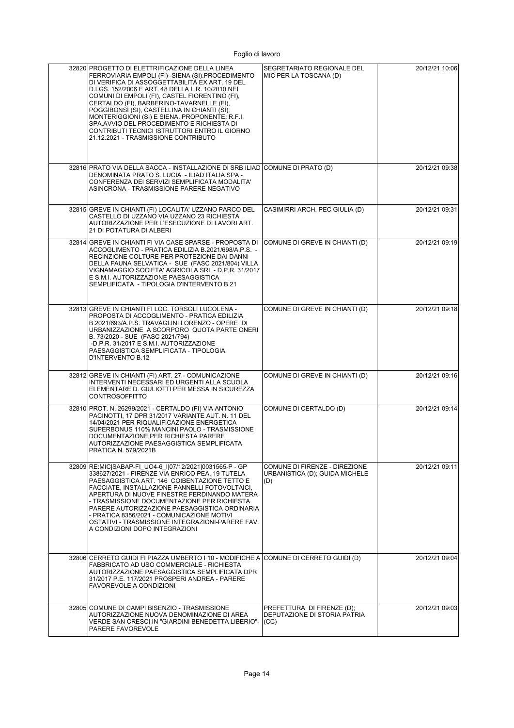| | | | |
|---|---|---|---|
| 32820 | PROGETTO DI ELETTRIFICAZIONE DELLA LINEA FERROVIARIA EMPOLI (FI) -SIENA (SI).PROCEDIMENTO DI VERIFICA DI ASSOGGETTABILITÀ EX ART. 19 DEL D.LGS. 152/2006 E ART. 48 DELLA L.R. 10/2010 NEI COMUNI DI EMPOLI (FI), CASTEL FIORENTINO (FI), CERTALDO (FI), BARBERINO-TAVARNELLE (FI), POGGIBONSI (SI), CASTELLINA IN CHIANTI (SI), MONTERIGGIONI (SI) E SIENA. PROPONENTE: R.F.I. SPA.AVVIO DEL PROCEDIMENTO E RICHIESTA DI CONTRIBUTI TECNICI ISTRUTTORI ENTRO IL GIORNO 21.12.2021 - TRASMISSIONE CONTRIBUTO | SEGRETARIATO REGIONALE DEL MIC PER LA TOSCANA (D) | 20/12/21 10:06 |
| 32816 | PRATO VIA DELLA SACCA - INSTALLAZIONE DI SRB ILIAD DENOMINATA PRATO S. LUCIA - ILIAD ITALIA SPA - CONFERENZA DEI SERVIZI SEMPLIFICATA MODALITA' ASINCRONA - TRASMISSIONE PARERE NEGATIVO | COMUNE DI PRATO (D) | 20/12/21 09:38 |
| 32815 | GREVE IN CHIANTI (FI) LOCALITA' UZZANO PARCO DEL CASTELLO DI UZZANO VIA UZZANO 23 RICHIESTA AUTORIZZAZIONE PER L'ESECUZIONE DI LAVORI ART. 21 DI POTATURA DI ALBERI | CASIMIRRI ARCH. PEC GIULIA (D) | 20/12/21 09:31 |
| 32814 | GREVE IN CHIANTI FI VIA CASE SPARSE - PROPOSTA DI ACCOGLIMENTO - PRATICA EDILIZIA B.2021/698/A.P.S. - RECINZIONE COLTURE PER PROTEZIONE DAI DANNI DELLA FAUNA SELVATICA - SUE (FASC 2021/804) VILLA VIGNAMAGGIO SOCIETA' AGRICOLA SRL - D.P.R. 31/2017 E S.M.I. AUTORIZZAZIONE PAESAGGISTICA SEMPLIFICATA - TIPOLOGIA D'INTERVENTO B.21 | COMUNE DI GREVE IN CHIANTI (D) | 20/12/21 09:19 |
| 32813 | GREVE IN CHIANTI FI LOC. TORSOLI LUCOLENA - PROPOSTA DI ACCOGLIMENTO - PRATICA EDILIZIA B.2021/693/A.P.S. TRAVAGLINI LORENZO - OPERE DI URBANIZZAZIONE A SCORPORO QUOTA PARTE ONERI B. 73/2020 - SUE (FASC 2021/794) -D.P.R. 31/2017 E S.M.I. AUTORIZZAZIONE PAESAGGISTICA SEMPLIFICATA - TIPOLOGIA D'INTERVENTO B.12 | COMUNE DI GREVE IN CHIANTI (D) | 20/12/21 09:18 |
| 32812 | GREVE IN CHIANTI (FI) ART. 27 - COMUNICAZIONE INTERVENTI NECESSARI ED URGENTI ALLA SCUOLA ELEMENTARE D. GIULIOTTI PER MESSA IN SICUREZZA CONTROSOFFITTO | COMUNE DI GREVE IN CHIANTI (D) | 20/12/21 09:16 |
| 32810 | PROT. N. 26299/2021 - CERTALDO (FI) VIA ANTONIO PACINOTTI, 17 DPR 31/2017 VARIANTE AUT. N. 11 DEL 14/04/2021 PER RIQUALIFICAZIONE ENERGETICA SUPERBONUS 110% MANCINI PAOLO - TRASMISSIONE DOCUMENTAZIONE PER RICHIESTA PARERE AUTORIZZAZIONE PAESAGGISTICA SEMPLIFICATA PRATICA N. 579/2021B | COMUNE DI CERTALDO (D) | 20/12/21 09:14 |
| 32809 | RE:MIC\|SABAP-FI_UO4-6_I\|07/12/2021\|0031565-P - GP 338627/2021 - FIRENZE VIA ENRICO PEA, 19 TUTELA PAESAGGISTICA ART. 146 COIBENTAZIONE TETTO E FACCIATE, INSTALLAZIONE PANNELLI FOTOVOLTAICI, APERTURA DI NUOVE FINESTRE FERDINANDO MATERA - TRASMISSIONE DOCUMENTAZIONE PER RICHIESTA PARERE AUTORIZZAZIONE PAESAGGISTICA ORDINARIA - PRATICA 8356/2021 - COMUNICAZIONE MOTIVI OSTATIVI - TRASMISSIONE INTEGRAZIONI-PARERE FAV. A CONDIZIONI DOPO INTEGRAZIONI | COMUNE DI FIRENZE - DIREZIONE URBANISTICA (D); GUIDA MICHELE (D) | 20/12/21 09:11 |
| 32806 | CERRETO GUIDI FI PIAZZA UMBERTO I 10 - MODIFICHE A FABBRICATO AD USO COMMERCIALE - RICHIESTA AUTORIZZAZIONE PAESAGGISTICA SEMPLIFICATA DPR 31/2017 P.E. 117/2021 PROSPERI ANDREA - PARERE FAVOREVOLE A CONDIZIONI | COMUNE DI CERRETO GUIDI (D) | 20/12/21 09:04 |
| 32805 | COMUNE DI CAMPI BISENZIO - TRASMISSIONE AUTORIZZAZIONE NUOVA DENOMINAZIONE DI AREA VERDE SAN CRESCI IN "GIARDINI BENEDETTA LIBERIO"- PARERE FAVOREVOLE | PREFETTURA DI FIRENZE (D); DEPUTAZIONE DI STORIA PATRIA (CC) | 20/12/21 09:03 |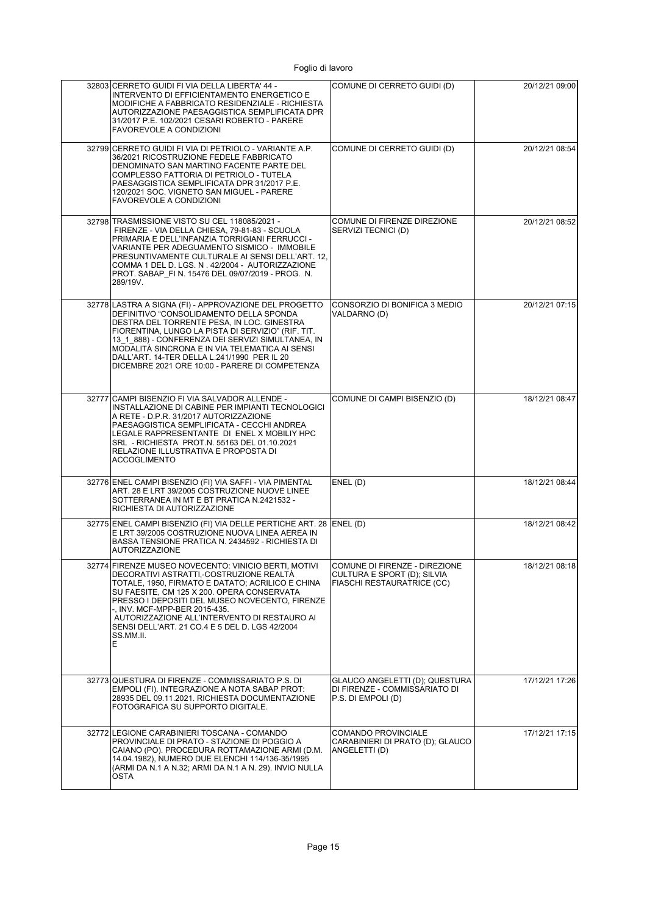| | | | |
|---|---|---|---|
| 32803 | CERRETO GUIDI FI VIA DELLA LIBERTA' 44 - INTERVENTO DI EFFICIENTAMENTO ENERGETICO E MODIFICHE A FABBRICATO RESIDENZIALE - RICHIESTA AUTORIZZAZIONE PAESAGGISTICA SEMPLIFICATA DPR 31/2017 P.E. 102/2021 CESARI ROBERTO - PARERE FAVOREVOLE A CONDIZIONI | COMUNE DI CERRETO GUIDI (D) | 20/12/21 09:00 |
| 32799 | CERRETO GUIDI FI VIA DI PETRIOLO - VARIANTE A.P. 36/2021 RICOSTRUZIONE FEDELE FABBRICATO DENOMINATO SAN MARTINO FACENTE PARTE DEL COMPLESSO FATTORIA DI PETRIOLO - TUTELA PAESAGGISTICA SEMPLIFICATA DPR 31/2017 P.E. 120/2021 SOC. VIGNETO SAN MIGUEL - PARERE FAVOREVOLE A CONDIZIONI | COMUNE DI CERRETO GUIDI (D) | 20/12/21 08:54 |
| 32798 | TRASMISSIONE VISTO SU CEL 118085/2021 - FIRENZE - VIA DELLA CHIESA, 79-81-83 - SCUOLA PRIMARIA E DELL'INFANZIA TORRIGIANI FERRUCCI - VARIANTE PER ADEGUAMENTO SISMICO - IMMOBILE PRESUNTIVAMENTE CULTURALE AI SENSI DELL'ART. 12, COMMA 1 DEL D. LGS. N . 42/2004 - AUTORIZZAZIONE PROT. SABAP_FI N. 15476 DEL 09/07/2019 - PROG. N. 289/19V. | COMUNE DI FIRENZE DIREZIONE SERVIZI TECNICI (D) | 20/12/21 08:52 |
| 32778 | LASTRA A SIGNA (FI) - APPROVAZIONE DEL PROGETTO DEFINITIVO "CONSOLIDAMENTO DELLA SPONDA DESTRA DEL TORRENTE PESA, IN LOC. GINESTRA FIORENTINA, LUNGO LA PISTA DI SERVIZIO" (RIF. TIT. 13_1_888) - CONFERENZA DEI SERVIZI SIMULTANEA, IN MODALITÀ SINCRONA E IN VIA TELEMATICA AI SENSI DALL'ART. 14-TER DELLA L.241/1990 PER IL 20 DICEMBRE 2021 ORE 10:00 - PARERE DI COMPETENZA | CONSORZIO DI BONIFICA 3 MEDIO VALDARNO (D) | 20/12/21 07:15 |
| 32777 | CAMPI BISENZIO FI VIA SALVADOR ALLENDE - INSTALLAZIONE DI CABINE PER IMPIANTI TECNOLOGICI A RETE - D.P.R. 31/2017 AUTORIZZAZIONE PAESAGGISTICA SEMPLIFICATA - CECCHI ANDREA LEGALE RAPPRESENTANTE DI ENEL X MOBILIY HPC SRL - RICHIESTA PROT.N. 55163 DEL 01.10.2021 RELAZIONE ILLUSTRATIVA E PROPOSTA DI ACCOGLIMENTO | COMUNE DI CAMPI BISENZIO (D) | 18/12/21 08:47 |
| 32776 | ENEL CAMPI BISENZIO (FI) VIA SAFFI - VIA PIMENTAL ART. 28 E LRT 39/2005 COSTRUZIONE NUOVE LINEE SOTTERRANEA IN MT E BT PRATICA N.2421532 - RICHIESTA DI AUTORIZZAZIONE | ENEL (D) | 18/12/21 08:44 |
| 32775 | ENEL CAMPI BISENZIO (FI) VIA DELLE PERTICHE ART. 28 E LRT 39/2005 COSTRUZIONE NUOVA LINEA AEREA IN BASSA TENSIONE PRATICA N. 2434592 - RICHIESTA DI AUTORIZZAZIONE | ENEL (D) | 18/12/21 08:42 |
| 32774 | FIRENZE MUSEO NOVECENTO: VINICIO BERTI, MOTIVI DECORATIVI ASTRATTI,-COSTRUZIONE REALTÀ TOTALE, 1950, FIRMATO E DATATO; ACRILICO E CHINA SU FAESITE, CM 125 X 200. OPERA CONSERVATA PRESSO I DEPOSITI DEL MUSEO NOVECENTO, FIRENZE -, INV. MCF-MPP-BER 2015-435. AUTORIZZAZIONE ALL'INTERVENTO DI RESTAURO AI SENSI DELL'ART. 21 CO.4 E 5 DEL D. LGS 42/2004 SS.MM.II. E | COMUNE DI FIRENZE - DIREZIONE CULTURA E SPORT (D); SILVIA FIASCHI RESTAURATRICE (CC) | 18/12/21 08:18 |
| 32773 | QUESTURA DI FIRENZE - COMMISSARIATO P.S. DI EMPOLI (FI). INTEGRAZIONE A NOTA SABAP PROT: 28935 DEL 09.11.2021. RICHIESTA DOCUMENTAZIONE FOTOGRAFICA SU SUPPORTO DIGITALE. | GLAUCO ANGELETTI (D); QUESTURA DI FIRENZE - COMMISSARIATO DI P.S. DI EMPOLI (D) | 17/12/21 17:26 |
| 32772 | LEGIONE CARABINIERI TOSCANA - COMANDO PROVINCIALE DI PRATO - STAZIONE DI POGGIO A CAIANO (PO). PROCEDURA ROTTAMAZIONE ARMI (D.M. 14.04.1982), NUMERO DUE ELENCHI 114/136-35/1995 (ARMI DA N.1 A N.32; ARMI DA N.1 A N. 29). INVIO NULLA OSTA | COMANDO PROVINCIALE CARABINIERI DI PRATO (D); GLAUCO ANGELETTI (D) | 17/12/21 17:15 |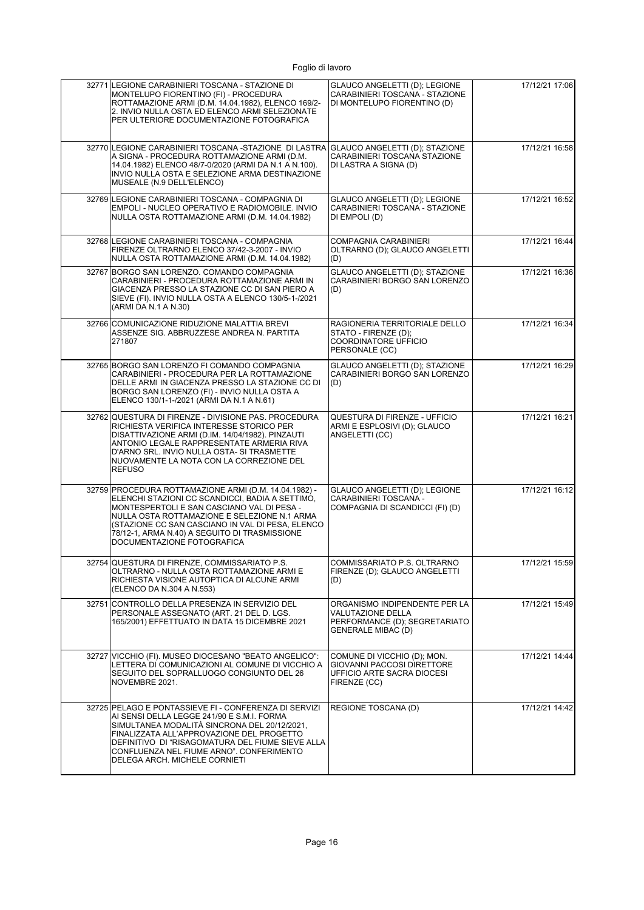| | | | |
|---|---|---|---|
| 32771 | LEGIONE CARABINIERI TOSCANA - STAZIONE DI MONTELUPO FIORENTINO (FI) - PROCEDURA ROTTAMAZIONE ARMI (D.M. 14.04.1982), ELENCO 169/2-2. INVIO NULLA OSTA ED ELENCO ARMI SELEZIONATE PER ULTERIORE DOCUMENTAZIONE FOTOGRAFICA | GLAUCO ANGELETTI (D); LEGIONE CARABINIERI TOSCANA - STAZIONE DI MONTELUPO FIORENTINO (D) | 17/12/21 17:06 |
| 32770 | LEGIONE CARABINIERI TOSCANA -STAZIONE DI LASTRA A SIGNA - PROCEDURA ROTTAMAZIONE ARMI (D.M. 14.04.1982) ELENCO 48/7-0/2020 (ARMI DA N.1 A N.100). INVIO NULLA OSTA E SELEZIONE ARMA DESTINAZIONE MUSEALE (N.9 DELL'ELENCO) | GLAUCO ANGELETTI (D); STAZIONE CARABINIERI TOSCANA STAZIONE DI LASTRA A SIGNA (D) | 17/12/21 16:58 |
| 32769 | LEGIONE CARABINIERI TOSCANA - COMPAGNIA DI EMPOLI - NUCLEO OPERATIVO E RADIOMOBILE. INVIO NULLA OSTA ROTTAMAZIONE ARMI (D.M. 14.04.1982) | GLAUCO ANGELETTI (D); LEGIONE CARABINIERI TOSCANA - STAZIONE DI EMPOLI (D) | 17/12/21 16:52 |
| 32768 | LEGIONE CARABINIERI TOSCANA - COMPAGNIA FIRENZE OLTRARNO ELENCO 37/42-3-2007 - INVIO NULLA OSTA ROTTAMAZIONE ARMI (D.M. 14.04.1982) | COMPAGNIA CARABINIERI OLTRARNO (D); GLAUCO ANGELETTI (D) | 17/12/21 16:44 |
| 32767 | BORGO SAN LORENZO. COMANDO COMPAGNIA CARABINIERI - PROCEDURA ROTTAMAZIONE ARMI IN GIACENZA PRESSO LA STAZIONE CC DI SAN PIERO A SIEVE (FI). INVIO NULLA OSTA A ELENCO 130/5-1-/2021 (ARMI DA N.1 A N.30) | GLAUCO ANGELETTI (D); STAZIONE CARABINIERI BORGO SAN LORENZO (D) | 17/12/21 16:36 |
| 32766 | COMUNICAZIONE RIDUZIONE MALATTIA BREVI ASSENZE SIG. ABBRUZZESE ANDREA N. PARTITA 271807 | RAGIONERIA TERRITORIALE DELLO STATO - FIRENZE (D); COORDINATORE UFFICIO PERSONALE (CC) | 17/12/21 16:34 |
| 32765 | BORGO SAN LORENZO FI COMANDO COMPAGNIA CARABINIERI - PROCEDURA PER LA ROTTAMAZIONE DELLE ARMI IN GIACENZA PRESSO LA STAZIONE CC DI BORGO SAN LORENZO (FI) - INVIO NULLA OSTA A ELENCO 130/1-1-/2021 (ARMI DA N.1 A N.61) | GLAUCO ANGELETTI (D); STAZIONE CARABINIERI BORGO SAN LORENZO (D) | 17/12/21 16:29 |
| 32762 | QUESTURA DI FIRENZE - DIVISIONE PAS. PROCEDURA RICHIESTA VERIFICA INTERESSE STORICO PER DISATTIVAZIONE ARMI (D.M. 14/04/1982). PINZAUTI ANTONIO LEGALE RAPPRESENTATE ARMERIA RIVA D'ARNO SRL. INVIO NULLA OSTA- SI TRASMETTE NUOVAMENTE LA NOTA CON LA CORREZIONE DEL REFUSO | QUESTURA DI FIRENZE - UFFICIO ARMI E ESPLOSIVI (D); GLAUCO ANGELETTI (CC) | 17/12/21 16:21 |
| 32759 | PROCEDURA ROTTAMAZIONE ARMI (D.M. 14.04.1982) - ELENCHI STAZIONI CC SCANDICCI, BADIA A SETTIMO, MONTESPERTOLI E SAN CASCIANO VAL DI PESA - NULLA OSTA ROTTAMAZIONE E SELEZIONE N.1 ARMA (STAZIONE CC SAN CASCIANO IN VAL DI PESA, ELENCO 78/12-1, ARMA N.40) A SEGUITO DI TRASMISSIONE DOCUMENTAZIONE FOTOGRAFICA | GLAUCO ANGELETTI (D); LEGIONE CARABINIERI TOSCANA - COMPAGNIA DI SCANDICCI (FI) (D) | 17/12/21 16:12 |
| 32754 | QUESTURA DI FIRENZE, COMMISSARIATO P.S. OLTRARNO - NULLA OSTA ROTTAMAZIONE ARMI E RICHIESTA VISIONE AUTOPTICA DI ALCUNE ARMI (ELENCO DA N.304 A N.553) | COMMISSARIATO P.S. OLTRARNO FIRENZE (D); GLAUCO ANGELETTI (D) | 17/12/21 15:59 |
| 32751 | CONTROLLO DELLA PRESENZA IN SERVIZIO DEL PERSONALE ASSEGNATO (ART. 21 DEL D. LGS. 165/2001) EFFETTUATO IN DATA 15 DICEMBRE 2021 | ORGANISMO INDIPENDENTE PER LA VALUTAZIONE DELLA PERFORMANCE (D); SEGRETARIATO GENERALE MIBAC (D) | 17/12/21 15:49 |
| 32727 | VICCHIO (FI). MUSEO DIOCESANO "BEATO ANGELICO": LETTERA DI COMUNICAZIONI AL COMUNE DI VICCHIO A SEGUITO DEL SOPRALLUOGO CONGIUNTO DEL 26 NOVEMBRE 2021. | COMUNE DI VICCHIO (D); MON. GIOVANNI PACCOSI DIRETTORE UFFICIO ARTE SACRA DIOCESI FIRENZE (CC) | 17/12/21 14:44 |
| 32725 | PELAGO E PONTASSIEVE FI - CONFERENZA DI SERVIZI AI SENSI DELLA LEGGE 241/90 E S.M.I. FORMA SIMULTANEA MODALITÀ SINCRONA DEL 20/12/2021, FINALIZZATA ALL'APPROVAZIONE DEL PROGETTO DEFINITIVO DI "RISAGOMATURA DEL FIUME SIEVE ALLA CONFLUENZA NEL FIUME ARNO". CONFERIMENTO DELEGA ARCH. MICHELE CORNIETI | REGIONE TOSCANA (D) | 17/12/21 14:42 |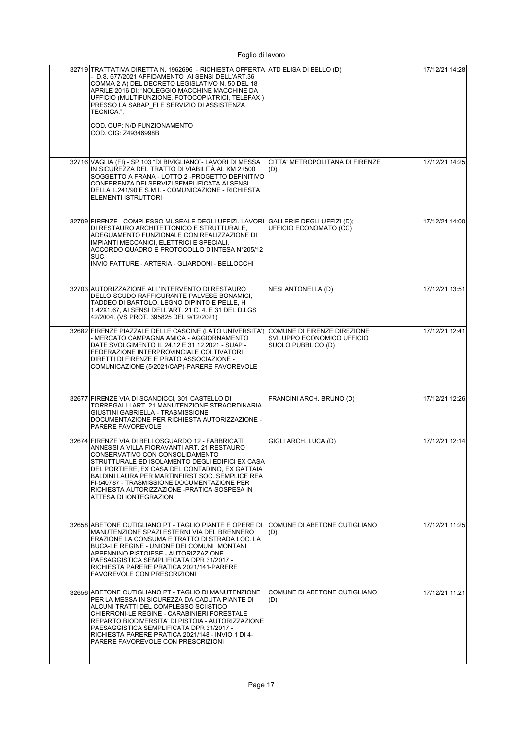| | | | |
|---|---|---|---|
| 32719 | TRATTATIVA DIRETTA N. 1962696 - RICHIESTA OFFERTA - D.S. 577/2021 AFFIDAMENTO AI SENSI DELL'ART.36 COMMA 2 A) DEL DECRETO LEGISLATIVO N. 50 DEL 18 APRILE 2016 DI: "NOLEGGIO MACCHINE MACCHINE DA UFFICIO (MULTIFUNZIONE, FOTOCOPIATRICI, TELEFAX ) PRESSO LA SABAP_FI E SERVIZIO DI ASSISTENZA TECNICA."; COD. CUP: N/D FUNZIONAMENTO COD. CIG: Z49346998B | ATD ELISA DI BELLO (D) | 17/12/21 14:28 |
| 32716 | VAGLIA (FI) - SP 103 "DI BIVIGLIANO"- LAVORI DI MESSA IN SICUREZZA DEL TRATTO DI VIABILITÀ AL KM 2+500 SOGGETTO A FRANA - LOTTO 2 -PROGETTO DEFINITIVO CONFERENZA DEI SERVIZI SEMPLIFICATA AI SENSI DELLA L.241/90 E S.M.I. - COMUNICAZIONE - RICHIESTA ELEMENTI ISTRUTTORI | CITTA' METROPOLITANA DI FIRENZE (D) | 17/12/21 14:25 |
| 32709 | FIRENZE - COMPLESSO MUSEALE DEGLI UFFIZI. LAVORI DI RESTAURO ARCHITETTONICO E STRUTTURALE, ADEGUAMENTO FUNZIONALE CON REALIZZAZIONE DI IMPIANTI MECCANICI, ELETTRICI E SPECIALI. ACCORDO QUADRO E PROTOCOLLO D'INTESA N°205/12 SUC. INVIO FATTURE - ARTERIA - GLIARDONI - BELLOCCHI | GALLERIE DEGLI UFFIZI (D); - UFFICIO ECONOMATO (CC) | 17/12/21 14:00 |
| 32703 | AUTORIZZAZIONE ALL'INTERVENTO DI RESTAURO DELLO SCUDO RAFFIGURANTE PALVESE BONAMICI, TADDEO DI BARTOLO, LEGNO DIPINTO E PELLE, H 1.42X1.67, AI SENSI DELL'ART. 21 C. 4. E 31 DEL D.LGS 42/2004. (VS PROT. 395825 DEL 9/12/2021) | NESI ANTONELLA (D) | 17/12/21 13:51 |
| 32682 | FIRENZE PIAZZALE DELLE CASCINE (LATO UNIVERSITA') - MERCATO CAMPAGNA AMICA - AGGIORNAMENTO DATE SVOLGIMENTO IL 24.12 E 31.12.2021 - SUAP - FEDERAZIONE INTERPROVINCIALE COLTIVATORI DIRETTI DI FIRENZE E PRATO ASSOCIAZIONE - COMUNICAZIONE (5/2021/CAP)-PARERE FAVOREVOLE | COMUNE DI FIRENZE DIREZIONE SVILUPPO ECONOMICO UFFICIO SUOLO PUBBLICO (D) | 17/12/21 12:41 |
| 32677 | FIRENZE VIA DI SCANDICCI, 301 CASTELLO DI TORREGALLI ART. 21 MANUTENZIONE STRAORDINARIA GIUSTINI GABRIELLA - TRASMISSIONE DOCUMENTAZIONE PER RICHIESTA AUTORIZZAZIONE - PARERE FAVOREVOLE | FRANCINI ARCH. BRUNO (D) | 17/12/21 12:26 |
| 32674 | FIRENZE VIA DI BELLOSGUARDO 12 - FABBRICATI ANNESSI A VILLA FIORAVANTI ART. 21 RESTAURO CONSERVATIVO CON CONSOLIDAMENTO STRUTTURALE ED ISOLAMENTO DEGLI EDIFICI EX CASA DEL PORTIERE, EX CASA DEL CONTADINO, EX GATTAIA BALDINI LAURA PER MARTINFIRST SOC. SEMPLICE REA FI-540787 - TRASMISSIONE DOCUMENTAZIONE PER RICHIESTA AUTORIZZAZIONE -PRATICA SOSPESA IN ATTESA DI IONTEGRAZIONI | GIGLI ARCH. LUCA (D) | 17/12/21 12:14 |
| 32658 | ABETONE CUTIGLIANO PT - TAGLIO PIANTE E OPERE DI MANUTENZIONE SPAZI ESTERNI VIA DEL BRENNERO FRAZIONE LA CONSUMA E TRATTO DI STRADA LOC. LA BUCA-LE REGINE - UNIONE DEI COMUNI MONTANI APPENNINO PISTOIESE - AUTORIZZAZIONE PAESAGGISTICA SEMPLIFICATA DPR 31/2017 - RICHIESTA PARERE PRATICA 2021/141-PARERE FAVOREVOLE CON PRESCRIZIONI | COMUNE DI ABETONE CUTIGLIANO (D) | 17/12/21 11:25 |
| 32656 | ABETONE CUTIGLIANO PT - TAGLIO DI MANUTENZIONE PER LA MESSA IN SICUREZZA DA CADUTA PIANTE DI ALCUNI TRATTI DEL COMPLESSO SCIISTICO CHIERRONI-LE REGINE - CARABINIERI FORESTALE REPARTO BIODIVERSITA' DI PISTOIA - AUTORIZZAZIONE PAESAGGISTICA SEMPLIFICATA DPR 31/2017 - RICHIESTA PARERE PRATICA 2021/148 - INVIO 1 DI 4- PARERE FAVOREVOLE CON PRESCRIZIONI | COMUNE DI ABETONE CUTIGLIANO (D) | 17/12/21 11:21 |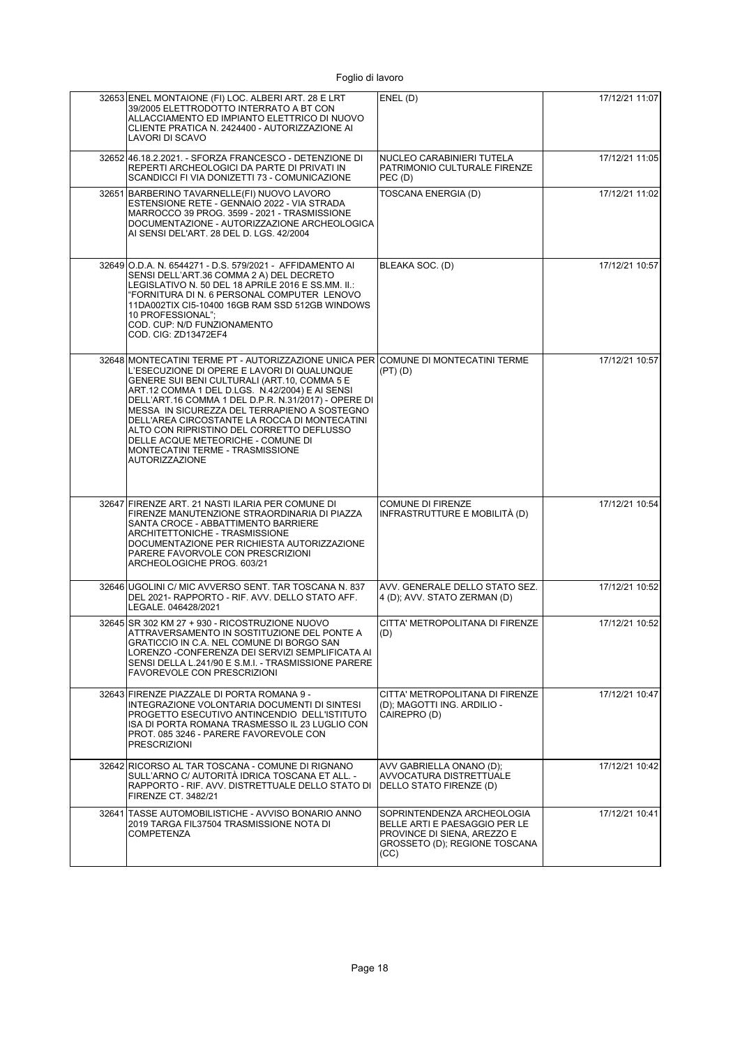| | | | |
|---|---|---|---|
| 32653 | ENEL MONTAIONE (FI) LOC. ALBERI ART. 28 E LRT 39/2005 ELETTRODOTTO INTERRATO A BT CON ALLACCIAMENTO ED IMPIANTO ELETTRICO DI NUOVO CLIENTE PRATICA N. 2424400 - AUTORIZZAZIONE AI LAVORI DI SCAVO | ENEL (D) | 17/12/21 11:07 |
| 32652 | 46.18.2.2021. - SFORZA FRANCESCO - DETENZIONE DI REPERTI ARCHEOLOGICI DA PARTE DI PRIVATI IN SCANDICCI FI VIA DONIZETTI 73 - COMUNICAZIONE | NUCLEO CARABINIERI TUTELA PATRIMONIO CULTURALE FIRENZE PEC (D) | 17/12/21 11:05 |
| 32651 | BARBERINO TAVARNELLE(FI) NUOVO LAVORO ESTENSIONE RETE - GENNAIO 2022 - VIA STRADA MARROCCO 39 PROG. 3599 - 2021 - TRASMISSIONE DOCUMENTAZIONE - AUTORIZZAZIONE ARCHEOLOGICA AI SENSI DEL'ART. 28 DEL D. LGS. 42/2004 | TOSCANA ENERGIA (D) | 17/12/21 11:02 |
| 32649 | O.D.A. N. 6544271 - D.S. 579/2021 - AFFIDAMENTO AI SENSI DELL'ART.36 COMMA 2 A) DEL DECRETO LEGISLATIVO N. 50 DEL 18 APRILE 2016 E SS.MM. II.: "FORNITURA DI N. 6 PERSONAL COMPUTER LENOVO 11DA002TIX CI5-10400 16GB RAM SSD 512GB WINDOWS 10 PROFESSIONAL"; COD. CUP: N/D FUNZIONAMENTO COD. CIG: ZD13472EF4 | BLEAKA SOC. (D) | 17/12/21 10:57 |
| 32648 | MONTECATINI TERME PT - AUTORIZZAZIONE UNICA PER L'ESECUZIONE DI OPERE E LAVORI DI QUALUNQUE GENERE SUI BENI CULTURALI (ART.10, COMMA 5 E ART.12 COMMA 1 DEL D.LGS. N.42/2004) E AI SENSI DELL'ART.16 COMMA 1 DEL D.P.R. N.31/2017) - OPERE DI MESSA IN SICUREZZA DEL TERRAPIENO A SOSTEGNO DELL'AREA CIRCOSTANTE LA ROCCA DI MONTECATINI ALTO CON RIPRISTINO DEL CORRETTO DEFLUSSO DELLE ACQUE METEORICHE - COMUNE DI MONTECATINI TERME - TRASMISSIONE AUTORIZZAZIONE | COMUNE DI MONTECATINI TERME (PT) (D) | 17/12/21 10:57 |
| 32647 | FIRENZE ART. 21 NASTI ILARIA PER COMUNE DI FIRENZE MANUTENZIONE STRAORDINARIA DI PIAZZA SANTA CROCE - ABBATTIMENTO BARRIERE ARCHITETTONICHE - TRASMISSIONE DOCUMENTAZIONE PER RICHIESTA AUTORIZZAZIONE PARERE FAVORVOLE CON PRESCRIZIONI ARCHEOLOGICHE PROG. 603/21 | COMUNE DI FIRENZE INFRASTRUTTURE E MOBILITÀ (D) | 17/12/21 10:54 |
| 32646 | UGOLINI C/ MIC AVVERSO SENT. TAR TOSCANA N. 837 DEL 2021- RAPPORTO - RIF. AVV. DELLO STATO AFF. LEGALE. 046428/2021 | AVV. GENERALE DELLO STATO SEZ. 4 (D); AVV. STATO ZERMAN (D) | 17/12/21 10:52 |
| 32645 | SR 302 KM 27 + 930 - RICOSTRUZIONE NUOVO ATTRAVERSAMENTO IN SOSTITUZIONE DEL PONTE A GRATICCIO IN C.A. NEL COMUNE DI BORGO SAN LORENZO -CONFERENZA DEI SERVIZI SEMPLIFICATA AI SENSI DELLA L.241/90 E S.M.I. - TRASMISSIONE PARERE FAVOREVOLE CON PRESCRIZIONI | CITTA' METROPOLITANA DI FIRENZE (D) | 17/12/21 10:52 |
| 32643 | FIRENZE PIAZZALE DI PORTA ROMANA 9 - INTEGRAZIONE VOLONTARIA DOCUMENTI DI SINTESI PROGETTO ESECUTIVO ANTINCENDIO DELL'ISTITUTO ISA DI PORTA ROMANA TRASMESSO IL 23 LUGLIO CON PROT. 085 3246 - PARERE FAVOREVOLE CON PRESCRIZIONI | CITTA' METROPOLITANA DI FIRENZE (D); MAGOTTI ING. ARDILIO - CAIREPRO (D) | 17/12/21 10:47 |
| 32642 | RICORSO AL TAR TOSCANA - COMUNE DI RIGNANO SULL'ARNO C/ AUTORITÀ IDRICA TOSCANA ET ALL. - RAPPORTO - RIF. AVV. DISTRETTUALE DELLO STATO DI FIRENZE CT. 3482/21 | AVV GABRIELLA ONANO (D); AVVOCATURA DISTRETTUALE DELLO STATO FIRENZE (D) | 17/12/21 10:42 |
| 32641 | TASSE AUTOMOBILISTICHE - AVVISO BONARIO ANNO 2019 TARGA FIL37504 TRASMISSIONE NOTA DI COMPETENZA | SOPRINTENDENZA ARCHEOLOGIA BELLE ARTI E PAESAGGIO PER LE PROVINCE DI SIENA, AREZZO E GROSSETO (D); REGIONE TOSCANA (CC) | 17/12/21 10:41 |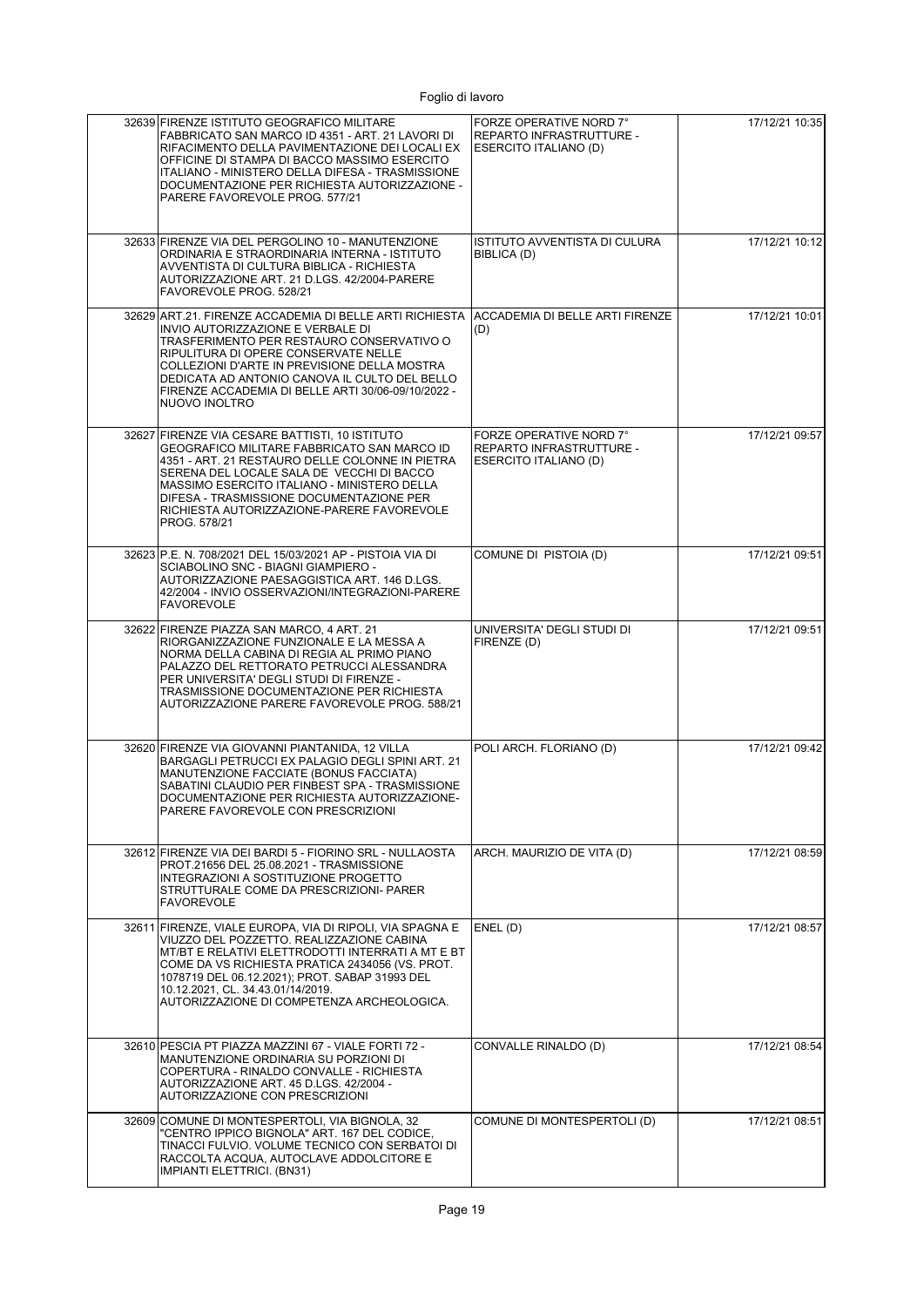| | | | |
|---|---|---|---|
| 32639 | FIRENZE ISTITUTO GEOGRAFICO MILITARE FABBRICATO SAN MARCO ID 4351 - ART. 21 LAVORI DI RIFACIMENTO DELLA PAVIMENTAZIONE DEI LOCALI EX OFFICINE DI STAMPA DI BACCO MASSIMO ESERCITO ITALIANO - MINISTERO DELLA DIFESA - TRASMISSIONE DOCUMENTAZIONE PER RICHIESTA AUTORIZZAZIONE - PARERE FAVOREVOLE PROG. 577/21 | FORZE OPERATIVE NORD 7° REPARTO INFRASTRUTTURE - ESERCITO ITALIANO (D) | 17/12/21 10:35 |
| 32633 | FIRENZE VIA DEL PERGOLINO 10 - MANUTENZIONE ORDINARIA E STRAORDINARIA INTERNA - ISTITUTO AVVENTISTA DI CULTURA BIBLICA - RICHIESTA AUTORIZZAZIONE ART. 21 D.LGS. 42/2004-PARERE FAVOREVOLE PROG. 528/21 | ISTITUTO AVVENTISTA DI CULURA BIBLICA (D) | 17/12/21 10:12 |
| 32629 | ART.21. FIRENZE ACCADEMIA DI BELLE ARTI RICHIESTA INVIO AUTORIZZAZIONE E VERBALE DI TRASFERIMENTO PER RESTAURO CONSERVATIVO O RIPULITURA DI OPERE CONSERVATE NELLE COLLEZIONI D'ARTE IN PREVISIONE DELLA MOSTRA DEDICATA AD ANTONIO CANOVA IL CULTO DEL BELLO FIRENZE ACCADEMIA DI BELLE ARTI 30/06-09/10/2022 - NUOVO INOLTRO | ACCADEMIA DI BELLE ARTI FIRENZE (D) | 17/12/21 10:01 |
| 32627 | FIRENZE VIA CESARE BATTISTI, 10 ISTITUTO GEOGRAFICO MILITARE FABBRICATO SAN MARCO ID 4351 - ART. 21 RESTAURO DELLE COLONNE IN PIETRA SERENA DEL LOCALE SALA DE VECCHI DI BACCO MASSIMO ESERCITO ITALIANO - MINISTERO DELLA DIFESA - TRASMISSIONE DOCUMENTAZIONE PER RICHIESTA AUTORIZZAZIONE-PARERE FAVOREVOLE PROG. 578/21 | FORZE OPERATIVE NORD 7° REPARTO INFRASTRUTTURE - ESERCITO ITALIANO (D) | 17/12/21 09:57 |
| 32623 | P.E. N. 708/2021 DEL 15/03/2021 AP - PISTOIA VIA DI SCIABOLINO SNC - BIAGNI GIAMPIERO - AUTORIZZAZIONE PAESAGGISTICA ART. 146 D.LGS. 42/2004 - INVIO OSSERVAZIONI/INTEGRAZIONI-PARERE FAVOREVOLE | COMUNE DI PISTOIA (D) | 17/12/21 09:51 |
| 32622 | FIRENZE PIAZZA SAN MARCO, 4 ART. 21 RIORGANIZZAZIONE FUNZIONALE E LA MESSA A NORMA DELLA CABINA DI REGIA AL PRIMO PIANO PALAZZO DEL RETTORATO PETRUCCI ALESSANDRA PER UNIVERSITA' DEGLI STUDI DI FIRENZE - TRASMISSIONE DOCUMENTAZIONE PER RICHIESTA AUTORIZZAZIONE PARERE FAVOREVOLE PROG. 588/21 | UNIVERSITA' DEGLI STUDI DI FIRENZE (D) | 17/12/21 09:51 |
| 32620 | FIRENZE VIA GIOVANNI PIANTANIDA, 12 VILLA BARGAGLI PETRUCCI EX PALAGIO DEGLI SPINI ART. 21 MANUTENZIONE FACCIATE (BONUS FACCIATA) SABATINI CLAUDIO PER FINBEST SPA - TRASMISSIONE DOCUMENTAZIONE PER RICHIESTA AUTORIZZAZIONE-PARERE FAVOREVOLE CON PRESCRIZIONI | POLI ARCH. FLORIANO (D) | 17/12/21 09:42 |
| 32612 | FIRENZE VIA DEI BARDI 5 - FIORINO SRL - NULLAOSTA PROT.21656 DEL 25.08.2021 - TRASMISSIONE INTEGRAZIONI A SOSTITUZIONE PROGETTO STRUTTURALE COME DA PRESCRIZIONI- PARER FAVOREVOLE | ARCH. MAURIZIO DE VITA (D) | 17/12/21 08:59 |
| 32611 | FIRENZE, VIALE EUROPA, VIA DI RIPOLI, VIA SPAGNA E VIUZZO DEL POZZETTO. REALIZZAZIONE CABINA MT/BT E RELATIVI ELETTRODOTTI INTERRATI A MT E BT COME DA VS RICHIESTA PRATICA 2434056 (VS. PROT. 1078719 DEL 06.12.2021); PROT. SABAP 31993 DEL 10.12.2021, CL. 34.43.01/14/2019. AUTORIZZAZIONE DI COMPETENZA ARCHEOLOGICA. | ENEL (D) | 17/12/21 08:57 |
| 32610 | PESCIA PT PIAZZA MAZZINI 67 - VIALE FORTI 72 - MANUTENZIONE ORDINARIA SU PORZIONI DI COPERTURA - RINALDO CONVALLE - RICHIESTA AUTORIZZAZIONE ART. 45 D.LGS. 42/2004 - AUTORIZZAZIONE CON PRESCRIZIONI | CONVALLE RINALDO (D) | 17/12/21 08:54 |
| 32609 | COMUNE DI MONTESPERTOLI, VIA BIGNOLA, 32 "CENTRO IPPICO BIGNOLA" ART. 167 DEL CODICE, TINACCI FULVIO. VOLUME TECNICO CON SERBATOI DI RACCOLTA ACQUA, AUTOCLAVE ADDOLCITORE E IMPIANTI ELETTRICI. (BN31) | COMUNE DI MONTESPERTOLI (D) | 17/12/21 08:51 |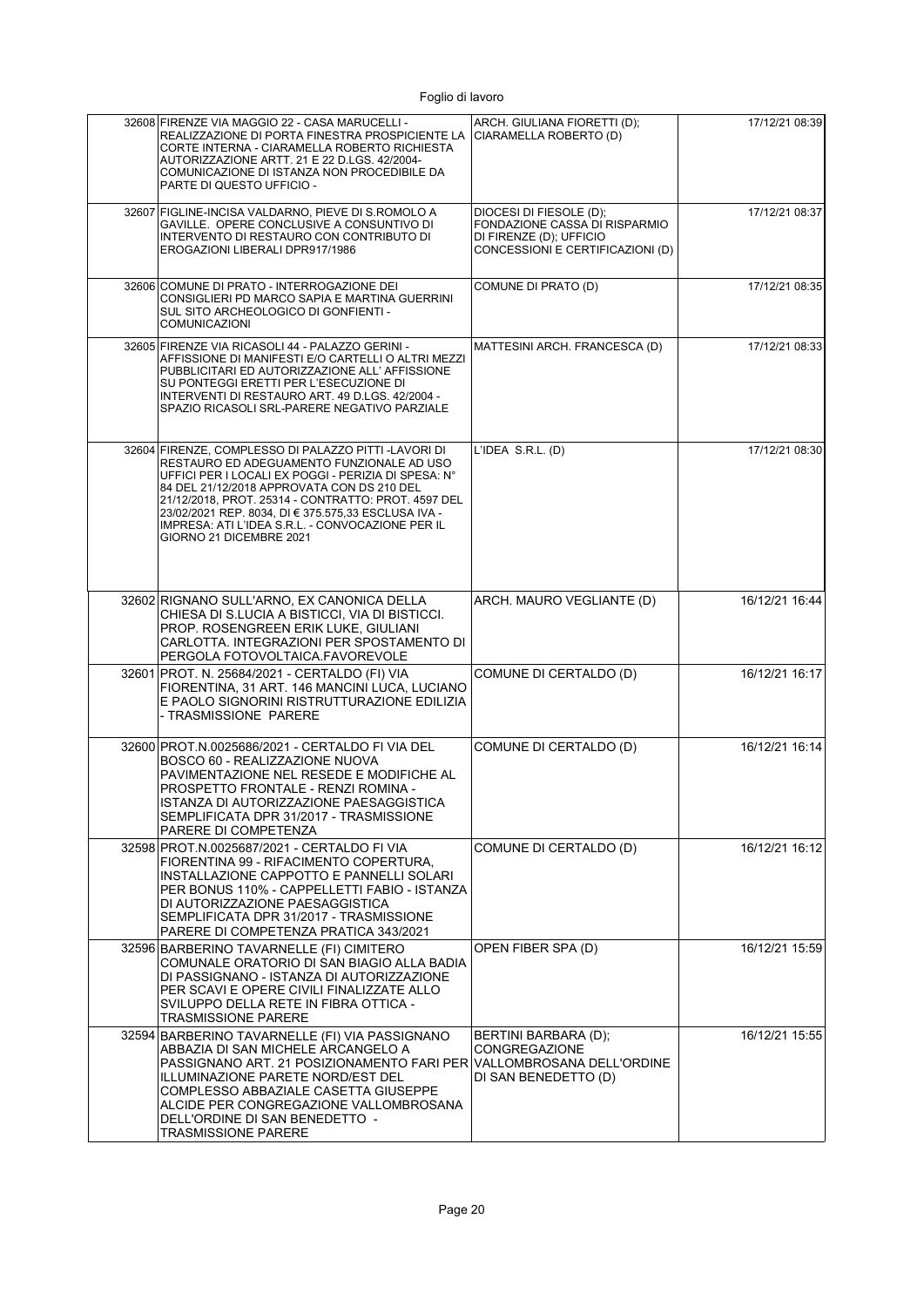| | | | |
|---|---|---|---|
| 32608 | FIRENZE VIA MAGGIO 22 - CASA MARUCELLI - REALIZZAZIONE DI PORTA FINESTRA PROSPICIENTE LA CORTE INTERNA - CIARAMELLA ROBERTO RICHIESTA AUTORIZZAZIONE ARTT. 21 E 22 D.LGS. 42/2004- COMUNICAZIONE DI ISTANZA NON PROCEDIBILE DA PARTE DI QUESTO UFFICIO - | ARCH. GIULIANA FIORETTI (D); CIARAMELLA ROBERTO (D) | 17/12/21 08:39 |
| 32607 | FIGLINE-INCISA VALDARNO, PIEVE DI S.ROMOLO A GAVILLE. OPERE CONCLUSIVE A CONSUNTIVO DI INTERVENTO DI RESTAURO CON CONTRIBUTO DI EROGAZIONI LIBERALI DPR917/1986 | DIOCESI DI FIESOLE (D); FONDAZIONE CASSA DI RISPARMIO DI FIRENZE (D); UFFICIO CONCESSIONI E CERTIFICAZIONI (D) | 17/12/21 08:37 |
| 32606 | COMUNE DI PRATO - INTERROGAZIONE DEI CONSIGLIERI PD MARCO SAPIA E MARTINA GUERRINI SUL SITO ARCHEOLOGICO DI GONFIENTI - COMUNICAZIONI | COMUNE DI PRATO (D) | 17/12/21 08:35 |
| 32605 | FIRENZE VIA RICASOLI 44 - PALAZZO GERINI - AFFISSIONE DI MANIFESTI E/O CARTELLI O ALTRI MEZZI PUBBLICITARI ED AUTORIZZAZIONE ALL' AFFISSIONE SU PONTEGGI ERETTI PER L'ESECUZIONE DI INTERVENTI DI RESTAURO ART. 49 D.LGS. 42/2004 - SPAZIO RICASOLI SRL-PARERE NEGATIVO PARZIALE | MATTESINI ARCH. FRANCESCA (D) | 17/12/21 08:33 |
| 32604 | FIRENZE, COMPLESSO DI PALAZZO PITTI -LAVORI DI RESTAURO ED ADEGUAMENTO FUNZIONALE AD USO UFFICI PER I LOCALI EX POGGI - PERIZIA DI SPESA: N° 84 DEL 21/12/2018 APPROVATA CON DS 210 DEL 21/12/2018, PROT. 25314 - CONTRATTO: PROT. 4597 DEL 23/02/2021 REP. 8034, DI € 375.575,33 ESCLUSA IVA - IMPRESA: ATI L'IDEA S.R.L. - CONVOCAZIONE PER IL GIORNO 21 DICEMBRE 2021 | L'IDEA S.R.L. (D) | 17/12/21 08:30 |
| 32602 | RIGNANO SULL'ARNO, EX CANONICA DELLA CHIESA DI S.LUCIA A BISTICCI, VIA DI BISTICCI. PROP. ROSENGREEN ERIK LUKE, GIULIANI CARLOTTA. INTEGRAZIONI PER SPOSTAMENTO DI PERGOLA FOTOVOLTAICA.FAVOREVOLE | ARCH. MAURO VEGLIANTE (D) | 16/12/21 16:44 |
| 32601 | PROT. N. 25684/2021 - CERTALDO (FI) VIA FIORENTINA, 31 ART. 146 MANCINI LUCA, LUCIANO E PAOLO SIGNORINI RISTRUTTURAZIONE EDILIZIA - TRASMISSIONE PARERE | COMUNE DI CERTALDO (D) | 16/12/21 16:17 |
| 32600 | PROT.N.0025686/2021 - CERTALDO FI VIA DEL BOSCO 60 - REALIZZAZIONE NUOVA PAVIMENTAZIONE NEL RESEDE E MODIFICHE AL PROSPETTO FRONTALE - RENZI ROMINA - ISTANZA DI AUTORIZZAZIONE PAESAGGISTICA SEMPLIFICATA DPR 31/2017 - TRASMISSIONE PARERE DI COMPETENZA | COMUNE DI CERTALDO (D) | 16/12/21 16:14 |
| 32598 | PROT.N.0025687/2021 - CERTALDO FI VIA FIORENTINA 99 - RIFACIMENTO COPERTURA, INSTALLAZIONE CAPPOTTO E PANNELLI SOLARI PER BONUS 110% - CAPPELLETTI FABIO - ISTANZA DI AUTORIZZAZIONE PAESAGGISTICA SEMPLIFICATA DPR 31/2017 - TRASMISSIONE PARERE DI COMPETENZA PRATICA 343/2021 | COMUNE DI CERTALDO (D) | 16/12/21 16:12 |
| 32596 | BARBERINO TAVARNELLE (FI) CIMITERO COMUNALE ORATORIO DI SAN BIAGIO ALLA BADIA DI PASSIGNANO - ISTANZA DI AUTORIZZAZIONE PER SCAVI E OPERE CIVILI FINALIZZATE ALLO SVILUPPO DELLA RETE IN FIBRA OTTICA - TRASMISSIONE PARERE | OPEN FIBER SPA (D) | 16/12/21 15:59 |
| 32594 | BARBERINO TAVARNELLE (FI) VIA PASSIGNANO ABBAZIA DI SAN MICHELE ARCANGELO A PASSIGNANO ART. 21 POSIZIONAMENTO FARI PER ILLUMINAZIONE PARETE NORD/EST DEL COMPLESSO ABBAZIALE CASETTA GIUSEPPE ALCIDE PER CONGREGAZIONE VALLOMBROSANA DELL'ORDINE DI SAN BENEDETTO - TRASMISSIONE PARERE | BERTINI BARBARA (D); CONGREGAZIONE VALLOMBROSANA DELL'ORDINE DI SAN BENEDETTO (D) | 16/12/21 15:55 |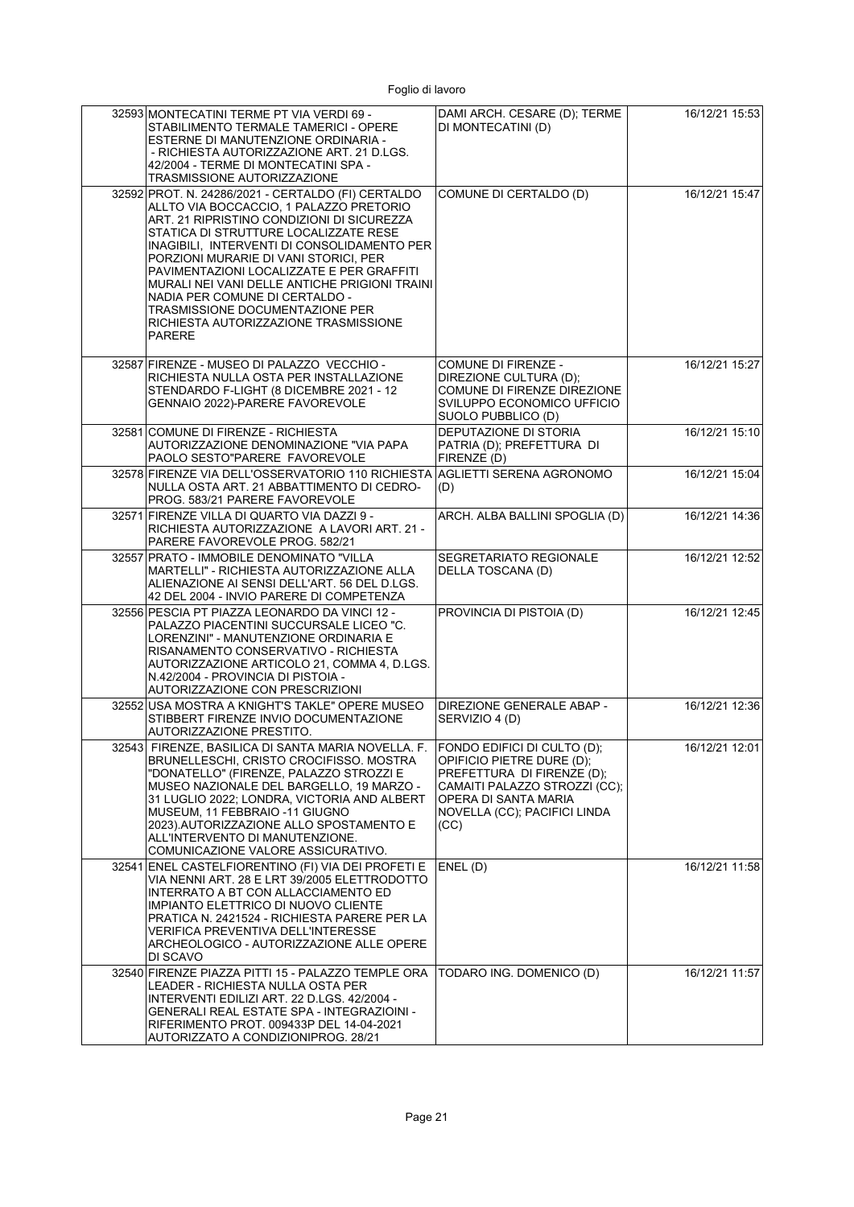| | | | |
|---|---|---|---|
| 32593 | MONTECATINI TERME PT VIA VERDI 69 - STABILIMENTO TERMALE TAMERICI - OPERE ESTERNE DI MANUTENZIONE ORDINARIA - - RICHIESTA AUTORIZZAZIONE ART. 21 D.LGS. 42/2004 - TERME DI MONTECATINI SPA - TRASMISSIONE AUTORIZZAZIONE | DAMI ARCH. CESARE (D); TERME DI MONTECATINI (D) | 16/12/21 15:53 |
| 32592 | PROT. N. 24286/2021 - CERTALDO (FI) CERTALDO ALLTO VIA BOCCACCIO, 1 PALAZZO PRETORIO ART. 21 RIPRISTINO CONDIZIONI DI SICUREZZA STATICA DI STRUTTURE LOCALIZZATE RESE INAGIBILI, INTERVENTI DI CONSOLIDAMENTO PER PORZIONI MURARIE DI VANI STORICI, PER PAVIMENTAZIONI LOCALIZZATE E PER GRAFFITI MURALI NEI VANI DELLE ANTICHE PRIGIONI TRAINI NADIA PER COMUNE DI CERTALDO - TRASMISSIONE DOCUMENTAZIONE PER RICHIESTA AUTORIZZAZIONE TRASMISSIONE PARERE | COMUNE DI CERTALDO (D) | 16/12/21 15:47 |
| 32587 | FIRENZE - MUSEO DI PALAZZO VECCHIO - RICHIESTA NULLA OSTA PER INSTALLAZIONE STENDARDO F-LIGHT (8 DICEMBRE 2021 - 12 GENNAIO 2022)-PARERE FAVOREVOLE | COMUNE DI FIRENZE - DIREZIONE CULTURA (D); COMUNE DI FIRENZE DIREZIONE SVILUPPO ECONOMICO UFFICIO SUOLO PUBBLICO (D) | 16/12/21 15:27 |
| 32581 | COMUNE DI FIRENZE - RICHIESTA AUTORIZZAZIONE DENOMINAZIONE "VIA PAPA PAOLO SESTO"PARERE FAVOREVOLE | DEPUTAZIONE DI STORIA PATRIA (D); PREFETTURA DI FIRENZE (D) | 16/12/21 15:10 |
| 32578 | FIRENZE VIA DELL'OSSERVATORIO 110 RICHIESTA NULLA OSTA ART. 21 ABBATTIMENTO DI CEDRO-PROG. 583/21 PARERE FAVOREVOLE | AGLIETTI SERENA AGRONOMO (D) | 16/12/21 15:04 |
| 32571 | FIRENZE VILLA DI QUARTO VIA DAZZI 9 - RICHIESTA AUTORIZZAZIONE A LAVORI ART. 21 - PARERE FAVOREVOLE PROG. 582/21 | ARCH. ALBA BALLINI SPOGLIA (D) | 16/12/21 14:36 |
| 32557 | PRATO - IMMOBILE DENOMINATO "VILLA MARTELLI" - RICHIESTA AUTORIZZAZIONE ALLA ALIENAZIONE AI SENSI DELL'ART. 56 DEL D.LGS. 42 DEL 2004 - INVIO PARERE DI COMPETENZA | SEGRETARIATO REGIONALE DELLA TOSCANA (D) | 16/12/21 12:52 |
| 32556 | PESCIA PT PIAZZA LEONARDO DA VINCI 12 - PALAZZO PIACENTINI SUCCURSALE LICEO "C. LORENZINI" - MANUTENZIONE ORDINARIA E RISANAMENTO CONSERVATIVO - RICHIESTA AUTORIZZAZIONE ARTICOLO 21, COMMA 4, D.LGS. N.42/2004 - PROVINCIA DI PISTOIA - AUTORIZZAZIONE CON PRESCRIZIONI | PROVINCIA DI PISTOIA (D) | 16/12/21 12:45 |
| 32552 | USA MOSTRA A KNIGHT'S TAKLE" OPERE MUSEO STIBBERT FIRENZE INVIO DOCUMENTAZIONE AUTORIZZAZIONE PRESTITO. | DIREZIONE GENERALE ABAP - SERVIZIO 4 (D) | 16/12/21 12:36 |
| 32543 | FIRENZE, BASILICA DI SANTA MARIA NOVELLA. F. BRUNELLESCHI, CRISTO CROCIFISSO. MOSTRA "DONATELLO" (FIRENZE, PALAZZO STROZZI E MUSEO NAZIONALE DEL BARGELLO, 19 MARZO - 31 LUGLIO 2022; LONDRA, VICTORIA AND ALBERT MUSEUM, 11 FEBBRAIO -11 GIUGNO 2023).AUTORIZZAZIONE ALLO SPOSTAMENTO E ALL'INTERVENTO DI MANUTENZIONE. COMUNICAZIONE VALORE ASSICURATIVO. | FONDO EDIFICI DI CULTO (D); OPIFICIO PIETRE DURE (D); PREFETTURA DI FIRENZE (D); CAMAITI PALAZZO STROZZI (CC); OPERA DI SANTA MARIA NOVELLA (CC); PACIFICI LINDA (CC) | 16/12/21 12:01 |
| 32541 | ENEL CASTELFIORENTINO (FI) VIA DEI PROFETI E VIA NENNI ART. 28 E LRT 39/2005 ELETTRODOTTO INTERRATO A BT CON ALLACCIAMENTO ED IMPIANTO ELETTRICO DI NUOVO CLIENTE PRATICA N. 2421524 - RICHIESTA PARERE PER LA VERIFICA PREVENTIVA DELL'INTERESSE ARCHEOLOGICO - AUTORIZZAZIONE ALLE OPERE DI SCAVO | ENEL (D) | 16/12/21 11:58 |
| 32540 | FIRENZE PIAZZA PITTI 15 - PALAZZO TEMPLE ORA LEADER - RICHIESTA NULLA OSTA PER INTERVENTI EDILIZI ART. 22 D.LGS. 42/2004 - GENERALI REAL ESTATE SPA - INTEGRAZIOINI - RIFERIMENTO PROT. 009433P DEL 14-04-2021 AUTORIZZATO A CONDIZIONIPROG. 28/21 | TODARO ING. DOMENICO (D) | 16/12/21 11:57 |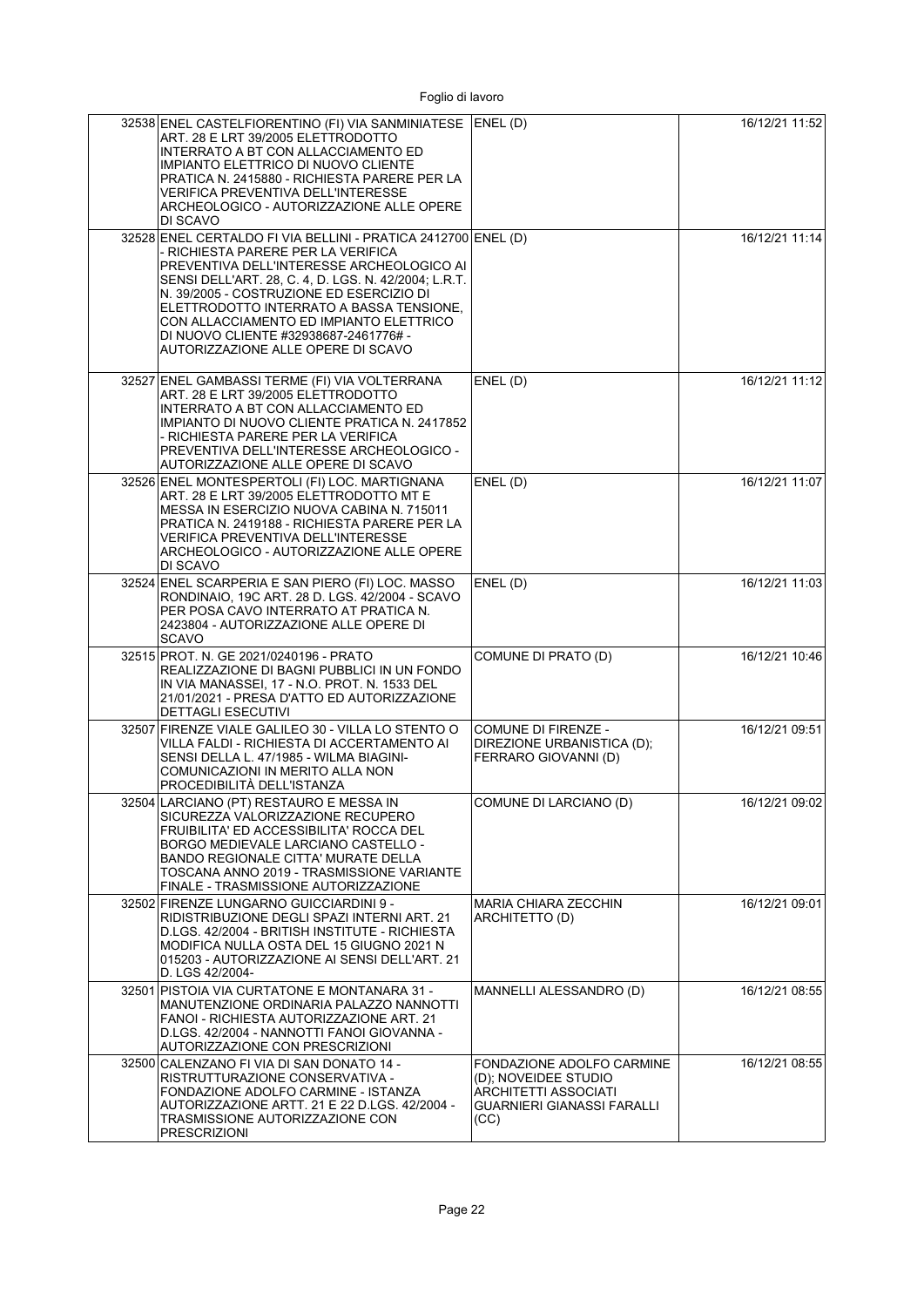| | | | |
|---|---|---|---|
| 32538 | ENEL CASTELFIORENTINO (FI) VIA SANMINIATESE ART. 28 E LRT 39/2005 ELETTRODOTTO INTERRATO A BT CON ALLACCIAMENTO ED IMPIANTO ELETTRICO DI NUOVO CLIENTE PRATICA N. 2415880 - RICHIESTA PARERE PER LA VERIFICA PREVENTIVA DELL'INTERESSE ARCHEOLOGICO - AUTORIZZAZIONE ALLE OPERE DI SCAVO | ENEL (D) | 16/12/21 11:52 |
| 32528 | ENEL CERTALDO FI VIA BELLINI - PRATICA 2412700 - RICHIESTA PARERE PER LA VERIFICA PREVENTIVA DELL'INTERESSE ARCHEOLOGICO AI SENSI DELL'ART. 28, C. 4, D. LGS. N. 42/2004; L.R.T. N. 39/2005 - COSTRUZIONE ED ESERCIZIO DI ELETTRODOTTO INTERRATO A BASSA TENSIONE, CON ALLACCIAMENTO ED IMPIANTO ELETTRICO DI NUOVO CLIENTE #32938687-2461776# - AUTORIZZAZIONE ALLE OPERE DI SCAVO | ENEL (D) | 16/12/21 11:14 |
| 32527 | ENEL GAMBASSI TERME (FI) VIA VOLTERRANA ART. 28 E LRT 39/2005 ELETTRODOTTO INTERRATO A BT CON ALLACCIAMENTO ED IMPIANTO DI NUOVO CLIENTE PRATICA N. 2417852 - RICHIESTA PARERE PER LA VERIFICA PREVENTIVA DELL'INTERESSE ARCHEOLOGICO - AUTORIZZAZIONE ALLE OPERE DI SCAVO | ENEL (D) | 16/12/21 11:12 |
| 32526 | ENEL MONTESPERTOLI (FI) LOC. MARTIGNANA ART. 28 E LRT 39/2005 ELETTRODOTTO MT E MESSA IN ESERCIZIO NUOVA CABINA N. 715011 PRATICA N. 2419188 - RICHIESTA PARERE PER LA VERIFICA PREVENTIVA DELL'INTERESSE ARCHEOLOGICO - AUTORIZZAZIONE ALLE OPERE DI SCAVO | ENEL (D) | 16/12/21 11:07 |
| 32524 | ENEL SCARPERIA E SAN PIERO (FI) LOC. MASSO RONDINAIO, 19C ART. 28 D. LGS. 42/2004 - SCAVO PER POSA CAVO INTERRATO AT PRATICA N. 2423804 - AUTORIZZAZIONE ALLE OPERE DI SCAVO | ENEL (D) | 16/12/21 11:03 |
| 32515 | PROT. N. GE 2021/0240196 - PRATO REALIZZAZIONE DI BAGNI PUBBLICI IN UN FONDO IN VIA MANASSEI, 17 - N.O. PROT. N. 1533 DEL 21/01/2021 - PRESA D'ATTO ED AUTORIZZAZIONE DETTAGLI ESECUTIVI | COMUNE DI PRATO (D) | 16/12/21 10:46 |
| 32507 | FIRENZE VIALE GALILEO 30 - VILLA LO STENTO O VILLA FALDI - RICHIESTA DI ACCERTAMENTO AI SENSI DELLA L. 47/1985 - WILMA BIAGINI- COMUNICAZIONI IN MERITO ALLA NON PROCEDIBILITÀ DELL'ISTANZA | COMUNE DI FIRENZE - DIREZIONE URBANISTICA (D); FERRARO GIOVANNI (D) | 16/12/21 09:51 |
| 32504 | LARCIANO (PT) RESTAURO E MESSA IN SICUREZZA VALORIZZAZIONE RECUPERO FRUIBILITA' ED ACCESSIBILITA' ROCCA DEL BORGO MEDIEVALE LARCIANO CASTELLO - BANDO REGIONALE CITTA' MURATE DELLA TOSCANA ANNO 2019 - TRASMISSIONE VARIANTE FINALE - TRASMISSIONE AUTORIZZAZIONE | COMUNE DI LARCIANO (D) | 16/12/21 09:02 |
| 32502 | FIRENZE LUNGARNO GUICCIARDINI 9 - RIDISTRIBUZIONE DEGLI SPAZI INTERNI ART. 21 D.LGS. 42/2004 - BRITISH INSTITUTE - RICHIESTA MODIFICA NULLA OSTA DEL 15 GIUGNO 2021 N 015203 - AUTORIZZAZIONE AI SENSI DELL'ART. 21 D. LGS 42/2004- | MARIA CHIARA ZECCHIN ARCHITETTO (D) | 16/12/21 09:01 |
| 32501 | PISTOIA VIA CURTATONE E MONTANARA 31 - MANUTENZIONE ORDINARIA PALAZZO NANNOTTI FANOI - RICHIESTA AUTORIZZAZIONE ART. 21 D.LGS. 42/2004 - NANNOTTI FANOI GIOVANNA - AUTORIZZAZIONE CON PRESCRIZIONI | MANNELLI ALESSANDRO (D) | 16/12/21 08:55 |
| 32500 | CALENZANO FI VIA DI SAN DONATO 14 - RISTRUTTURAZIONE CONSERVATIVA - FONDAZIONE ADOLFO CARMINE - ISTANZA AUTORIZZAZIONE ARTT. 21 E 22 D.LGS. 42/2004 - TRASMISSIONE AUTORIZZAZIONE CON PRESCRIZIONI | FONDAZIONE ADOLFO CARMINE (D); NOVEIDEE STUDIO ARCHITETTI ASSOCIATI GUARNIERI GIANASSI FARALLI (CC) | 16/12/21 08:55 |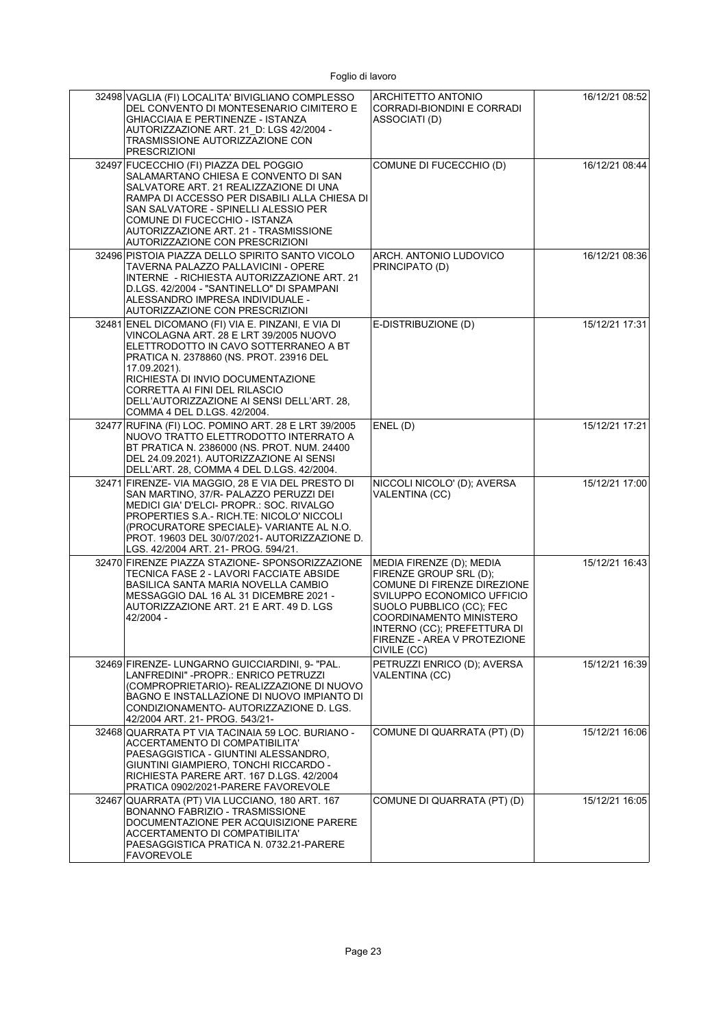| | | | |
|---|---|---|---|
| 32498 | VAGLIA (FI) LOCALITA' BIVIGLIANO COMPLESSO DEL CONVENTO DI MONTESENARIO CIMITERO E GHIACCIAIA E PERTINENZE - ISTANZA AUTORIZZAZIONE ART. 21_D: LGS 42/2004 - TRASMISSIONE AUTORIZZAZIONE CON PRESCRIZIONI | ARCHITETTO ANTONIO CORRADI-BIONDINI E CORRADI ASSOCIATI (D) | 16/12/21 08:52 |
| 32497 | FUCECCHIO (FI) PIAZZA DEL POGGIO SALAMARTANO CHIESA E CONVENTO DI SAN SALVATORE ART. 21 REALIZZAZIONE DI UNA RAMPA DI ACCESSO PER DISABILI ALLA CHIESA DI SAN SALVATORE - SPINELLI ALESSIO PER COMUNE DI FUCECCHIO - ISTANZA AUTORIZZAZIONE ART. 21 - TRASMISSIONE AUTORIZZAZIONE CON PRESCRIZIONI | COMUNE DI FUCECCHIO (D) | 16/12/21 08:44 |
| 32496 | PISTOIA PIAZZA DELLO SPIRITO SANTO VICOLO TAVERNA PALAZZO PALLAVICINI - OPERE INTERNE - RICHIESTA AUTORIZZAZIONE ART. 21 D.LGS. 42/2004 - "SANTINELLO" DI SPAMPANI ALESSANDRO IMPRESA INDIVIDUALE - AUTORIZZAZIONE CON PRESCRIZIONI | ARCH. ANTONIO LUDOVICO PRINCIPATO (D) | 16/12/21 08:36 |
| 32481 | ENEL DICOMANO (FI) VIA E. PINZANI, E VIA DI VINCOLAGNA ART. 28 E LRT 39/2005 NUOVO ELETTRODOTTO IN CAVO SOTTERRANEO A BT PRATICA N. 2378860 (NS. PROT. 23916 DEL 17.09.2021).<br>RICHIESTA DI INVIO DOCUMENTAZIONE CORRETTA AI FINI DEL RILASCIO DELL'AUTORIZZAZIONE AI SENSI DELL'ART. 28, COMMA 4 DEL D.LGS. 42/2004. | E-DISTRIBUZIONE (D) | 15/12/21 17:31 |
| 32477 | RUFINA (FI) LOC. POMINO ART. 28 E LRT 39/2005 NUOVO TRATTO ELETTRODOTTO INTERRATO A BT PRATICA N. 2386000 (NS. PROT. NUM. 24400 DEL 24.09.2021). AUTORIZZAZIONE AI SENSI DELL'ART. 28, COMMA 4 DEL D.LGS. 42/2004. | ENEL (D) | 15/12/21 17:21 |
| 32471 | FIRENZE- VIA MAGGIO, 28 E VIA DEL PRESTO DI SAN MARTINO, 37/R- PALAZZO PERUZZI DEI MEDICI GIA' D'ELCI- PROPR.: SOC. RIVALGO PROPERTIES S.A.- RICH.TE: NICOLO' NICCOLI (PROCURATORE SPECIALE)- VARIANTE AL N.O. PROT. 19603 DEL 30/07/2021- AUTORIZZAZIONE D. LGS. 42/2004 ART. 21- PROG. 594/21. | NICCOLI NICOLO' (D); AVERSA VALENTINA (CC) | 15/12/21 17:00 |
| 32470 | FIRENZE PIAZZA STAZIONE- SPONSORIZZAZIONE TECNICA FASE 2 - LAVORI FACCIATE ABSIDE BASILICA SANTA MARIA NOVELLA CAMBIO MESSAGGIO DAL 16 AL 31 DICEMBRE 2021 - AUTORIZZAZIONE ART. 21 E ART. 49 D. LGS 42/2004 - | MEDIA FIRENZE (D); MEDIA FIRENZE GROUP SRL (D); COMUNE DI FIRENZE DIREZIONE SVILUPPO ECONOMICO UFFICIO SUOLO PUBBLICO (CC); FEC COORDINAMENTO MINISTERO INTERNO (CC); PREFETTURA DI FIRENZE - AREA V PROTEZIONE CIVILE (CC) | 15/12/21 16:43 |
| 32469 | FIRENZE- LUNGARNO GUICCIARDINI, 9- "PAL. LANFREDINI" -PROPR.: ENRICO PETRUZZI (COMPROPRIETARIO)- REALIZZAZIONE DI NUOVO BAGNO E INSTALLAZIONE DI NUOVO IMPIANTO DI CONDIZIONAMENTO- AUTORIZZAZIONE D. LGS. 42/2004 ART. 21- PROG. 543/21- | PETRUZZI ENRICO (D); AVERSA VALENTINA (CC) | 15/12/21 16:39 |
| 32468 | QUARRATA PT VIA TACINAIA 59 LOC. BURIANO - ACCERTAMENTO DI COMPATIBILITA' PAESAGGISTICA - GIUNTINI ALESSANDRO, GIUNTINI GIAMPIERO, TONCHI RICCARDO - RICHIESTA PARERE ART. 167 D.LGS. 42/2004 PRATICA 0902/2021-PARERE FAVOREVOLE | COMUNE DI QUARRATA (PT) (D) | 15/12/21 16:06 |
| 32467 | QUARRATA (PT) VIA LUCCIANO, 180 ART. 167 BONANNO FABRIZIO - TRASMISSIONE DOCUMENTAZIONE PER ACQUISIZIONE PARERE ACCERTAMENTO DI COMPATIBILITA' PAESAGGISTICA PRATICA N. 0732.21-PARERE FAVOREVOLE | COMUNE DI QUARRATA (PT) (D) | 15/12/21 16:05 |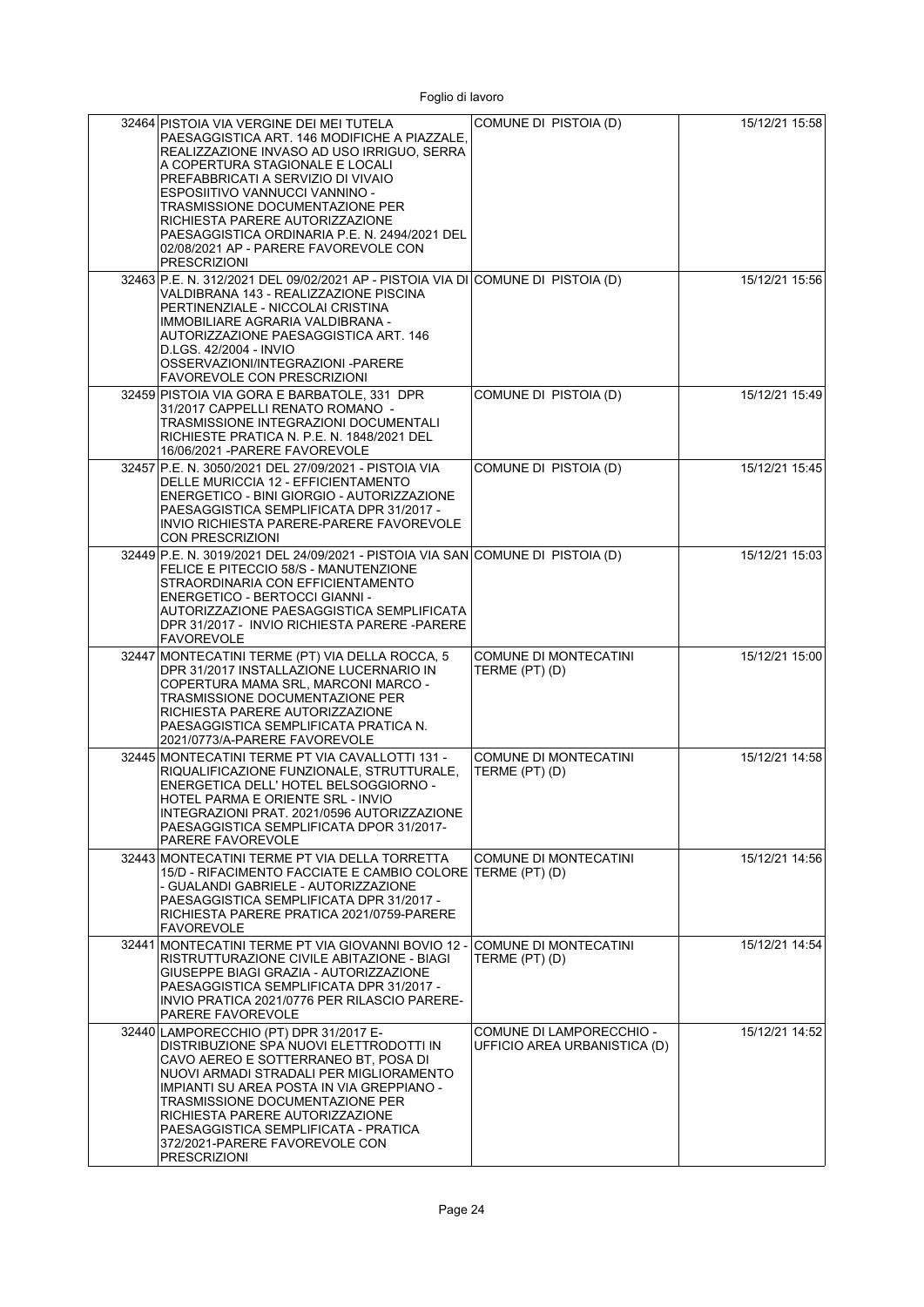| | | | |
|---|---|---|---|
| 32464 | PISTOIA VIA VERGINE DEI MEI TUTELA PAESAGGISTICA ART. 146 MODIFICHE A PIAZZALE, REALIZZAZIONE INVASO AD USO IRRIGUO, SERRA A COPERTURA STAGIONALE E LOCALI PREFABBRICATI A SERVIZIO DI VIVAIO ESPOSIITIVO VANNUCCI VANNINO - TRASMISSIONE DOCUMENTAZIONE PER RICHIESTA PARERE AUTORIZZAZIONE PAESAGGISTICA ORDINARIA P.E. N. 2494/2021 DEL 02/08/2021 AP - PARERE FAVOREVOLE CON PRESCRIZIONI | COMUNE DI PISTOIA (D) | 15/12/21 15:58 |
| 32463 | P.E. N. 312/2021 DEL 09/02/2021 AP - PISTOIA VIA DI VALDIBRANA 143 - REALIZZAZIONE PISCINA PERTINENZIALE - NICCOLAI CRISTINA IMMOBILIARE AGRARIA VALDIBRANA - AUTORIZZAZIONE PAESAGGISTICA ART. 146 D.LGS. 42/2004 - INVIO OSSERVAZIONI/INTEGRAZIONI -PARERE FAVOREVOLE CON PRESCRIZIONI | COMUNE DI PISTOIA (D) | 15/12/21 15:56 |
| 32459 | PISTOIA VIA GORA E BARBATOLE, 331 DPR 31/2017 CAPPELLI RENATO ROMANO - TRASMISSIONE INTEGRAZIONI DOCUMENTALI RICHIESTE PRATICA N. P.E. N. 1848/2021 DEL 16/06/2021 -PARERE FAVOREVOLE | COMUNE DI PISTOIA (D) | 15/12/21 15:49 |
| 32457 | P.E. N. 3050/2021 DEL 27/09/2021 - PISTOIA VIA DELLE MURICCIA 12 - EFFICIENTAMENTO ENERGETICO - BINI GIORGIO - AUTORIZZAZIONE PAESAGGISTICA SEMPLIFICATA DPR 31/2017 - INVIO RICHIESTA PARERE-PARERE FAVOREVOLE CON PRESCRIZIONI | COMUNE DI PISTOIA (D) | 15/12/21 15:45 |
| 32449 | P.E. N. 3019/2021 DEL 24/09/2021 - PISTOIA VIA SAN FELICE E PITECCIO 58/S - MANUTENZIONE STRAORDINARIA CON EFFICIENTAMENTO ENERGETICO - BERTOCCI GIANNI - AUTORIZZAZIONE PAESAGGISTICA SEMPLIFICATA DPR 31/2017 - INVIO RICHIESTA PARERE -PARERE FAVOREVOLE | COMUNE DI PISTOIA (D) | 15/12/21 15:03 |
| 32447 | MONTECATINI TERME (PT) VIA DELLA ROCCA, 5 DPR 31/2017 INSTALLAZIONE LUCERNARIO IN COPERTURA MAMA SRL, MARCONI MARCO - TRASMISSIONE DOCUMENTAZIONE PER RICHIESTA PARERE AUTORIZZAZIONE PAESAGGISTICA SEMPLIFICATA PRATICA N. 2021/0773/A-PARERE FAVOREVOLE | COMUNE DI MONTECATINI TERME (PT) (D) | 15/12/21 15:00 |
| 32445 | MONTECATINI TERME PT VIA CAVALLOTTI 131 - RIQUALIFICAZIONE FUNZIONALE, STRUTTURALE, ENERGETICA DELL' HOTEL BELSOGGIORNO - HOTEL PARMA E ORIENTE SRL - INVIO INTEGRAZIONI PRAT. 2021/0596 AUTORIZZAZIONE PAESAGGISTICA SEMPLIFICATA DPOR 31/2017- PARERE FAVOREVOLE | COMUNE DI MONTECATINI TERME (PT) (D) | 15/12/21 14:58 |
| 32443 | MONTECATINI TERME PT VIA DELLA TORRETTA 15/D - RIFACIMENTO FACCIATE E CAMBIO COLORE - GUALANDI GABRIELE - AUTORIZZAZIONE PAESAGGISTICA SEMPLIFICATA DPR 31/2017 - RICHIESTA PARERE PRATICA 2021/0759-PARERE FAVOREVOLE | COMUNE DI MONTECATINI TERME (PT) (D) | 15/12/21 14:56 |
| 32441 | MONTECATINI TERME PT VIA GIOVANNI BOVIO 12 - RISTRUTTURAZIONE CIVILE ABITAZIONE - BIAGI GIUSEPPE BIAGI GRAZIA - AUTORIZZAZIONE PAESAGGISTICA SEMPLIFICATA DPR 31/2017 - INVIO PRATICA 2021/0776 PER RILASCIO PARERE-PARERE FAVOREVOLE | COMUNE DI MONTECATINI TERME (PT) (D) | 15/12/21 14:54 |
| 32440 | LAMPORECCHIO (PT) DPR 31/2017 E-DISTRIBUZIONE SPA NUOVI ELETTRODOTTI IN CAVO AEREO E SOTTERRANEO BT, POSA DI NUOVI ARMADI STRADALI PER MIGLIORAMENTO IMPIANTI SU AREA POSTA IN VIA GREPPIANO - TRASMISSIONE DOCUMENTAZIONE PER RICHIESTA PARERE AUTORIZZAZIONE PAESAGGISTICA SEMPLIFICATA - PRATICA 372/2021-PARERE FAVOREVOLE CON PRESCRIZIONI | COMUNE DI LAMPORECCHIO - UFFICIO AREA URBANISTICA (D) | 15/12/21 14:52 |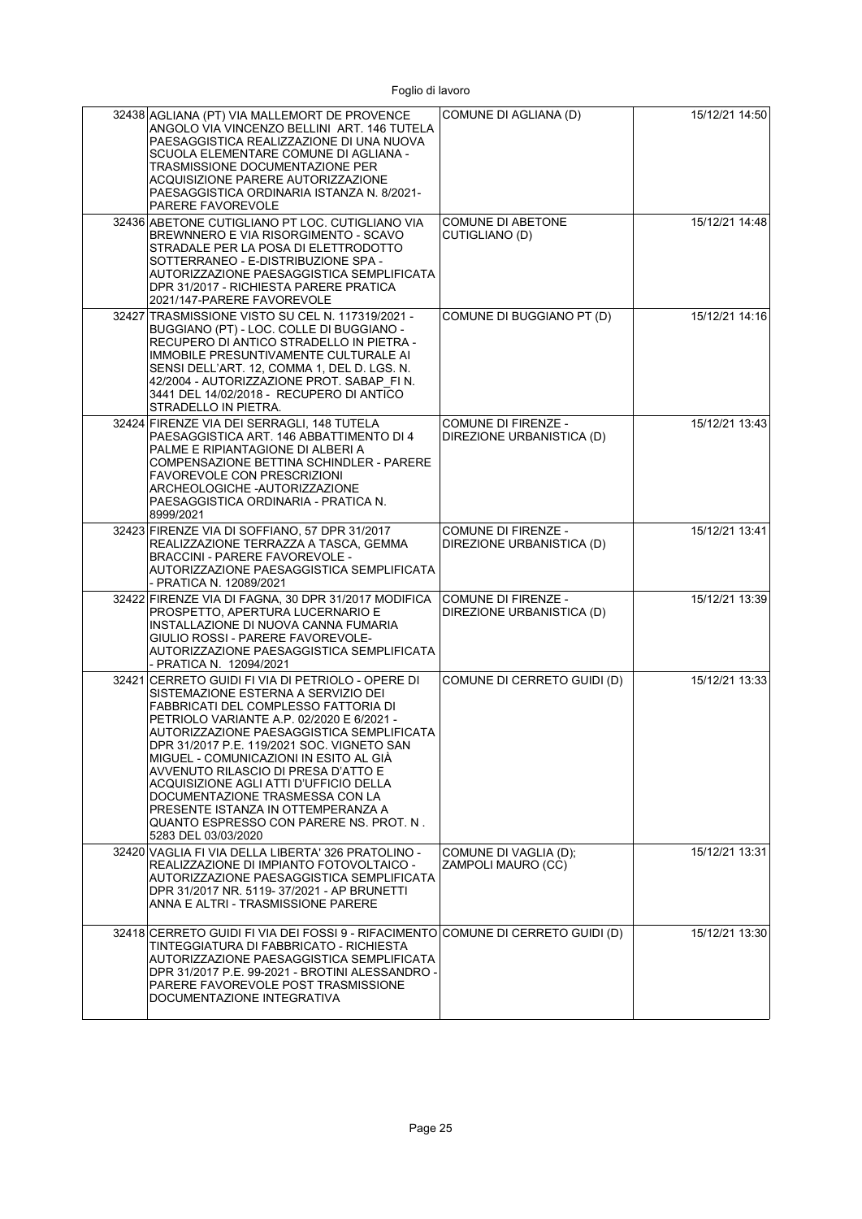| | | | |
|---|---|---|---|
| 32438 | AGLIANA (PT) VIA MALLEMORT DE PROVENCE ANGOLO VIA VINCENZO BELLINI ART. 146 TUTELA PAESAGGISTICA REALIZZAZIONE DI UNA NUOVA SCUOLA ELEMENTARE COMUNE DI AGLIANA - TRASMISSIONE DOCUMENTAZIONE PER ACQUISIZIONE PARERE AUTORIZZAZIONE PAESAGGISTICA ORDINARIA ISTANZA N. 8/2021- PARERE FAVOREVOLE | COMUNE DI AGLIANA (D) | 15/12/21 14:50 |
| 32436 | ABETONE CUTIGLIANO PT LOC. CUTIGLIANO VIA BREWNNERO E VIA RISORGIMENTO - SCAVO STRADALE PER LA POSA DI ELETTRODOTTO SOTTERRANEO - E-DISTRIBUZIONE SPA - AUTORIZZAZIONE PAESAGGISTICA SEMPLIFICATA DPR 31/2017 - RICHIESTA PARERE PRATICA 2021/147-PARERE FAVOREVOLE | COMUNE DI ABETONE CUTIGLIANO (D) | 15/12/21 14:48 |
| 32427 | TRASMISSIONE VISTO SU CEL N. 117319/2021 - BUGGIANO (PT) - LOC. COLLE DI BUGGIANO - RECUPERO DI ANTICO STRADELLO IN PIETRA - IMMOBILE PRESUNTIVAMENTE CULTURALE AI SENSI DELL'ART. 12, COMMA 1, DEL D. LGS. N. 42/2004 - AUTORIZZAZIONE PROT. SABAP_FI N. 3441 DEL 14/02/2018 - RECUPERO DI ANTICO STRADELLO IN PIETRA. | COMUNE DI BUGGIANO PT (D) | 15/12/21 14:16 |
| 32424 | FIRENZE VIA DEI SERRAGLI, 148 TUTELA PAESAGGISTICA ART. 146 ABBATTIMENTO DI 4 PALME E RIPIANTAGIONE DI ALBERI A COMPENSAZIONE BETTINA SCHINDLER - PARERE FAVOREVOLE CON PRESCRIZIONI ARCHEOLOGICHE -AUTORIZZAZIONE PAESAGGISTICA ORDINARIA - PRATICA N. 8999/2021 | COMUNE DI FIRENZE - DIREZIONE URBANISTICA (D) | 15/12/21 13:43 |
| 32423 | FIRENZE VIA DI SOFFIANO, 57 DPR 31/2017 REALIZZAZIONE TERRAZZA A TASCA, GEMMA BRACCINI - PARERE FAVOREVOLE - AUTORIZZAZIONE PAESAGGISTICA SEMPLIFICATA - PRATICA N. 12089/2021 | COMUNE DI FIRENZE - DIREZIONE URBANISTICA (D) | 15/12/21 13:41 |
| 32422 | FIRENZE VIA DI FAGNA, 30 DPR 31/2017 MODIFICA PROSPETTO, APERTURA LUCERNARIO E INSTALLAZIONE DI NUOVA CANNA FUMARIA GIULIO ROSSI - PARERE FAVOREVOLE- AUTORIZZAZIONE PAESAGGISTICA SEMPLIFICATA - PRATICA N. 12094/2021 | COMUNE DI FIRENZE - DIREZIONE URBANISTICA (D) | 15/12/21 13:39 |
| 32421 | CERRETO GUIDI FI VIA DI PETRIOLO - OPERE DI SISTEMAZIONE ESTERNA A SERVIZIO DEI FABBRICATI DEL COMPLESSO FATTORIA DI PETRIOLO VARIANTE A.P. 02/2020 E 6/2021 - AUTORIZZAZIONE PAESAGGISTICA SEMPLIFICATA DPR 31/2017 P.E. 119/2021 SOC. VIGNETO SAN MIGUEL - COMUNICAZIONI IN ESITO AL GIÀ AVVENUTO RILASCIO DI PRESA D'ATTO E ACQUISIZIONE AGLI ATTI D'UFFICIO DELLA DOCUMENTAZIONE TRASMESSA CON LA PRESENTE ISTANZA IN OTTEMPERANZA A QUANTO ESPRESSO CON PARERE NS. PROT. N . 5283 DEL 03/03/2020 | COMUNE DI CERRETO GUIDI (D) | 15/12/21 13:33 |
| 32420 | VAGLIA FI VIA DELLA LIBERTA' 326 PRATOLINO - REALIZZAZIONE DI IMPIANTO FOTOVOLTAICO - AUTORIZZAZIONE PAESAGGISTICA SEMPLIFICATA DPR 31/2017 NR. 5119- 37/2021 - AP BRUNETTI ANNA E ALTRI - TRASMISSIONE PARERE | COMUNE DI VAGLIA (D); ZAMPOLI MAURO (CC) | 15/12/21 13:31 |
| 32418 | CERRETO GUIDI FI VIA DEI FOSSI 9 - RIFACIMENTO TINTEGGIATURA DI FABBRICATO - RICHIESTA AUTORIZZAZIONE PAESAGGISTICA SEMPLIFICATA DPR 31/2017 P.E. 99-2021 - BROTINI ALESSANDRO - PARERE FAVOREVOLE POST TRASMISSIONE DOCUMENTAZIONE INTEGRATIVA | COMUNE DI CERRETO GUIDI (D) | 15/12/21 13:30 |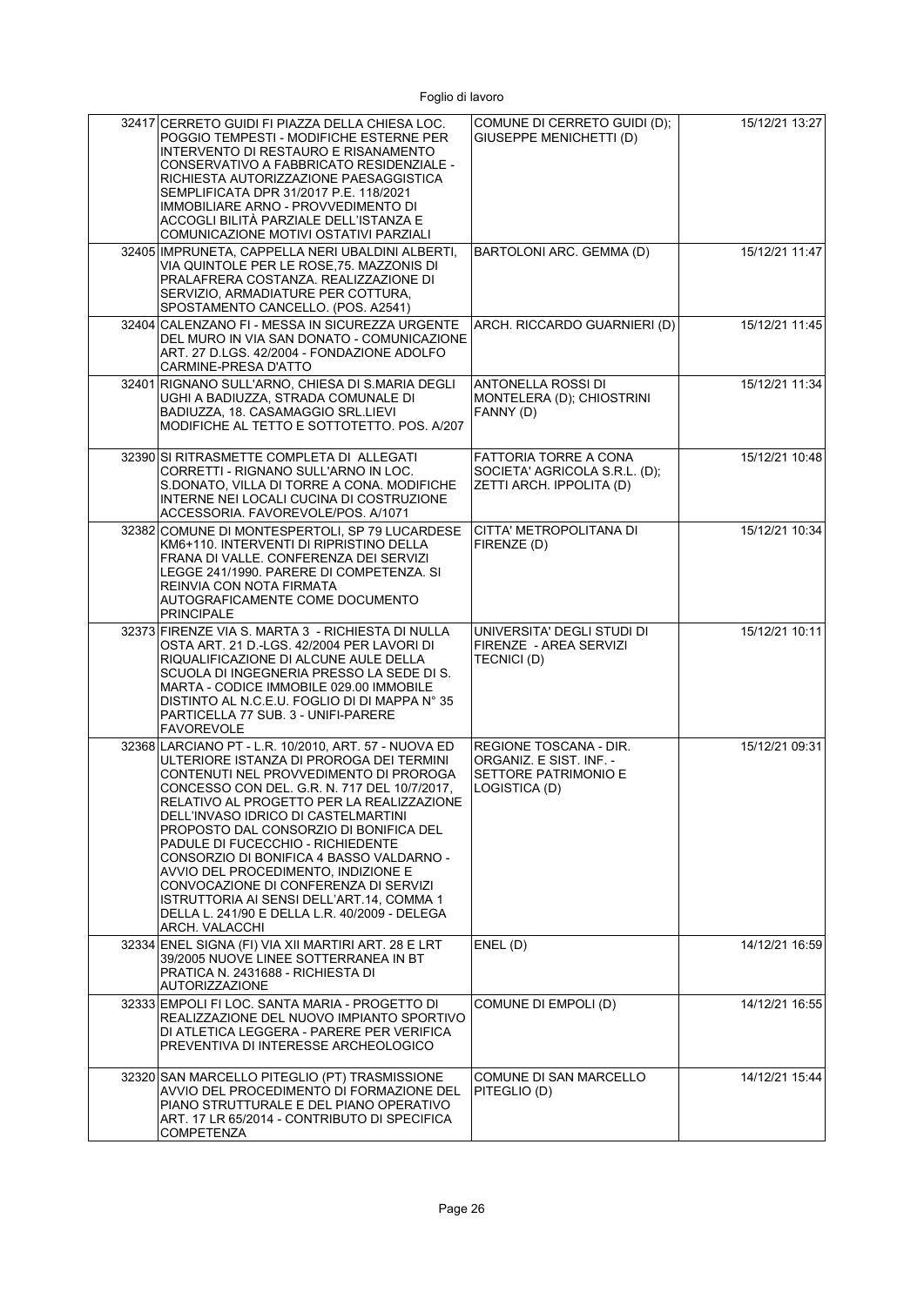| | | | |
|---|---|---|---|
| 32417 | CERRETO GUIDI FI PIAZZA DELLA CHIESA LOC. POGGIO TEMPESTI - MODIFICHE ESTERNE PER INTERVENTO DI RESTAURO E RISANAMENTO CONSERVATIVO A FABBRICATO RESIDENZIALE - RICHIESTA AUTORIZZAZIONE PAESAGGISTICA SEMPLIFICATA DPR 31/2017 P.E. 118/2021 IMMOBILIARE ARNO - PROVVEDIMENTO DI ACCOGLI BILITÀ PARZIALE DELL'ISTANZA E COMUNICAZIONE MOTIVI OSTATIVI PARZIALI | COMUNE DI CERRETO GUIDI (D); GIUSEPPE MENICHETTI (D) | 15/12/21 13:27 |
| 32405 | IMPRUNETA, CAPPELLA NERI UBALDINI ALBERTI, VIA QUINTOLE PER LE ROSE,75. MAZZONIS DI PRALAFRERA COSTANZA. REALIZZAZIONE DI SERVIZIO, ARMADIATURE PER COTTURA, SPOSTAMENTO CANCELLO. (POS. A2541) | BARTOLONI ARC. GEMMA (D) | 15/12/21 11:47 |
| 32404 | CALENZANO FI - MESSA IN SICUREZZA URGENTE DEL MURO IN VIA SAN DONATO - COMUNICAZIONE ART. 27 D.LGS. 42/2004 - FONDAZIONE ADOLFO CARMINE-PRESA D'ATTO | ARCH. RICCARDO GUARNIERI (D) | 15/12/21 11:45 |
| 32401 | RIGNANO SULL'ARNO, CHIESA DI S.MARIA DEGLI UGHI A BADIUZZA, STRADA COMUNALE DI BADIUZZA, 18. CASAMAGGIO SRL.LIEVI MODIFICHE AL TETTO E SOTTOTETTO. POS. A/207 | ANTONELLA ROSSI DI MONTELERA (D); CHIOSTRINI FANNY (D) | 15/12/21 11:34 |
| 32390 | SI RITRASMETTE COMPLETA DI ALLEGATI CORRETTI - RIGNANO SULL'ARNO IN LOC. S.DONATO, VILLA DI TORRE A CONA. MODIFICHE INTERNE NEI LOCALI CUCINA DI COSTRUZIONE ACCESSORIA. FAVOREVOLE/POS. A/1071 | FATTORIA TORRE A CONA SOCIETA' AGRICOLA S.R.L. (D); ZETTI ARCH. IPPOLITA (D) | 15/12/21 10:48 |
| 32382 | COMUNE DI MONTESPERTOLI, SP 79 LUCARDESE KM6+110. INTERVENTI DI RIPRISTINO DELLA FRANA DI VALLE. CONFERENZA DEI SERVIZI LEGGE 241/1990. PARERE DI COMPETENZA. SI REINVIA CON NOTA FIRMATA AUTOGRAFICAMENTE COME DOCUMENTO PRINCIPALE | CITTA' METROPOLITANA DI FIRENZE (D) | 15/12/21 10:34 |
| 32373 | FIRENZE VIA S. MARTA 3 - RICHIESTA DI NULLA OSTA ART. 21 D.-LGS. 42/2004 PER LAVORI DI RIQUALIFICAZIONE DI ALCUNE AULE DELLA SCUOLA DI INGEGNERIA PRESSO LA SEDE DI S. MARTA - CODICE IMMOBILE 029.00 IMMOBILE DISTINTO AL N.C.E.U. FOGLIO DI DI MAPPA N° 35 PARTICELLA 77 SUB. 3 - UNIFI-PARERE FAVOREVOLE | UNIVERSITA' DEGLI STUDI DI FIRENZE - AREA SERVIZI TECNICI (D) | 15/12/21 10:11 |
| 32368 | LARCIANO PT - L.R. 10/2010, ART. 57 - NUOVA ED ULTERIORE ISTANZA DI PROROGA DEI TERMINI CONTENUTI NEL PROVVEDIMENTO DI PROROGA CONCESSO CON DEL. G.R. N. 717 DEL 10/7/2017, RELATIVO AL PROGETTO PER LA REALIZZAZIONE DELL'INVASO IDRICO DI CASTELMARTINI PROPOSTO DAL CONSORZIO DI BONIFICA DEL PADULE DI FUCECCHIO - RICHIEDENTE CONSORZIO DI BONIFICA 4 BASSO VALDARNO - AVVIO DEL PROCEDIMENTO, INDIZIONE E CONVOCAZIONE DI CONFERENZA DI SERVIZI ISTRUTTORIA AI SENSI DELL'ART.14, COMMA 1 DELLA L. 241/90 E DELLA L.R. 40/2009 - DELEGA ARCH. VALACCHI | REGIONE TOSCANA - DIR. ORGANIZ. E SIST. INF. - SETTORE PATRIMONIO E LOGISTICA (D) | 15/12/21 09:31 |
| 32334 | ENEL SIGNA (FI) VIA XII MARTIRI ART. 28 E LRT 39/2005 NUOVE LINEE SOTTERRANEA IN BT PRATICA N. 2431688 - RICHIESTA DI AUTORIZZAZIONE | ENEL (D) | 14/12/21 16:59 |
| 32333 | EMPOLI FI LOC. SANTA MARIA - PROGETTO DI REALIZZAZIONE DEL NUOVO IMPIANTO SPORTIVO DI ATLETICA LEGGERA - PARERE PER VERIFICA PREVENTIVA DI INTERESSE ARCHEOLOGICO | COMUNE DI EMPOLI (D) | 14/12/21 16:55 |
| 32320 | SAN MARCELLO PITEGLIO (PT) TRASMISSIONE AVVIO DEL PROCEDIMENTO DI FORMAZIONE DEL PIANO STRUTTURALE E DEL PIANO OPERATIVO ART. 17 LR 65/2014 - CONTRIBUTO DI SPECIFICA COMPETENZA | COMUNE DI SAN MARCELLO PITEGLIO (D) | 14/12/21 15:44 |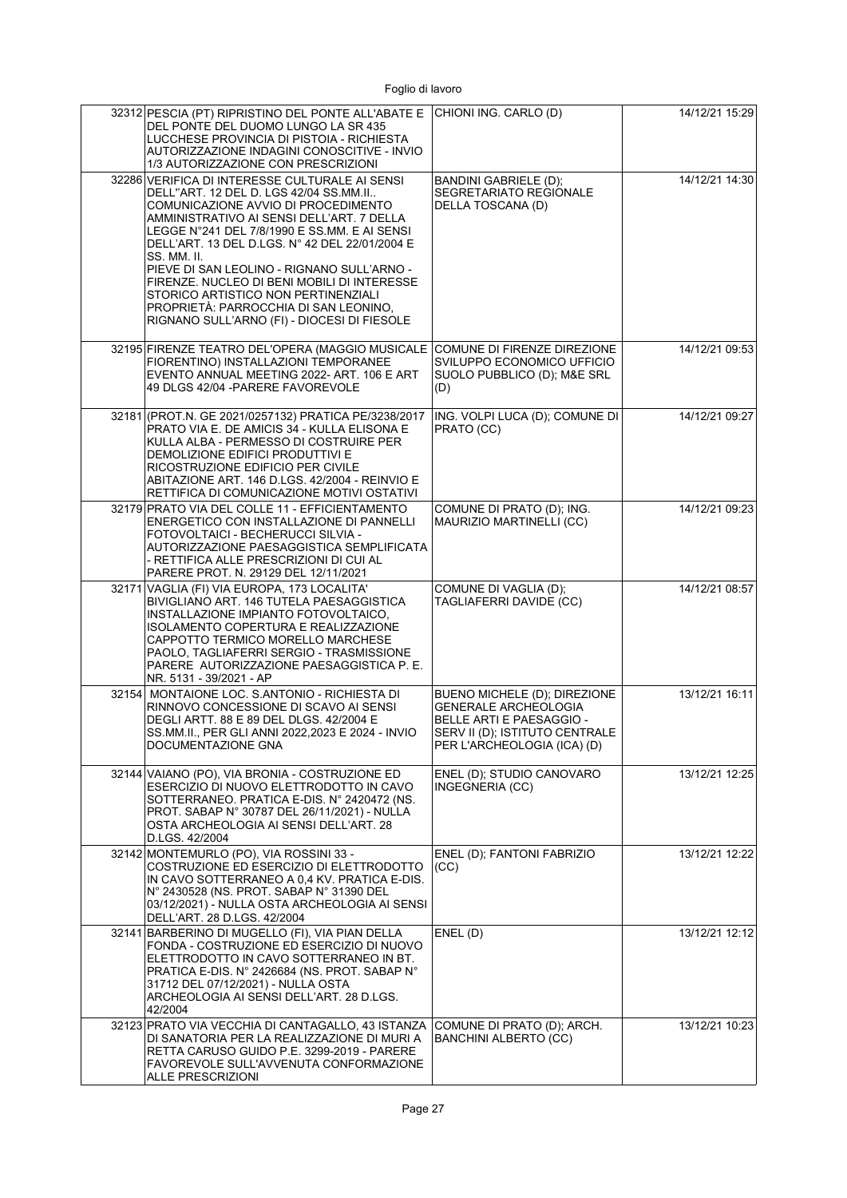| | | | |
|---|---|---|---|
| 32312 | PESCIA (PT) RIPRISTINO DEL PONTE ALL'ABATE E DEL PONTE DEL DUOMO LUNGO LA SR 435 LUCCHESE PROVINCIA DI PISTOIA - RICHIESTA AUTORIZZAZIONE INDAGINI CONOSCITIVE - INVIO 1/3 AUTORIZZAZIONE CON PRESCRIZIONI | CHIONI ING. CARLO (D) | 14/12/21 15:29 |
| 32286 | VERIFICA DI INTERESSE CULTURALE AI SENSI DELL''ART. 12 DEL D. LGS 42/04 SS.MM.II.. COMUNICAZIONE AVVIO DI PROCEDIMENTO AMMINISTRATIVO AI SENSI DELL'ART. 7 DELLA LEGGE N°241 DEL 7/8/1990 E SS.MM. E AI SENSI DELL'ART. 13 DEL D.LGS. N° 42 DEL 22/01/2004 E SS. MM. II. PIEVE DI SAN LEOLINO - RIGNANO SULL'ARNO - FIRENZE. NUCLEO DI BENI MOBILI DI INTERESSE STORICO ARTISTICO NON PERTINENZIALI PROPRIETÀ: PARROCCHIA DI SAN LEONINO, RIGNANO SULL'ARNO (FI) - DIOCESI DI FIESOLE | BANDINI GABRIELE (D); SEGRETARIATO REGIONALE DELLA TOSCANA (D) | 14/12/21 14:30 |
| 32195 | FIRENZE TEATRO DEL'OPERA (MAGGIO MUSICALE FIORENTINO) INSTALLAZIONI TEMPORANEE EVENTO ANNUAL MEETING 2022- ART. 106 E ART 49 DLGS 42/04 -PARERE FAVOREVOLE | COMUNE DI FIRENZE DIREZIONE SVILUPPO ECONOMICO UFFICIO SUOLO PUBBLICO (D); M&E SRL (D) | 14/12/21 09:53 |
| 32181 | (PROT.N. GE 2021/0257132) PRATICA PE/3238/2017 PRATO VIA E. DE AMICIS 34 - KULLA ELISONA E KULLA ALBA - PERMESSO DI COSTRUIRE PER DEMOLIZIONE EDIFICI PRODUTTIVI E RICOSTRUZIONE EDIFICIO PER CIVILE ABITAZIONE ART. 146 D.LGS. 42/2004 - REINVIO E RETTIFICA DI COMUNICAZIONE MOTIVI OSTATIVI | ING. VOLPI LUCA (D); COMUNE DI PRATO (CC) | 14/12/21 09:27 |
| 32179 | PRATO VIA DEL COLLE 11 - EFFICIENTAMENTO ENERGETICO CON INSTALLAZIONE DI PANNELLI FOTOVOLTAICI - BECHERUCCI SILVIA - AUTORIZZAZIONE PAESAGGISTICA SEMPLIFICATA - RETTIFICA ALLE PRESCRIZIONI DI CUI AL PARERE PROT. N. 29129 DEL 12/11/2021 | COMUNE DI PRATO (D); ING. MAURIZIO MARTINELLI (CC) | 14/12/21 09:23 |
| 32171 | VAGLIA (FI) VIA EUROPA, 173 LOCALITA' BIVIGLIANO ART. 146 TUTELA PAESAGGISTICA INSTALLAZIONE IMPIANTO FOTOVOLTAICO, ISOLAMENTO COPERTURA E REALIZZAZIONE CAPPOTTO TERMICO MORELLO MARCHESE PAOLO, TAGLIAFERRI SERGIO - TRASMISSIONE PARERE AUTORIZZAZIONE PAESAGGISTICA P. E. NR. 5131 - 39/2021 - AP | COMUNE DI VAGLIA (D); TAGLIAFERRI DAVIDE (CC) | 14/12/21 08:57 |
| 32154 | MONTAIONE LOC. S.ANTONIO - RICHIESTA DI RINNOVO CONCESSIONE DI SCAVO AI SENSI DEGLI ARTT. 88 E 89 DEL DLGS. 42/2004 E SS.MM.II., PER GLI ANNI 2022,2023 E 2024 - INVIO DOCUMENTAZIONE GNA | BUENO MICHELE (D); DIREZIONE GENERALE ARCHEOLOGIA BELLE ARTI E PAESAGGIO - SERV II (D); ISTITUTO CENTRALE PER L'ARCHEOLOGIA (ICA) (D) | 13/12/21 16:11 |
| 32144 | VAIANO (PO), VIA BRONIA - COSTRUZIONE ED ESERCIZIO DI NUOVO ELETTRODOTTO IN CAVO SOTTERRANEO. PRATICA E-DIS. N° 2420472 (NS. PROT. SABAP N° 30787 DEL 26/11/2021) - NULLA OSTA ARCHEOLOGIA AI SENSI DELL'ART. 28 D.LGS. 42/2004 | ENEL (D); STUDIO CANOVARO INGEGNERIA (CC) | 13/12/21 12:25 |
| 32142 | MONTEMURLO (PO), VIA ROSSINI 33 - COSTRUZIONE ED ESERCIZIO DI ELETTRODOTTO IN CAVO SOTTERRANEO A 0,4 KV. PRATICA E-DIS. N° 2430528 (NS. PROT. SABAP N° 31390 DEL 03/12/2021) - NULLA OSTA ARCHEOLOGIA AI SENSI DELL'ART. 28 D.LGS. 42/2004 | ENEL (D); FANTONI FABRIZIO (CC) | 13/12/21 12:22 |
| 32141 | BARBERINO DI MUGELLO (FI), VIA PIAN DELLA FONDA - COSTRUZIONE ED ESERCIZIO DI NUOVO ELETTRODOTTO IN CAVO SOTTERRANEO IN BT. PRATICA E-DIS. N° 2426684 (NS. PROT. SABAP N° 31712 DEL 07/12/2021) - NULLA OSTA ARCHEOLOGIA AI SENSI DELL'ART. 28 D.LGS. 42/2004 | ENEL (D) | 13/12/21 12:12 |
| 32123 | PRATO VIA VECCHIA DI CANTAGALLO, 43 ISTANZA DI SANATORIA PER LA REALIZZAZIONE DI MURI A RETTA CARUSO GUIDO P.E. 3299-2019 - PARERE FAVOREVOLE SULL'AVVENUTA CONFORMAZIONE ALLE PRESCRIZIONI | COMUNE DI PRATO (D); ARCH. BANCHINI ALBERTO (CC) | 13/12/21 10:23 |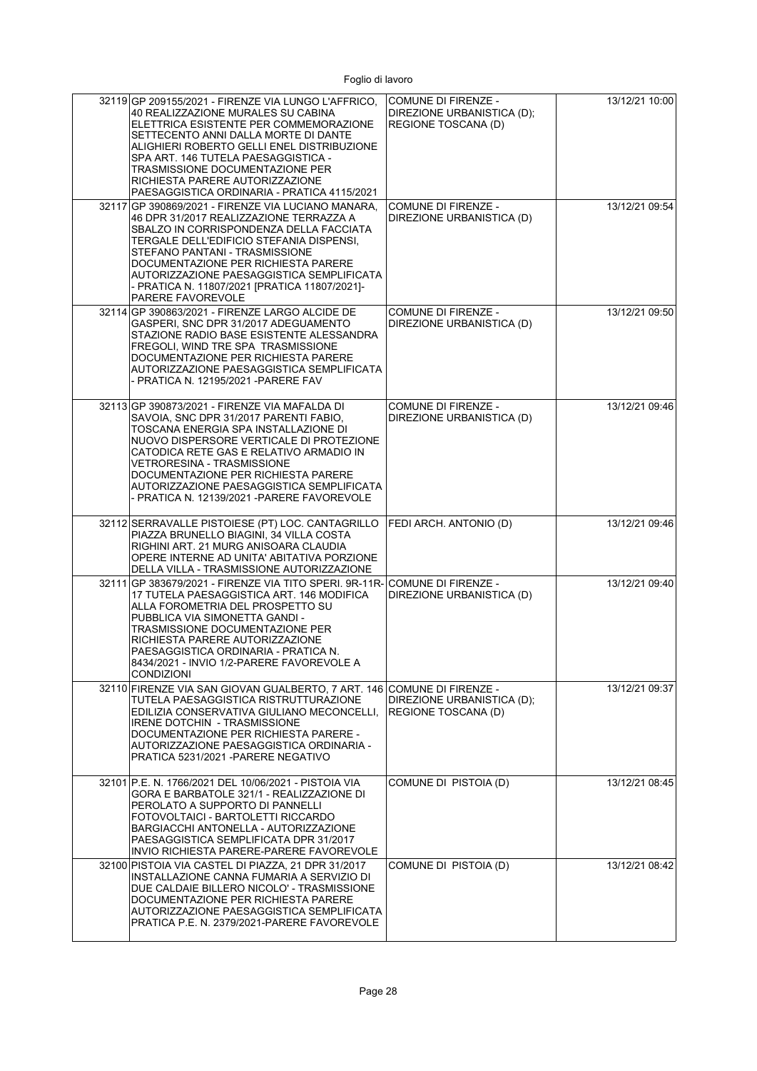| | | | |
|---|---|---|---|
| 32119 | GP 209155/2021 - FIRENZE VIA LUNGO L'AFFRICO, 40 REALIZZAZIONE MURALES SU CABINA ELETTRICA ESISTENTE PER COMMEMORAZIONE SETTECENTO ANNI DALLA MORTE DI DANTE ALIGHIERI ROBERTO GELLI ENEL DISTRIBUZIONE SPA ART. 146 TUTELA PAESAGGISTICA - TRASMISSIONE DOCUMENTAZIONE PER RICHIESTA PARERE AUTORIZZAZIONE PAESAGGISTICA ORDINARIA - PRATICA 4115/2021 | COMUNE DI FIRENZE - DIREZIONE URBANISTICA (D); REGIONE TOSCANA (D) | 13/12/21 10:00 |
| 32117 | GP 390869/2021 - FIRENZE VIA LUCIANO MANARA, 46 DPR 31/2017 REALIZZAZIONE TERRAZZA A SBALZO IN CORRISPONDENZA DELLA FACCIATA TERGALE DELL'EDIFICIO STEFANIA DISPENSI, STEFANO PANTANI - TRASMISSIONE DOCUMENTAZIONE PER RICHIESTA PARERE AUTORIZZAZIONE PAESAGGISTICA SEMPLIFICATA - PRATICA N. 11807/2021 [PRATICA 11807/2021]- PARERE FAVOREVOLE | COMUNE DI FIRENZE - DIREZIONE URBANISTICA (D) | 13/12/21 09:54 |
| 32114 | GP 390863/2021 - FIRENZE LARGO ALCIDE DE GASPERI, SNC DPR 31/2017 ADEGUAMENTO STAZIONE RADIO BASE ESISTENTE ALESSANDRA FREGOLI, WIND TRE SPA TRASMISSIONE DOCUMENTAZIONE PER RICHIESTA PARERE AUTORIZZAZIONE PAESAGGISTICA SEMPLIFICATA - PRATICA N. 12195/2021 -PARERE FAV | COMUNE DI FIRENZE - DIREZIONE URBANISTICA (D) | 13/12/21 09:50 |
| 32113 | GP 390873/2021 - FIRENZE VIA MAFALDA DI SAVOIA, SNC DPR 31/2017 PARENTI FABIO, TOSCANA ENERGIA SPA INSTALLAZIONE DI NUOVO DISPERSORE VERTICALE DI PROTEZIONE CATODICA RETE GAS E RELATIVO ARMADIO IN VETRORESINA - TRASMISSIONE DOCUMENTAZIONE PER RICHIESTA PARERE AUTORIZZAZIONE PAESAGGISTICA SEMPLIFICATA - PRATICA N. 12139/2021 -PARERE FAVOREVOLE | COMUNE DI FIRENZE - DIREZIONE URBANISTICA (D) | 13/12/21 09:46 |
| 32112 | SERRAVALLE PISTOIESE (PT) LOC. CANTAGRILLO PIAZZA BRUNELLO BIAGINI, 34 VILLA COSTA RIGHINI ART. 21 MURG ANISOARA CLAUDIA OPERE INTERNE AD UNITA' ABITATIVA PORZIONE DELLA VILLA - TRASMISSIONE AUTORIZZAZIONE | FEDI ARCH. ANTONIO (D) | 13/12/21 09:46 |
| 32111 | GP 383679/2021 - FIRENZE VIA TITO SPERI. 9R-11R-17 TUTELA PAESAGGISTICA ART. 146 MODIFICA ALLA FOROMETRIA DEL PROSPETTO SU PUBBLICA VIA SIMONETTA GANDI - TRASMISSIONE DOCUMENTAZIONE PER RICHIESTA PARERE AUTORIZZAZIONE PAESAGGISTICA ORDINARIA - PRATICA N. 8434/2021 - INVIO 1/2-PARERE FAVOREVOLE A CONDIZIONI | COMUNE DI FIRENZE - DIREZIONE URBANISTICA (D) | 13/12/21 09:40 |
| 32110 | FIRENZE VIA SAN GIOVAN GUALBERTO, 7 ART. 146 TUTELA PAESAGGISTICA RISTRUTTURAZIONE EDILIZIA CONSERVATIVA GIULIANO MECONCELLI, IRENE DOTCHIN - TRASMISSIONE DOCUMENTAZIONE PER RICHIESTA PARERE - AUTORIZZAZIONE PAESAGGISTICA ORDINARIA - PRATICA 5231/2021 -PARERE NEGATIVO | COMUNE DI FIRENZE - DIREZIONE URBANISTICA (D); REGIONE TOSCANA (D) | 13/12/21 09:37 |
| 32101 | P.E. N. 1766/2021 DEL 10/06/2021 - PISTOIA VIA GORA E BARBATOLE 321/1 - REALIZZAZIONE DI PEROLATO A SUPPORTO DI PANNELLI FOTOVOLTAICI - BARTOLETTI RICCARDO BARGIACCHI ANTONELLA - AUTORIZZAZIONE PAESAGGISTICA SEMPLIFICATA DPR 31/2017 INVIO RICHIESTA PARERE-PARERE FAVOREVOLE | COMUNE DI PISTOIA (D) | 13/12/21 08:45 |
| 32100 | PISTOIA VIA CASTEL DI PIAZZA, 21 DPR 31/2017 INSTALLAZIONE CANNA FUMARIA A SERVIZIO DI DUE CALDAIE BILLERO NICOLO' - TRASMISSIONE DOCUMENTAZIONE PER RICHIESTA PARERE AUTORIZZAZIONE PAESAGGISTICA SEMPLIFICATA PRATICA P.E. N. 2379/2021-PARERE FAVOREVOLE | COMUNE DI PISTOIA (D) | 13/12/21 08:42 |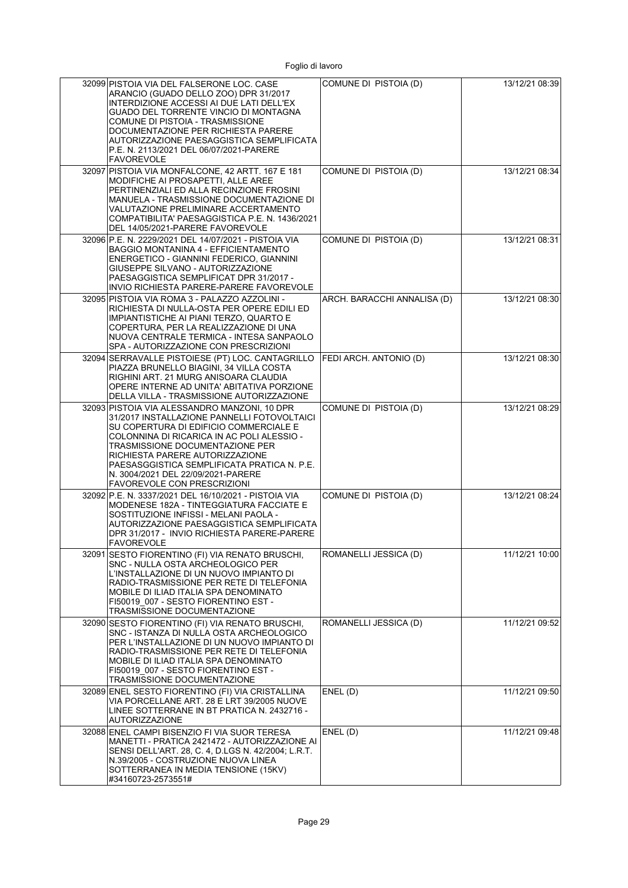Foglio di lavoro

| | | | |
|---|---|---|---|
| 32099 | PISTOIA VIA DEL FALSERONE LOC. CASE ARANCIO (GUADO DELLO ZOO) DPR 31/2017 INTERDIZIONE ACCESSI AI DUE LATI DELL'EX GUADO DEL TORRENTE VINCIO DI MONTAGNA COMUNE DI PISTOIA - TRASMISSIONE DOCUMENTAZIONE PER RICHIESTA PARERE AUTORIZZAZIONE PAESAGGISTICA SEMPLIFICATA P.E. N. 2113/2021 DEL 06/07/2021-PARERE FAVOREVOLE | COMUNE DI PISTOIA (D) | 13/12/21 08:39 |
| 32097 | PISTOIA VIA MONFALCONE, 42 ARTT. 167 E 181 MODIFICHE AI PROSAPETTI, ALLE AREE PERTINENZIALI ED ALLA RECINZIONE FROSINI MANUELA - TRASMISSIONE DOCUMENTAZIONE DI VALUTAZIONE PRELIMINARE ACCERTAMENTO COMPATIBILITA' PAESAGGISTICA P.E. N. 1436/2021 DEL 14/05/2021-PARERE FAVOREVOLE | COMUNE DI PISTOIA (D) | 13/12/21 08:34 |
| 32096 | P.E. N. 2229/2021 DEL 14/07/2021 - PISTOIA VIA BAGGIO MONTANINA 4 - EFFICIENTAMENTO ENERGETICO - GIANNINI FEDERICO, GIANNINI GIUSEPPE SILVANO - AUTORIZZAZIONE PAESAGGISTICA SEMPLIFICAT DPR 31/2017 - INVIO RICHIESTA PARERE-PARERE FAVOREVOLE | COMUNE DI PISTOIA (D) | 13/12/21 08:31 |
| 32095 | PISTOIA VIA ROMA 3 - PALAZZO AZZOLINI - RICHIESTA DI NULLA-OSTA PER OPERE EDILI ED IMPIANTISTICHE AI PIANI TERZO, QUARTO E COPERTURA, PER LA REALIZZAZIONE DI UNA NUOVA CENTRALE TERMICA - INTESA SANPAOLO SPA - AUTORIZZAZIONE CON PRESCRIZIONI | ARCH. BARACCHI ANNALISA (D) | 13/12/21 08:30 |
| 32094 | SERRAVALLE PISTOIESE (PT) LOC. CANTAGRILLO PIAZZA BRUNELLO BIAGINI, 34 VILLA COSTA RIGHINI ART. 21 MURG ANISOARA CLAUDIA OPERE INTERNE AD UNITA' ABITATIVA PORZIONE DELLA VILLA - TRASMISSIONE AUTORIZZAZIONE | FEDI ARCH. ANTONIO (D) | 13/12/21 08:30 |
| 32093 | PISTOIA VIA ALESSANDRO MANZONI, 10 DPR 31/2017 INSTALLAZIONE PANNELLI FOTOVOLTAICI SU COPERTURA DI EDIFICIO COMMERCIALE E COLONNINA DI RICARICA IN AC POLI ALESSIO - TRASMISSIONE DOCUMENTAZIONE PER RICHIESTA PARERE AUTORIZZAZIONE PAESASGGISTICA SEMPLIFICATA PRATICA N. P.E. N. 3004/2021 DEL 22/09/2021-PARERE FAVOREVOLE CON PRESCRIZIONI | COMUNE DI PISTOIA (D) | 13/12/21 08:29 |
| 32092 | P.E. N. 3337/2021 DEL 16/10/2021 - PISTOIA VIA MODENESE 182A - TINTEGGIATURA FACCIATE E SOSTITUZIONE INFISSI - MELANI PAOLA - AUTORIZZAZIONE PAESAGGISTICA SEMPLIFICATA DPR 31/2017 - INVIO RICHIESTA PARERE-PARERE FAVOREVOLE | COMUNE DI PISTOIA (D) | 13/12/21 08:24 |
| 32091 | SESTO FIORENTINO (FI) VIA RENATO BRUSCHI, SNC - NULLA OSTA ARCHEOLOGICO PER L'INSTALLAZIONE DI UN NUOVO IMPIANTO DI RADIO-TRASMISSIONE PER RETE DI TELEFONIA MOBILE DI ILIAD ITALIA SPA DENOMINATO FI50019_007 - SESTO FIORENTINO EST - TRASMISSIONE DOCUMENTAZIONE | ROMANELLI JESSICA (D) | 11/12/21 10:00 |
| 32090 | SESTO FIORENTINO (FI) VIA RENATO BRUSCHI, SNC - ISTANZA DI NULLA OSTA ARCHEOLOGICO PER L'INSTALLAZIONE DI UN NUOVO IMPIANTO DI RADIO-TRASMISSIONE PER RETE DI TELEFONIA MOBILE DI ILIAD ITALIA SPA DENOMINATO FI50019_007 - SESTO FIORENTINO EST - TRASMISSIONE DOCUMENTAZIONE | ROMANELLI JESSICA (D) | 11/12/21 09:52 |
| 32089 | ENEL SESTO FIORENTINO (FI) VIA CRISTALLINA VIA PORCELLANE ART. 28 E LRT 39/2005 NUOVE LINEE SOTTERRANE IN BT PRATICA N. 2432716 - AUTORIZZAZIONE | ENEL (D) | 11/12/21 09:50 |
| 32088 | ENEL CAMPI BISENZIO FI VIA SUOR TERESA MANETTI - PRATICA 2421472 - AUTORIZZAZIONE AI SENSI DELL'ART. 28, C. 4, D.LGS N. 42/2004; L.R.T. N.39/2005 - COSTRUZIONE NUOVA LINEA SOTTERRANEA IN MEDIA TENSIONE (15KV) #34160723-2573551# | ENEL (D) | 11/12/21 09:48 |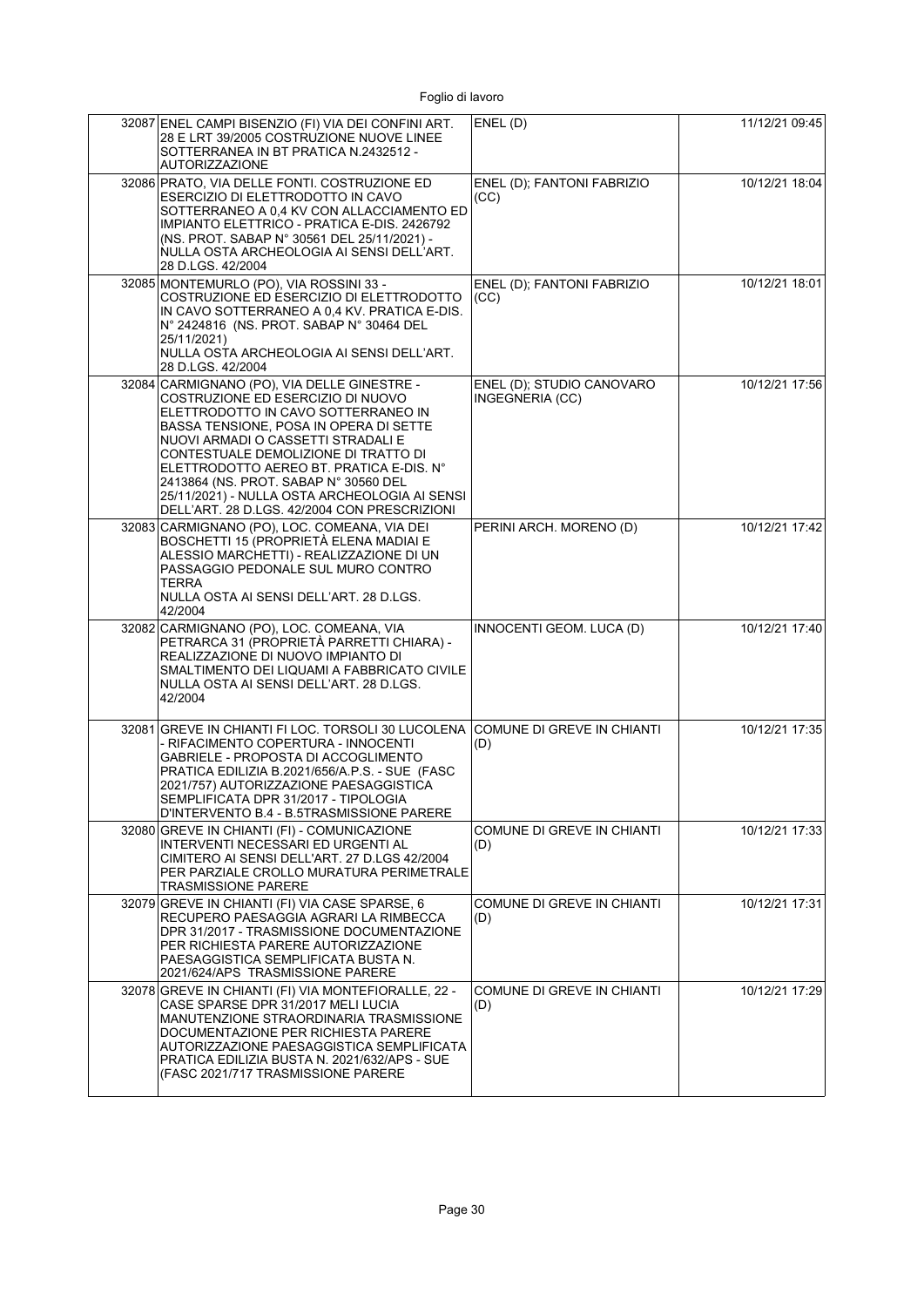| | | | |
|---|---|---|---|
| 32087 | ENEL CAMPI BISENZIO (FI) VIA DEI CONFINI ART. 28 E LRT 39/2005 COSTRUZIONE NUOVE LINEE SOTTERRANEA IN BT PRATICA N.2432512 - AUTORIZZAZIONE | ENEL (D) | 11/12/21 09:45 |
| 32086 | PRATO, VIA DELLE FONTI. COSTRUZIONE ED ESERCIZIO DI ELETTRODOTTO IN CAVO SOTTERRANEO A 0,4 KV CON ALLACCIAMENTO ED IMPIANTO ELETTRICO - PRATICA E-DIS. 2426792 (NS. PROT. SABAP N° 30561 DEL 25/11/2021) - NULLA OSTA ARCHEOLOGIA AI SENSI DELL'ART. 28 D.LGS. 42/2004 | ENEL (D); FANTONI FABRIZIO (CC) | 10/12/21 18:04 |
| 32085 | MONTEMURLO (PO), VIA ROSSINI 33 - COSTRUZIONE ED ESERCIZIO DI ELETTRODOTTO IN CAVO SOTTERRANEO A 0,4 KV. PRATICA E-DIS. N° 2424816 (NS. PROT. SABAP N° 30464 DEL 25/11/2021) NULLA OSTA ARCHEOLOGIA AI SENSI DELL'ART. 28 D.LGS. 42/2004 | ENEL (D); FANTONI FABRIZIO (CC) | 10/12/21 18:01 |
| 32084 | CARMIGNANO (PO), VIA DELLE GINESTRE - COSTRUZIONE ED ESERCIZIO DI NUOVO ELETTRODOTTO IN CAVO SOTTERRANEO IN BASSA TENSIONE, POSA IN OPERA DI SETTE NUOVI ARMADI O CASSETTI STRADALI E CONTESTUALE DEMOLIZIONE DI TRATTO DI ELETTRODOTTO AEREO BT. PRATICA E-DIS. N° 2413864 (NS. PROT. SABAP N° 30560 DEL 25/11/2021) - NULLA OSTA ARCHEOLOGIA AI SENSI DELL'ART. 28 D.LGS. 42/2004 CON PRESCRIZIONI | ENEL (D); STUDIO CANOVARO INGEGNERIA (CC) | 10/12/21 17:56 |
| 32083 | CARMIGNANO (PO), LOC. COMEANA, VIA DEI BOSCHETTI 15 (PROPRIETÀ ELENA MADIAI E ALESSIO MARCHETTI) - REALIZZAZIONE DI UN PASSAGGIO PEDONALE SUL MURO CONTRO TERRA NULLA OSTA AI SENSI DELL'ART. 28 D.LGS. 42/2004 | PERINI ARCH. MORENO (D) | 10/12/21 17:42 |
| 32082 | CARMIGNANO (PO), LOC. COMEANA, VIA PETRARCA 31 (PROPRIETÀ PARRETTI CHIARA) - REALIZZAZIONE DI NUOVO IMPIANTO DI SMALTIMENTO DEI LIQUAMI A FABBRICATO CIVILE NULLA OSTA AI SENSI DELL'ART. 28 D.LGS. 42/2004 | INNOCENTI GEOM. LUCA (D) | 10/12/21 17:40 |
| 32081 | GREVE IN CHIANTI FI LOC. TORSOLI 30 LUCOLENA - RIFACIMENTO COPERTURA - INNOCENTI GABRIELE - PROPOSTA DI ACCOGLIMENTO PRATICA EDILIZIA B.2021/656/A.P.S. - SUE (FASC 2021/757) AUTORIZZAZIONE PAESAGGISTICA SEMPLIFICATA DPR 31/2017 - TIPOLOGIA D'INTERVENTO B.4 - B.5TRASMISSIONE PARERE | COMUNE DI GREVE IN CHIANTI (D) | 10/12/21 17:35 |
| 32080 | GREVE IN CHIANTI (FI) - COMUNICAZIONE INTERVENTI NECESSARI ED URGENTI AL CIMITERO AI SENSI DELL'ART. 27 D.LGS 42/2004 PER PARZIALE CROLLO MURATURA PERIMETRALE TRASMISSIONE PARERE | COMUNE DI GREVE IN CHIANTI (D) | 10/12/21 17:33 |
| 32079 | GREVE IN CHIANTI (FI) VIA CASE SPARSE, 6 RECUPERO PAESAGGIA AGRARI LA RIMBECCA DPR 31/2017 - TRASMISSIONE DOCUMENTAZIONE PER RICHIESTA PARERE AUTORIZZAZIONE PAESAGGISTICA SEMPLIFICATA BUSTA N. 2021/624/APS TRASMISSIONE PARERE | COMUNE DI GREVE IN CHIANTI (D) | 10/12/21 17:31 |
| 32078 | GREVE IN CHIANTI (FI) VIA MONTEFIORALLE, 22 - CASE SPARSE DPR 31/2017 MELI LUCIA MANUTENZIONE STRAORDINARIA TRASMISSIONE DOCUMENTAZIONE PER RICHIESTA PARERE AUTORIZZAZIONE PAESAGGISTICA SEMPLIFICATA PRATICA EDILIZIA BUSTA N. 2021/632/APS - SUE (FASC 2021/717 TRASMISSIONE PARERE | COMUNE DI GREVE IN CHIANTI (D) | 10/12/21 17:29 |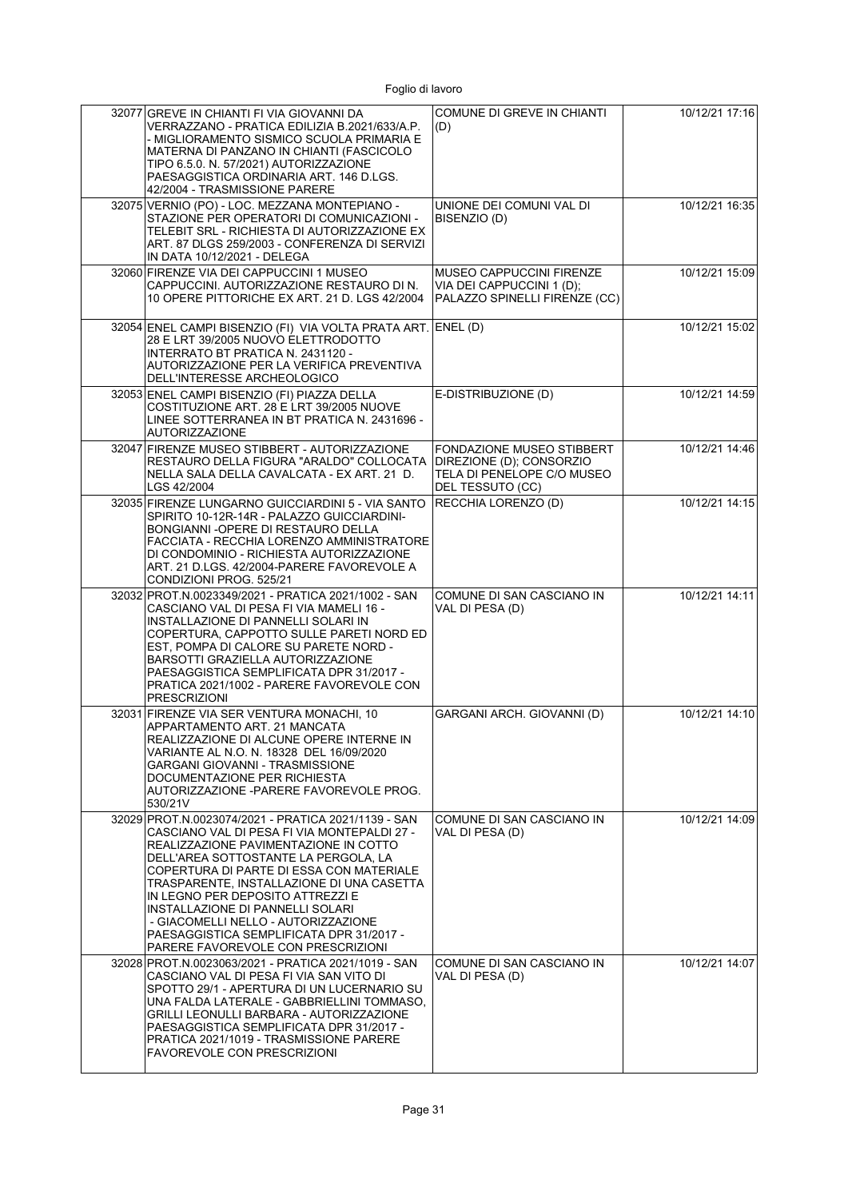| | | | |
|---|---|---|---|
| 32077 | GREVE IN CHIANTI FI VIA GIOVANNI DA VERRAZZANO - PRATICA EDILIZIA B.2021/633/A.P. - MIGLIORAMENTO SISMICO SCUOLA PRIMARIA E MATERNA DI PANZANO IN CHIANTI (FASCICOLO TIPO 6.5.0. N. 57/2021) AUTORIZZAZIONE PAESAGGISTICA ORDINARIA ART. 146 D.LGS. 42/2004 - TRASMISSIONE PARERE | COMUNE DI GREVE IN CHIANTI (D) | 10/12/21 17:16 |
| 32075 | VERNIO (PO) - LOC. MEZZANA MONTEPIANO - STAZIONE PER OPERATORI DI COMUNICAZIONI - TELEBIT SRL - RICHIESTA DI AUTORIZZAZIONE EX ART. 87 DLGS 259/2003 - CONFERENZA DI SERVIZI IN DATA 10/12/2021 - DELEGA | UNIONE DEI COMUNI VAL DI BISENZIO (D) | 10/12/21 16:35 |
| 32060 | FIRENZE VIA DEI CAPPUCCINI 1 MUSEO CAPPUCCINI. AUTORIZZAZIONE RESTAURO DI N. 10 OPERE PITTORICHE EX ART. 21 D. LGS 42/2004 | MUSEO CAPPUCCINI FIRENZE VIA DEI CAPPUCCINI 1 (D); PALAZZO SPINELLI FIRENZE (CC) | 10/12/21 15:09 |
| 32054 | ENEL CAMPI BISENZIO (FI) VIA VOLTA PRATA ART. 28 E LRT 39/2005 NUOVO ELETTRODOTTO INTERRATO BT PRATICA N. 2431120 - AUTORIZZAZIONE PER LA VERIFICA PREVENTIVA DELL'INTERESSE ARCHEOLOGICO | ENEL (D) | 10/12/21 15:02 |
| 32053 | ENEL CAMPI BISENZIO (FI) PIAZZA DELLA COSTITUZIONE ART. 28 E LRT 39/2005 NUOVE LINEE SOTTERRANEA IN BT PRATICA N. 2431696 - AUTORIZZAZIONE | E-DISTRIBUZIONE (D) | 10/12/21 14:59 |
| 32047 | FIRENZE MUSEO STIBBERT - AUTORIZZAZIONE RESTAURO DELLA FIGURA "ARALDO" COLLOCATA NELLA SALA DELLA CAVALCATA - EX ART. 21 D. LGS 42/2004 | FONDAZIONE MUSEO STIBBERT DIREZIONE (D); CONSORZIO TELA DI PENELOPE C/O MUSEO DEL TESSUTO (CC) | 10/12/21 14:46 |
| 32035 | FIRENZE LUNGARNO GUICCIARDINI 5 - VIA SANTO SPIRITO 10-12R-14R - PALAZZO GUICCIARDINI-BONGIANNI -OPERE DI RESTAURO DELLA FACCIATA - RECCHIA LORENZO AMMINISTRATORE DI CONDOMINIO - RICHIESTA AUTORIZZAZIONE ART. 21 D.LGS. 42/2004-PARERE FAVOREVOLE A CONDIZIONI PROG. 525/21 | RECCHIA LORENZO (D) | 10/12/21 14:15 |
| 32032 | PROT.N.0023349/2021 - PRATICA 2021/1002 - SAN CASCIANO VAL DI PESA FI VIA MAMELI 16 - INSTALLAZIONE DI PANNELLI SOLARI IN COPERTURA, CAPPOTTO SULLE PARETI NORD ED EST, POMPA DI CALORE SU PARETE NORD - BARSOTTI GRAZIELLA AUTORIZZAZIONE PAESAGGISTICA SEMPLIFICATA DPR 31/2017 - PRATICA 2021/1002 - PARERE FAVOREVOLE CON PRESCRIZIONI | COMUNE DI SAN CASCIANO IN VAL DI PESA (D) | 10/12/21 14:11 |
| 32031 | FIRENZE VIA SER VENTURA MONACHI, 10 APPARTAMENTO ART. 21 MANCATA REALIZZAZIONE DI ALCUNE OPERE INTERNE IN VARIANTE AL N.O. N. 18328 DEL 16/09/2020 GARGANI GIOVANNI - TRASMISSIONE DOCUMENTAZIONE PER RICHIESTA AUTORIZZAZIONE -PARERE FAVOREVOLE PROG. 530/21V | GARGANI ARCH. GIOVANNI (D) | 10/12/21 14:10 |
| 32029 | PROT.N.0023074/2021 - PRATICA 2021/1139 - SAN CASCIANO VAL DI PESA FI VIA MONTEPALDI 27 - REALIZZAZIONE PAVIMENTAZIONE IN COTTO DELL'AREA SOTTOSTANTE LA PERGOLA, LA COPERTURA DI PARTE DI ESSA CON MATERIALE TRASPARENTE, INSTALLAZIONE DI UNA CASETTA IN LEGNO PER DEPOSITO ATTREZZI E INSTALLAZIONE DI PANNELLI SOLARI - GIACOMELLI NELLO - AUTORIZZAZIONE PAESAGGISTICA SEMPLIFICATA DPR 31/2017 - PARERE FAVOREVOLE CON PRESCRIZIONI | COMUNE DI SAN CASCIANO IN VAL DI PESA (D) | 10/12/21 14:09 |
| 32028 | PROT.N.0023063/2021 - PRATICA 2021/1019 - SAN CASCIANO VAL DI PESA FI VIA SAN VITO DI SPOTTO 29/1 - APERTURA DI UN LUCERNARIO SU UNA FALDA LATERALE - GABBRIELLINI TOMMASO, GRILLI LEONULLI BARBARA - AUTORIZZAZIONE PAESAGGISTICA SEMPLIFICATA DPR 31/2017 - PRATICA 2021/1019 - TRASMISSIONE PARERE FAVOREVOLE CON PRESCRIZIONI | COMUNE DI SAN CASCIANO IN VAL DI PESA (D) | 10/12/21 14:07 |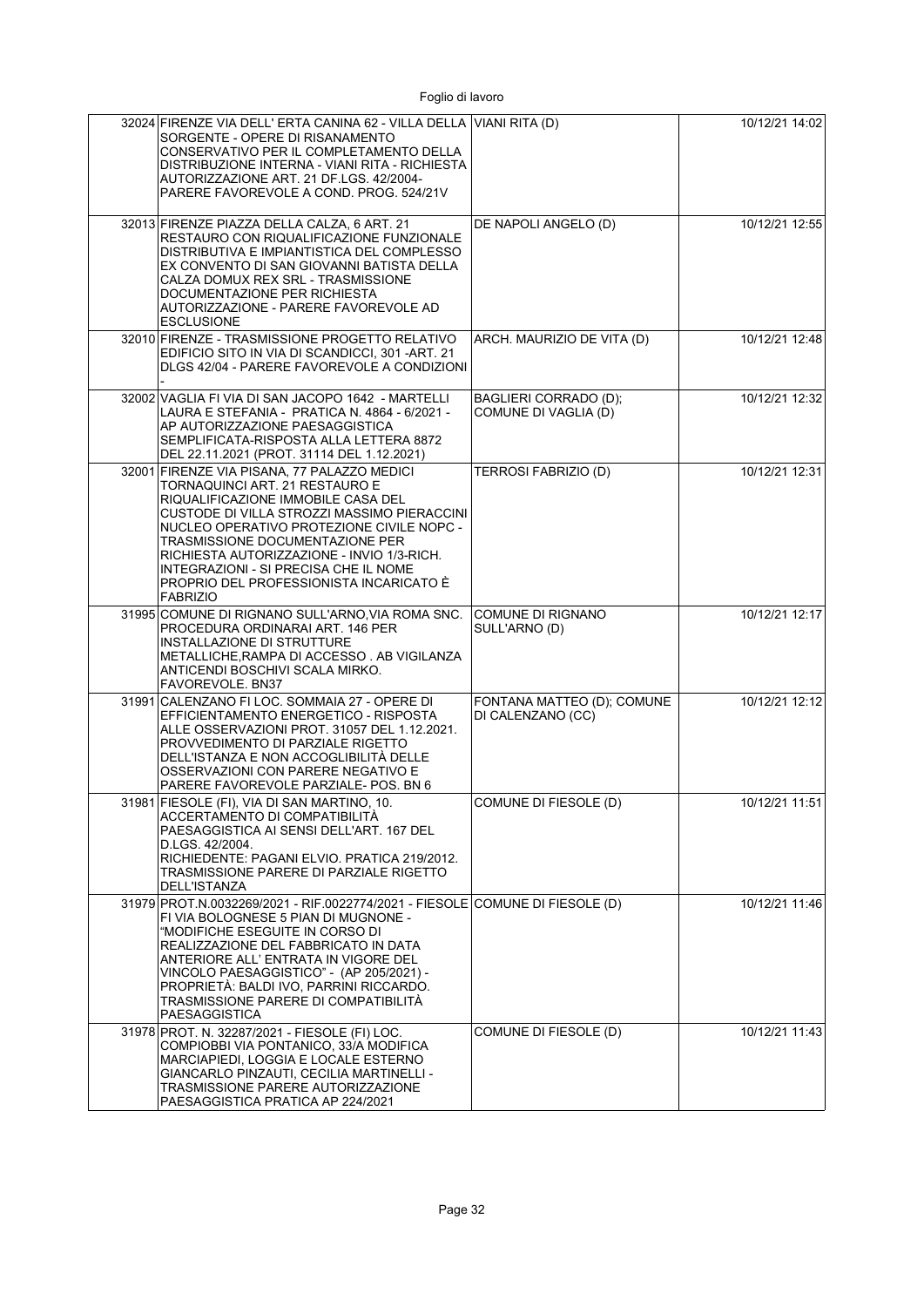| | | | |
|---|---|---|---|
| 32024 | FIRENZE VIA DELL' ERTA CANINA 62 - VILLA DELLA SORGENTE - OPERE DI RISANAMENTO CONSERVATIVO PER IL COMPLETAMENTO DELLA DISTRIBUZIONE INTERNA - VIANI RITA - RICHIESTA AUTORIZZAZIONE ART. 21 DF.LGS. 42/2004- PARERE FAVOREVOLE A COND. PROG. 524/21V | VIANI RITA (D) | 10/12/21 14:02 |
| 32013 | FIRENZE PIAZZA DELLA CALZA, 6 ART. 21 RESTAURO CON RIQUALIFICAZIONE FUNZIONALE DISTRIBUTIVA E IMPIANTISTICA DEL COMPLESSO EX CONVENTO DI SAN GIOVANNI BATISTA DELLA CALZA DOMUX REX SRL - TRASMISSIONE DOCUMENTAZIONE PER RICHIESTA AUTORIZZAZIONE - PARERE FAVOREVOLE AD ESCLUSIONE | DE NAPOLI ANGELO (D) | 10/12/21 12:55 |
| 32010 | FIRENZE - TRASMISSIONE PROGETTO RELATIVO EDIFICIO SITO IN VIA DI SCANDICCI, 301 -ART. 21 DLGS 42/04 - PARERE FAVOREVOLE A CONDIZIONI - | ARCH. MAURIZIO DE VITA (D) | 10/12/21 12:48 |
| 32002 | VAGLIA FI VIA DI SAN JACOPO 1642 - MARTELLI LAURA E STEFANIA - PRATICA N. 4864 - 6/2021 - AP AUTORIZZAZIONE PAESAGGISTICA SEMPLIFICATA-RISPOSTA ALLA LETTERA 8872 DEL 22.11.2021 (PROT. 31114 DEL 1.12.2021) | BAGLIERI CORRADO (D); COMUNE DI VAGLIA (D) | 10/12/21 12:32 |
| 32001 | FIRENZE VIA PISANA, 77 PALAZZO MEDICI TORNAQUINCI ART. 21 RESTAURO E RIQUALIFICAZIONE IMMOBILE CASA DEL CUSTODE DI VILLA STROZZI MASSIMO PIERACCINI NUCLEO OPERATIVO PROTEZIONE CIVILE NOPC - TRASMISSIONE DOCUMENTAZIONE PER RICHIESTA AUTORIZZAZIONE - INVIO 1/3-RICH. INTEGRAZIONI - SI PRECISA CHE IL NOME PROPRIO DEL PROFESSIONISTA INCARICATO È FABRIZIO | TERROSI FABRIZIO (D) | 10/12/21 12:31 |
| 31995 | COMUNE DI RIGNANO SULL'ARNO,VIA ROMA SNC. PROCEDURA ORDINARAI ART. 146 PER INSTALLAZIONE DI STRUTTURE METALLICHE,RAMPA DI ACCESSO . AB VIGILANZA ANTICENDI BOSCHIVI SCALA MIRKO. FAVOREVOLE. BN37 | COMUNE DI RIGNANO SULL'ARNO (D) | 10/12/21 12:17 |
| 31991 | CALENZANO FI LOC. SOMMAIA 27 - OPERE DI EFFICIENTAMENTO ENERGETICO - RISPOSTA ALLE OSSERVAZIONI PROT. 31057 DEL 1.12.2021. PROVVEDIMENTO DI PARZIALE RIGETTO DELL'ISTANZA E NON ACCOGLIBILITÀ DELLE OSSERVAZIONI CON PARERE NEGATIVO E PARERE FAVOREVOLE PARZIALE- POS. BN 6 | FONTANA MATTEO (D); COMUNE DI CALENZANO (CC) | 10/12/21 12:12 |
| 31981 | FIESOLE (FI), VIA DI SAN MARTINO, 10. ACCERTAMENTO DI COMPATIBILITÀ PAESAGGISTICA AI SENSI DELL'ART. 167 DEL D.LGS. 42/2004. RICHIEDENTE: PAGANI ELVIO. PRATICA 219/2012. TRASMISSIONE PARERE DI PARZIALE RIGETTO DELL'ISTANZA | COMUNE DI FIESOLE (D) | 10/12/21 11:51 |
| 31979 | PROT.N.0032269/2021 - RIF.0022774/2021 - FIESOLE FI VIA BOLOGNESE 5 PIAN DI MUGNONE - "MODIFICHE ESEGUITE IN CORSO DI REALIZZAZIONE DEL FABBRICATO IN DATA ANTERIORE ALL' ENTRATA IN VIGORE DEL VINCOLO PAESAGGISTICO" - (AP 205/2021) - PROPRIETÀ: BALDI IVO, PARRINI RICCARDO. TRASMISSIONE PARERE DI COMPATIBILITÀ PAESAGGISTICA | COMUNE DI FIESOLE (D) | 10/12/21 11:46 |
| 31978 | PROT. N. 32287/2021 - FIESOLE (FI) LOC. COMPIOBBI VIA PONTANICO, 33/A MODIFICA MARCIAPIEDI, LOGGIA E LOCALE ESTERNO GIANCARLO PINZAUTI, CECILIA MARTINELLI - TRASMISSIONE PARERE AUTORIZZAZIONE PAESAGGISTICA PRATICA AP 224/2021 | COMUNE DI FIESOLE (D) | 10/12/21 11:43 |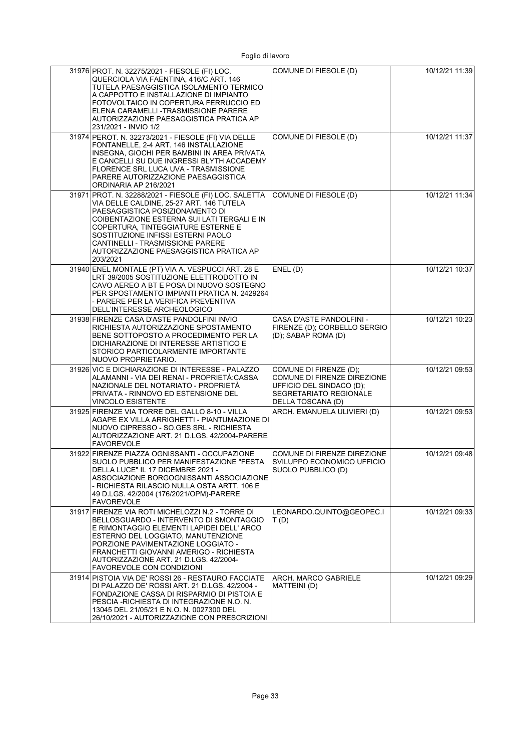| | | | |
|---|---|---|---|
| 31976 | PROT. N. 32275/2021 - FIESOLE (FI) LOC. QUERCIOLA VIA FAENTINA, 416/C ART. 146 TUTELA PAESAGGISTICA ISOLAMENTO TERMICO A CAPPOTTO E INSTALLAZIONE DI IMPIANTO FOTOVOLTAICO IN COPERTURA FERRUCCIO ED ELENA CARAMELLI -TRASMISSIONE PARERE AUTORIZZAZIONE PAESAGGISTICA PRATICA AP 231/2021 - INVIO 1/2 | COMUNE DI FIESOLE (D) | 10/12/21 11:39 |
| 31974 | PEROT. N. 32273/2021 - FIESOLE (FI) VIA DELLE FONTANELLE, 2-4 ART. 146 INSTALLAZIONE INSEGNA, GIOCHI PER BAMBINI IN AREA PRIVATA E CANCELLI SU DUE INGRESSI BLYTH ACCADEMY FLORENCE SRL LUCA UVA - TRASMISSIONE PARERE AUTORIZZAZIONE PAESAGGISTICA ORDINARIA AP 216/2021 | COMUNE DI FIESOLE (D) | 10/12/21 11:37 |
| 31971 | PROT. N. 32288/2021 - FIESOLE (FI) LOC. SALETTA VIA DELLE CALDINE, 25-27 ART. 146 TUTELA PAESAGGISTICA POSIZIONAMENTO DI COIBENTAZIONE ESTERNA SUI LATI TERGALI E IN COPERTURA, TINTEGGIATURE ESTERNE E SOSTITUZIONE INFISSI ESTERNI PAOLO CANTINELLI - TRASMISSIONE PARERE AUTORIZZAZIONE PAESAGGISTICA PRATICA AP 203/2021 | COMUNE DI FIESOLE (D) | 10/12/21 11:34 |
| 31940 | ENEL MONTALE (PT) VIA A. VESPUCCI ART. 28 E LRT 39/2005 SOSTITUZIONE ELETTRODOTTO IN CAVO AEREO A BT E POSA DI NUOVO SOSTEGNO PER SPOSTAMENTO IMPIANTI PRATICA N. 2429264 - PARERE PER LA VERIFICA PREVENTIVA DELL'INTERESSE ARCHEOLOGICO | ENEL (D) | 10/12/21 10:37 |
| 31938 | FIRENZE CASA D'ASTE PANDOLFINI INVIO RICHIESTA AUTORIZZAZIONE SPOSTAMENTO BENE SOTTOPOSTO A PROCEDIMENTO PER LA DICHIARAZIONE DI INTERESSE ARTISTICO E STORICO PARTICOLARMENTE IMPORTANTE NUOVO PROPRIETARIO. | CASA D'ASTE PANDOLFINI - FIRENZE (D); CORBELLO SERGIO (D); SABAP ROMA (D) | 10/12/21 10:23 |
| 31926 | VIC E DICHIARAZIONE DI INTERESSE - PALAZZO ALAMANNI - VIA DEI RENAI - PROPRIETÀ:CASSA NAZIONALE DEL NOTARIATO - PROPRIETÀ PRIVATA - RINNOVO ED ESTENSIONE DEL VINCOLO ESISTENTE | COMUNE DI FIRENZE (D); COMUNE DI FIRENZE DIREZIONE UFFICIO DEL SINDACO (D); SEGRETARIATO REGIONALE DELLA TOSCANA (D) | 10/12/21 09:53 |
| 31925 | FIRENZE VIA TORRE DEL GALLO 8-10 - VILLA AGAPE EX VILLA ARRIGHETTI - PIANTUMAZIONE DI NUOVO CIPRESSO - SO.GES SRL - RICHIESTA AUTORIZZAZIONE ART. 21 D.LGS. 42/2004-PARERE FAVOREVOLE | ARCH. EMANUELA ULIVIERI (D) | 10/12/21 09:53 |
| 31922 | FIRENZE PIAZZA OGNISSANTI - OCCUPAZIONE SUOLO PUBBLICO PER MANIFESTAZIONE "FESTA DELLA LUCE" IL 17 DICEMBRE 2021 - ASSOCIAZIONE BORGOGNISSANTI ASSOCIAZIONE - RICHIESTA RILASCIO NULLA OSTA ARTT. 106 E 49 D.LGS. 42/2004 (176/2021/OPM)-PARERE FAVOREVOLE | COMUNE DI FIRENZE DIREZIONE SVILUPPO ECONOMICO UFFICIO SUOLO PUBBLICO (D) | 10/12/21 09:48 |
| 31917 | FIRENZE VIA ROTI MICHELOZZI N.2 - TORRE DI BELLOSGUARDO - INTERVENTO DI SMONTAGGIO E RIMONTAGGIO ELEMENTI LAPIDEI DELL' ARCO ESTERNO DEL LOGGIATO, MANUTENZIONE PORZIONE PAVIMENTAZIONE LOGGIATO - FRANCHETTI GIOVANNI AMERIGO - RICHIESTA AUTORIZZAZIONE ART. 21 D.LGS. 42/2004- FAVOREVOLE CON CONDIZIONI | LEONARDO.QUINTO@GEOPEC.IT (D) | 10/12/21 09:33 |
| 31914 | PISTOIA VIA DE' ROSSI 26 - RESTAURO FACCIATE DI PALAZZO DE' ROSSI ART. 21 D.LGS. 42/2004 - FONDAZIONE CASSA DI RISPARMIO DI PISTOIA E PESCIA -RICHIESTA DI INTEGRAZIONE N.O. N. 13045 DEL 21/05/21 E N.O. N. 0027300 DEL 26/10/2021 - AUTORIZZAZIONE CON PRESCRIZIONI | ARCH. MARCO GABRIELE MATTEINI (D) | 10/12/21 09:29 |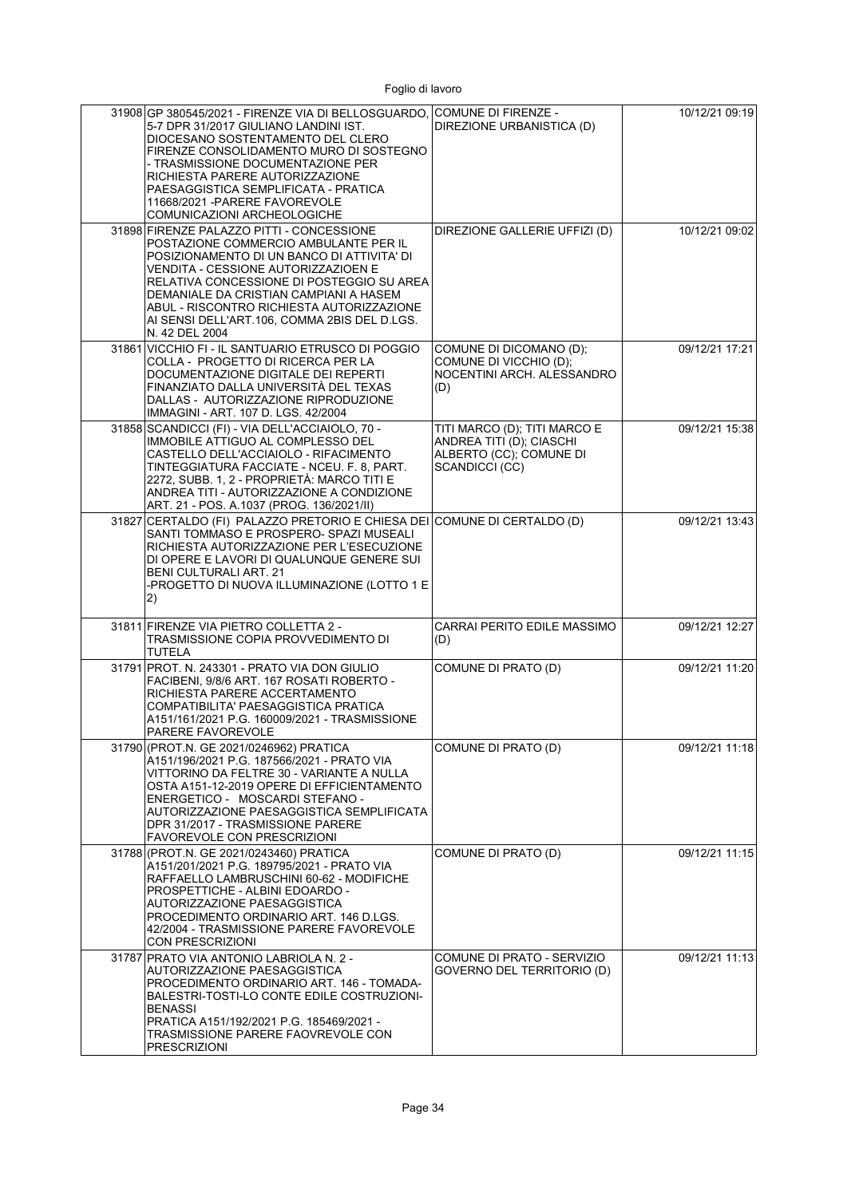| | | | |
|---|---|---|---|
| 31908 | GP 380545/2021 - FIRENZE VIA DI BELLOSGUARDO, 5-7 DPR 31/2017 GIULIANO LANDINI IST. DIOCESANO SOSTENTAMENTO DEL CLERO FIRENZE CONSOLIDAMENTO MURO DI SOSTEGNO - TRASMISSIONE DOCUMENTAZIONE PER RICHIESTA PARERE AUTORIZZAZIONE PAESAGGISTICA SEMPLIFICATA - PRATICA 11668/2021 -PARERE FAVOREVOLE COMUNICAZIONI ARCHEOLOGICHE | COMUNE DI FIRENZE - DIREZIONE URBANISTICA (D) | 10/12/21 09:19 |
| 31898 | FIRENZE PALAZZO PITTI - CONCESSIONE POSTAZIONE COMMERCIO AMBULANTE PER IL POSIZIONAMENTO DI UN BANCO DI ATTIVITA' DI VENDITA - CESSIONE AUTORIZZAZIOEN E RELATIVA CONCESSIONE DI POSTEGGIO SU AREA DEMANIALE DA CRISTIAN CAMPIANI A HASEM ABUL - RISCONTRO RICHIESTA AUTORIZZAZIONE AI SENSI DELL'ART.106, COMMA 2BIS DEL D.LGS. N. 42 DEL 2004 | DIREZIONE GALLERIE UFFIZI (D) | 10/12/21 09:02 |
| 31861 | VICCHIO FI - IL SANTUARIO ETRUSCO DI POGGIO COLLA - PROGETTO DI RICERCA PER LA DOCUMENTAZIONE DIGITALE DEI REPERTI FINANZIATO DALLA UNIVERSITÀ DEL TEXAS DALLAS - AUTORIZZAZIONE RIPRODUZIONE IMMAGINI - ART. 107 D. LGS. 42/2004 | COMUNE DI DICOMANO (D); COMUNE DI VICCHIO (D); NOCENTINI ARCH. ALESSANDRO (D) | 09/12/21 17:21 |
| 31858 | SCANDICCI (FI) - VIA DELL'ACCIAIOLO, 70 - IMMOBILE ATTIGUO AL COMPLESSO DEL CASTELLO DELL'ACCIAIOLO - RIFACIMENTO TINTEGGIATURA FACCIATE - NCEU. F. 8, PART. 2272, SUBB. 1, 2 - PROPRIETÀ: MARCO TITI E ANDREA TITI - AUTORIZZAZIONE A CONDIZIONE ART. 21 - POS. A.1037 (PROG. 136/2021/II) | TITI MARCO (D); TITI MARCO E ANDREA TITI (D); CIASCHI ALBERTO (CC); COMUNE DI SCANDICCI (CC) | 09/12/21 15:38 |
| 31827 | CERTALDO (FI) PALAZZO PRETORIO E CHIESA DEI SANTI TOMMASO E PROSPERO- SPAZI MUSEALI RICHIESTA AUTORIZZAZIONE PER L'ESECUZIONE DI OPERE E LAVORI DI QUALUNQUE GENERE SUI BENI CULTURALI ART. 21 -PROGETTO DI NUOVA ILLUMINAZIONE (LOTTO 1 E 2) | COMUNE DI CERTALDO (D) | 09/12/21 13:43 |
| 31811 | FIRENZE VIA PIETRO COLLETTA 2 - TRASMISSIONE COPIA PROVVEDIMENTO DI TUTELA | CARRAI PERITO EDILE MASSIMO (D) | 09/12/21 12:27 |
| 31791 | PROT. N. 243301 - PRATO VIA DON GIULIO FACIBENI, 9/8/6 ART. 167 ROSATI ROBERTO - RICHIESTA PARERE ACCERTAMENTO COMPATIBILITA' PAESAGGISTICA PRATICA A151/161/2021 P.G. 160009/2021 - TRASMISSIONE PARERE FAVOREVOLE | COMUNE DI PRATO (D) | 09/12/21 11:20 |
| 31790 | (PROT.N. GE 2021/0246962) PRATICA A151/196/2021 P.G. 187566/2021 - PRATO VIA VITTORINO DA FELTRE 30 - VARIANTE A NULLA OSTA A151-12-2019 OPERE DI EFFICIENTAMENTO ENERGETICO - MOSCARDI STEFANO - AUTORIZZAZIONE PAESAGGISTICA SEMPLIFICATA DPR 31/2017 - TRASMISSIONE PARERE FAVOREVOLE CON PRESCRIZIONI | COMUNE DI PRATO (D) | 09/12/21 11:18 |
| 31788 | (PROT.N. GE 2021/0243460) PRATICA A151/201/2021 P.G. 189795/2021 - PRATO VIA RAFFAELLO LAMBRUSCHINI 60-62 - MODIFICHE PROSPETTICHE - ALBINI EDOARDO - AUTORIZZAZIONE PAESAGGISTICA PROCEDIMENTO ORDINARIO ART. 146 D.LGS. 42/2004 - TRASMISSIONE PARERE FAVOREVOLE CON PRESCRIZIONI | COMUNE DI PRATO (D) | 09/12/21 11:15 |
| 31787 | PRATO VIA ANTONIO LABRIOLA N. 2 - AUTORIZZAZIONE PAESAGGISTICA PROCEDIMENTO ORDINARIO ART. 146 - TOMADA-BALESTRI-TOSTI-LO CONTE EDILE COSTRUZIONI-BENASSI PRATICA A151/192/2021 P.G. 185469/2021 - TRASMISSIONE PARERE FAOVREVOLE CON PRESCRIZIONI | COMUNE DI PRATO - SERVIZIO GOVERNO DEL TERRITORIO (D) | 09/12/21 11:13 |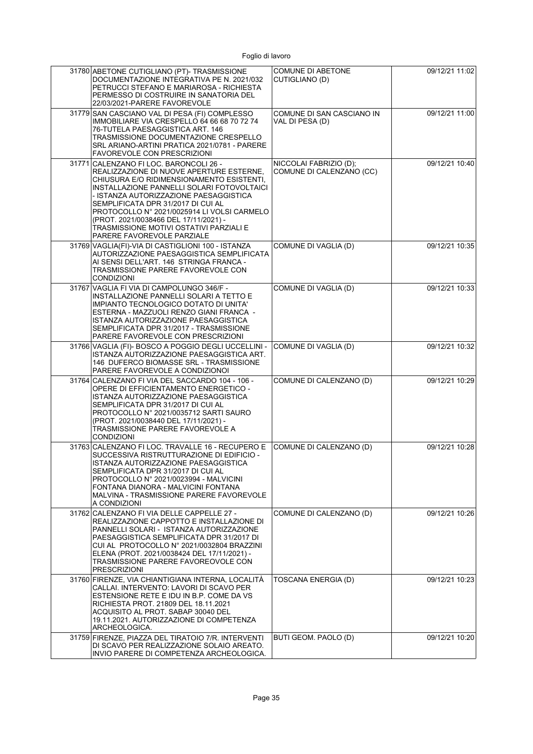| | | | |
|---|---|---|---|
| 31780 | ABETONE CUTIGLIANO (PT)- TRASMISSIONE DOCUMENTAZIONE INTEGRATIVA PE N. 2021/032 PETRUCCI STEFANO E MARIAROSA - RICHIESTA PERMESSO DI COSTRUIRE IN SANATORIA DEL 22/03/2021-PARERE FAVOREVOLE | COMUNE DI ABETONE CUTIGLIANO (D) | 09/12/21 11:02 |
| 31779 | SAN CASCIANO VAL DI PESA (FI) COMPLESSO IMMOBILIARE VIA CRESPELLO 64 66 68 70 72 74 76-TUTELA PAESAGGISTICA ART. 146 TRASMISSIONE DOCUMENTAZIONE CRESPELLO SRL ARIANO-ARTINI PRATICA 2021/0781 - PARERE FAVOREVOLE CON PRESCRIZIONI | COMUNE DI SAN CASCIANO IN VAL DI PESA (D) | 09/12/21 11:00 |
| 31771 | CALENZANO FI LOC. BARONCOLI 26 - REALIZZAZIONE DI NUOVE APERTURE ESTERNE, CHIUSURA E/O RIDIMENSIONAMENTO ESISTENTI, INSTALLAZIONE PANNELLI SOLARI FOTOVOLTAICI - ISTANZA AUTORIZZAZIONE PAESAGGISTICA SEMPLIFICATA DPR 31/2017 DI CUI AL PROTOCOLLO N° 2021/0025914 LI VOLSI CARMELO (PROT. 2021/0038466 DEL 17/11/2021) - TRASMISSIONE MOTIVI OSTATIVI PARZIALI E PARERE FAVOREVOLE PARZIALE | NICCOLAI FABRIZIO (D); COMUNE DI CALENZANO (CC) | 09/12/21 10:40 |
| 31769 | VAGLIA(FI)-VIA DI CASTIGLIONI 100 - ISTANZA AUTORIZZAZIONE PAESAGGISTICA SEMPLIFICATA AI SENSI DELL'ART. 146 STRINGA FRANCA - TRASMISSIONE PARERE FAVOREVOLE CON CONDIZIONI | COMUNE DI VAGLIA (D) | 09/12/21 10:35 |
| 31767 | VAGLIA FI VIA DI CAMPOLUNGO 346/F - INSTALLAZIONE PANNELLI SOLARI A TETTO E IMPIANTO TECNOLOGICO DOTATO DI UNITA' ESTERNA - MAZZUOLI RENZO GIANI FRANCA - ISTANZA AUTORIZZAZIONE PAESAGGISTICA SEMPLIFICATA DPR 31/2017 - TRASMISSIONE PARERE FAVOREVOLE CON PRESCRIZIONI | COMUNE DI VAGLIA (D) | 09/12/21 10:33 |
| 31766 | VAGLIA (FI)- BOSCO A POGGIO DEGLI UCCELLINI - ISTANZA AUTORIZZAZIONE PAESAGGISTICA ART. 146 DUFERCO BIOMASSE SRL - TRASMISSIONE PARERE FAVOREVOLE A CONDIZIONOI | COMUNE DI VAGLIA (D) | 09/12/21 10:32 |
| 31764 | CALENZANO FI VIA DEL SACCARDO 104 - 106 - OPERE DI EFFICIENTAMENTO ENERGETICO - ISTANZA AUTORIZZAZIONE PAESAGGISTICA SEMPLIFICATA DPR 31/2017 DI CUI AL PROTOCOLLO N° 2021/0035712 SARTI SAURO (PROT. 2021/0038440 DEL 17/11/2021) - TRASMISSIONE PARERE FAVOREVOLE A CONDIZIONI | COMUNE DI CALENZANO (D) | 09/12/21 10:29 |
| 31763 | CALENZANO FI LOC. TRAVALLE 16 - RECUPERO E SUCCESSIVA RISTRUTTURAZIONE DI EDIFICIO - ISTANZA AUTORIZZAZIONE PAESAGGISTICA SEMPLIFICATA DPR 31/2017 DI CUI AL PROTOCOLLO N° 2021/0023994 - MALVICINI FONTANA DIANORA - MALVICINI FONTANA MALVINA - TRASMISSIONE PARERE FAVOREVOLE A CONDIZIONI | COMUNE DI CALENZANO (D) | 09/12/21 10:28 |
| 31762 | CALENZANO FI VIA DELLE CAPPELLE 27 - REALIZZAZIONE CAPPOTTO E INSTALLAZIONE DI PANNELLI SOLARI - ISTANZA AUTORIZZAZIONE PAESAGGISTICA SEMPLIFICATA DPR 31/2017 DI CUI AL PROTOCOLLO N° 2021/0032804 BRAZZINI ELENA (PROT. 2021/0038424 DEL 17/11/2021) - TRASMISSIONE PARERE FAVOREOVOLE CON PRESCRIZIONI | COMUNE DI CALENZANO (D) | 09/12/21 10:26 |
| 31760 | FIRENZE, VIA CHIANTIGIANA INTERNA, LOCALITÀ CALLAI. INTERVENTO: LAVORI DI SCAVO PER ESTENSIONE RETE E IDU IN B.P. COME DA VS RICHIESTA PROT. 21809 DEL 18.11.2021 ACQUISITO AL PROT. SABAP 30040 DEL 19.11.2021. AUTORIZZAZIONE DI COMPETENZA ARCHEOLOGICA. | TOSCANA ENERGIA (D) | 09/12/21 10:23 |
| 31759 | FIRENZE, PIAZZA DEL TIRATOIO 7/R. INTERVENTI DI SCAVO PER REALIZZAZIONE SOLAIO AREATO. INVIO PARERE DI COMPETENZA ARCHEOLOGICA. | BUTI GEOM. PAOLO (D) | 09/12/21 10:20 |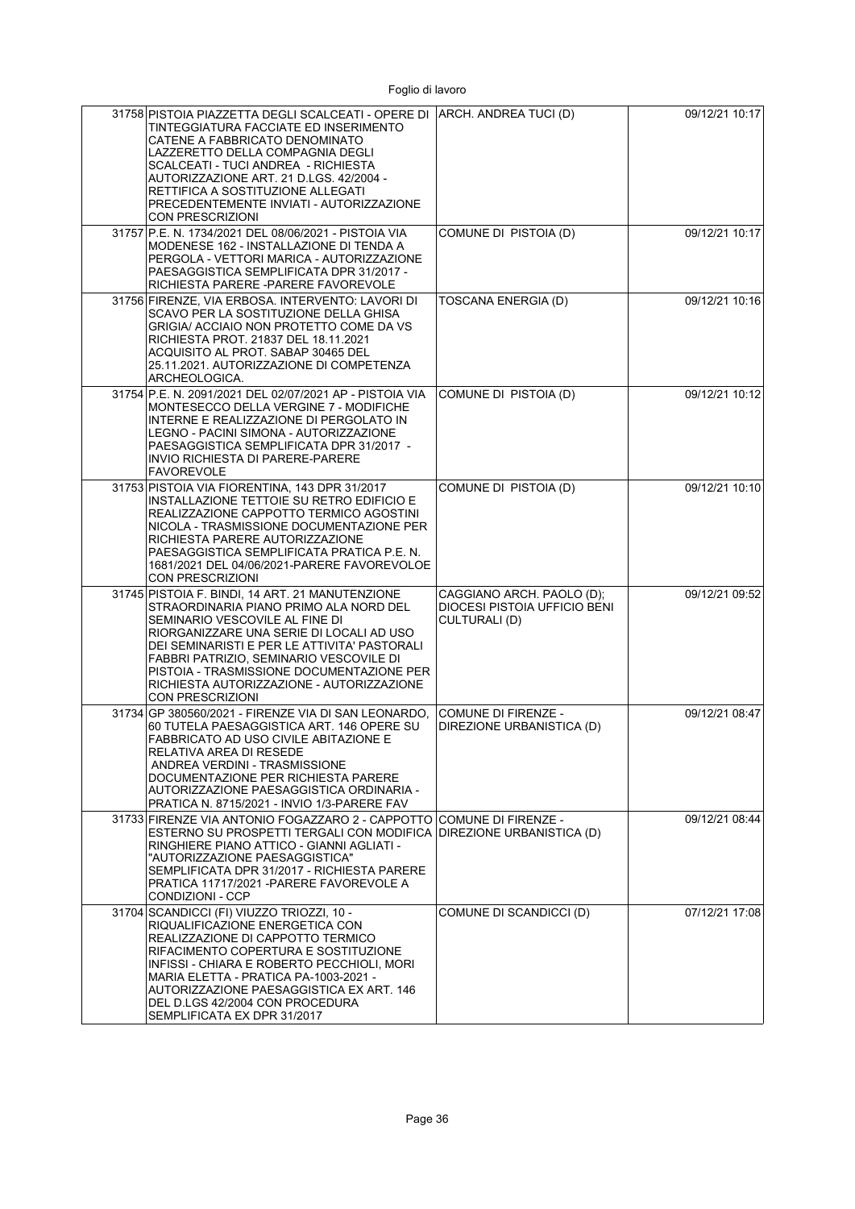| | | | |
|---|---|---|---|
| 31758 | PISTOIA PIAZZETTA DEGLI SCALCEATI - OPERE DI TINTEGGIATURA FACCIATE ED INSERIMENTO CATENE A FABBRICATO DENOMINATO LAZZERETTO DELLA COMPAGNIA DEGLI SCALCEATI - TUCI ANDREA - RICHIESTA AUTORIZZAZIONE ART. 21 D.LGS. 42/2004 - RETTIFICA A SOSTITUZIONE ALLEGATI PRECEDENTEMENTE INVIATI - AUTORIZZAZIONE CON PRESCRIZIONI | ARCH. ANDREA TUCI (D) | 09/12/21 10:17 |
| 31757 | P.E. N. 1734/2021 DEL 08/06/2021 - PISTOIA VIA MODENESE 162 - INSTALLAZIONE DI TENDA A PERGOLA - VETTORI MARICA - AUTORIZZAZIONE PAESAGGISTICA SEMPLIFICATA DPR 31/2017 - RICHIESTA PARERE -PARERE FAVOREVOLE | COMUNE DI PISTOIA (D) | 09/12/21 10:17 |
| 31756 | FIRENZE, VIA ERBOSA. INTERVENTO: LAVORI DI SCAVO PER LA SOSTITUZIONE DELLA GHISA GRIGIA/ ACCIAIO NON PROTETTO COME DA VS RICHIESTA PROT. 21837 DEL 18.11.2021 ACQUISITO AL PROT. SABAP 30465 DEL 25.11.2021. AUTORIZZAZIONE DI COMPETENZA ARCHEOLOGICA. | TOSCANA ENERGIA (D) | 09/12/21 10:16 |
| 31754 | P.E. N. 2091/2021 DEL 02/07/2021 AP - PISTOIA VIA MONTESECCO DELLA VERGINE 7 - MODIFICHE INTERNE E REALIZZAZIONE DI PERGOLATO IN LEGNO - PACINI SIMONA - AUTORIZZAZIONE PAESAGGISTICA SEMPLIFICATA DPR 31/2017 - INVIO RICHIESTA DI PARERE-PARERE FAVOREVOLE | COMUNE DI PISTOIA (D) | 09/12/21 10:12 |
| 31753 | PISTOIA VIA FIORENTINA, 143 DPR 31/2017 INSTALLAZIONE TETTOIE SU RETRO EDIFICIO E REALIZZAZIONE CAPPOTTO TERMICO AGOSTINI NICOLA - TRASMISSIONE DOCUMENTAZIONE PER RICHIESTA PARERE AUTORIZZAZIONE PAESAGGISTICA SEMPLIFICATA PRATICA P.E. N. 1681/2021 DEL 04/06/2021-PARERE FAVOREVOLOE CON PRESCRIZIONI | COMUNE DI PISTOIA (D) | 09/12/21 10:10 |
| 31745 | PISTOIA F. BINDI, 14 ART. 21 MANUTENZIONE STRAORDINARIA PIANO PRIMO ALA NORD DEL SEMINARIO VESCOVILE AL FINE DI RIORGANIZZARE UNA SERIE DI LOCALI AD USO DEI SEMINARISTI E PER LE ATTIVITA' PASTORALI FABBRI PATRIZIO, SEMINARIO VESCOVILE DI PISTOIA - TRASMISSIONE DOCUMENTAZIONE PER RICHIESTA AUTORIZZAZIONE - AUTORIZZAZIONE CON PRESCRIZIONI | CAGGIANO ARCH. PAOLO (D); DIOCESI PISTOIA UFFICIO BENI CULTURALI (D) | 09/12/21 09:52 |
| 31734 | GP 380560/2021 - FIRENZE VIA DI SAN LEONARDO, 60 TUTELA PAESAGGISTICA ART. 146 OPERE SU FABBRICATO AD USO CIVILE ABITAZIONE E RELATIVA AREA DI RESEDE ANDREA VERDINI - TRASMISSIONE DOCUMENTAZIONE PER RICHIESTA PARERE AUTORIZZAZIONE PAESAGGISTICA ORDINARIA - PRATICA N. 8715/2021 - INVIO 1/3-PARERE FAV | COMUNE DI FIRENZE - DIREZIONE URBANISTICA (D) | 09/12/21 08:47 |
| 31733 | FIRENZE VIA ANTONIO FOGAZZARO 2 - CAPPOTTO ESTERNO SU PROSPETTI TERGALI CON MODIFICA RINGHIERE PIANO ATTICO - GIANNI AGLIATI - "AUTORIZZAZIONE PAESAGGISTICA" SEMPLIFICATA DPR 31/2017 - RICHIESTA PARERE PRATICA 11717/2021 -PARERE FAVOREVOLE A CONDIZIONI - CCP | COMUNE DI FIRENZE - DIREZIONE URBANISTICA (D) | 09/12/21 08:44 |
| 31704 | SCANDICCI (FI) VIUZZO TRIOZZI, 10 - RIQUALIFICAZIONE ENERGETICA CON REALIZZAZIONE DI CAPPOTTO TERMICO RIFACIMENTO COPERTURA E SOSTITUZIONE INFISSI - CHIARA E ROBERTO PECCHIOLI, MORI MARIA ELETTA - PRATICA PA-1003-2021 - AUTORIZZAZIONE PAESAGGISTICA EX ART. 146 DEL D.LGS 42/2004 CON PROCEDURA SEMPLIFICATA EX DPR 31/2017 | COMUNE DI SCANDICCI (D) | 07/12/21 17:08 |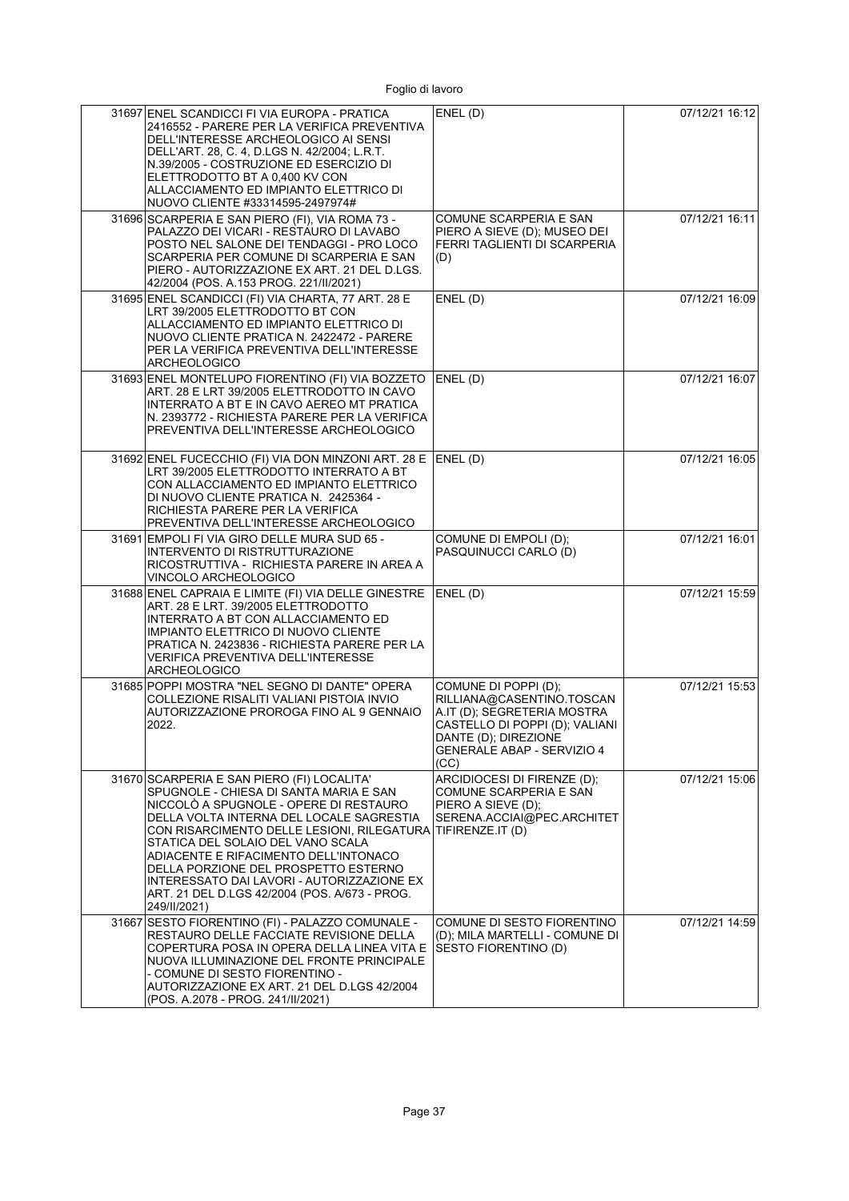| | | | |
|---|---|---|---|
| 31697 | ENEL SCANDICCI FI VIA EUROPA - PRATICA 2416552 - PARERE PER LA VERIFICA PREVENTIVA DELL'INTERESSE ARCHEOLOGICO AI SENSI DELL'ART. 28, C. 4, D.LGS N. 42/2004; L.R.T. N.39/2005 - COSTRUZIONE ED ESERCIZIO DI ELETTRODOTTO BT A 0,400 KV CON ALLACCIAMENTO ED IMPIANTO ELETTRICO DI NUOVO CLIENTE #33314595-2497974# | ENEL (D) | 07/12/21 16:12 |
| 31696 | SCARPERIA E SAN PIERO (FI), VIA ROMA 73 - PALAZZO DEI VICARI - RESTAURO DI LAVABO POSTO NEL SALONE DEI TENDAGGI - PRO LOCO SCARPERIA PER COMUNE DI SCARPERIA E SAN PIERO - AUTORIZZAZIONE EX ART. 21 DEL D.LGS. 42/2004 (POS. A.153 PROG. 221/II/2021) | COMUNE SCARPERIA E SAN PIERO A SIEVE (D); MUSEO DEI FERRI TAGLIENTI DI SCARPERIA (D) | 07/12/21 16:11 |
| 31695 | ENEL SCANDICCI (FI) VIA CHARTA, 77 ART. 28 E LRT 39/2005 ELETTRODOTTO BT CON ALLACCIAMENTO ED IMPIANTO ELETTRICO DI NUOVO CLIENTE PRATICA N. 2422472 - PARERE PER LA VERIFICA PREVENTIVA DELL'INTERESSE ARCHEOLOGICO | ENEL (D) | 07/12/21 16:09 |
| 31693 | ENEL MONTELUPO FIORENTINO (FI) VIA BOZZETO ART. 28 E LRT 39/2005 ELETTRODOTTO IN CAVO INTERRATO A BT E IN CAVO AEREO MT PRATICA N. 2393772 - RICHIESTA PARERE PER LA VERIFICA PREVENTIVA DELL'INTERESSE ARCHEOLOGICO | ENEL (D) | 07/12/21 16:07 |
| 31692 | ENEL FUCECCHIO (FI) VIA DON MINZONI ART. 28 E LRT 39/2005 ELETTRODOTTO INTERRATO A BT CON ALLACCIAMENTO ED IMPIANTO ELETTRICO DI NUOVO CLIENTE PRATICA N. 2425364 - RICHIESTA PARERE PER LA VERIFICA PREVENTIVA DELL'INTERESSE ARCHEOLOGICO | ENEL (D) | 07/12/21 16:05 |
| 31691 | EMPOLI FI VIA GIRO DELLE MURA SUD 65 - INTERVENTO DI RISTRUTTURAZIONE RICOSTRUTTIVA - RICHIESTA PARERE IN AREA A VINCOLO ARCHEOLOGICO | COMUNE DI EMPOLI (D); PASQUINUCCI CARLO (D) | 07/12/21 16:01 |
| 31688 | ENEL CAPRAIA E LIMITE (FI) VIA DELLE GINESTRE ART. 28 E LRT. 39/2005 ELETTRODOTTO INTERRATO A BT CON ALLACCIAMENTO ED IMPIANTO ELETTRICO DI NUOVO CLIENTE PRATICA N. 2423836 - RICHIESTA PARERE PER LA VERIFICA PREVENTIVA DELL'INTERESSE ARCHEOLOGICO | ENEL (D) | 07/12/21 15:59 |
| 31685 | POPPI MOSTRA "NEL SEGNO DI DANTE" OPERA COLLEZIONE RISALITI VALIANI PISTOIA INVIO AUTORIZZAZIONE PROROGA FINO AL 9 GENNAIO 2022. | COMUNE DI POPPI (D); RILLIANA@CASENTINO.TOSCANA.IT (D); SEGRETERIA MOSTRA CASTELLO DI POPPI (D); VALIANI DANTE (D); DIREZIONE GENERALE ABAP - SERVIZIO 4 (CC) | 07/12/21 15:53 |
| 31670 | SCARPERIA E SAN PIERO (FI) LOCALITA' SPUGNOLE - CHIESA DI SANTA MARIA E SAN NICCOLÒ A SPUGNOLE - OPERE DI RESTAURO DELLA VOLTA INTERNA DEL LOCALE SAGRESTIA CON RISARCIMENTO DELLE LESIONI, RILEGATURA STATICA DEL SOLAIO DEL VANO SCALA ADIACENTE E RIFACIMENTO DELL'INTONACO DELLA PORZIONE DEL PROSPETTO ESTERNO INTERESSATO DAI LAVORI - AUTORIZZAZIONE EX ART. 21 DEL D.LGS 42/2004 (POS. A/673 - PROG. 249/II/2021) | ARCIDIOCESI DI FIRENZE (D); COMUNE SCARPERIA E SAN PIERO A SIEVE (D); SERENA.ACCIAI@PEC.ARCHITETTIFIRENZE.IT (D) | 07/12/21 15:06 |
| 31667 | SESTO FIORENTINO (FI) - PALAZZO COMUNALE - RESTAURO DELLE FACCIATE REVISIONE DELLA COPERTURA POSA IN OPERA DELLA LINEA VITA E NUOVA ILLUMINAZIONE DEL FRONTE PRINCIPALE - COMUNE DI SESTO FIORENTINO - AUTORIZZAZIONE EX ART. 21 DEL D.LGS 42/2004 (POS. A.2078 - PROG. 241/II/2021) | COMUNE DI SESTO FIORENTINO (D); MILA MARTELLI - COMUNE DI SESTO FIORENTINO (D) | 07/12/21 14:59 |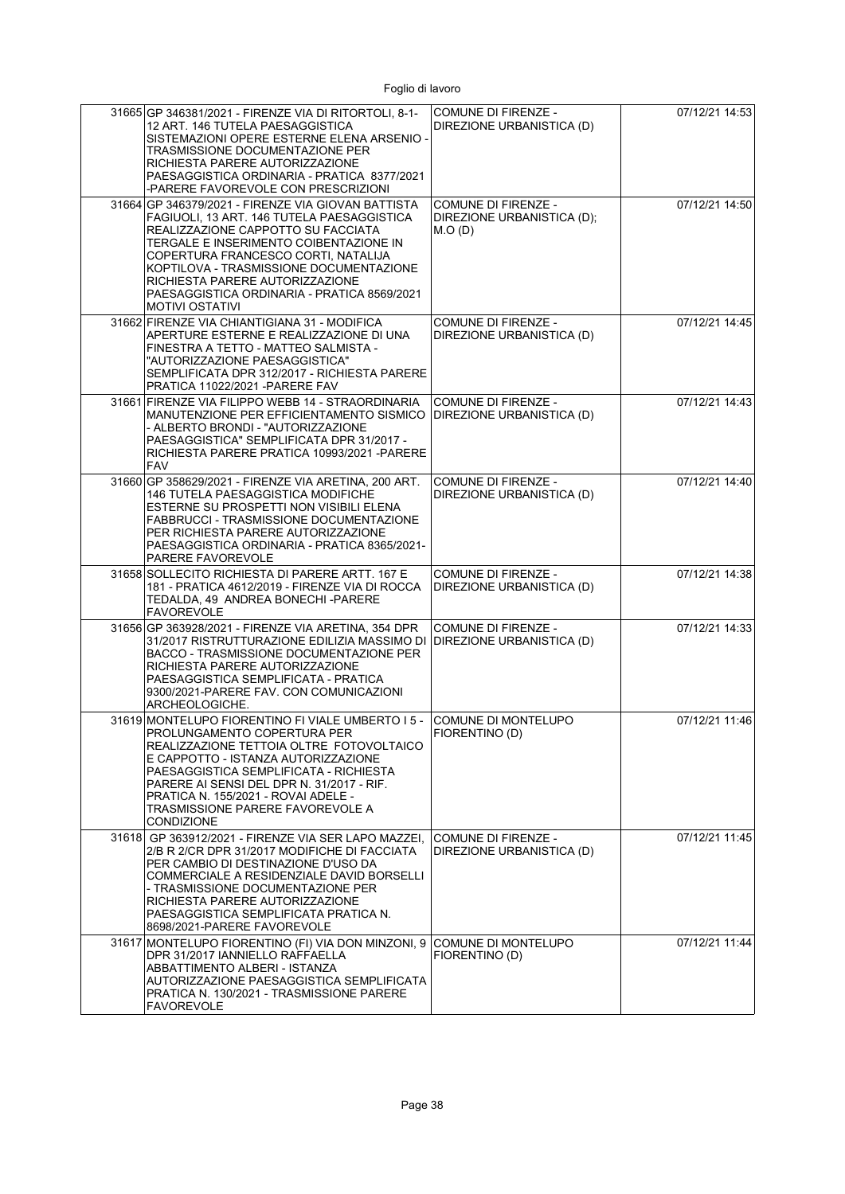| | | | |
|---|---|---|---|
| 31665 | GP 346381/2021 - FIRENZE VIA DI RITORTOLI, 8-1-12 ART. 146 TUTELA PAESAGGISTICA SISTEMAZIONI OPERE ESTERNE ELENA ARSENIO - TRASMISSIONE DOCUMENTAZIONE PER RICHIESTA PARERE AUTORIZZAZIONE PAESAGGISTICA ORDINARIA - PRATICA 8377/2021 -PARERE FAVOREVOLE CON PRESCRIZIONI | COMUNE DI FIRENZE - DIREZIONE URBANISTICA (D) | 07/12/21 14:53 |
| 31664 | GP 346379/2021 - FIRENZE VIA GIOVAN BATTISTA FAGIUOLI, 13 ART. 146 TUTELA PAESAGGISTICA REALIZZAZIONE CAPPOTTO SU FACCIATA TERGALE E INSERIMENTO COIBENTAZIONE IN COPERTURA FRANCESCO CORTI, NATALIJA KOPTILOVA - TRASMISSIONE DOCUMENTAZIONE RICHIESTA PARERE AUTORIZZAZIONE PAESAGGISTICA ORDINARIA - PRATICA 8569/2021 MOTIVI OSTATIVI | COMUNE DI FIRENZE - DIREZIONE URBANISTICA (D); M.O (D) | 07/12/21 14:50 |
| 31662 | FIRENZE VIA CHIANTIGIANA 31 - MODIFICA APERTURE ESTERNE E REALIZZAZIONE DI UNA FINESTRA A TETTO - MATTEO SALMISTA - "AUTORIZZAZIONE PAESAGGISTICA" SEMPLIFICATA DPR 312/2017 - RICHIESTA PARERE PRATICA 11022/2021 -PARERE FAV | COMUNE DI FIRENZE - DIREZIONE URBANISTICA (D) | 07/12/21 14:45 |
| 31661 | FIRENZE VIA FILIPPO WEBB 14 - STRAORDINARIA MANUTENZIONE PER EFFICIENTAMENTO SISMICO - ALBERTO BRONDI - "AUTORIZZAZIONE PAESAGGISTICA" SEMPLIFICATA DPR 31/2017 - RICHIESTA PARERE PRATICA 10993/2021 -PARERE FAV | COMUNE DI FIRENZE - DIREZIONE URBANISTICA (D) | 07/12/21 14:43 |
| 31660 | GP 358629/2021 - FIRENZE VIA ARETINA, 200 ART. 146 TUTELA PAESAGGISTICA MODIFICHE ESTERNE SU PROSPETTI NON VISIBILI ELENA FABBRUCCI - TRASMISSIONE DOCUMENTAZIONE PER RICHIESTA PARERE AUTORIZZAZIONE PAESAGGISTICA ORDINARIA - PRATICA 8365/2021-PARERE FAVOREVOLE | COMUNE DI FIRENZE - DIREZIONE URBANISTICA (D) | 07/12/21 14:40 |
| 31658 | SOLLECITO RICHIESTA DI PARERE ARTT. 167 E 181 - PRATICA 4612/2019 - FIRENZE VIA DI ROCCA TEDALDA, 49 ANDREA BONECHI -PARERE FAVOREVOLE | COMUNE DI FIRENZE - DIREZIONE URBANISTICA (D) | 07/12/21 14:38 |
| 31656 | GP 363928/2021 - FIRENZE VIA ARETINA, 354 DPR 31/2017 RISTRUTTURAZIONE EDILIZIA MASSIMO DI BACCO - TRASMISSIONE DOCUMENTAZIONE PER RICHIESTA PARERE AUTORIZZAZIONE PAESAGGISTICA SEMPLIFICATA - PRATICA 9300/2021-PARERE FAV. CON COMUNICAZIONI ARCHEOLOGICHE. | COMUNE DI FIRENZE - DIREZIONE URBANISTICA (D) | 07/12/21 14:33 |
| 31619 | MONTELUPO FIORENTINO FI VIALE UMBERTO I 5 - PROLUNGAMENTO COPERTURA PER REALIZZAZIONE TETTOIA OLTRE FOTOVOLTAICO E CAPPOTTO - ISTANZA AUTORIZZAZIONE PAESAGGISTICA SEMPLIFICATA - RICHIESTA PARERE AI SENSI DEL DPR N. 31/2017 - RIF. PRATICA N. 155/2021 - ROVAI ADELE - TRASMISSIONE PARERE FAVOREVOLE A CONDIZIONE | COMUNE DI MONTELUPO FIORENTINO (D) | 07/12/21 11:46 |
| 31618 | GP 363912/2021 - FIRENZE VIA SER LAPO MAZZEI, 2/B R 2/CR DPR 31/2017 MODIFICHE DI FACCIATA PER CAMBIO DI DESTINAZIONE D'USO DA COMMERCIALE A RESIDENZIALE DAVID BORSELLI - TRASMISSIONE DOCUMENTAZIONE PER RICHIESTA PARERE AUTORIZZAZIONE PAESAGGISTICA SEMPLIFICATA PRATICA N. 8698/2021-PARERE FAVOREVOLE | COMUNE DI FIRENZE - DIREZIONE URBANISTICA (D) | 07/12/21 11:45 |
| 31617 | MONTELUPO FIORENTINO (FI) VIA DON MINZONI, 9 DPR 31/2017 IANNIELLO RAFFAELLA ABBATTIMENTO ALBERI - ISTANZA AUTORIZZAZIONE PAESAGGISTICA SEMPLIFICATA PRATICA N. 130/2021 - TRASMISSIONE PARERE FAVOREVOLE | COMUNE DI MONTELUPO FIORENTINO (D) | 07/12/21 11:44 |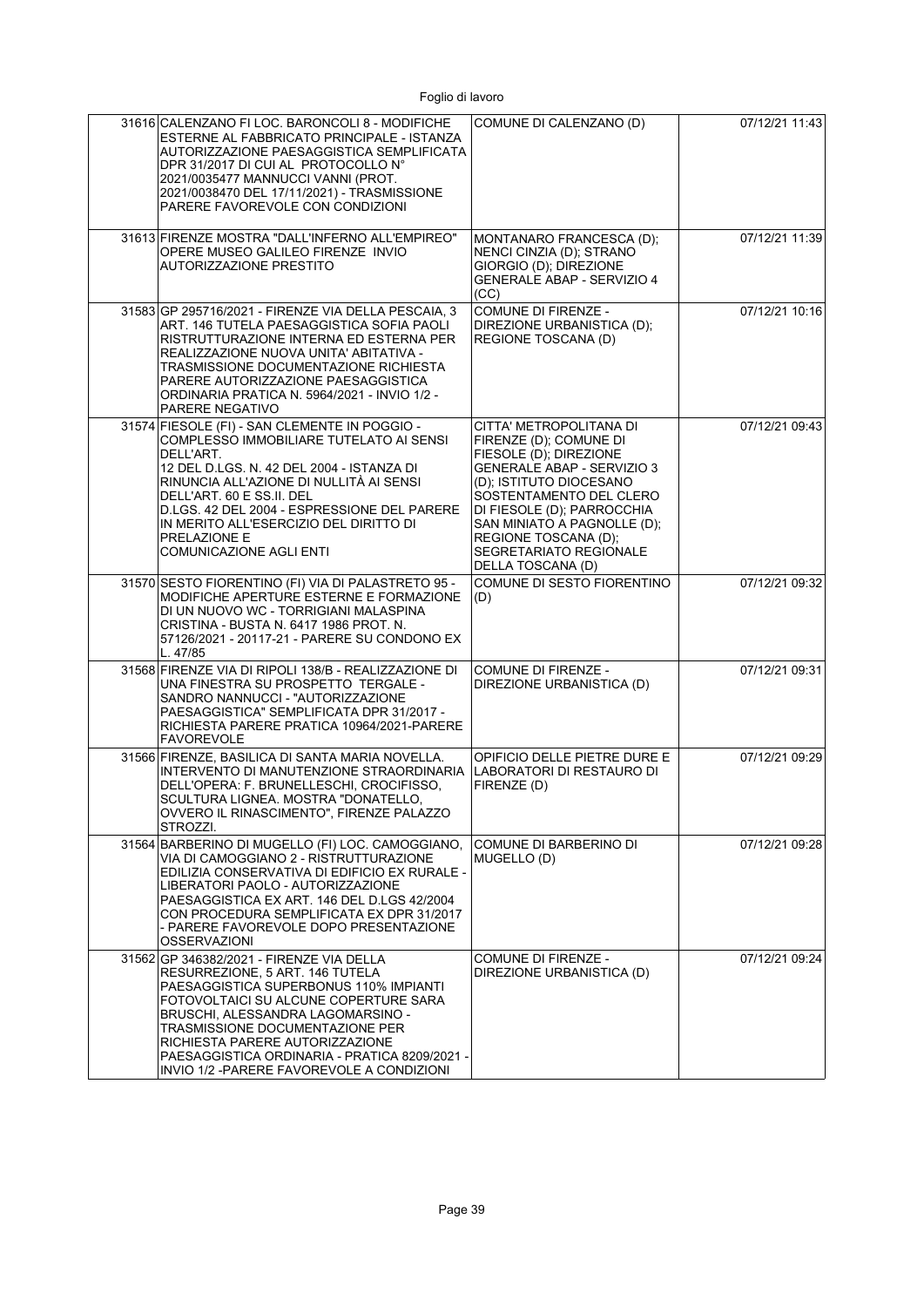| | | | |
|---|---|---|---|
| 31616 | CALENZANO FI LOC. BARONCOLI 8 - MODIFICHE ESTERNE AL FABBRICATO PRINCIPALE - ISTANZA AUTORIZZAZIONE PAESAGGISTICA SEMPLIFICATA DPR 31/2017 DI CUI AL PROTOCOLLO N° 2021/0035477 MANNUCCI VANNI (PROT. 2021/0038470 DEL 17/11/2021) - TRASMISSIONE PARERE FAVOREVOLE CON CONDIZIONI | COMUNE DI CALENZANO (D) | 07/12/21 11:43 |
| 31613 | FIRENZE MOSTRA "DALL'INFERNO ALL'EMPIREO" OPERE MUSEO GALILEO FIRENZE INVIO AUTORIZZAZIONE PRESTITO | MONTANARO FRANCESCA (D); NENCI CINZIA (D); STRANO GIORGIO (D); DIREZIONE GENERALE ABAP - SERVIZIO 4 (CC) | 07/12/21 11:39 |
| 31583 | GP 295716/2021 - FIRENZE VIA DELLA PESCAIA, 3 ART. 146 TUTELA PAESAGGISTICA SOFIA PAOLI RISTRUTTURAZIONE INTERNA ED ESTERNA PER REALIZZAZIONE NUOVA UNITA' ABITATIVA - TRASMISSIONE DOCUMENTAZIONE RICHIESTA PARERE AUTORIZZAZIONE PAESAGGISTICA ORDINARIA PRATICA N. 5964/2021 - INVIO 1/2 - PARERE NEGATIVO | COMUNE DI FIRENZE - DIREZIONE URBANISTICA (D); REGIONE TOSCANA (D) | 07/12/21 10:16 |
| 31574 | FIESOLE (FI) - SAN CLEMENTE IN POGGIO - COMPLESSO IMMOBILIARE TUTELATO AI SENSI DELL'ART. 12 DEL D.LGS. N. 42 DEL 2004 - ISTANZA DI RINUNCIA ALL'AZIONE DI NULLITÀ AI SENSI DELL'ART. 60 E SS.II. DEL D.LGS. 42 DEL 2004 - ESPRESSIONE DEL PARERE IN MERITO ALL'ESERCIZIO DEL DIRITTO DI PRELAZIONE E COMUNICAZIONE AGLI ENTI | CITTA' METROPOLITANA DI FIRENZE (D); COMUNE DI FIESOLE (D); DIREZIONE GENERALE ABAP - SERVIZIO 3 (D); ISTITUTO DIOCESANO SOSTENTAMENTO DEL CLERO DI FIESOLE (D); PARROCCHIA SAN MINIATO A PAGNOLLE (D); REGIONE TOSCANA (D); SEGRETARIATO REGIONALE DELLA TOSCANA (D) | 07/12/21 09:43 |
| 31570 | SESTO FIORENTINO (FI) VIA DI PALASTRETO 95 - MODIFICHE APERTURE ESTERNE E FORMAZIONE DI UN NUOVO WC - TORRIGIANI MALASPINA CRISTINA - BUSTA N. 6417 1986 PROT. N. 57126/2021 - 20117-21 - PARERE SU CONDONO EX L. 47/85 | COMUNE DI SESTO FIORENTINO (D) | 07/12/21 09:32 |
| 31568 | FIRENZE VIA DI RIPOLI 138/B - REALIZZAZIONE DI UNA FINESTRA SU PROSPETTO TERGALE - SANDRO NANNUCCI - "AUTORIZZAZIONE PAESAGGISTICA" SEMPLIFICATA DPR 31/2017 - RICHIESTA PARERE PRATICA 10964/2021-PARERE FAVOREVOLE | COMUNE DI FIRENZE - DIREZIONE URBANISTICA (D) | 07/12/21 09:31 |
| 31566 | FIRENZE, BASILICA DI SANTA MARIA NOVELLA. INTERVENTO DI MANUTENZIONE STRAORDINARIA DELL'OPERA: F. BRUNELLESCHI, CROCIFISSO, SCULTURA LIGNEA. MOSTRA "DONATELLO, OVVERO IL RINASCIMENTO", FIRENZE PALAZZO STROZZI. | OPIFICIO DELLE PIETRE DURE E LABORATORI DI RESTAURO DI FIRENZE (D) | 07/12/21 09:29 |
| 31564 | BARBERINO DI MUGELLO (FI) LOC. CAMOGGIANO, VIA DI CAMOGGIANO 2 - RISTRUTTURAZIONE EDILIZIA CONSERVATIVA DI EDIFICIO EX RURALE - LIBERATORI PAOLO - AUTORIZZAZIONE PAESAGGISTICA EX ART. 146 DEL D.LGS 42/2004 CON PROCEDURA SEMPLIFICATA EX DPR 31/2017 - PARERE FAVOREVOLE DOPO PRESENTAZIONE OSSERVAZIONI | COMUNE DI BARBERINO DI MUGELLO (D) | 07/12/21 09:28 |
| 31562 | GP 346382/2021 - FIRENZE VIA DELLA RESURREZIONE, 5 ART. 146 TUTELA PAESAGGISTICA SUPERBONUS 110% IMPIANTI FOTOVOLTAICI SU ALCUNE COPERTURE SARA BRUSCHI, ALESSANDRA LAGOMARSINO - TRASMISSIONE DOCUMENTAZIONE PER RICHIESTA PARERE AUTORIZZAZIONE PAESAGGISTICA ORDINARIA - PRATICA 8209/2021 - INVIO 1/2 -PARERE FAVOREVOLE A CONDIZIONI | COMUNE DI FIRENZE - DIREZIONE URBANISTICA (D) | 07/12/21 09:24 |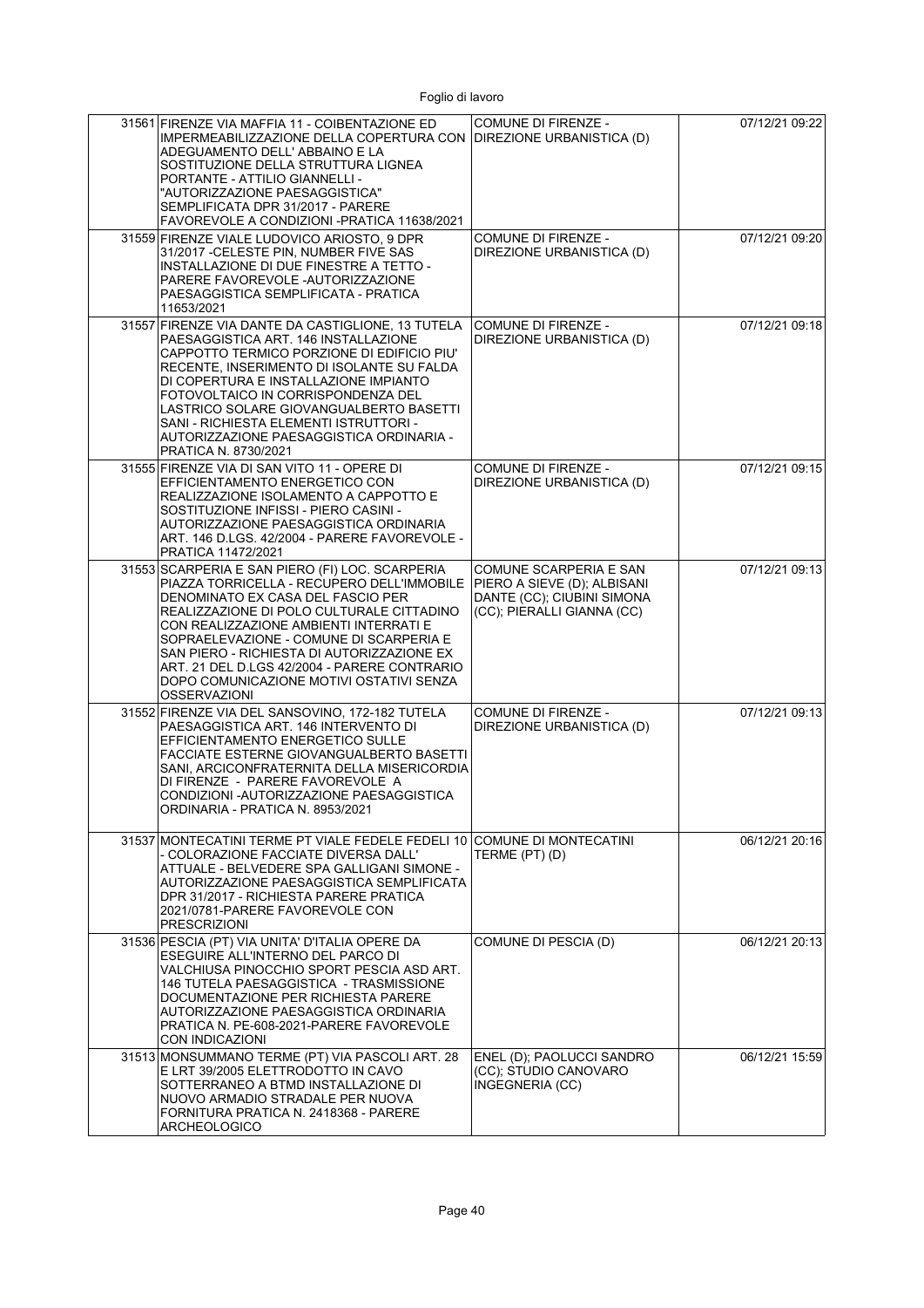| | | | |
|---|---|---|---|
| 31561 | FIRENZE VIA MAFFIA 11 - COIBENTAZIONE ED IMPERMEABILIZZAZIONE DELLA COPERTURA CON ADEGUAMENTO DELL' ABBAINO E LA SOSTITUZIONE DELLA STRUTTURA LIGNEA PORTANTE - ATTILIO GIANNELLI - "AUTORIZZAZIONE PAESAGGISTICA" SEMPLIFICATA DPR 31/2017 - PARERE FAVOREVOLE A CONDIZIONI -PRATICA 11638/2021 | COMUNE DI FIRENZE - DIREZIONE URBANISTICA (D) | 07/12/21 09:22 |
| 31559 | FIRENZE VIALE LUDOVICO ARIOSTO, 9 DPR 31/2017 -CELESTE PIN, NUMBER FIVE SAS INSTALLAZIONE DI DUE FINESTRE A TETTO - PARERE FAVOREVOLE -AUTORIZZAZIONE PAESAGGISTICA SEMPLIFICATA - PRATICA 11653/2021 | COMUNE DI FIRENZE - DIREZIONE URBANISTICA (D) | 07/12/21 09:20 |
| 31557 | FIRENZE VIA DANTE DA CASTIGLIONE, 13 TUTELA PAESAGGISTICA ART. 146 INSTALLAZIONE CAPPOTTO TERMICO PORZIONE DI EDIFICIO PIU' RECENTE, INSERIMENTO DI ISOLANTE SU FALDA DI COPERTURA E INSTALLAZIONE IMPIANTO FOTOVOLTAICO IN CORRISPONDENZA DEL LASTRICO SOLARE GIOVANGUALBERTO BASETTI SANI - RICHIESTA ELEMENTI ISTRUTTORI - AUTORIZZAZIONE PAESAGGISTICA ORDINARIA - PRATICA N. 8730/2021 | COMUNE DI FIRENZE - DIREZIONE URBANISTICA (D) | 07/12/21 09:18 |
| 31555 | FIRENZE VIA DI SAN VITO 11 - OPERE DI EFFICIENTAMENTO ENERGETICO CON REALIZZAZIONE ISOLAMENTO A CAPPOTTO E SOSTITUZIONE INFISSI - PIERO CASINI - AUTORIZZAZIONE PAESAGGISTICA ORDINARIA ART. 146 D.LGS. 42/2004 - PARERE FAVOREVOLE - PRATICA 11472/2021 | COMUNE DI FIRENZE - DIREZIONE URBANISTICA (D) | 07/12/21 09:15 |
| 31553 | SCARPERIA E SAN PIERO (FI) LOC. SCARPERIA PIAZZA TORRICELLA - RECUPERO DELL'IMMOBILE DENOMINATO EX CASA DEL FASCIO PER REALIZZAZIONE DI POLO CULTURALE CITTADINO CON REALIZZAZIONE AMBIENTI INTERRATI E SOPRAELEVAZIONE - COMUNE DI SCARPERIA E SAN PIERO - RICHIESTA DI AUTORIZZAZIONE EX ART. 21 DEL D.LGS 42/2004 - PARERE CONTRARIO DOPO COMUNICAZIONE MOTIVI OSTATIVI SENZA OSSERVAZIONI | COMUNE SCARPERIA E SAN PIERO A SIEVE (D); ALBISANI DANTE (CC); CIUBINI SIMONA (CC); PIERALLI GIANNA (CC) | 07/12/21 09:13 |
| 31552 | FIRENZE VIA DEL SANSOVINO, 172-182 TUTELA PAESAGGISTICA ART. 146 INTERVENTO DI EFFICIENTAMENTO ENERGETICO SULLE FACCIATE ESTERNE GIOVANGUALBERTO BASETTI SANI, ARCICONFRATERNITA DELLA MISERICORDIA DI FIRENZE - PARERE FAVOREVOLE A CONDIZIONI -AUTORIZZAZIONE PAESAGGISTICA ORDINARIA - PRATICA N. 8953/2021 | COMUNE DI FIRENZE - DIREZIONE URBANISTICA (D) | 07/12/21 09:13 |
| 31537 | MONTECATINI TERME PT VIALE FEDELE FEDELI 10 - COLORAZIONE FACCIATE DIVERSA DALL' ATTUALE - BELVEDERE SPA GALLIGANI SIMONE - AUTORIZZAZIONE PAESAGGISTICA SEMPLIFICATA DPR 31/2017 - RICHIESTA PARERE PRATICA 2021/0781-PARERE FAVOREVOLE CON PRESCRIZIONI | COMUNE DI MONTECATINI TERME (PT) (D) | 06/12/21 20:16 |
| 31536 | PESCIA (PT) VIA UNITA' D'ITALIA OPERE DA ESEGUIRE ALL'INTERNO DEL PARCO DI VALCHIUSA PINOCCHIO SPORT PESCIA ASD ART. 146 TUTELA PAESAGGISTICA - TRASMISSIONE DOCUMENTAZIONE PER RICHIESTA PARERE AUTORIZZAZIONE PAESAGGISTICA ORDINARIA PRATICA N. PE-608-2021-PARERE FAVOREVOLE CON INDICAZIONI | COMUNE DI PESCIA (D) | 06/12/21 20:13 |
| 31513 | MONSUMMANO TERME (PT) VIA PASCOLI ART. 28 E LRT 39/2005 ELETTRODOTTO IN CAVO SOTTERRANEO A BTMD INSTALLAZIONE DI NUOVO ARMADIO STRADALE PER NUOVA FORNITURA PRATICA N. 2418368 - PARERE ARCHEOLOGICO | ENEL (D); PAOLUCCI SANDRO (CC); STUDIO CANOVARO INGEGNERIA (CC) | 06/12/21 15:59 |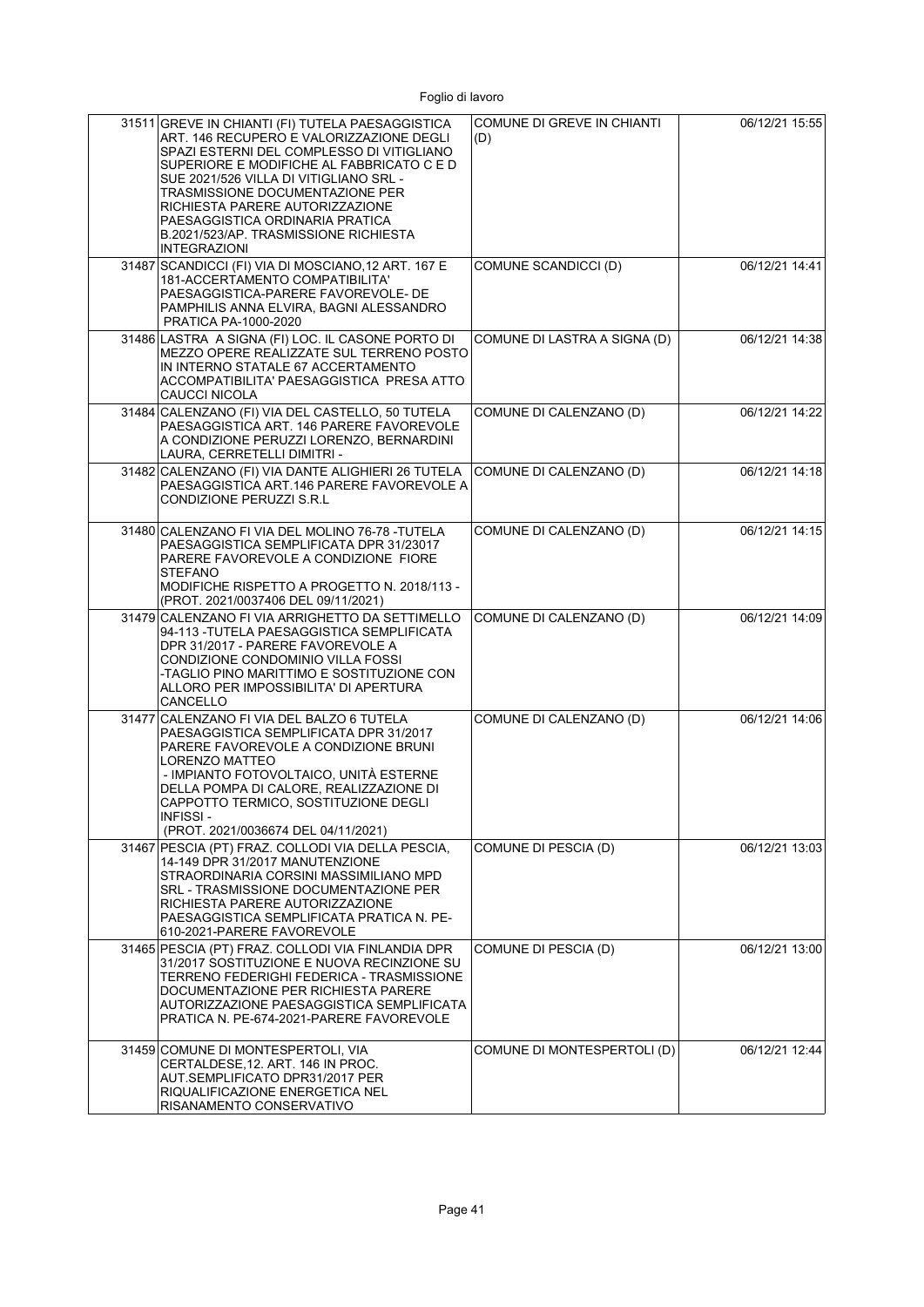| | | | |
|---|---|---|---|
| 31511 | GREVE IN CHIANTI (FI) TUTELA PAESAGGISTICA ART. 146 RECUPERO E VALORIZZAZIONE DEGLI SPAZI ESTERNI DEL COMPLESSO DI VITIGLIANO SUPERIORE E MODIFICHE AL FABBRICATO C E D SUE 2021/526 VILLA DI VITIGLIANO SRL - TRASMISSIONE DOCUMENTAZIONE PER RICHIESTA PARERE AUTORIZZAZIONE PAESAGGISTICA ORDINARIA PRATICA B.2021/523/AP. TRASMISSIONE RICHIESTA INTEGRAZIONI | COMUNE DI GREVE IN CHIANTI (D) | 06/12/21 15:55 |
| 31487 | SCANDICCI (FI) VIA DI MOSCIANO,12 ART. 167 E 181-ACCERTAMENTO COMPATIBILITA' PAESAGGISTICA-PARERE FAVOREVOLE- DE PAMPHILIS ANNA ELVIRA, BAGNI ALESSANDRO PRATICA PA-1000-2020 | COMUNE SCANDICCI (D) | 06/12/21 14:41 |
| 31486 | LASTRA A SIGNA (FI) LOC. IL CASONE PORTO DI MEZZO OPERE REALIZZATE SUL TERRENO POSTO IN INTERNO STATALE 67 ACCERTAMENTO ACCOMPATIBILITA' PAESAGGISTICA PRESA ATTO CAUCCI NICOLA | COMUNE DI LASTRA A SIGNA (D) | 06/12/21 14:38 |
| 31484 | CALENZANO (FI) VIA DEL CASTELLO, 50 TUTELA PAESAGGISTICA ART. 146 PARERE FAVOREVOLE A CONDIZIONE PERUZZI LORENZO, BERNARDINI LAURA, CERRETELLI DIMITRI - | COMUNE DI CALENZANO (D) | 06/12/21 14:22 |
| 31482 | CALENZANO (FI) VIA DANTE ALIGHIERI 26 TUTELA PAESAGGISTICA ART.146 PARERE FAVOREVOLE A CONDIZIONE PERUZZI S.R.L | COMUNE DI CALENZANO (D) | 06/12/21 14:18 |
| 31480 | CALENZANO FI VIA DEL MOLINO 76-78 -TUTELA PAESAGGISTICA SEMPLIFICATA DPR 31/23017 PARERE FAVOREVOLE A CONDIZIONE FIORE STEFANO MODIFICHE RISPETTO A PROGETTO N. 2018/113 - (PROT. 2021/0037406 DEL 09/11/2021) | COMUNE DI CALENZANO (D) | 06/12/21 14:15 |
| 31479 | CALENZANO FI VIA ARRIGHETTO DA SETTIMELLO 94-113 -TUTELA PAESAGGISTICA SEMPLIFICATA DPR 31/2017 - PARERE FAVOREVOLE A CONDIZIONE CONDOMINIO VILLA FOSSI -TAGLIO PINO MARITTIMO E SOSTITUZIONE CON ALLORO PER IMPOSSIBILITA' DI APERTURA CANCELLO | COMUNE DI CALENZANO (D) | 06/12/21 14:09 |
| 31477 | CALENZANO FI VIA DEL BALZO 6 TUTELA PAESAGGISTICA SEMPLIFICATA DPR 31/2017 PARERE FAVOREVOLE A CONDIZIONE BRUNI LORENZO MATTEO - IMPIANTO FOTOVOLTAICO, UNITÀ ESTERNE DELLA POMPA DI CALORE, REALIZZAZIONE DI CAPPOTTO TERMICO, SOSTITUZIONE DEGLI INFISSI - (PROT. 2021/0036674 DEL 04/11/2021) | COMUNE DI CALENZANO (D) | 06/12/21 14:06 |
| 31467 | PESCIA (PT) FRAZ. COLLODI VIA DELLA PESCIA, 14-149 DPR 31/2017 MANUTENZIONE STRAORDINARIA CORSINI MASSIMILIANO MPD SRL - TRASMISSIONE DOCUMENTAZIONE PER RICHIESTA PARERE AUTORIZZAZIONE PAESAGGISTICA SEMPLIFICATA PRATICA N. PE-610-2021-PARERE FAVOREVOLE | COMUNE DI PESCIA (D) | 06/12/21 13:03 |
| 31465 | PESCIA (PT) FRAZ. COLLODI VIA FINLANDIA DPR 31/2017 SOSTITUZIONE E NUOVA RECINZIONE SU TERRENO FEDERIGHI FEDERICA - TRASMISSIONE DOCUMENTAZIONE PER RICHIESTA PARERE AUTORIZZAZIONE PAESAGGISTICA SEMPLIFICATA PRATICA N. PE-674-2021-PARERE FAVOREVOLE | COMUNE DI PESCIA (D) | 06/12/21 13:00 |
| 31459 | COMUNE DI MONTESPERTOLI, VIA CERTALDESE,12. ART. 146 IN PROC. AUT.SEMPLIFICATO DPR31/2017 PER RIQUALIFICAZIONE ENERGETICA NEL RISANAMENTO CONSERVATIVO | COMUNE DI MONTESPERTOLI (D) | 06/12/21 12:44 |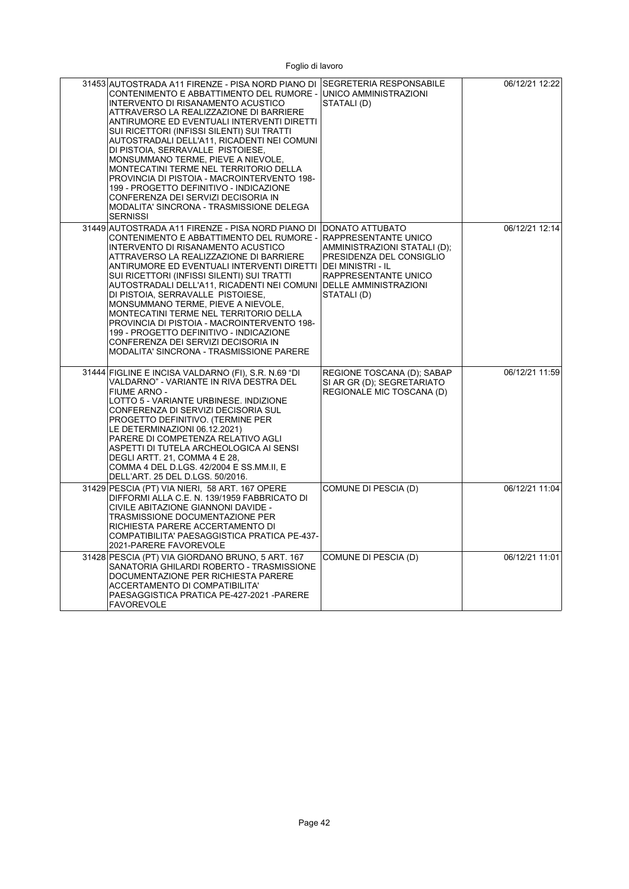| | | | |
|---|---|---|---|
| 31453 | AUTOSTRADA A11 FIRENZE - PISA NORD PIANO DI CONTENIMENTO E ABBATTIMENTO DEL RUMORE - INTERVENTO DI RISANAMENTO ACUSTICO ATTRAVERSO LA REALIZZAZIONE DI BARRIERE ANTIRUMORE ED EVENTUALI INTERVENTI DIRETTI SUI RICETTORI (INFISSI SILENTI) SUI TRATTI AUTOSTRADALI DELL'A11, RICADENTI NEI COMUNI DI PISTOIA, SERRAVALLE PISTOIESE, MONSUMMANO TERME, PIEVE A NIEVOLE, MONTECATINI TERME NEL TERRITORIO DELLA PROVINCIA DI PISTOIA - MACROINTERVENTO 198-199 - PROGETTO DEFINITIVO - INDICAZIONE CONFERENZA DEI SERVIZI DECISORIA IN MODALITA' SINCRONA - TRASMISSIONE DELEGA SERNISSI | SEGRETERIA RESPONSABILE UNICO AMMINISTRAZIONI STATALI (D) | 06/12/21 12:22 |
| 31449 | AUTOSTRADA A11 FIRENZE - PISA NORD PIANO DI CONTENIMENTO E ABBATTIMENTO DEL RUMORE - INTERVENTO DI RISANAMENTO ACUSTICO ATTRAVERSO LA REALIZZAZIONE DI BARRIERE ANTIRUMORE ED EVENTUALI INTERVENTI DIRETTI SUI RICETTORI (INFISSI SILENTI) SUI TRATTI AUTOSTRADALI DELL'A11, RICADENTI NEI COMUNI DI PISTOIA, SERRAVALLE PISTOIESE, MONSUMMANO TERME, PIEVE A NIEVOLE, MONTECATINI TERME NEL TERRITORIO DELLA PROVINCIA DI PISTOIA - MACROINTERVENTO 198-199 - PROGETTO DEFINITIVO - INDICAZIONE CONFERENZA DEI SERVIZI DECISORIA IN MODALITA' SINCRONA - TRASMISSIONE PARERE | DONATO ATTUBATO RAPPRESENTANTE UNICO AMMINISTRAZIONI STATALI (D); PRESIDENZA DEL CONSIGLIO DEI MINISTRI - IL RAPPRESENTANTE UNICO DELLE AMMINISTRAZIONI STATALI (D) | 06/12/21 12:14 |
| 31444 | FIGLINE E INCISA VALDARNO (FI), S.R. N.69 "DI VALDARNO" - VARIANTE IN RIVA DESTRA DEL FIUME ARNO - LOTTO 5 - VARIANTE URBINESE. INDIZIONE CONFERENZA DI SERVIZI DECISORIA SUL PROGETTO DEFINITIVO. (TERMINE PER LE DETERMINAZIONI 06.12.2021) PARERE DI COMPETENZA RELATIVO AGLI ASPETTI DI TUTELA ARCHEOLOGICA AI SENSI DEGLI ARTT. 21, COMMA 4 E 28, COMMA 4 DEL D.LGS. 42/2004 E SS.MM.II, E DELL'ART. 25 DEL D.LGS. 50/2016. | REGIONE TOSCANA (D); SABAP SI AR GR (D); SEGRETARIATO REGIONALE MIC TOSCANA (D) | 06/12/21 11:59 |
| 31429 | PESCIA (PT) VIA NIERI, 58 ART. 167 OPERE DIFFORMI ALLA C.E. N. 139/1959 FABBRICATO DI CIVILE ABITAZIONE GIANNONI DAVIDE - TRASMISSIONE DOCUMENTAZIONE PER RICHIESTA PARERE ACCERTAMENTO DI COMPATIBILITA' PAESAGGISTICA PRATICA PE-437-2021-PARERE FAVOREVOLE | COMUNE DI PESCIA (D) | 06/12/21 11:04 |
| 31428 | PESCIA (PT) VIA GIORDANO BRUNO, 5 ART. 167 SANATORIA GHILARDI ROBERTO - TRASMISSIONE DOCUMENTAZIONE PER RICHIESTA PARERE ACCERTAMENTO DI COMPATIBILITA' PAESAGGISTICA PRATICA PE-427-2021 -PARERE FAVOREVOLE | COMUNE DI PESCIA (D) | 06/12/21 11:01 |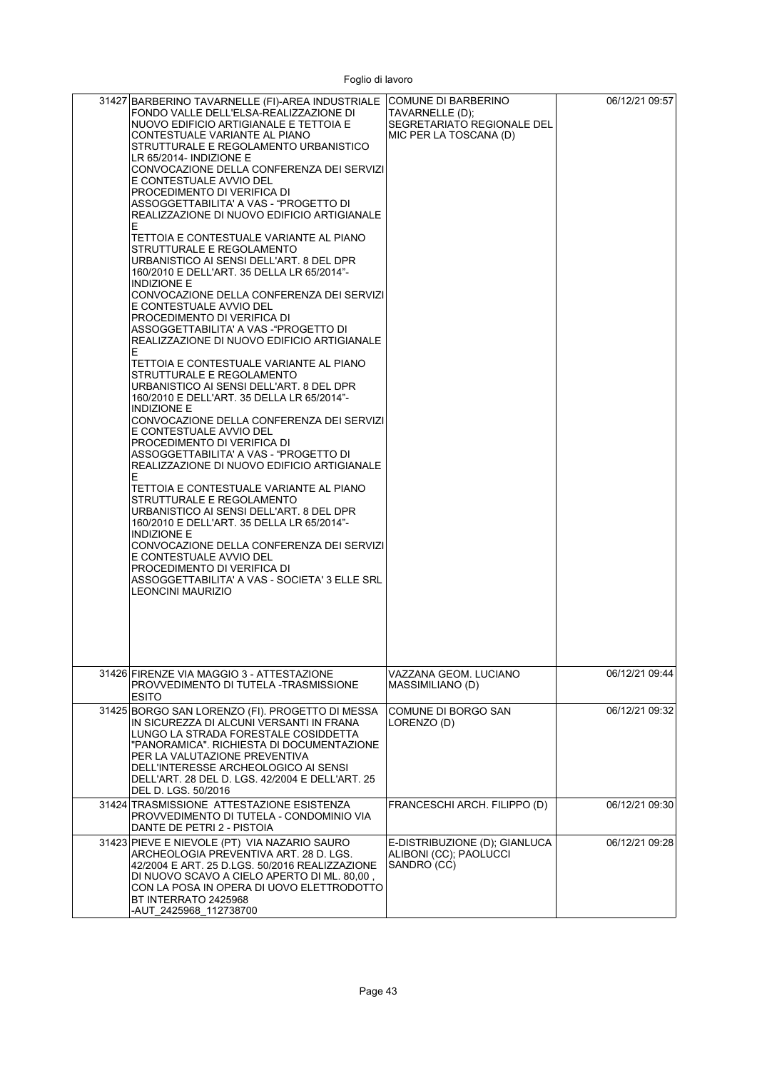| | | | |
|---|---|---|---|
| 31427 | BARBERINO TAVARNELLE (FI)-AREA INDUSTRIALE FONDO VALLE DELL'ELSA-REALIZZAZIONE DI NUOVO EDIFICIO ARTIGIANALE E TETTOIA E CONTESTUALE VARIANTE AL PIANO STRUTTURALE E REGOLAMENTO URBANISTICO LR 65/2014- INDIZIONE E CONVOCAZIONE DELLA CONFERENZA DEI SERVIZI E CONTESTUALE AVVIO DEL PROCEDIMENTO DI VERIFICA DI ASSOGGETTABILITA' A VAS - "PROGETTO DI REALIZZAZIONE DI NUOVO EDIFICIO ARTIGIANALE E TETTOIA E CONTESTUALE VARIANTE AL PIANO STRUTTURALE E REGOLAMENTO URBANISTICO AI SENSI DELL'ART. 8 DEL DPR 160/2010 E DELL'ART. 35 DELLA LR 65/2014"- INDIZIONE E CONVOCAZIONE DELLA CONFERENZA DEI SERVIZI E CONTESTUALE AVVIO DEL PROCEDIMENTO DI VERIFICA DI ASSOGGETTABILITA' A VAS -"PROGETTO DI REALIZZAZIONE DI NUOVO EDIFICIO ARTIGIANALE E TETTOIA E CONTESTUALE VARIANTE AL PIANO STRUTTURALE E REGOLAMENTO URBANISTICO AI SENSI DELL'ART. 8 DEL DPR 160/2010 E DELL'ART. 35 DELLA LR 65/2014"- INDIZIONE E CONVOCAZIONE DELLA CONFERENZA DEI SERVIZI E CONTESTUALE AVVIO DEL PROCEDIMENTO DI VERIFICA DI ASSOGGETTABILITA' A VAS - "PROGETTO DI REALIZZAZIONE DI NUOVO EDIFICIO ARTIGIANALE E TETTOIA E CONTESTUALE VARIANTE AL PIANO STRUTTURALE E REGOLAMENTO URBANISTICO AI SENSI DELL'ART. 8 DEL DPR 160/2010 E DELL'ART. 35 DELLA LR 65/2014"- INDIZIONE E CONVOCAZIONE DELLA CONFERENZA DEI SERVIZI E CONTESTUALE AVVIO DEL PROCEDIMENTO DI VERIFICA DI ASSOGGETTABILITA' A VAS - SOCIETA' 3 ELLE SRL LEONCINI MAURIZIO | COMUNE DI BARBERINO TAVARNELLE (D); SEGRETARIATO REGIONALE DEL MIC PER LA TOSCANA (D) | 06/12/21 09:57 |
| 31426 | FIRENZE VIA MAGGIO 3 - ATTESTAZIONE PROVVEDIMENTO DI TUTELA -TRASMISSIONE ESITO | VAZZANA GEOM. LUCIANO MASSIMILIANO (D) | 06/12/21 09:44 |
| 31425 | BORGO SAN LORENZO (FI). PROGETTO DI MESSA IN SICUREZZA DI ALCUNI VERSANTI IN FRANA LUNGO LA STRADA FORESTALE COSIDDETTA "PANORAMICA". RICHIESTA DI DOCUMENTAZIONE PER LA VALUTAZIONE PREVENTIVA DELL'INTERESSE ARCHEOLOGICO AI SENSI DELL'ART. 28 DEL D. LGS. 42/2004 E DELL'ART. 25 DEL D. LGS. 50/2016 | COMUNE DI BORGO SAN LORENZO (D) | 06/12/21 09:32 |
| 31424 | TRASMISSIONE ATTESTAZIONE ESISTENZA PROVVEDIMENTO DI TUTELA - CONDOMINIO VIA DANTE DE PETRI 2 - PISTOIA | FRANCESCHI ARCH. FILIPPO (D) | 06/12/21 09:30 |
| 31423 | PIEVE E NIEVOLE (PT) VIA NAZARIO SAURO ARCHEOLOGIA PREVENTIVA ART. 28 D. LGS. 42/2004 E ART. 25 D.LGS. 50/2016 REALIZZAZIONE DI NUOVO SCAVO A CIELO APERTO DI ML. 80,00 , CON LA POSA IN OPERA DI UOVO ELETTRODOTTO BT INTERRATO 2425968 -AUT_2425968_112738700 | E-DISTRIBUZIONE (D); GIANLUCA ALIBONI (CC); PAOLUCCI SANDRO (CC) | 06/12/21 09:28 |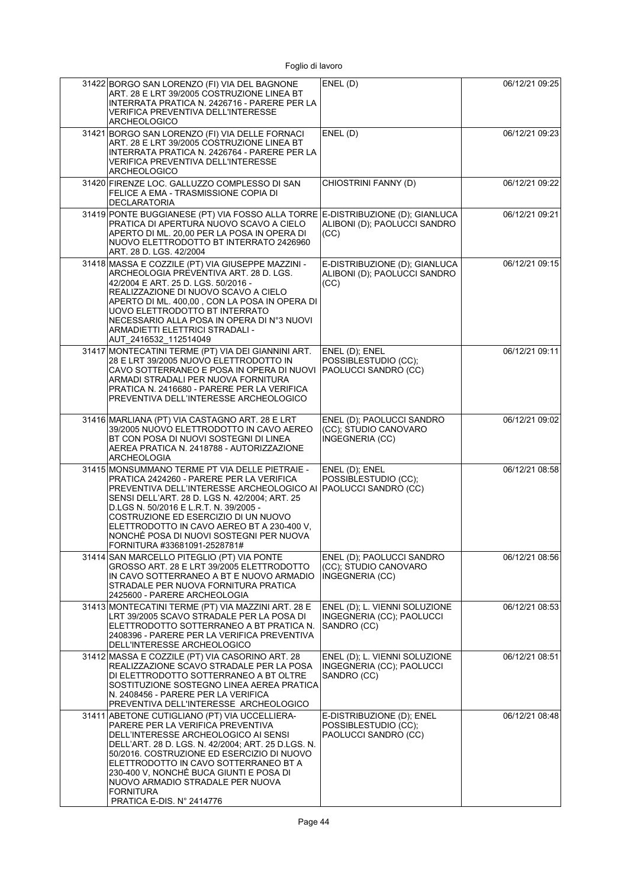| | | | |
|---|---|---|---|
| 31422 | BORGO SAN LORENZO (FI) VIA DEL BAGNONE ART. 28 E LRT 39/2005 COSTRUZIONE LINEA BT INTERRATA PRATICA N. 2426716 - PARERE PER LA VERIFICA PREVENTIVA DELL'INTERESSE ARCHEOLOGICO | ENEL (D) | 06/12/21 09:25 |
| 31421 | BORGO SAN LORENZO (FI) VIA DELLE FORNACI ART. 28 E LRT 39/2005 COSTRUZIONE LINEA BT INTERRATA PRATICA N. 2426764 - PARERE PER LA VERIFICA PREVENTIVA DELL'INTERESSE ARCHEOLOGICO | ENEL (D) | 06/12/21 09:23 |
| 31420 | FIRENZE LOC. GALLUZZO COMPLESSO DI SAN FELICE A EMA - TRASMISSIONE COPIA DI DECLARATORIA | CHIOSTRINI FANNY (D) | 06/12/21 09:22 |
| 31419 | PONTE BUGGIANESE (PT) VIA FOSSO ALLA TORRE PRATICA DI APERTURA NUOVO SCAVO A CIELO APERTO DI ML. 20,00 PER LA POSA IN OPERA DI NUOVO ELETTRODOTTO BT INTERRATO 2426960 ART. 28 D. LGS. 42/2004 | E-DISTRIBUZIONE (D); GIANLUCA ALIBONI (D); PAOLUCCI SANDRO (CC) | 06/12/21 09:21 |
| 31418 | MASSA E COZZILE (PT) VIA GIUSEPPE MAZZINI - ARCHEOLOGIA PREVENTIVA ART. 28 D. LGS. 42/2004 E ART. 25 D. LGS. 50/2016 - REALIZZAZIONE DI NUOVO SCAVO A CIELO APERTO DI ML. 400,00 , CON LA POSA IN OPERA DI UOVO ELETTRODOTTO BT INTERRATO NECESSARIO ALLA POSA IN OPERA DI N°3 NUOVI ARMADIETTI ELETTRICI STRADALI - AUT_2416532_112514049 | E-DISTRIBUZIONE (D); GIANLUCA ALIBONI (D); PAOLUCCI SANDRO (CC) | 06/12/21 09:15 |
| 31417 | MONTECATINI TERME (PT) VIA DEI GIANNINI ART. 28 E LRT 39/2005 NUOVO ELETTRODOTTO IN CAVO SOTTERRANEO E POSA IN OPERA DI NUOVI ARMADI STRADALI PER NUOVA FORNITURA PRATICA N. 2416680 - PARERE PER LA VERIFICA PREVENTIVA DELL'INTERESSE ARCHEOLOGICO | ENEL (D); ENEL POSSIBLESTUDIO (CC); PAOLUCCI SANDRO (CC) | 06/12/21 09:11 |
| 31416 | MARLIANA (PT) VIA CASTAGNO ART. 28 E LRT 39/2005 NUOVO ELETTRODOTTO IN CAVO AEREO BT CON POSA DI NUOVI SOSTEGNI DI LINEA AEREA PRATICA N. 2418788 - AUTORIZZAZIONE ARCHEOLOGIA | ENEL (D); PAOLUCCI SANDRO (CC); STUDIO CANOVARO INGEGNERIA (CC) | 06/12/21 09:02 |
| 31415 | MONSUMMANO TERME PT VIA DELLE PIETRAIE - PRATICA 2424260 - PARERE PER LA VERIFICA PREVENTIVA DELL'INTERESSE ARCHEOLOGICO AI SENSI DELL'ART. 28 D. LGS N. 42/2004; ART. 25 D.LGS N. 50/2016 E L.R.T. N. 39/2005 - COSTRUZIONE ED ESERCIZIO DI UN NUOVO ELETTRODOTTO IN CAVO AEREO BT A 230-400 V, NONCHÉ POSA DI NUOVI SOSTEGNI PER NUOVA FORNITURA #33681091-2528781# | ENEL (D); ENEL POSSIBLESTUDIO (CC); PAOLUCCI SANDRO (CC) | 06/12/21 08:58 |
| 31414 | SAN MARCELLO PITEGLIO (PT) VIA PONTE GROSSO ART. 28 E LRT 39/2005 ELETTRODOTTO IN CAVO SOTTERRANEO A BT E NUOVO ARMADIO STRADALE PER NUOVA FORNITURA PRATICA 2425600 - PARERE ARCHEOLOGIA | ENEL (D); PAOLUCCI SANDRO (CC); STUDIO CANOVARO INGEGNERIA (CC) | 06/12/21 08:56 |
| 31413 | MONTECATINI TERME (PT) VIA MAZZINI ART. 28 E LRT 39/2005 SCAVO STRADALE PER LA POSA DI ELETTRODOTTO SOTTERRANEO A BT PRATICA N. 2408396 - PARERE PER LA VERIFICA PREVENTIVA DELL'INTERESSE ARCHEOLOGICO | ENEL (D); L. VIENNI SOLUZIONE INGEGNERIA (CC); PAOLUCCI SANDRO (CC) | 06/12/21 08:53 |
| 31412 | MASSA E COZZILE (PT) VIA CASORINO ART. 28 REALIZZAZIONE SCAVO STRADALE PER LA POSA DI ELETTRODOTTO SOTTERRANEO A BT OLTRE SOSTITUZIONE SOSTEGNO LINEA AEREA PRATICA N. 2408456 - PARERE PER LA VERIFICA PREVENTIVA DELL'INTERESSE ARCHEOLOGICO | ENEL (D); L. VIENNI SOLUZIONE INGEGNERIA (CC); PAOLUCCI SANDRO (CC) | 06/12/21 08:51 |
| 31411 | ABETONE CUTIGLIANO (PT) VIA UCCELLIERA- PARERE PER LA VERIFICA PREVENTIVA DELL'INTERESSE ARCHEOLOGICO AI SENSI DELL'ART. 28 D. LGS. N. 42/2004; ART. 25 D.LGS. N. 50/2016. COSTRUZIONE ED ESERCIZIO DI NUOVO ELETTRODOTTO IN CAVO SOTTERRANEO BT A 230-400 V, NONCHÉ BUCA GIUNTI E POSA DI NUOVO ARMADIO STRADALE PER NUOVA FORNITURA PRATICA E-DIS. N° 2414776 | E-DISTRIBUZIONE (D); ENEL POSSIBLESTUDIO (CC); PAOLUCCI SANDRO (CC) | 06/12/21 08:48 |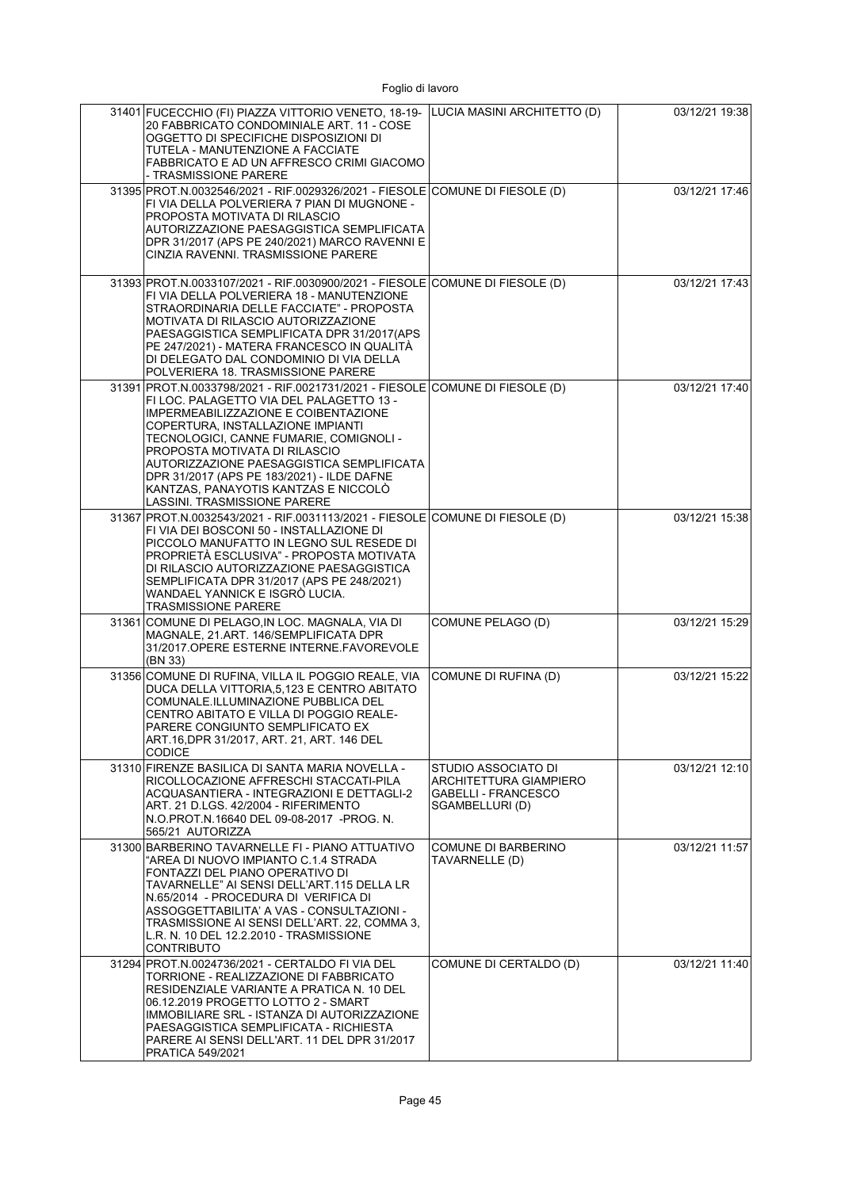| | | | |
|---|---|---|---|
| 31401 | FUCECCHIO (FI) PIAZZA VITTORIO VENETO, 18-19-20 FABBRICATO CONDOMINIALE ART. 11 - COSE OGGETTO DI SPECIFICHE DISPOSIZIONI DI TUTELA - MANUTENZIONE A FACCIATE FABBRICATO E AD UN AFFRESCO CRIMI GIACOMO - TRASMISSIONE PARERE | LUCIA MASINI ARCHITETTO (D) | 03/12/21 19:38 |
| 31395 | PROT.N.0032546/2021 - RIF.0029326/2021 - FIESOLE FI VIA DELLA POLVERIERA 7 PIAN DI MUGNONE - PROPOSTA MOTIVATA DI RILASCIO AUTORIZZAZIONE PAESAGGISTICA SEMPLIFICATA DPR 31/2017 (APS PE 240/2021) MARCO RAVENNI E CINZIA RAVENNI. TRASMISSIONE PARERE | COMUNE DI FIESOLE (D) | 03/12/21 17:46 |
| 31393 | PROT.N.0033107/2021 - RIF.0030900/2021 - FIESOLE FI VIA DELLA POLVERIERA 18 - MANUTENZIONE STRAORDINARIA DELLE FACCIATE" - PROPOSTA MOTIVATA DI RILASCIO AUTORIZZAZIONE PAESAGGISTICA SEMPLIFICATA DPR 31/2017(APS PE 247/2021) - MATERA FRANCESCO IN QUALITÀ DI DELEGATO DAL CONDOMINIO DI VIA DELLA POLVERIERA 18. TRASMISSIONE PARERE | COMUNE DI FIESOLE (D) | 03/12/21 17:43 |
| 31391 | PROT.N.0033798/2021 - RIF.0021731/2021 - FIESOLE FI LOC. PALAGETTO VIA DEL PALAGETTO 13 - IMPERMEABILIZZAZIONE E COIBENTAZIONE COPERTURA, INSTALLAZIONE IMPIANTI TECNOLOGICI, CANNE FUMARIE, COMIGNOLI - PROPOSTA MOTIVATA DI RILASCIO AUTORIZZAZIONE PAESAGGISTICA SEMPLIFICATA DPR 31/2017 (APS PE 183/2021) - ILDE DAFNE KANTZAS, PANAYOTIS KANTZAS E NICCOLÒ LASSINI. TRASMISSIONE PARERE | COMUNE DI FIESOLE (D) | 03/12/21 17:40 |
| 31367 | PROT.N.0032543/2021 - RIF.0031113/2021 - FIESOLE FI VIA DEI BOSCONI 50 - INSTALLAZIONE DI PICCOLO MANUFATTO IN LEGNO SUL RESEDE DI PROPRIETÀ ESCLUSIVA" - PROPOSTA MOTIVATA DI RILASCIO AUTORIZZAZIONE PAESAGGISTICA SEMPLIFICATA DPR 31/2017 (APS PE 248/2021) WANDAEL YANNICK E ISGRÒ LUCIA. TRASMISSIONE PARERE | COMUNE DI FIESOLE (D) | 03/12/21 15:38 |
| 31361 | COMUNE DI PELAGO,IN LOC. MAGNALA, VIA DI MAGNALE, 21.ART. 146/SEMPLIFICATA DPR 31/2017.OPERE ESTERNE INTERNE.FAVOREVOLE (BN 33) | COMUNE PELAGO (D) | 03/12/21 15:29 |
| 31356 | COMUNE DI RUFINA, VILLA IL POGGIO REALE, VIA DUCA DELLA VITTORIA,5,123 E CENTRO ABITATO COMUNALE.ILLUMINAZIONE PUBBLICA DEL CENTRO ABITATO E VILLA DI POGGIO REALE-PARERE CONGIUNTO SEMPLIFICATO EX ART.16,DPR 31/2017, ART. 21, ART. 146 DEL CODICE | COMUNE DI RUFINA (D) | 03/12/21 15:22 |
| 31310 | FIRENZE BASILICA DI SANTA MARIA NOVELLA - RICOLLOCAZIONE AFFRESCHI STACCATI-PILA ACQUASANTIERA - INTEGRAZIONI E DETTAGLI-2 ART. 21 D.LGS. 42/2004 - RIFERIMENTO N.O.PROT.N.16640 DEL 09-08-2017 -PROG. N. 565/21 AUTORIZZA | STUDIO ASSOCIATO DI ARCHITETTURA GIAMPIERO GABELLI - FRANCESCO SGAMBELLURI (D) | 03/12/21 12:10 |
| 31300 | BARBERINO TAVARNELLE FI - PIANO ATTUATIVO "AREA DI NUOVO IMPIANTO C.1.4 STRADA FONTAZZI DEL PIANO OPERATIVO DI TAVARNELLE" AI SENSI DELL'ART.115 DELLA LR N.65/2014 - PROCEDURA DI VERIFICA DI ASSOGGETTABILITA' A VAS - CONSULTAZIONI - TRASMISSIONE AI SENSI DELL'ART. 22, COMMA 3, L.R. N. 10 DEL 12.2.2010 - TRASMISSIONE CONTRIBUTO | COMUNE DI BARBERINO TAVARNELLE (D) | 03/12/21 11:57 |
| 31294 | PROT.N.0024736/2021 - CERTALDO FI VIA DEL TORRIONE - REALIZZAZIONE DI FABBRICATO RESIDENZIALE VARIANTE A PRATICA N. 10 DEL 06.12.2019 PROGETTO LOTTO 2 - SMART IMMOBILIARE SRL - ISTANZA DI AUTORIZZAZIONE PAESAGGISTICA SEMPLIFICATA - RICHIESTA PARERE AI SENSI DELL'ART. 11 DEL DPR 31/2017 PRATICA 549/2021 | COMUNE DI CERTALDO (D) | 03/12/21 11:40 |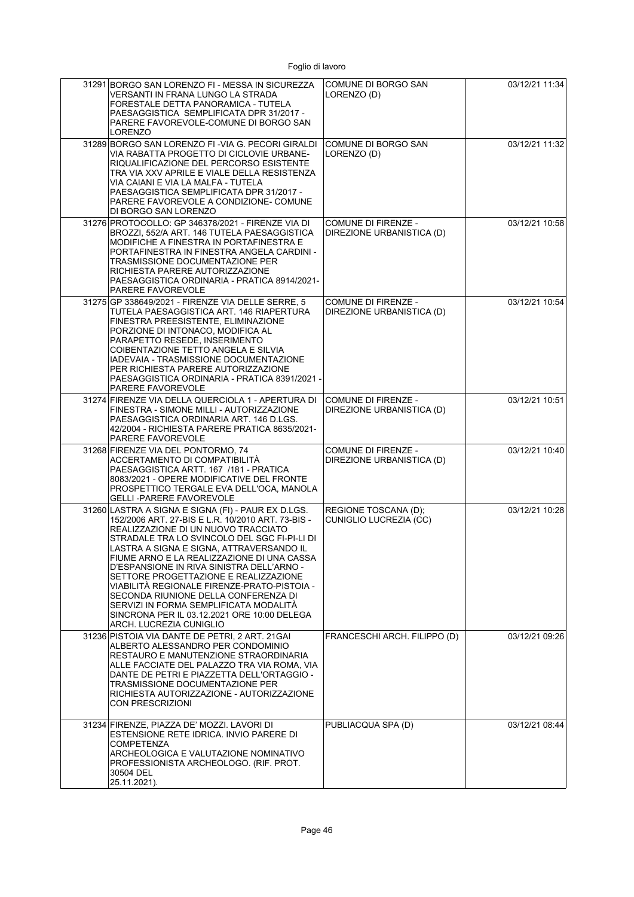| | | | |
|---|---|---|---|
| 31291 | BORGO SAN LORENZO FI - MESSA IN SICUREZZA VERSANTI IN FRANA LUNGO LA STRADA FORESTALE DETTA PANORAMICA - TUTELA PAESAGGISTICA SEMPLIFICATA DPR 31/2017 - PARERE FAVOREVOLE-COMUNE DI BORGO SAN LORENZO | COMUNE DI BORGO SAN LORENZO (D) | 03/12/21 11:34 |
| 31289 | BORGO SAN LORENZO FI -VIA G. PECORI GIRALDI VIA RABATTA PROGETTO DI CICLOVIE URBANE-RIQUALIFICAZIONE DEL PERCORSO ESISTENTE TRA VIA XXV APRILE E VIALE DELLA RESISTENZA VIA CAIANI E VIA LA MALFA - TUTELA PAESAGGISTICA SEMPLIFICATA DPR 31/2017 - PARERE FAVOREVOLE A CONDIZIONE- COMUNE DI BORGO SAN LORENZO | COMUNE DI BORGO SAN LORENZO (D) | 03/12/21 11:32 |
| 31276 | PROTOCOLLO: GP 346378/2021 - FIRENZE VIA DI BROZZI, 552/A ART. 146 TUTELA PAESAGGISTICA MODIFICHE A FINESTRA IN PORTAFINESTRA E PORTAFINESTRA IN FINESTRA ANGELA CARDINI - TRASMISSIONE DOCUMENTAZIONE PER RICHIESTA PARERE AUTORIZZAZIONE PAESAGGISTICA ORDINARIA - PRATICA 8914/2021-PARERE FAVOREVOLE | COMUNE DI FIRENZE - DIREZIONE URBANISTICA (D) | 03/12/21 10:58 |
| 31275 | GP 338649/2021 - FIRENZE VIA DELLE SERRE, 5 TUTELA PAESAGGISTICA ART. 146 RIAPERTURA FINESTRA PREESISTENTE, ELIMINAZIONE PORZIONE DI INTONACO, MODIFICA AL PARAPETTO RESEDE, INSERIMENTO COIBENTAZIONE TETTO ANGELA E SILVIA IADEVAIA - TRASMISSIONE DOCUMENTAZIONE PER RICHIESTA PARERE AUTORIZZAZIONE PAESAGGISTICA ORDINARIA - PRATICA 8391/2021 - PARERE FAVOREVOLE | COMUNE DI FIRENZE - DIREZIONE URBANISTICA (D) | 03/12/21 10:54 |
| 31274 | FIRENZE VIA DELLA QUERCIOLA 1 - APERTURA DI FINESTRA - SIMONE MILLI - AUTORIZZAZIONE PAESAGGISTICA ORDINARIA ART. 146 D.LGS. 42/2004 - RICHIESTA PARERE PRATICA 8635/2021-PARERE FAVOREVOLE | COMUNE DI FIRENZE - DIREZIONE URBANISTICA (D) | 03/12/21 10:51 |
| 31268 | FIRENZE VIA DEL PONTORMO, 74 ACCERTAMENTO DI COMPATIBILITÀ PAESAGGISTICA ARTT. 167 /181 - PRATICA 8083/2021 - OPERE MODIFICATIVE DEL FRONTE PROSPETTICO TERGALE EVA DELL'OCA, MANOLA GELLI -PARERE FAVOREVOLE | COMUNE DI FIRENZE - DIREZIONE URBANISTICA (D) | 03/12/21 10:40 |
| 31260 | LASTRA A SIGNA E SIGNA (FI) - PAUR EX D.LGS. 152/2006 ART. 27-BIS E L.R. 10/2010 ART. 73-BIS - REALIZZAZIONE DI UN NUOVO TRACCIATO STRADALE TRA LO SVINCOLO DEL SGC FI-PI-LI DI LASTRA A SIGNA E SIGNA, ATTRAVERSANDO IL FIUME ARNO E LA REALIZZAZIONE DI UNA CASSA D'ESPANSIONE IN RIVA SINISTRA DELL'ARNO - SETTORE PROGETTAZIONE E REALIZZAZIONE VIABILITÀ REGIONALE FIRENZE-PRATO-PISTOIA - SECONDA RIUNIONE DELLA CONFERENZA DI SERVIZI IN FORMA SEMPLIFICATA MODALITÀ SINCRONA PER IL 03.12.2021 ORE 10:00 DELEGA ARCH. LUCREZIA CUNIGLIO | REGIONE TOSCANA (D); CUNIGLIO LUCREZIA (CC) | 03/12/21 10:28 |
| 31236 | PISTOIA VIA DANTE DE PETRI, 2 ART. 21GAI ALBERTO ALESSANDRO PER CONDOMINIO RESTAURO E MANUTENZIONE STRAORDINARIA ALLE FACCIATE DEL PALAZZO TRA VIA ROMA, VIA DANTE DE PETRI E PIAZZETTA DELL'ORTAGGIO - TRASMISSIONE DOCUMENTAZIONE PER RICHIESTA AUTORIZZAZIONE - AUTORIZZAZIONE CON PRESCRIZIONI | FRANCESCHI ARCH. FILIPPO (D) | 03/12/21 09:26 |
| 31234 | FIRENZE, PIAZZA DE' MOZZI. LAVORI DI ESTENSIONE RETE IDRICA. INVIO PARERE DI COMPETENZA ARCHEOLOGICA E VALUTAZIONE NOMINATIVO PROFESSIONISTA ARCHEOLOGO. (RIF. PROT. 30504 DEL 25.11.2021). | PUBLIACQUA SPA (D) | 03/12/21 08:44 |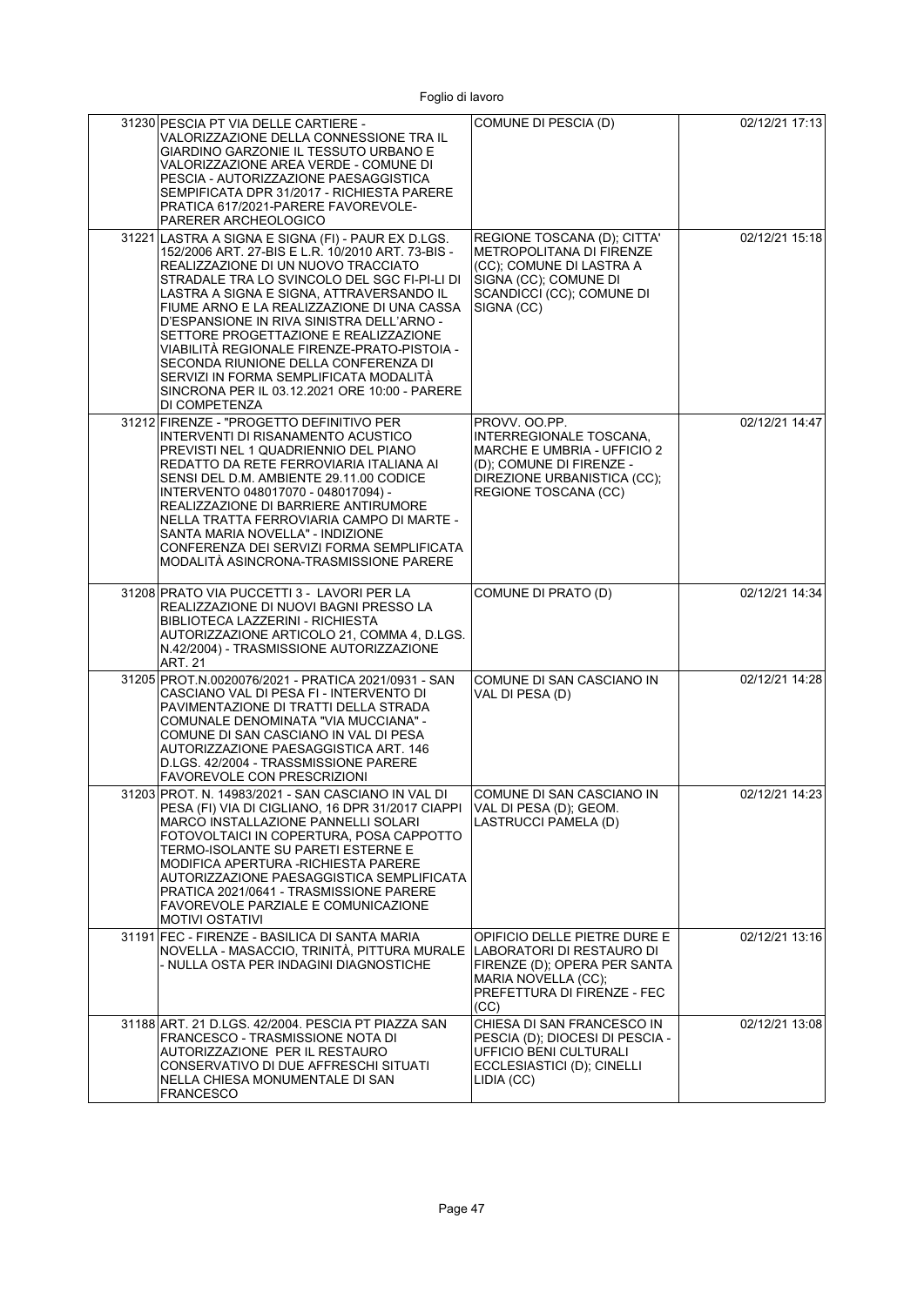| | | | |
|---|---|---|---|
| 31230 | PESCIA PT VIA DELLE CARTIERE - VALORIZZAZIONE DELLA CONNESSIONE TRA IL GIARDINO GARZONIE IL TESSUTO URBANO E VALORIZZAZIONE AREA VERDE - COMUNE DI PESCIA - AUTORIZZAZIONE PAESAGGISTICA SEMPIFICATA DPR 31/2017 - RICHIESTA PARERE PRATICA 617/2021-PARERE FAVOREVOLE-PARERER ARCHEOLOGICO | COMUNE DI PESCIA (D) | 02/12/21 17:13 |
| 31221 | LASTRA A SIGNA E SIGNA (FI) - PAUR EX D.LGS. 152/2006 ART. 27-BIS E L.R. 10/2010 ART. 73-BIS - REALIZZAZIONE DI UN NUOVO TRACCIATO STRADALE TRA LO SVINCOLO DEL SGC FI-PI-LI DI LASTRA A SIGNA E SIGNA, ATTRAVERSANDO IL FIUME ARNO E LA REALIZZAZIONE DI UNA CASSA D'ESPANSIONE IN RIVA SINISTRA DELL'ARNO - SETTORE PROGETTAZIONE E REALIZZAZIONE VIABILITÀ REGIONALE FIRENZE-PRATO-PISTOIA - SECONDA RIUNIONE DELLA CONFERENZA DI SERVIZI IN FORMA SEMPLIFICATA MODALITÀ SINCRONA PER IL 03.12.2021 ORE 10:00 - PARERE DI COMPETENZA | REGIONE TOSCANA (D); CITTA' METROPOLITANA DI FIRENZE (CC); COMUNE DI LASTRA A SIGNA (CC); COMUNE DI SCANDICCI (CC); COMUNE DI SIGNA (CC) | 02/12/21 15:18 |
| 31212 | FIRENZE - "PROGETTO DEFINITIVO PER INTERVENTI DI RISANAMENTO ACUSTICO PREVISTI NEL 1 QUADRIENNIO DEL PIANO REDATTO DA RETE FERROVIARIA ITALIANA AI SENSI DEL D.M. AMBIENTE 29.11.00 CODICE INTERVENTO 048017070 - 048017094) - REALIZZAZIONE DI BARRIERE ANTIRUMORE NELLA TRATTA FERROVIARIA CAMPO DI MARTE - SANTA MARIA NOVELLA" - INDIZIONE CONFERENZA DEI SERVIZI FORMA SEMPLIFICATA MODALITÀ ASINCRONA-TRASMISSIONE PARERE | PROVV. OO.PP. INTERREGIONALE TOSCANA, MARCHE E UMBRIA - UFFICIO 2 (D); COMUNE DI FIRENZE - DIREZIONE URBANISTICA (CC); REGIONE TOSCANA (CC) | 02/12/21 14:47 |
| 31208 | PRATO VIA PUCCETTI 3 - LAVORI PER LA REALIZZAZIONE DI NUOVI BAGNI PRESSO LA BIBLIOTECA LAZZERINI - RICHIESTA AUTORIZZAZIONE ARTICOLO 21, COMMA 4, D.LGS. N.42/2004) - TRASMISSIONE AUTORIZZAZIONE ART. 21 | COMUNE DI PRATO (D) | 02/12/21 14:34 |
| 31205 | PROT.N.0020076/2021 - PRATICA 2021/0931 - SAN CASCIANO VAL DI PESA FI - INTERVENTO DI PAVIMENTAZIONE DI TRATTI DELLA STRADA COMUNALE DENOMINATA "VIA MUCCIANA" - COMUNE DI SAN CASCIANO IN VAL DI PESA AUTORIZZAZIONE PAESAGGISTICA ART. 146 D.LGS. 42/2004 - TRASSMISSIONE PARERE FAVOREVOLE CON PRESCRIZIONI | COMUNE DI SAN CASCIANO IN VAL DI PESA (D) | 02/12/21 14:28 |
| 31203 | PROT. N. 14983/2021 - SAN CASCIANO IN VAL DI PESA (FI) VIA DI CIGLIANO, 16 DPR 31/2017 CIAPPI MARCO INSTALLAZIONE PANNELLI SOLARI FOTOVOLTAICI IN COPERTURA, POSA CAPPOTTO TERMO-ISOLANTE SU PARETI ESTERNE E MODIFICA APERTURA -RICHIESTA PARERE AUTORIZZAZIONE PAESAGGISTICA SEMPLIFICATA PRATICA 2021/0641 - TRASMISSIONE PARERE FAVOREVOLE PARZIALE E COMUNICAZIONE MOTIVI OSTATIVI | COMUNE DI SAN CASCIANO IN VAL DI PESA (D); GEOM. LASTRUCCI PAMELA (D) | 02/12/21 14:23 |
| 31191 | FEC - FIRENZE - BASILICA DI SANTA MARIA NOVELLA - MASACCIO, TRINITÀ, PITTURA MURALE - NULLA OSTA PER INDAGINI DIAGNOSTICHE | OPIFICIO DELLE PIETRE DURE E LABORATORI DI RESTAURO DI FIRENZE (D); OPERA PER SANTA MARIA NOVELLA (CC); PREFETTURA DI FIRENZE - FEC (CC) | 02/12/21 13:16 |
| 31188 | ART. 21 D.LGS. 42/2004. PESCIA PT PIAZZA SAN FRANCESCO - TRASMISSIONE NOTA DI AUTORIZZAZIONE PER IL RESTAURO CONSERVATIVO DI DUE AFFRESCHI SITUATI NELLA CHIESA MONUMENTALE DI SAN FRANCESCO | CHIESA DI SAN FRANCESCO IN PESCIA (D); DIOCESI DI PESCIA - UFFICIO BENI CULTURALI ECCLESIASTICI (D); CINELLI LIDIA (CC) | 02/12/21 13:08 |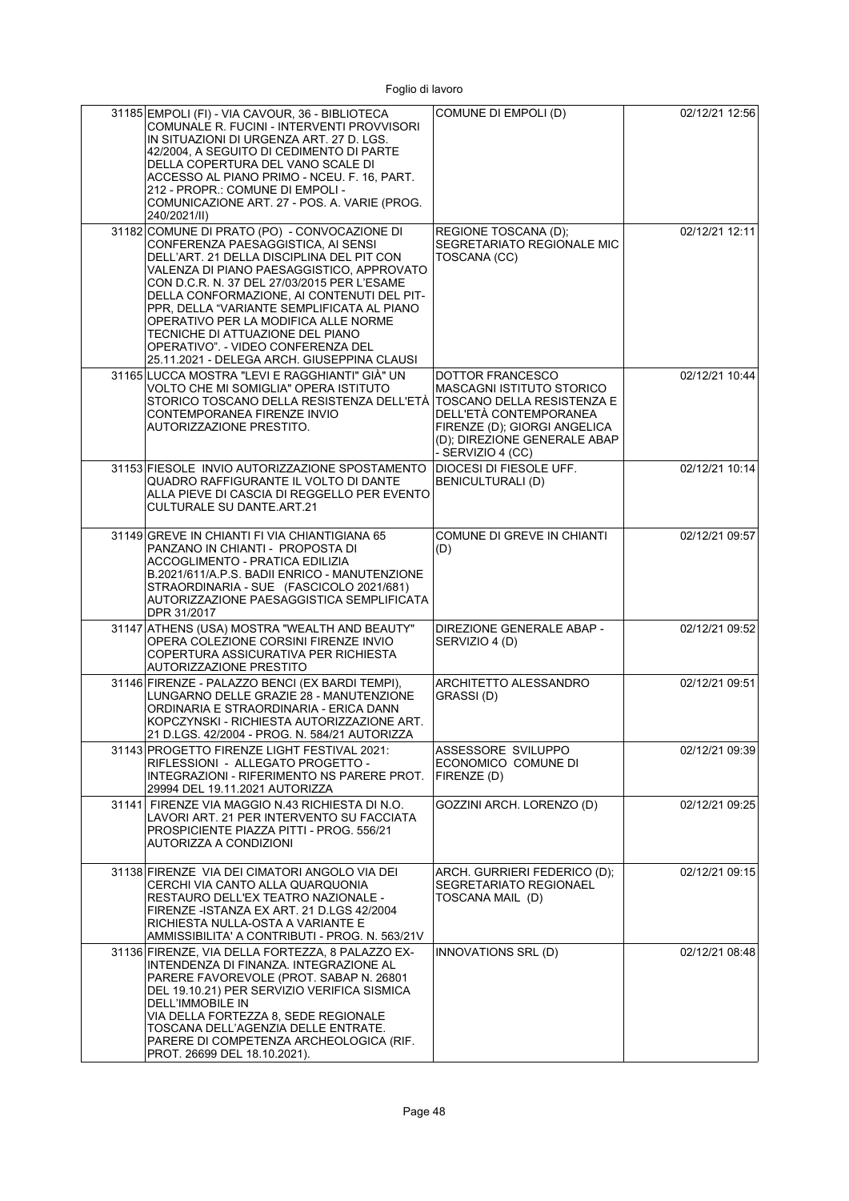| | | | |
|---|---|---|---|
| 31185 | EMPOLI (FI) - VIA CAVOUR, 36 - BIBLIOTECA COMUNALE R. FUCINI - INTERVENTI PROVVISORI IN SITUAZIONI DI URGENZA ART. 27 D. LGS. 42/2004, A SEGUITO DI CEDIMENTO DI PARTE DELLA COPERTURA DEL VANO SCALE DI ACCESSO AL PIANO PRIMO - NCEU. F. 16, PART. 212 - PROPR.: COMUNE DI EMPOLI - COMUNICAZIONE ART. 27 - POS. A. VARIE (PROG. 240/2021/II) | COMUNE DI EMPOLI (D) | 02/12/21 12:56 |
| 31182 | COMUNE DI PRATO (PO) - CONVOCAZIONE DI CONFERENZA PAESAGGISTICA, AI SENSI DELL'ART. 21 DELLA DISCIPLINA DEL PIT CON VALENZA DI PIANO PAESAGGISTICO, APPROVATO CON D.C.R. N. 37 DEL 27/03/2015 PER L'ESAME DELLA CONFORMAZIONE, AI CONTENUTI DEL PIT-PPR, DELLA "VARIANTE SEMPLIFICATA AL PIANO OPERATIVO PER LA MODIFICA ALLE NORME TECNICHE DI ATTUAZIONE DEL PIANO OPERATIVO". - VIDEO CONFERENZA DEL 25.11.2021 - DELEGA ARCH. GIUSEPPINA CLAUSI | REGIONE TOSCANA (D); SEGRETARIATO REGIONALE MIC TOSCANA (CC) | 02/12/21 12:11 |
| 31165 | LUCCA MOSTRA "LEVI E RAGGHIANTI" GIÀ" UN VOLTO CHE MI SOMIGLIA" OPERA ISTITUTO STORICO TOSCANO DELLA RESISTENZA DELL'ETÀ CONTEMPORANEA FIRENZE INVIO AUTORIZZAZIONE PRESTITO. | DOTTOR FRANCESCO MASCAGNI ISTITUTO STORICO TOSCANO DELLA RESISTENZA E DELL'ETÀ CONTEMPORANEA FIRENZE (D); GIORGI ANGELICA (D); DIREZIONE GENERALE ABAP - SERVIZIO 4 (CC) | 02/12/21 10:44 |
| 31153 | FIESOLE INVIO AUTORIZZAZIONE SPOSTAMENTO QUADRO RAFFIGURANTE IL VOLTO DI DANTE ALLA PIEVE DI CASCIA DI REGGELLO PER EVENTO CULTURALE SU DANTE.ART.21 | DIOCESI DI FIESOLE UFF. BENICULTURALI (D) | 02/12/21 10:14 |
| 31149 | GREVE IN CHIANTI FI VIA CHIANTIGIANA 65 PANZANO IN CHIANTI - PROPOSTA DI ACCOGLIMENTO - PRATICA EDILIZIA B.2021/611/A.P.S. BADII ENRICO - MANUTENZIONE STRAORDINARIA - SUE (FASCICOLO 2021/681) AUTORIZZAZIONE PAESAGGISTICA SEMPLIFICATA DPR 31/2017 | COMUNE DI GREVE IN CHIANTI (D) | 02/12/21 09:57 |
| 31147 | ATHENS (USA) MOSTRA "WEALTH AND BEAUTY" OPERA COLEZIONE CORSINI FIRENZE INVIO COPERTURA ASSICURATIVA PER RICHIESTA AUTORIZZAZIONE PRESTITO | DIREZIONE GENERALE ABAP - SERVIZIO 4 (D) | 02/12/21 09:52 |
| 31146 | FIRENZE - PALAZZO BENCI (EX BARDI TEMPI), LUNGARNO DELLE GRAZIE 28 - MANUTENZIONE ORDINARIA E STRAORDINARIA - ERICA DANN KOPCZYNSKI - RICHIESTA AUTORIZZAZIONE ART. 21 D.LGS. 42/2004 - PROG. N. 584/21 AUTORIZZA | ARCHITETTO ALESSANDRO GRASSI (D) | 02/12/21 09:51 |
| 31143 | PROGETTO FIRENZE LIGHT FESTIVAL 2021: RIFLESSIONI - ALLEGATO PROGETTO - INTEGRAZIONI - RIFERIMENTO NS PARERE PROT. 29994 DEL 19.11.2021 AUTORIZZA | ASSESSORE SVILUPPO ECONOMICO COMUNE DI FIRENZE (D) | 02/12/21 09:39 |
| 31141 | FIRENZE VIA MAGGIO N.43 RICHIESTA DI N.O. LAVORI ART. 21 PER INTERVENTO SU FACCIATA PROSPICIENTE PIAZZA PITTI - PROG. 556/21 AUTORIZZA A CONDIZIONI | GOZZINI ARCH. LORENZO (D) | 02/12/21 09:25 |
| 31138 | FIRENZE VIA DEI CIMATORI ANGOLO VIA DEI CERCHI VIA CANTO ALLA QUARQUONIA RESTAURO DELL'EX TEATRO NAZIONALE - FIRENZE -ISTANZA EX ART. 21 D.LGS 42/2004 RICHIESTA NULLA-OSTA A VARIANTE E AMMISSIBILITA' A CONTRIBUTI - PROG. N. 563/21V | ARCH. GURRIERI FEDERICO (D); SEGRETARIATO REGIONAEL TOSCANA MAIL (D) | 02/12/21 09:15 |
| 31136 | FIRENZE, VIA DELLA FORTEZZA, 8 PALAZZO EX-INTENDENZA DI FINANZA. INTEGRAZIONE AL PARERE FAVOREVOLE (PROT. SABAP N. 26801 DEL 19.10.21) PER SERVIZIO VERIFICA SISMICA DELL'IMMOBILE IN VIA DELLA FORTEZZA 8, SEDE REGIONALE TOSCANA DELL'AGENZIA DELLE ENTRATE. PARERE DI COMPETENZA ARCHEOLOGICA (RIF. PROT. 26699 DEL 18.10.2021). | INNOVATIONS SRL (D) | 02/12/21 08:48 |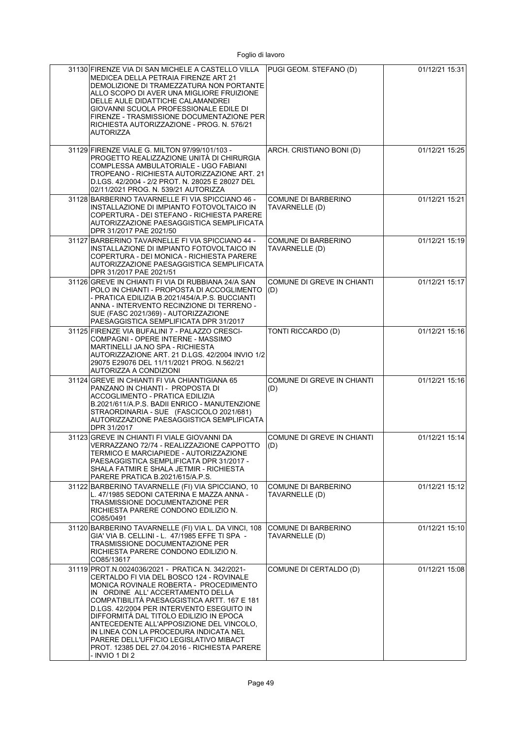| | | | |
|---|---|---|---|
| 31130 | FIRENZE VIA DI SAN MICHELE A CASTELLO VILLA MEDICEA DELLA PETRAIA FIRENZE ART 21 DEMOLIZIONE DI TRAMEZZATURA NON PORTANTE ALLO SCOPO DI AVER UNA MIGLIORE FRUIZIONE DELLE AULE DIDATTICHE CALAMANDREI GIOVANNI SCUOLA PROFESSIONALE EDILE DI FIRENZE - TRASMISSIONE DOCUMENTAZIONE PER RICHIESTA AUTORIZZAZIONE - PROG. N. 576/21 AUTORIZZA | PUGI GEOM. STEFANO (D) | 01/12/21 15:31 |
| 31129 | FIRENZE VIALE G. MILTON 97/99/101/103 - PROGETTO REALIZZAZIONE UNITÀ DI CHIRURGIA COMPLESSA AMBULATORIALE - UGO FABIANI TROPEANO - RICHIESTA AUTORIZZAZIONE ART. 21 D.LGS. 42/2004 - 2/2 PROT. N. 28025 E 28027 DEL 02/11/2021 PROG. N. 539/21 AUTORIZZA | ARCH. CRISTIANO BONI (D) | 01/12/21 15:25 |
| 31128 | BARBERINO TAVARNELLE FI VIA SPICCIANO 46 - INSTALLAZIONE DI IMPIANTO FOTOVOLTAICO IN COPERTURA - DEI STEFANO - RICHIESTA PARERE AUTORIZZAZIONE PAESAGGISTICA SEMPLIFICATA DPR 31/2017 PAE 2021/50 | COMUNE DI BARBERINO TAVARNELLE (D) | 01/12/21 15:21 |
| 31127 | BARBERINO TAVARNELLE FI VIA SPICCIANO 44 - INSTALLAZIONE DI IMPIANTO FOTOVOLTAICO IN COPERTURA - DEI MONICA - RICHIESTA PARERE AUTORIZZAZIONE PAESAGGISTICA SEMPLIFICATA DPR 31/2017 PAE 2021/51 | COMUNE DI BARBERINO TAVARNELLE (D) | 01/12/21 15:19 |
| 31126 | GREVE IN CHIANTI FI VIA DI RUBBIANA 24/A SAN POLO IN CHIANTI - PROPOSTA DI ACCOGLIMENTO - PRATICA EDILIZIA B.2021/454/A.P.S. BUCCIANTI ANNA - INTERVENTO RECINZIONE DI TERRENO - SUE (FASC 2021/369) - AUTORIZZAZIONE PAESAGGISTICA SEMPLIFICATA DPR 31/2017 | COMUNE DI GREVE IN CHIANTI (D) | 01/12/21 15:17 |
| 31125 | FIRENZE VIA BUFALINI 7 - PALAZZO CRESCI-COMPAGNI - OPERE INTERNE - MASSIMO MARTINELLI JA.NO SPA - RICHIESTA AUTORIZZAZIONE ART. 21 D.LGS. 42/2004 INVIO 1/2 29075 E29076 DEL 11/11/2021 PROG. N.562/21 AUTORIZZA A CONDIZIONI | TONTI RICCARDO (D) | 01/12/21 15:16 |
| 31124 | GREVE IN CHIANTI FI VIA CHIANTIGIANA 65 PANZANO IN CHIANTI - PROPOSTA DI ACCOGLIMENTO - PRATICA EDILIZIA B.2021/611/A.P.S. BADII ENRICO - MANUTENZIONE STRAORDINARIA - SUE (FASCICOLO 2021/681) AUTORIZZAZIONE PAESAGGISTICA SEMPLIFICATA DPR 31/2017 | COMUNE DI GREVE IN CHIANTI (D) | 01/12/21 15:16 |
| 31123 | GREVE IN CHIANTI FI VIALE GIOVANNI DA VERRAZZANO 72/74 - REALIZZAZIONE CAPPOTTO TERMICO E MARCIAPIEDE - AUTORIZZAZIONE PAESAGGISTICA SEMPLIFICATA DPR 31/2017 - SHALA FATMIR E SHALA JETMIR - RICHIESTA PARERE PRATICA B.2021/615/A.P.S. | COMUNE DI GREVE IN CHIANTI (D) | 01/12/21 15:14 |
| 31122 | BARBERINO TAVARNELLE (FI) VIA SPICCIANO, 10 L. 47/1985 SEDONI CATERINA E MAZZA ANNA - TRASMISSIONE DOCUMENTAZIONE PER RICHIESTA PARERE CONDONO EDILIZIO N. CO85/0491 | COMUNE DI BARBERINO TAVARNELLE (D) | 01/12/21 15:12 |
| 31120 | BARBERINO TAVARNELLE (FI) VIA L. DA VINCI, 108 GIA' VIA B. CELLINI - L. 47/1985 EFFE TI SPA - TRASMISSIONE DOCUMENTAZIONE PER RICHIESTA PARERE CONDONO EDILIZIO N. CO85/13617 | COMUNE DI BARBERINO TAVARNELLE (D) | 01/12/21 15:10 |
| 31119 | PROT.N.0024036/2021 - PRATICA N. 342/2021- CERTALDO FI VIA DEL BOSCO 124 - ROVINALE MONICA ROVINALE ROBERTA - PROCEDIMENTO IN ORDINE ALL' ACCERTAMENTO DELLA COMPATIBILITÀ PAESAGGISTICA ARTT. 167 E 181 D.LGS. 42/2004 PER INTERVENTO ESEGUITO IN DIFFORMITÀ DAL TITOLO EDILIZIO IN EPOCA ANTECEDENTE ALL'APPOSIZIONE DEL VINCOLO, IN LINEA CON LA PROCEDURA INDICATA NEL PARERE DELL'UFFICIO LEGISLATIVO MIBACT PROT. 12385 DEL 27.04.2016 - RICHIESTA PARERE - INVIO 1 DI 2 | COMUNE DI CERTALDO (D) | 01/12/21 15:08 |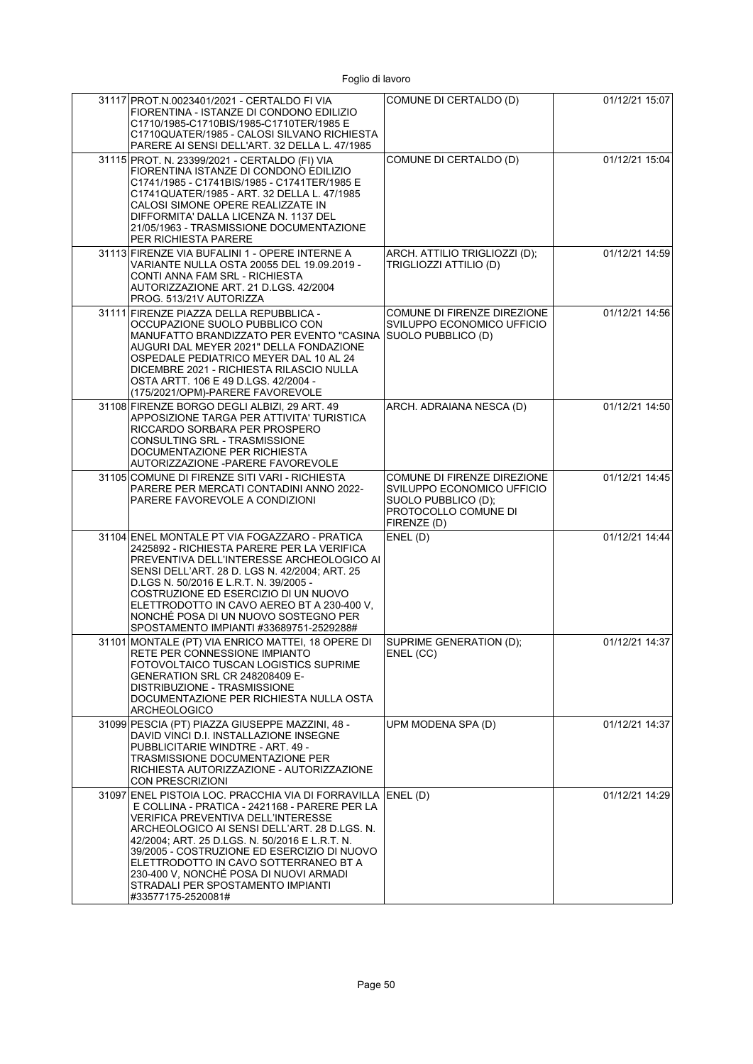| | | | |
|---|---|---|---|
| 31117 | PROT.N.0023401/2021 - CERTALDO FI VIA FIORENTINA - ISTANZE DI CONDONO EDILIZIO C1710/1985-C1710BIS/1985-C1710TER/1985 E C1710QUATER/1985 - CALOSI SILVANO RICHIESTA PARERE AI SENSI DELL'ART. 32 DELLA L. 47/1985 | COMUNE DI CERTALDO (D) | 01/12/21 15:07 |
| 31115 | PROT. N. 23399/2021 - CERTALDO (FI) VIA FIORENTINA ISTANZE DI CONDONO EDILIZIO C1741/1985 - C1741BIS/1985 - C1741TER/1985 E C1741QUATER/1985 - ART. 32 DELLA L. 47/1985 CALOSI SIMONE OPERE REALIZZATE IN DIFFORMITA' DALLA LICENZA N. 1137 DEL 21/05/1963 - TRASMISSIONE DOCUMENTAZIONE PER RICHIESTA PARERE | COMUNE DI CERTALDO (D) | 01/12/21 15:04 |
| 31113 | FIRENZE VIA BUFALINI 1 - OPERE INTERNE A VARIANTE NULLA OSTA 20055 DEL 19.09.2019 - CONTI ANNA FAM SRL - RICHIESTA AUTORIZZAZIONE ART. 21 D.LGS. 42/2004 PROG. 513/21V AUTORIZZA | ARCH. ATTILIO TRIGLIOZZI (D); TRIGLIOZZI ATTILIO (D) | 01/12/21 14:59 |
| 31111 | FIRENZE PIAZZA DELLA REPUBBLICA - OCCUPAZIONE SUOLO PUBBLICO CON MANUFATTO BRANDIZZATO PER EVENTO "CASINA AUGURI DAL MEYER 2021" DELLA FONDAZIONE OSPEDALE PEDIATRICO MEYER DAL 10 AL 24 DICEMBRE 2021 - RICHIESTA RILASCIO NULLA OSTA ARTT. 106 E 49 D.LGS. 42/2004 - (175/2021/OPM)-PARERE FAVOREVOLE | COMUNE DI FIRENZE DIREZIONE SVILUPPO ECONOMICO UFFICIO SUOLO PUBBLICO (D) | 01/12/21 14:56 |
| 31108 | FIRENZE BORGO DEGLI ALBIZI, 29 ART. 49 APPOSIZIONE TARGA PER ATTIVITA' TURISTICA RICCARDO SORBARA PER PROSPERO CONSULTING SRL - TRASMISSIONE DOCUMENTAZIONE PER RICHIESTA AUTORIZZAZIONE -PARERE FAVOREVOLE | ARCH. ADRAIANA NESCA (D) | 01/12/21 14:50 |
| 31105 | COMUNE DI FIRENZE SITI VARI - RICHIESTA PARERE PER MERCATI CONTADINI ANNO 2022- PARERE FAVOREVOLE A CONDIZIONI | COMUNE DI FIRENZE DIREZIONE SVILUPPO ECONOMICO UFFICIO SUOLO PUBBLICO (D); PROTOCOLLO COMUNE DI FIRENZE (D) | 01/12/21 14:45 |
| 31104 | ENEL MONTALE PT VIA FOGAZZARO - PRATICA 2425892 - RICHIESTA PARERE PER LA VERIFICA PREVENTIVA DELL'INTERESSE ARCHEOLOGICO AI SENSI DELL'ART. 28 D. LGS N. 42/2004; ART. 25 D.LGS N. 50/2016 E L.R.T. N. 39/2005 - COSTRUZIONE ED ESERCIZIO DI UN NUOVO ELETTRODOTTO IN CAVO AEREO BT A 230-400 V, NONCHÉ POSA DI UN NUOVO SOSTEGNO PER SPOSTAMENTO IMPIANTI #33689751-2529288# | ENEL (D) | 01/12/21 14:44 |
| 31101 | MONTALE (PT) VIA ENRICO MATTEI, 18 OPERE DI RETE PER CONNESSIONE IMPIANTO FOTOVOLTAICO TUSCAN LOGISTICS SUPRIME GENERATION SRL CR 248208409 E-DISTRIBUZIONE - TRASMISSIONE DOCUMENTAZIONE PER RICHIESTA NULLA OSTA ARCHEOLOGICO | SUPRIME GENERATION (D); ENEL (CC) | 01/12/21 14:37 |
| 31099 | PESCIA (PT) PIAZZA GIUSEPPE MAZZINI, 48 - DAVID VINCI D.I. INSTALLAZIONE INSEGNE PUBBLICITARIE WINDTRE - ART. 49 - TRASMISSIONE DOCUMENTAZIONE PER RICHIESTA AUTORIZZAZIONE - AUTORIZZAZIONE CON PRESCRIZIONI | UPM MODENA SPA (D) | 01/12/21 14:37 |
| 31097 | ENEL PISTOIA LOC. PRACCHIA VIA DI FORRAVILLA E COLLINA - PRATICA - 2421168 - PARERE PER LA VERIFICA PREVENTIVA DELL'INTERESSE ARCHEOLOGICO AI SENSI DELL'ART. 28 D.LGS. N. 42/2004; ART. 25 D.LGS. N. 50/2016 E L.R.T. N. 39/2005 - COSTRUZIONE ED ESERCIZIO DI NUOVO ELETTRODOTTO IN CAVO SOTTERRANEO BT A 230-400 V, NONCHÉ POSA DI NUOVI ARMADI STRADALI PER SPOSTAMENTO IMPIANTI #33577175-2520081# | ENEL (D) | 01/12/21 14:29 |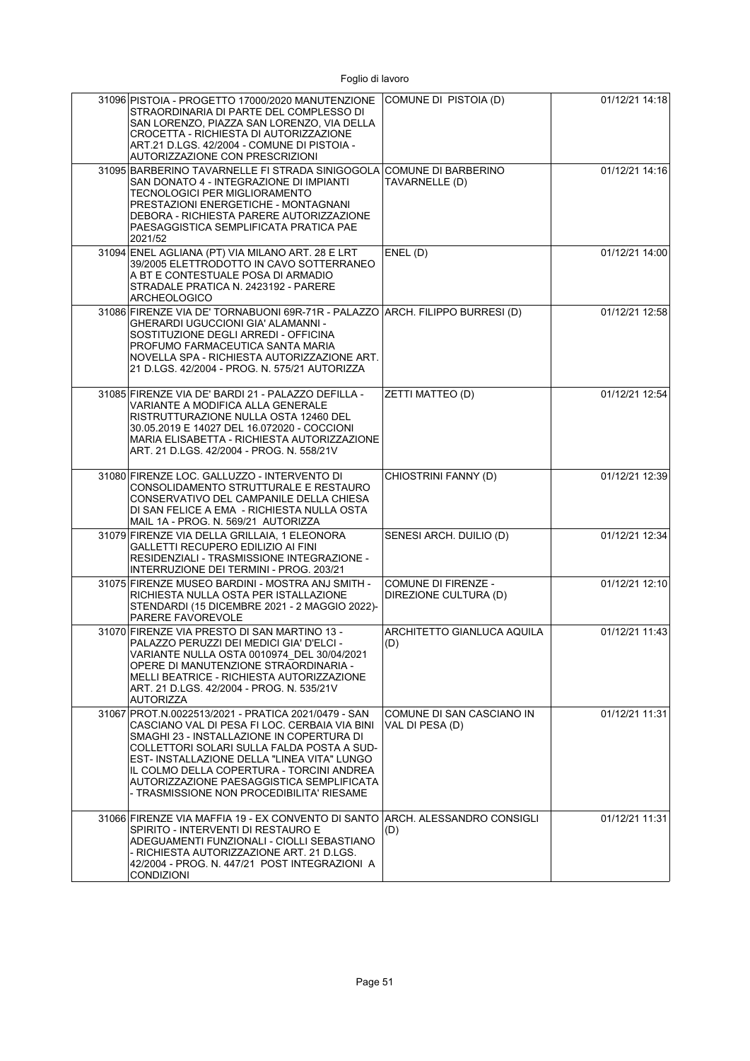| | | | |
|---|---|---|---|
| 31096 | PISTOIA - PROGETTO 17000/2020 MANUTENZIONE STRAORDINARIA DI PARTE DEL COMPLESSO DI SAN LORENZO, PIAZZA SAN LORENZO, VIA DELLA CROCETTA - RICHIESTA DI AUTORIZZAZIONE ART.21 D.LGS. 42/2004 - COMUNE DI PISTOIA - AUTORIZZAZIONE CON PRESCRIZIONI | COMUNE DI PISTOIA (D) | 01/12/21 14:18 |
| 31095 | BARBERINO TAVARNELLE FI STRADA SINIGOGOLA SAN DONATO 4 - INTEGRAZIONE DI IMPIANTI TECNOLOGICI PER MIGLIORAMENTO PRESTAZIONI ENERGETICHE - MONTAGNANI DEBORA - RICHIESTA PARERE AUTORIZZAZIONE PAESAGGISTICA SEMPLIFICATA PRATICA PAE 2021/52 | COMUNE DI BARBERINO TAVARNELLE (D) | 01/12/21 14:16 |
| 31094 | ENEL AGLIANA (PT) VIA MILANO ART. 28 E LRT 39/2005 ELETTRODOTTO IN CAVO SOTTERRANEO A BT E CONTESTUALE POSA DI ARMADIO STRADALE PRATICA N. 2423192 - PARERE ARCHEOLOGICO | ENEL (D) | 01/12/21 14:00 |
| 31086 | FIRENZE VIA DE' TORNABUONI 69R-71R - PALAZZO GHERARDI UGUCCIONI GIA' ALAMANNI - SOSTITUZIONE DEGLI ARREDI - OFFICINA PROFUMO FARMACEUTICA SANTA MARIA NOVELLA SPA - RICHIESTA AUTORIZZAZIONE ART. 21 D.LGS. 42/2004 - PROG. N. 575/21 AUTORIZZA | ARCH. FILIPPO BURRESI (D) | 01/12/21 12:58 |
| 31085 | FIRENZE VIA DE' BARDI 21 - PALAZZO DEFILLA - VARIANTE A MODIFICA ALLA GENERALE RISTRUTTURAZIONE NULLA OSTA 12460 DEL 30.05.2019 E 14027 DEL 16.072020 - COCCIONI MARIA ELISABETTA - RICHIESTA AUTORIZZAZIONE ART. 21 D.LGS. 42/2004 - PROG. N. 558/21V | ZETTI MATTEO (D) | 01/12/21 12:54 |
| 31080 | FIRENZE LOC. GALLUZZO - INTERVENTO DI CONSOLIDAMENTO STRUTTURALE E RESTAURO CONSERVATIVO DEL CAMPANILE DELLA CHIESA DI SAN FELICE A EMA - RICHIESTA NULLA OSTA MAIL 1A - PROG. N. 569/21 AUTORIZZA | CHIOSTRINI FANNY (D) | 01/12/21 12:39 |
| 31079 | FIRENZE VIA DELLA GRILLAIA, 1 ELEONORA GALLETTI RECUPERO EDILIZIO AI FINI RESIDENZIALI - TRASMISSIONE INTEGRAZIONE - INTERRUZIONE DEI TERMINI - PROG. 203/21 | SENESI ARCH. DUILIO (D) | 01/12/21 12:34 |
| 31075 | FIRENZE MUSEO BARDINI - MOSTRA ANJ SMITH - RICHIESTA NULLA OSTA PER ISTALLAZIONE STENDARDI (15 DICEMBRE 2021 - 2 MAGGIO 2022)- PARERE FAVOREVOLE | COMUNE DI FIRENZE - DIREZIONE CULTURA (D) | 01/12/21 12:10 |
| 31070 | FIRENZE VIA PRESTO DI SAN MARTINO 13 - PALAZZO PERUZZI DEI MEDICI GIA' D'ELCI - VARIANTE NULLA OSTA 0010974_DEL 30/04/2021 OPERE DI MANUTENZIONE STRAORDINARIA - MELLI BEATRICE - RICHIESTA AUTORIZZAZIONE ART. 21 D.LGS. 42/2004 - PROG. N. 535/21V AUTORIZZA | ARCHITETTO GIANLUCA AQUILA (D) | 01/12/21 11:43 |
| 31067 | PROT.N.0022513/2021 - PRATICA 2021/0479 - SAN CASCIANO VAL DI PESA FI LOC. CERBAIA VIA BINI SMAGHI 23 - INSTALLAZIONE IN COPERTURA DI COLLETTORI SOLARI SULLA FALDA POSTA A SUD-EST- INSTALLAZIONE DELLA "LINEA VITA" LUNGO IL COLMO DELLA COPERTURA - TORCINI ANDREA AUTORIZZAZIONE PAESAGGISTICA SEMPLIFICATA - TRASMISSIONE NON PROCEDIBILITA' RIESAME | COMUNE DI SAN CASCIANO IN VAL DI PESA (D) | 01/12/21 11:31 |
| 31066 | FIRENZE VIA MAFFIA 19 - EX CONVENTO DI SANTO SPIRITO - INTERVENTI DI RESTAURO E ADEGUAMENTI FUNZIONALI - CIOLLI SEBASTIANO - RICHIESTA AUTORIZZAZIONE ART. 21 D.LGS. 42/2004 - PROG. N. 447/21 POST INTEGRAZIONI A CONDIZIONI | ARCH. ALESSANDRO CONSIGLI (D) | 01/12/21 11:31 |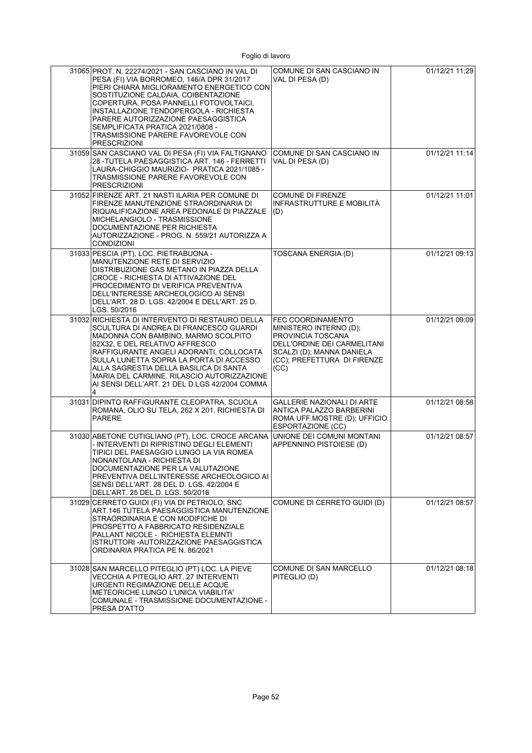| | | | |
|---|---|---|---|
| 31065 | PROT. N. 22274/2021 - SAN CASCIANO IN VAL DI PESA (FI) VIA BORROMEO, 146/A DPR 31/2017 PIERI CHIARA MIGLIORAMENTO ENERGETICO CON SOSTITUZIONE CALDAIA, COIBENTAZIONE COPERTURA, POSA PANNELLI FOTOVOLTAICI, INSTALLAZIONE TENDOPERGOLA - RICHIESTA PARERE AUTORIZZAZIONE PAESAGGISTICA SEMPLIFICATA PRATICA 2021/0808 - TRASMISSIONE PARERE FAVOREVOLE CON PRESCRIZIONI | COMUNE DI SAN CASCIANO IN VAL DI PESA (D) | 01/12/21 11:29 |
| 31059 | SAN CASCIANO VAL DI PESA (FI) VIA FALTIGNANO 28 -TUTELA PAESAGGISTICA ART. 146 - FERRETTI LAURA-CHIGGIO MAURIZIO- PRATICA 2021/1085 - TRASMISSIONE PARERE FAVOREVOLE CON PRESCRIZIONI | COMUNE DI SAN CASCIANO IN VAL DI PESA (D) | 01/12/21 11:14 |
| 31052 | FIRENZE ART. 21 NASTI ILARIA PER COMUNE DI FIRENZE MANUTENZIONE STRAORDINARIA DI RIQUALIFICAZIONE AREA PEDONALE DI PIAZZALE MICHELANGIOLO - TRASMISSIONE DOCUMENTAZIONE PER RICHIESTA AUTORIZZAZIONE - PROG. N. 559/21 AUTORIZZA A CONDIZIONI | COMUNE DI FIRENZE INFRASTRUTTURE E MOBILITÀ (D) | 01/12/21 11:01 |
| 31033 | PESCIA (PT), LOC. PIETRABUONA - MANUTENZIONE RETE DI SERVIZIO DISTRIBUZIONE GAS METANO IN PIAZZA DELLA CROCE - RICHIESTA DI ATTIVAZIONE DEL PROCEDIMENTO DI VERIFICA PREVENTIVA DELL'INTERESSE ARCHEOLOGICO AI SENSI DELL'ART. 28 D. LGS. 42/2004 E DELL'ART. 25 D. LGS. 50/2016 | TOSCANA ENERGIA (D) | 01/12/21 09:13 |
| 31032 | RICHIESTA DI INTERVENTO DI RESTAURO DELLA SCULTURA DI ANDREA DI FRANCESCO GUARDI MADONNA CON BAMBINO, MARMO SCOLPITO 82X32, E DEL RELATIVO AFFRESCO RAFFIGURANTE ANGELI ADORANTI, COLLOCATA SULLA LUNETTA SOPRA LA PORTA DI ACCESSO ALLA SAGRESTIA DELLA BASILICA DI SANTA MARIA DEL CARMINE. RILASCIO AUTORIZZAZIONE AI SENSI DELL'ART. 21 DEL D.LGS 42/2004 COMMA 4 | FEC COORDINAMENTO MINISTERO INTERNO (D); PROVINCIA TOSCANA DELL'ORDINE DEI CARMELITANI SCALZI (D); MANNA DANIELA (CC); PREFETTURA DI FIRENZE (CC) | 01/12/21 09:09 |
| 31031 | DIPINTO RAFFIGURANTE CLEOPATRA, SCUOLA ROMANA, OLIO SU TELA, 262 X 201. RICHIESTA DI PARERE | GALLERIE NAZIONALI DI ARTE ANTICA PALAZZO BARBERINI ROMA UFF.MOSTRE (D); UFFICIO ESPORTAZIONE (CC) | 01/12/21 08:58 |
| 31030 | ABETONE CUTIGLIANO (PT), LOC. CROCE ARCANA - INTERVENTI DI RIPRISTINO DEGLI ELEMENTI TIPICI DEL PAESAGGIO LUNGO LA VIA ROMEA NONANTOLANA - RICHIESTA DI DOCUMENTAZIONE PER LA VALUTAZIONE PREVENTIVA DELL'INTERESSE ARCHEOLOGICO AI SENSI DELL'ART. 28 DEL D. LGS. 42/2004 E DELL'ART. 25 DEL D. LGS. 50/2016 | UNIONE DEI COMUNI MONTANI APPENNINO PISTOIESE (D) | 01/12/21 08:57 |
| 31029 | CERRETO GUIDI (FI) VIA DI PETRIOLO, SNC ART.146 TUTELA PAESAGGISTICA MANUTENZIONE STRAORDINARIA E CON MODIFICHE DI PROSPETTO A FABBRICATO RESIDENZIALE PALLANT NICOLE - RICHIESTA ELEMNTI ISTRUTTORI -AUTORIZZAZIONE PAESAGGISTICA ORDINARIA PRATICA PE N. 86/2021 | COMUNE DI CERRETO GUIDI (D) | 01/12/21 08:57 |
| 31028 | SAN MARCELLO PITEGLIO (PT) LOC. LA PIEVE VECCHIA A PITEGLIO ART. 27 INTERVENTI URGENTI REGIMAZIONE DELLE ACQUE METEORICHE LUNGO L'UNICA VIABILITA' COMUNALE - TRASMISSIONE DOCUMENTAZIONE - PRESA D'ATTO | COMUNE DI SAN MARCELLO PITEGLIO (D) | 01/12/21 08:18 |